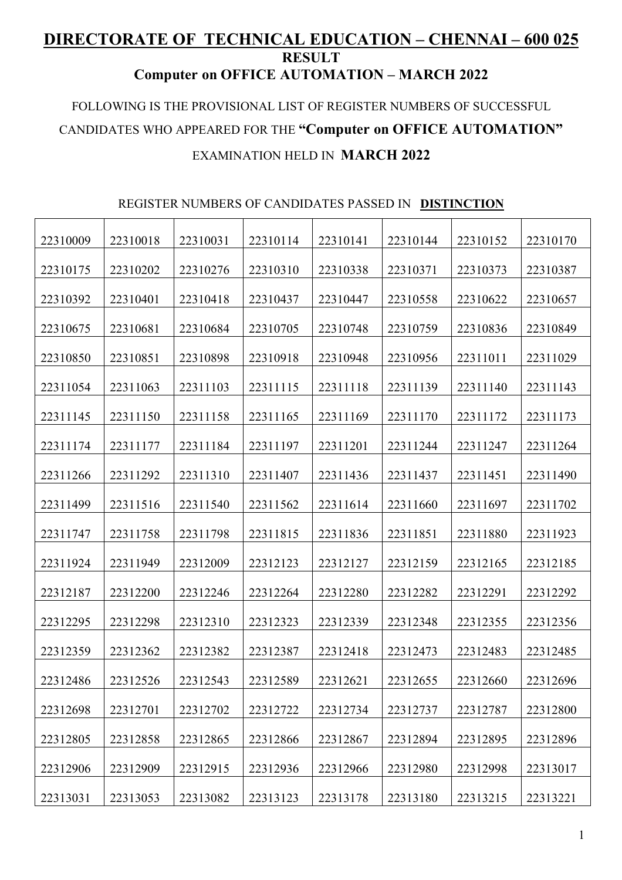# DIRECTORATE OF TECHNICAL EDUCATION – CHENNAI – 600 025

## RESULT

## Computer on OFFICE AUTOMATION – MARCH 2022

FOLLOWING IS THE PROVISIONAL LIST OF REGISTER NUMBERS OF SUCCESSFUL CANDIDATES WHO APPEARED FOR THE **"Computer on OFFICE AUTOMATION"** EXAMINATION HELD IN **MARCH 2022**

REGISTER NUMBERS OF CANDIDATES PASSED IN **DISTINCTION**

| | | | | | | | |
|---|---|---|---|---|---|---|---|
| 22310009 | 22310018 | 22310031 | 22310114 | 22310141 | 22310144 | 22310152 | 22310170 |
| 22310175 | 22310202 | 22310276 | 22310310 | 22310338 | 22310371 | 22310373 | 22310387 |
| 22310392 | 22310401 | 22310418 | 22310437 | 22310447 | 22310558 | 22310622 | 22310657 |
| 22310675 | 22310681 | 22310684 | 22310705 | 22310748 | 22310759 | 22310836 | 22310849 |
| 22310850 | 22310851 | 22310898 | 22310918 | 22310948 | 22310956 | 22311011 | 22311029 |
| 22311054 | 22311063 | 22311103 | 22311115 | 22311118 | 22311139 | 22311140 | 22311143 |
| 22311145 | 22311150 | 22311158 | 22311165 | 22311169 | 22311170 | 22311172 | 22311173 |
| 22311174 | 22311177 | 22311184 | 22311197 | 22311201 | 22311244 | 22311247 | 22311264 |
| 22311266 | 22311292 | 22311310 | 22311407 | 22311436 | 22311437 | 22311451 | 22311490 |
| 22311499 | 22311516 | 22311540 | 22311562 | 22311614 | 22311660 | 22311697 | 22311702 |
| 22311747 | 22311758 | 22311798 | 22311815 | 22311836 | 22311851 | 22311880 | 22311923 |
| 22311924 | 22311949 | 22312009 | 22312123 | 22312127 | 22312159 | 22312165 | 22312185 |
| 22312187 | 22312200 | 22312246 | 22312264 | 22312280 | 22312282 | 22312291 | 22312292 |
| 22312295 | 22312298 | 22312310 | 22312323 | 22312339 | 22312348 | 22312355 | 22312356 |
| 22312359 | 22312362 | 22312382 | 22312387 | 22312418 | 22312473 | 22312483 | 22312485 |
| 22312486 | 22312526 | 22312543 | 22312589 | 22312621 | 22312655 | 22312660 | 22312696 |
| 22312698 | 22312701 | 22312702 | 22312722 | 22312734 | 22312737 | 22312787 | 22312800 |
| 22312805 | 22312858 | 22312865 | 22312866 | 22312867 | 22312894 | 22312895 | 22312896 |
| 22312906 | 22312909 | 22312915 | 22312936 | 22312966 | 22312980 | 22312998 | 22313017 |
| 22313031 | 22313053 | 22313082 | 22313123 | 22313178 | 22313180 | 22313215 | 22313221 |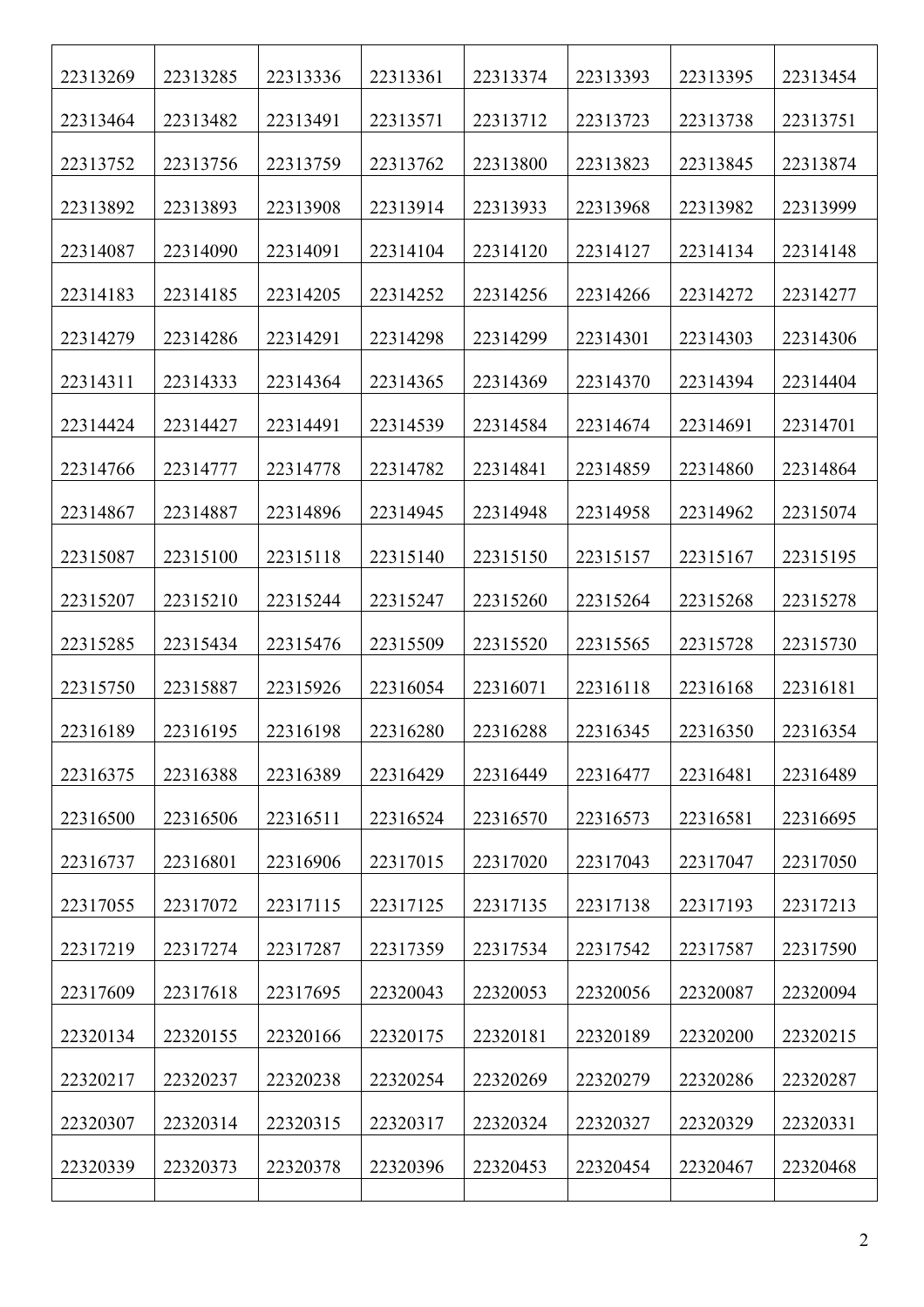| | | | | | | | |
|---|---|---|---|---|---|---|---|
| 22313269 | 22313285 | 22313336 | 22313361 | 22313374 | 22313393 | 22313395 | 22313454 |
| 22313464 | 22313482 | 22313491 | 22313571 | 22313712 | 22313723 | 22313738 | 22313751 |
| 22313752 | 22313756 | 22313759 | 22313762 | 22313800 | 22313823 | 22313845 | 22313874 |
| 22313892 | 22313893 | 22313908 | 22313914 | 22313933 | 22313968 | 22313982 | 22313999 |
| 22314087 | 22314090 | 22314091 | 22314104 | 22314120 | 22314127 | 22314134 | 22314148 |
| 22314183 | 22314185 | 22314205 | 22314252 | 22314256 | 22314266 | 22314272 | 22314277 |
| 22314279 | 22314286 | 22314291 | 22314298 | 22314299 | 22314301 | 22314303 | 22314306 |
| 22314311 | 22314333 | 22314364 | 22314365 | 22314369 | 22314370 | 22314394 | 22314404 |
| 22314424 | 22314427 | 22314491 | 22314539 | 22314584 | 22314674 | 22314691 | 22314701 |
| 22314766 | 22314777 | 22314778 | 22314782 | 22314841 | 22314859 | 22314860 | 22314864 |
| 22314867 | 22314887 | 22314896 | 22314945 | 22314948 | 22314958 | 22314962 | 22315074 |
| 22315087 | 22315100 | 22315118 | 22315140 | 22315150 | 22315157 | 22315167 | 22315195 |
| 22315207 | 22315210 | 22315244 | 22315247 | 22315260 | 22315264 | 22315268 | 22315278 |
| 22315285 | 22315434 | 22315476 | 22315509 | 22315520 | 22315565 | 22315728 | 22315730 |
| 22315750 | 22315887 | 22315926 | 22316054 | 22316071 | 22316118 | 22316168 | 22316181 |
| 22316189 | 22316195 | 22316198 | 22316280 | 22316288 | 22316345 | 22316350 | 22316354 |
| 22316375 | 22316388 | 22316389 | 22316429 | 22316449 | 22316477 | 22316481 | 22316489 |
| 22316500 | 22316506 | 22316511 | 22316524 | 22316570 | 22316573 | 22316581 | 22316695 |
| 22316737 | 22316801 | 22316906 | 22317015 | 22317020 | 22317043 | 22317047 | 22317050 |
| 22317055 | 22317072 | 22317115 | 22317125 | 22317135 | 22317138 | 22317193 | 22317213 |
| 22317219 | 22317274 | 22317287 | 22317359 | 22317534 | 22317542 | 22317587 | 22317590 |
| 22317609 | 22317618 | 22317695 | 22320043 | 22320053 | 22320056 | 22320087 | 22320094 |
| 22320134 | 22320155 | 22320166 | 22320175 | 22320181 | 22320189 | 22320200 | 22320215 |
| 22320217 | 22320237 | 22320238 | 22320254 | 22320269 | 22320279 | 22320286 | 22320287 |
| 22320307 | 22320314 | 22320315 | 22320317 | 22320324 | 22320327 | 22320329 | 22320331 |
| 22320339 | 22320373 | 22320378 | 22320396 | 22320453 | 22320454 | 22320467 | 22320468 |
| | | | | | | | |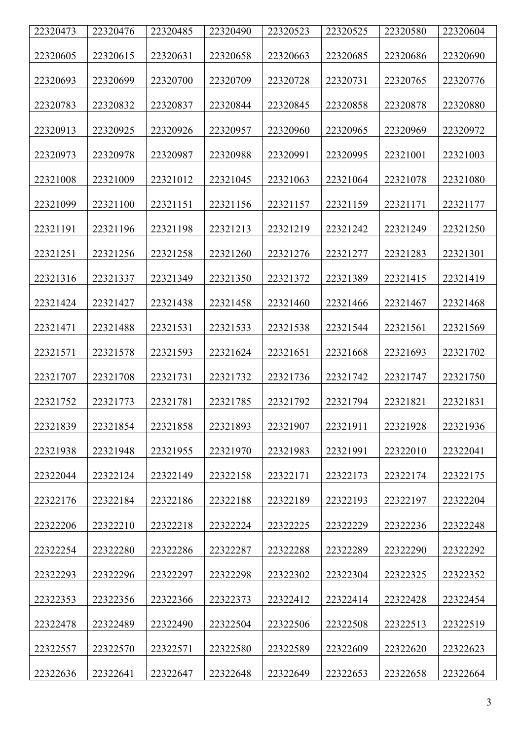| 22320473 | 22320476 | 22320485 | 22320490 | 22320523 | 22320525 | 22320580 | 22320604 |
|---|---|---|---|---|---|---|---|
| 22320605 | 22320615 | 22320631 | 22320658 | 22320663 | 22320685 | 22320686 | 22320690 |
| 22320693 | 22320699 | 22320700 | 22320709 | 22320728 | 22320731 | 22320765 | 22320776 |
| 22320783 | 22320832 | 22320837 | 22320844 | 22320845 | 22320858 | 22320878 | 22320880 |
| 22320913 | 22320925 | 22320926 | 22320957 | 22320960 | 22320965 | 22320969 | 22320972 |
| 22320973 | 22320978 | 22320987 | 22320988 | 22320991 | 22320995 | 22321001 | 22321003 |
| 22321008 | 22321009 | 22321012 | 22321045 | 22321063 | 22321064 | 22321078 | 22321080 |
| 22321099 | 22321100 | 22321151 | 22321156 | 22321157 | 22321159 | 22321171 | 22321177 |
| 22321191 | 22321196 | 22321198 | 22321213 | 22321219 | 22321242 | 22321249 | 22321250 |
| 22321251 | 22321256 | 22321258 | 22321260 | 22321276 | 22321277 | 22321283 | 22321301 |
| 22321316 | 22321337 | 22321349 | 22321350 | 22321372 | 22321389 | 22321415 | 22321419 |
| 22321424 | 22321427 | 22321438 | 22321458 | 22321460 | 22321466 | 22321467 | 22321468 |
| 22321471 | 22321488 | 22321531 | 22321533 | 22321538 | 22321544 | 22321561 | 22321569 |
| 22321571 | 22321578 | 22321593 | 22321624 | 22321651 | 22321668 | 22321693 | 22321702 |
| 22321707 | 22321708 | 22321731 | 22321732 | 22321736 | 22321742 | 22321747 | 22321750 |
| 22321752 | 22321773 | 22321781 | 22321785 | 22321792 | 22321794 | 22321821 | 22321831 |
| 22321839 | 22321854 | 22321858 | 22321893 | 22321907 | 22321911 | 22321928 | 22321936 |
| 22321938 | 22321948 | 22321955 | 22321970 | 22321983 | 22321991 | 22322010 | 22322041 |
| 22322044 | 22322124 | 22322149 | 22322158 | 22322171 | 22322173 | 22322174 | 22322175 |
| 22322176 | 22322184 | 22322186 | 22322188 | 22322189 | 22322193 | 22322197 | 22322204 |
| 22322206 | 22322210 | 22322218 | 22322224 | 22322225 | 22322229 | 22322236 | 22322248 |
| 22322254 | 22322280 | 22322286 | 22322287 | 22322288 | 22322289 | 22322290 | 22322292 |
| 22322293 | 22322296 | 22322297 | 22322298 | 22322302 | 22322304 | 22322325 | 22322352 |
| 22322353 | 22322356 | 22322366 | 22322373 | 22322412 | 22322414 | 22322428 | 22322454 |
| 22322478 | 22322489 | 22322490 | 22322504 | 22322506 | 22322508 | 22322513 | 22322519 |
| 22322557 | 22322570 | 22322571 | 22322580 | 22322589 | 22322609 | 22322620 | 22322623 |
| 22322636 | 22322641 | 22322647 | 22322648 | 22322649 | 22322653 | 22322658 | 22322664 |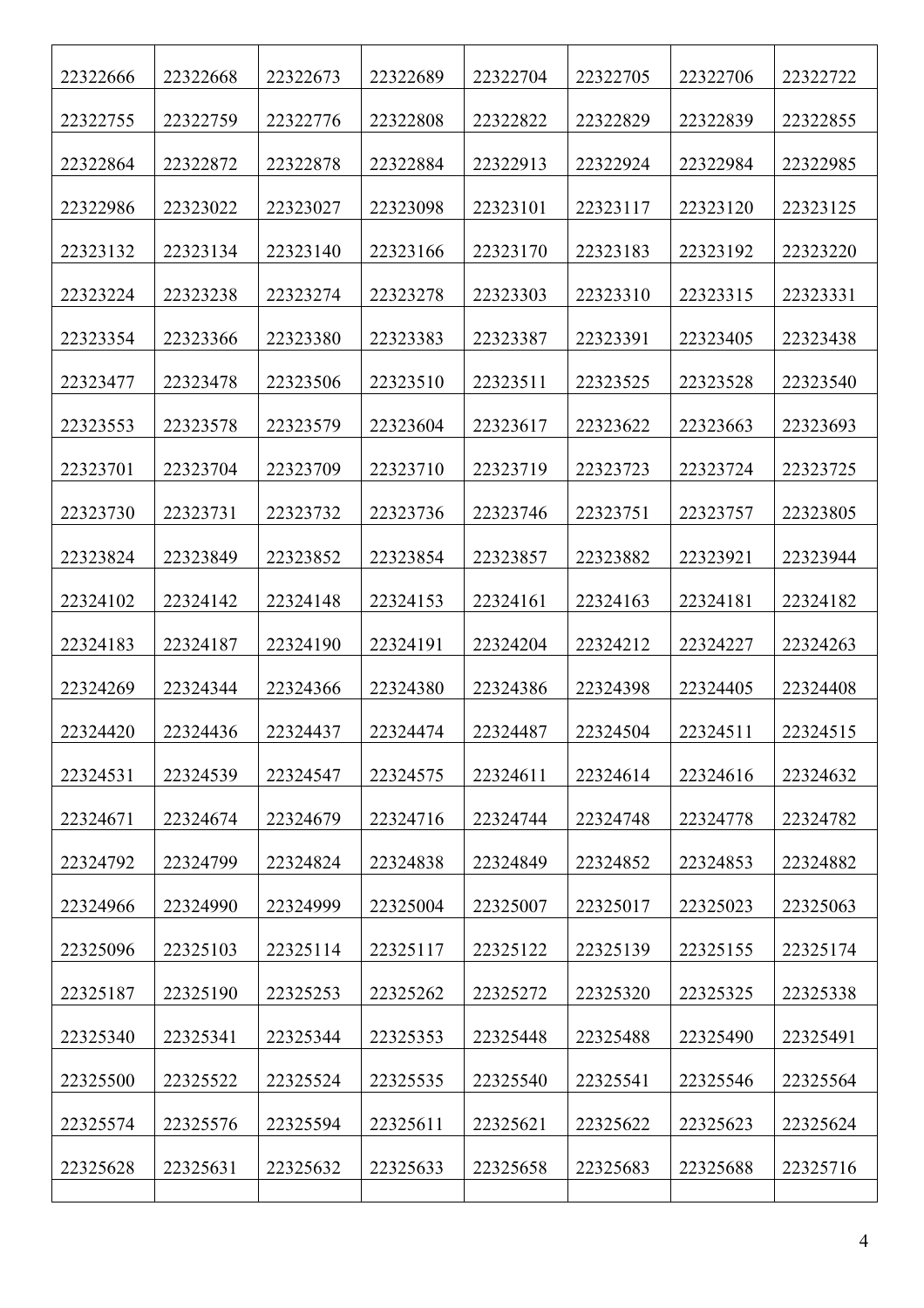| 22322666 | 22322668 | 22322673 | 22322689 | 22322704 | 22322705 | 22322706 | 22322722 |
|---|---|---|---|---|---|---|---|
| 22322755 | 22322759 | 22322776 | 22322808 | 22322822 | 22322829 | 22322839 | 22322855 |
| 22322864 | 22322872 | 22322878 | 22322884 | 22322913 | 22322924 | 22322984 | 22322985 |
| 22322986 | 22323022 | 22323027 | 22323098 | 22323101 | 22323117 | 22323120 | 22323125 |
| 22323132 | 22323134 | 22323140 | 22323166 | 22323170 | 22323183 | 22323192 | 22323220 |
| 22323224 | 22323238 | 22323274 | 22323278 | 22323303 | 22323310 | 22323315 | 22323331 |
| 22323354 | 22323366 | 22323380 | 22323383 | 22323387 | 22323391 | 22323405 | 22323438 |
| 22323477 | 22323478 | 22323506 | 22323510 | 22323511 | 22323525 | 22323528 | 22323540 |
| 22323553 | 22323578 | 22323579 | 22323604 | 22323617 | 22323622 | 22323663 | 22323693 |
| 22323701 | 22323704 | 22323709 | 22323710 | 22323719 | 22323723 | 22323724 | 22323725 |
| 22323730 | 22323731 | 22323732 | 22323736 | 22323746 | 22323751 | 22323757 | 22323805 |
| 22323824 | 22323849 | 22323852 | 22323854 | 22323857 | 22323882 | 22323921 | 22323944 |
| 22324102 | 22324142 | 22324148 | 22324153 | 22324161 | 22324163 | 22324181 | 22324182 |
| 22324183 | 22324187 | 22324190 | 22324191 | 22324204 | 22324212 | 22324227 | 22324263 |
| 22324269 | 22324344 | 22324366 | 22324380 | 22324386 | 22324398 | 22324405 | 22324408 |
| 22324420 | 22324436 | 22324437 | 22324474 | 22324487 | 22324504 | 22324511 | 22324515 |
| 22324531 | 22324539 | 22324547 | 22324575 | 22324611 | 22324614 | 22324616 | 22324632 |
| 22324671 | 22324674 | 22324679 | 22324716 | 22324744 | 22324748 | 22324778 | 22324782 |
| 22324792 | 22324799 | 22324824 | 22324838 | 22324849 | 22324852 | 22324853 | 22324882 |
| 22324966 | 22324990 | 22324999 | 22325004 | 22325007 | 22325017 | 22325023 | 22325063 |
| 22325096 | 22325103 | 22325114 | 22325117 | 22325122 | 22325139 | 22325155 | 22325174 |
| 22325187 | 22325190 | 22325253 | 22325262 | 22325272 | 22325320 | 22325325 | 22325338 |
| 22325340 | 22325341 | 22325344 | 22325353 | 22325448 | 22325488 | 22325490 | 22325491 |
| 22325500 | 22325522 | 22325524 | 22325535 | 22325540 | 22325541 | 22325546 | 22325564 |
| 22325574 | 22325576 | 22325594 | 22325611 | 22325621 | 22325622 | 22325623 | 22325624 |
| 22325628 | 22325631 | 22325632 | 22325633 | 22325658 | 22325683 | 22325688 | 22325716 |
| | | | | | | | |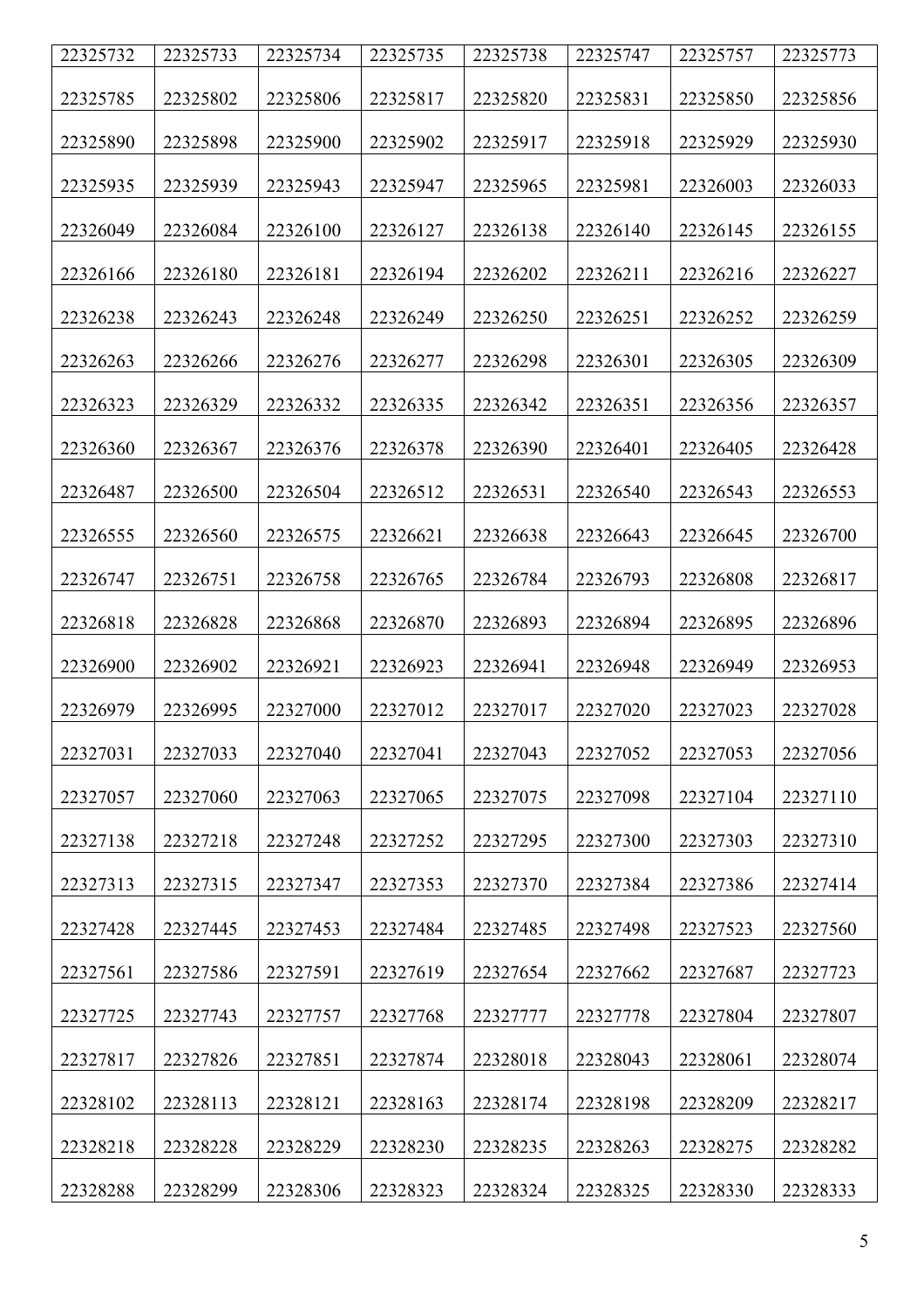| 22325732 | 22325733 | 22325734 | 22325735 | 22325738 | 22325747 | 22325757 | 22325773 |
|---|---|---|---|---|---|---|---|
| 22325785 | 22325802 | 22325806 | 22325817 | 22325820 | 22325831 | 22325850 | 22325856 |
| 22325890 | 22325898 | 22325900 | 22325902 | 22325917 | 22325918 | 22325929 | 22325930 |
| 22325935 | 22325939 | 22325943 | 22325947 | 22325965 | 22325981 | 22326003 | 22326033 |
| 22326049 | 22326084 | 22326100 | 22326127 | 22326138 | 22326140 | 22326145 | 22326155 |
| 22326166 | 22326180 | 22326181 | 22326194 | 22326202 | 22326211 | 22326216 | 22326227 |
| 22326238 | 22326243 | 22326248 | 22326249 | 22326250 | 22326251 | 22326252 | 22326259 |
| 22326263 | 22326266 | 22326276 | 22326277 | 22326298 | 22326301 | 22326305 | 22326309 |
| 22326323 | 22326329 | 22326332 | 22326335 | 22326342 | 22326351 | 22326356 | 22326357 |
| 22326360 | 22326367 | 22326376 | 22326378 | 22326390 | 22326401 | 22326405 | 22326428 |
| 22326487 | 22326500 | 22326504 | 22326512 | 22326531 | 22326540 | 22326543 | 22326553 |
| 22326555 | 22326560 | 22326575 | 22326621 | 22326638 | 22326643 | 22326645 | 22326700 |
| 22326747 | 22326751 | 22326758 | 22326765 | 22326784 | 22326793 | 22326808 | 22326817 |
| 22326818 | 22326828 | 22326868 | 22326870 | 22326893 | 22326894 | 22326895 | 22326896 |
| 22326900 | 22326902 | 22326921 | 22326923 | 22326941 | 22326948 | 22326949 | 22326953 |
| 22326979 | 22326995 | 22327000 | 22327012 | 22327017 | 22327020 | 22327023 | 22327028 |
| 22327031 | 22327033 | 22327040 | 22327041 | 22327043 | 22327052 | 22327053 | 22327056 |
| 22327057 | 22327060 | 22327063 | 22327065 | 22327075 | 22327098 | 22327104 | 22327110 |
| 22327138 | 22327218 | 22327248 | 22327252 | 22327295 | 22327300 | 22327303 | 22327310 |
| 22327313 | 22327315 | 22327347 | 22327353 | 22327370 | 22327384 | 22327386 | 22327414 |
| 22327428 | 22327445 | 22327453 | 22327484 | 22327485 | 22327498 | 22327523 | 22327560 |
| 22327561 | 22327586 | 22327591 | 22327619 | 22327654 | 22327662 | 22327687 | 22327723 |
| 22327725 | 22327743 | 22327757 | 22327768 | 22327777 | 22327778 | 22327804 | 22327807 |
| 22327817 | 22327826 | 22327851 | 22327874 | 22328018 | 22328043 | 22328061 | 22328074 |
| 22328102 | 22328113 | 22328121 | 22328163 | 22328174 | 22328198 | 22328209 | 22328217 |
| 22328218 | 22328228 | 22328229 | 22328230 | 22328235 | 22328263 | 22328275 | 22328282 |
| 22328288 | 22328299 | 22328306 | 22328323 | 22328324 | 22328325 | 22328330 | 22328333 |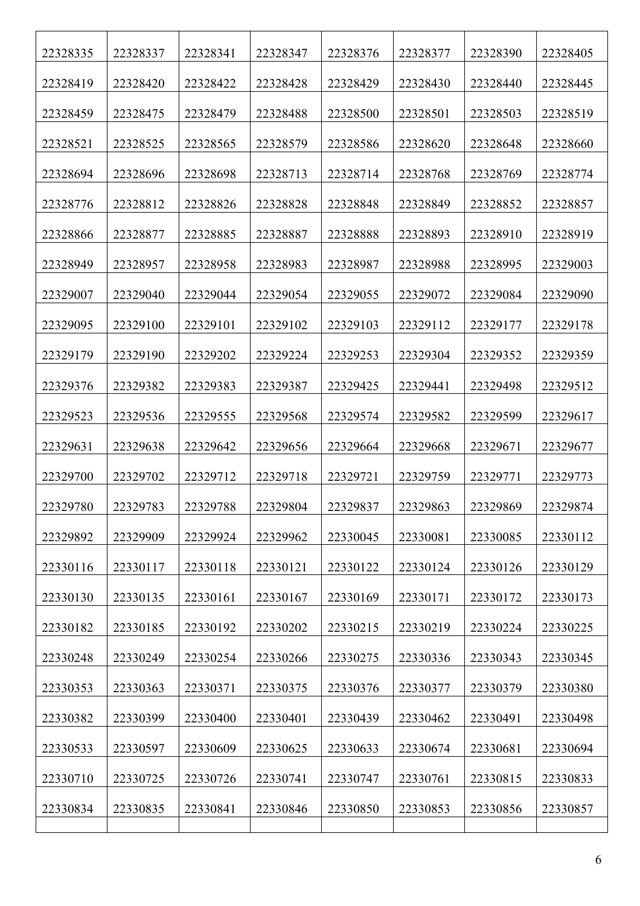| 22328335 | 22328337 | 22328341 | 22328347 | 22328376 | 22328377 | 22328390 | 22328405 |
|---|---|---|---|---|---|---|---|
| 22328419 | 22328420 | 22328422 | 22328428 | 22328429 | 22328430 | 22328440 | 22328445 |
| 22328459 | 22328475 | 22328479 | 22328488 | 22328500 | 22328501 | 22328503 | 22328519 |
| 22328521 | 22328525 | 22328565 | 22328579 | 22328586 | 22328620 | 22328648 | 22328660 |
| 22328694 | 22328696 | 22328698 | 22328713 | 22328714 | 22328768 | 22328769 | 22328774 |
| 22328776 | 22328812 | 22328826 | 22328828 | 22328848 | 22328849 | 22328852 | 22328857 |
| 22328866 | 22328877 | 22328885 | 22328887 | 22328888 | 22328893 | 22328910 | 22328919 |
| 22328949 | 22328957 | 22328958 | 22328983 | 22328987 | 22328988 | 22328995 | 22329003 |
| 22329007 | 22329040 | 22329044 | 22329054 | 22329055 | 22329072 | 22329084 | 22329090 |
| 22329095 | 22329100 | 22329101 | 22329102 | 22329103 | 22329112 | 22329177 | 22329178 |
| 22329179 | 22329190 | 22329202 | 22329224 | 22329253 | 22329304 | 22329352 | 22329359 |
| 22329376 | 22329382 | 22329383 | 22329387 | 22329425 | 22329441 | 22329498 | 22329512 |
| 22329523 | 22329536 | 22329555 | 22329568 | 22329574 | 22329582 | 22329599 | 22329617 |
| 22329631 | 22329638 | 22329642 | 22329656 | 22329664 | 22329668 | 22329671 | 22329677 |
| 22329700 | 22329702 | 22329712 | 22329718 | 22329721 | 22329759 | 22329771 | 22329773 |
| 22329780 | 22329783 | 22329788 | 22329804 | 22329837 | 22329863 | 22329869 | 22329874 |
| 22329892 | 22329909 | 22329924 | 22329962 | 22330045 | 22330081 | 22330085 | 22330112 |
| 22330116 | 22330117 | 22330118 | 22330121 | 22330122 | 22330124 | 22330126 | 22330129 |
| 22330130 | 22330135 | 22330161 | 22330167 | 22330169 | 22330171 | 22330172 | 22330173 |
| 22330182 | 22330185 | 22330192 | 22330202 | 22330215 | 22330219 | 22330224 | 22330225 |
| 22330248 | 22330249 | 22330254 | 22330266 | 22330275 | 22330336 | 22330343 | 22330345 |
| 22330353 | 22330363 | 22330371 | 22330375 | 22330376 | 22330377 | 22330379 | 22330380 |
| 22330382 | 22330399 | 22330400 | 22330401 | 22330439 | 22330462 | 22330491 | 22330498 |
| 22330533 | 22330597 | 22330609 | 22330625 | 22330633 | 22330674 | 22330681 | 22330694 |
| 22330710 | 22330725 | 22330726 | 22330741 | 22330747 | 22330761 | 22330815 | 22330833 |
| 22330834 | 22330835 | 22330841 | 22330846 | 22330850 | 22330853 | 22330856 | 22330857 |
| | | | | | | | |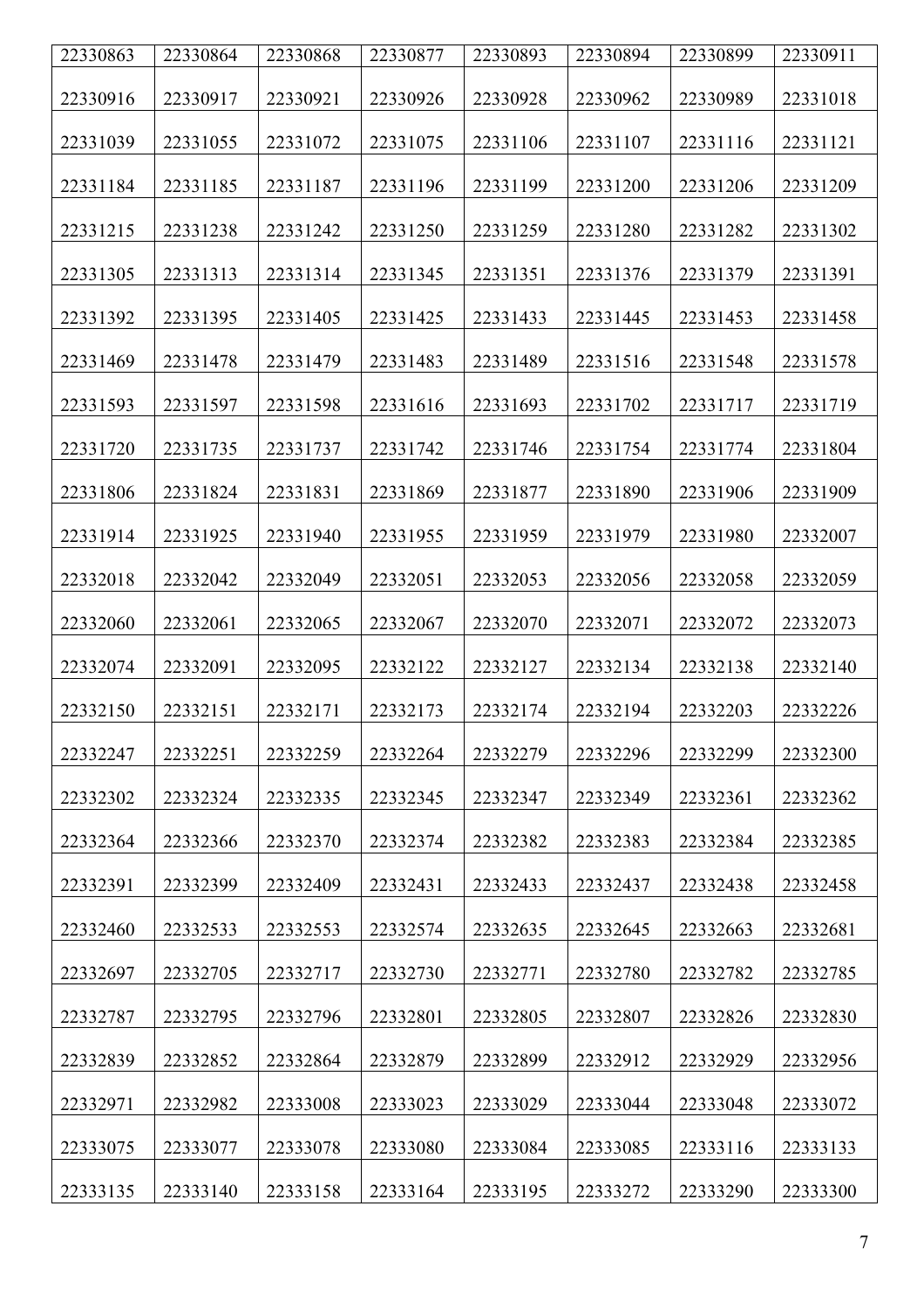| 22330863 | 22330864 | 22330868 | 22330877 | 22330893 | 22330894 | 22330899 | 22330911 |
|---|---|---|---|---|---|---|---|
| 22330916 | 22330917 | 22330921 | 22330926 | 22330928 | 22330962 | 22330989 | 22331018 |
| 22331039 | 22331055 | 22331072 | 22331075 | 22331106 | 22331107 | 22331116 | 22331121 |
| 22331184 | 22331185 | 22331187 | 22331196 | 22331199 | 22331200 | 22331206 | 22331209 |
| 22331215 | 22331238 | 22331242 | 22331250 | 22331259 | 22331280 | 22331282 | 22331302 |
| 22331305 | 22331313 | 22331314 | 22331345 | 22331351 | 22331376 | 22331379 | 22331391 |
| 22331392 | 22331395 | 22331405 | 22331425 | 22331433 | 22331445 | 22331453 | 22331458 |
| 22331469 | 22331478 | 22331479 | 22331483 | 22331489 | 22331516 | 22331548 | 22331578 |
| 22331593 | 22331597 | 22331598 | 22331616 | 22331693 | 22331702 | 22331717 | 22331719 |
| 22331720 | 22331735 | 22331737 | 22331742 | 22331746 | 22331754 | 22331774 | 22331804 |
| 22331806 | 22331824 | 22331831 | 22331869 | 22331877 | 22331890 | 22331906 | 22331909 |
| 22331914 | 22331925 | 22331940 | 22331955 | 22331959 | 22331979 | 22331980 | 22332007 |
| 22332018 | 22332042 | 22332049 | 22332051 | 22332053 | 22332056 | 22332058 | 22332059 |
| 22332060 | 22332061 | 22332065 | 22332067 | 22332070 | 22332071 | 22332072 | 22332073 |
| 22332074 | 22332091 | 22332095 | 22332122 | 22332127 | 22332134 | 22332138 | 22332140 |
| 22332150 | 22332151 | 22332171 | 22332173 | 22332174 | 22332194 | 22332203 | 22332226 |
| 22332247 | 22332251 | 22332259 | 22332264 | 22332279 | 22332296 | 22332299 | 22332300 |
| 22332302 | 22332324 | 22332335 | 22332345 | 22332347 | 22332349 | 22332361 | 22332362 |
| 22332364 | 22332366 | 22332370 | 22332374 | 22332382 | 22332383 | 22332384 | 22332385 |
| 22332391 | 22332399 | 22332409 | 22332431 | 22332433 | 22332437 | 22332438 | 22332458 |
| 22332460 | 22332533 | 22332553 | 22332574 | 22332635 | 22332645 | 22332663 | 22332681 |
| 22332697 | 22332705 | 22332717 | 22332730 | 22332771 | 22332780 | 22332782 | 22332785 |
| 22332787 | 22332795 | 22332796 | 22332801 | 22332805 | 22332807 | 22332826 | 22332830 |
| 22332839 | 22332852 | 22332864 | 22332879 | 22332899 | 22332912 | 22332929 | 22332956 |
| 22332971 | 22332982 | 22333008 | 22333023 | 22333029 | 22333044 | 22333048 | 22333072 |
| 22333075 | 22333077 | 22333078 | 22333080 | 22333084 | 22333085 | 22333116 | 22333133 |
| 22333135 | 22333140 | 22333158 | 22333164 | 22333195 | 22333272 | 22333290 | 22333300 |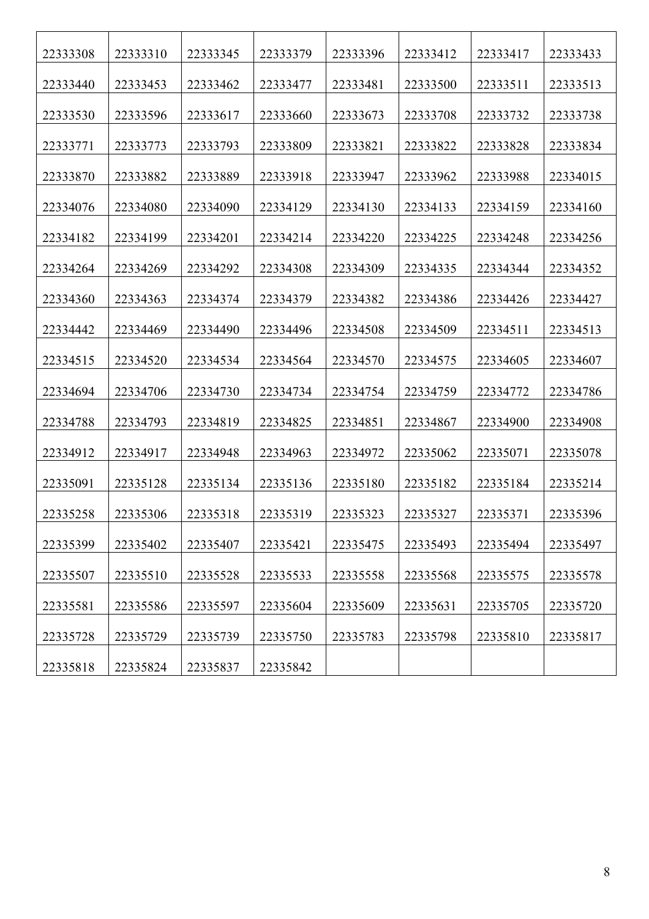| 22333308 | 22333310 | 22333345 | 22333379 | 22333396 | 22333412 | 22333417 | 22333433 |
|---|---|---|---|---|---|---|---|
| 22333440 | 22333453 | 22333462 | 22333477 | 22333481 | 22333500 | 22333511 | 22333513 |
| 22333530 | 22333596 | 22333617 | 22333660 | 22333673 | 22333708 | 22333732 | 22333738 |
| 22333771 | 22333773 | 22333793 | 22333809 | 22333821 | 22333822 | 22333828 | 22333834 |
| 22333870 | 22333882 | 22333889 | 22333918 | 22333947 | 22333962 | 22333988 | 22334015 |
| 22334076 | 22334080 | 22334090 | 22334129 | 22334130 | 22334133 | 22334159 | 22334160 |
| 22334182 | 22334199 | 22334201 | 22334214 | 22334220 | 22334225 | 22334248 | 22334256 |
| 22334264 | 22334269 | 22334292 | 22334308 | 22334309 | 22334335 | 22334344 | 22334352 |
| 22334360 | 22334363 | 22334374 | 22334379 | 22334382 | 22334386 | 22334426 | 22334427 |
| 22334442 | 22334469 | 22334490 | 22334496 | 22334508 | 22334509 | 22334511 | 22334513 |
| 22334515 | 22334520 | 22334534 | 22334564 | 22334570 | 22334575 | 22334605 | 22334607 |
| 22334694 | 22334706 | 22334730 | 22334734 | 22334754 | 22334759 | 22334772 | 22334786 |
| 22334788 | 22334793 | 22334819 | 22334825 | 22334851 | 22334867 | 22334900 | 22334908 |
| 22334912 | 22334917 | 22334948 | 22334963 | 22334972 | 22335062 | 22335071 | 22335078 |
| 22335091 | 22335128 | 22335134 | 22335136 | 22335180 | 22335182 | 22335184 | 22335214 |
| 22335258 | 22335306 | 22335318 | 22335319 | 22335323 | 22335327 | 22335371 | 22335396 |
| 22335399 | 22335402 | 22335407 | 22335421 | 22335475 | 22335493 | 22335494 | 22335497 |
| 22335507 | 22335510 | 22335528 | 22335533 | 22335558 | 22335568 | 22335575 | 22335578 |
| 22335581 | 22335586 | 22335597 | 22335604 | 22335609 | 22335631 | 22335705 | 22335720 |
| 22335728 | 22335729 | 22335739 | 22335750 | 22335783 | 22335798 | 22335810 | 22335817 |
| 22335818 | 22335824 | 22335837 | 22335842 | | | | |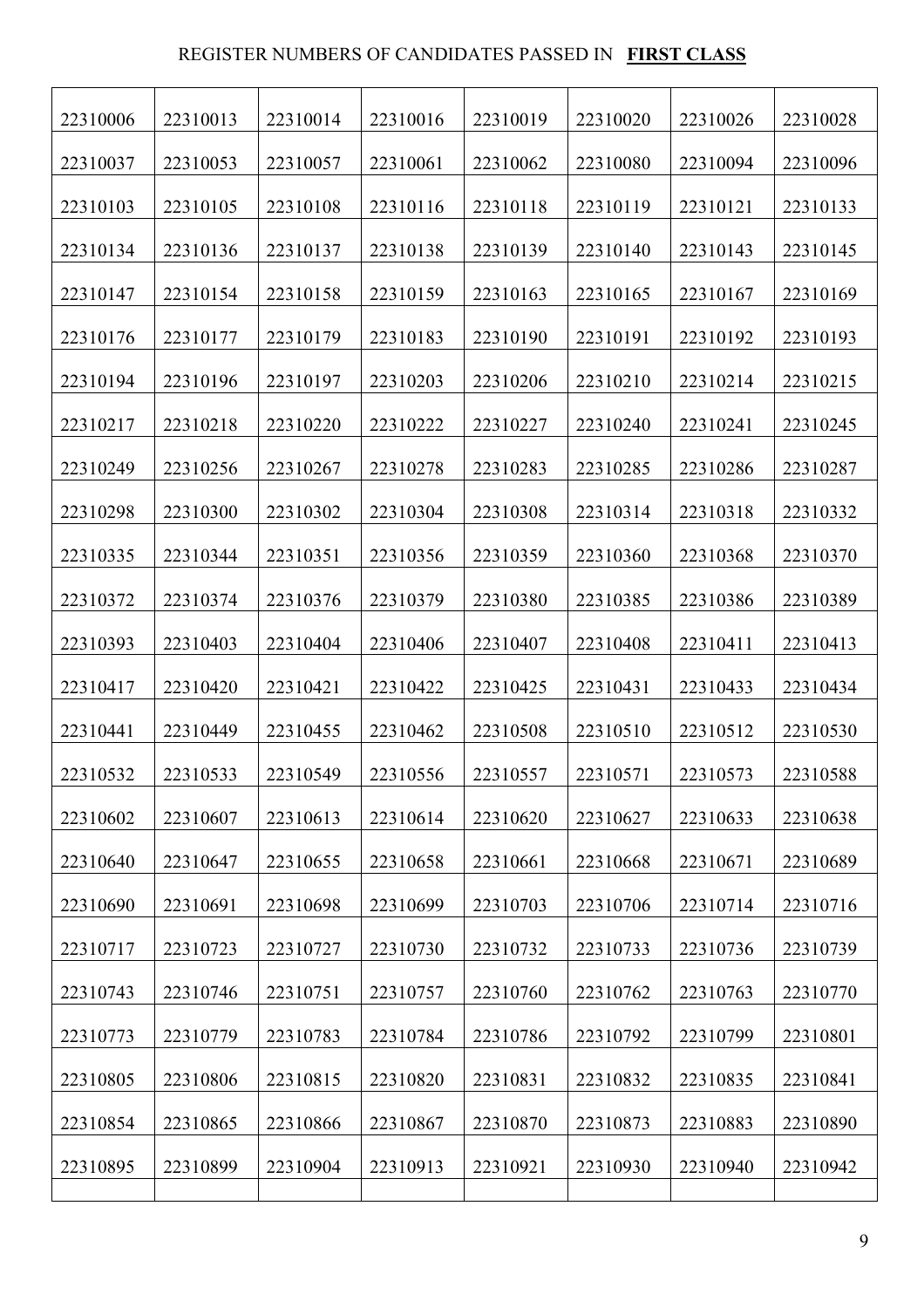REGISTER NUMBERS OF CANDIDATES PASSED IN **FIRST CLASS**

| | | | | | | | |
|---|---|---|---|---|---|---|---|
| 22310006 | 22310013 | 22310014 | 22310016 | 22310019 | 22310020 | 22310026 | 22310028 |
| 22310037 | 22310053 | 22310057 | 22310061 | 22310062 | 22310080 | 22310094 | 22310096 |
| 22310103 | 22310105 | 22310108 | 22310116 | 22310118 | 22310119 | 22310121 | 22310133 |
| 22310134 | 22310136 | 22310137 | 22310138 | 22310139 | 22310140 | 22310143 | 22310145 |
| 22310147 | 22310154 | 22310158 | 22310159 | 22310163 | 22310165 | 22310167 | 22310169 |
| 22310176 | 22310177 | 22310179 | 22310183 | 22310190 | 22310191 | 22310192 | 22310193 |
| 22310194 | 22310196 | 22310197 | 22310203 | 22310206 | 22310210 | 22310214 | 22310215 |
| 22310217 | 22310218 | 22310220 | 22310222 | 22310227 | 22310240 | 22310241 | 22310245 |
| 22310249 | 22310256 | 22310267 | 22310278 | 22310283 | 22310285 | 22310286 | 22310287 |
| 22310298 | 22310300 | 22310302 | 22310304 | 22310308 | 22310314 | 22310318 | 22310332 |
| 22310335 | 22310344 | 22310351 | 22310356 | 22310359 | 22310360 | 22310368 | 22310370 |
| 22310372 | 22310374 | 22310376 | 22310379 | 22310380 | 22310385 | 22310386 | 22310389 |
| 22310393 | 22310403 | 22310404 | 22310406 | 22310407 | 22310408 | 22310411 | 22310413 |
| 22310417 | 22310420 | 22310421 | 22310422 | 22310425 | 22310431 | 22310433 | 22310434 |
| 22310441 | 22310449 | 22310455 | 22310462 | 22310508 | 22310510 | 22310512 | 22310530 |
| 22310532 | 22310533 | 22310549 | 22310556 | 22310557 | 22310571 | 22310573 | 22310588 |
| 22310602 | 22310607 | 22310613 | 22310614 | 22310620 | 22310627 | 22310633 | 22310638 |
| 22310640 | 22310647 | 22310655 | 22310658 | 22310661 | 22310668 | 22310671 | 22310689 |
| 22310690 | 22310691 | 22310698 | 22310699 | 22310703 | 22310706 | 22310714 | 22310716 |
| 22310717 | 22310723 | 22310727 | 22310730 | 22310732 | 22310733 | 22310736 | 22310739 |
| 22310743 | 22310746 | 22310751 | 22310757 | 22310760 | 22310762 | 22310763 | 22310770 |
| 22310773 | 22310779 | 22310783 | 22310784 | 22310786 | 22310792 | 22310799 | 22310801 |
| 22310805 | 22310806 | 22310815 | 22310820 | 22310831 | 22310832 | 22310835 | 22310841 |
| 22310854 | 22310865 | 22310866 | 22310867 | 22310870 | 22310873 | 22310883 | 22310890 |
| 22310895 | 22310899 | 22310904 | 22310913 | 22310921 | 22310930 | 22310940 | 22310942 |
| | | | | | | | |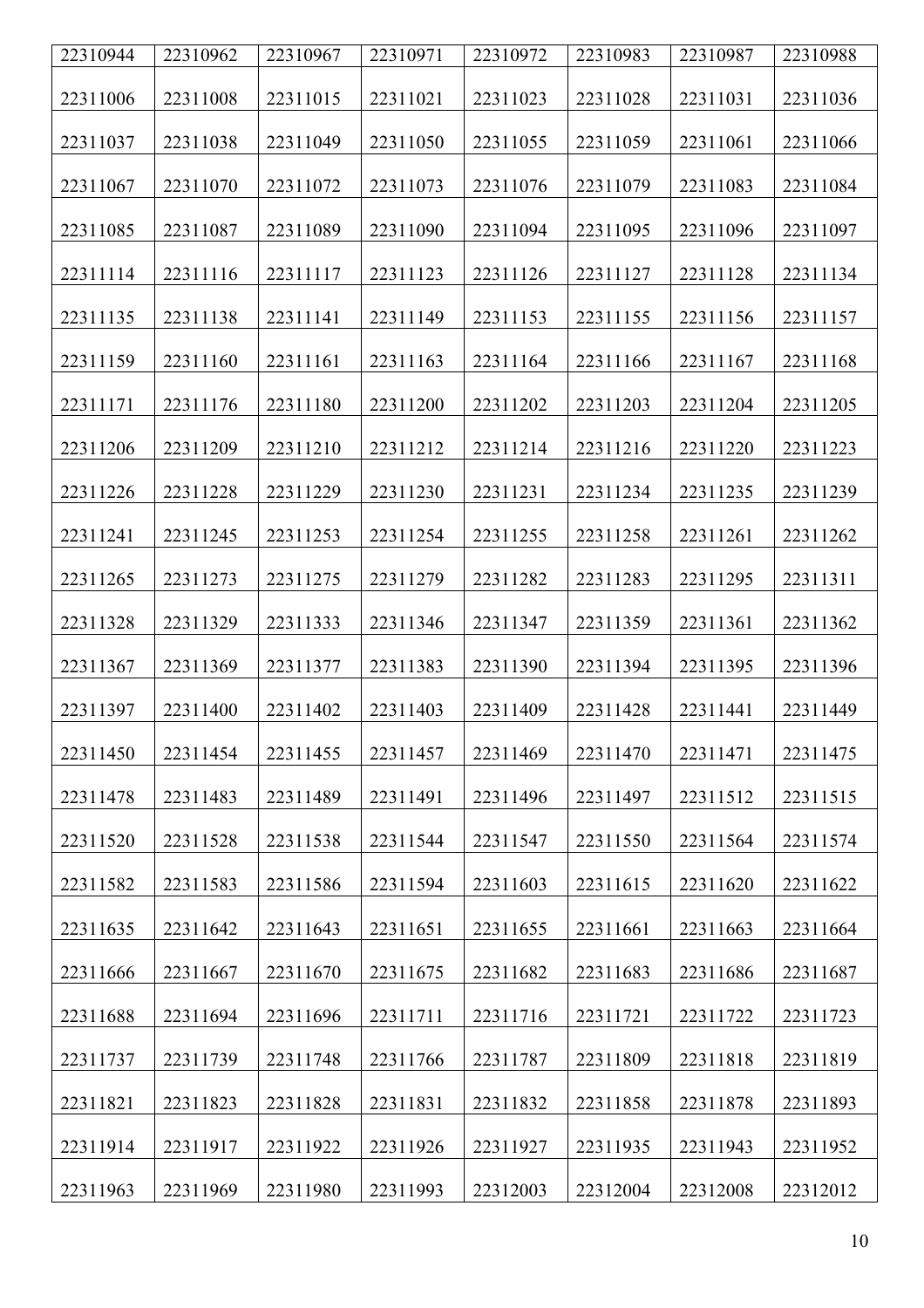| 22310944 | 22310962 | 22310967 | 22310971 | 22310972 | 22310983 | 22310987 | 22310988 |
|---|---|---|---|---|---|---|---|
| 22311006 | 22311008 | 22311015 | 22311021 | 22311023 | 22311028 | 22311031 | 22311036 |
| 22311037 | 22311038 | 22311049 | 22311050 | 22311055 | 22311059 | 22311061 | 22311066 |
| 22311067 | 22311070 | 22311072 | 22311073 | 22311076 | 22311079 | 22311083 | 22311084 |
| 22311085 | 22311087 | 22311089 | 22311090 | 22311094 | 22311095 | 22311096 | 22311097 |
| 22311114 | 22311116 | 22311117 | 22311123 | 22311126 | 22311127 | 22311128 | 22311134 |
| 22311135 | 22311138 | 22311141 | 22311149 | 22311153 | 22311155 | 22311156 | 22311157 |
| 22311159 | 22311160 | 22311161 | 22311163 | 22311164 | 22311166 | 22311167 | 22311168 |
| 22311171 | 22311176 | 22311180 | 22311200 | 22311202 | 22311203 | 22311204 | 22311205 |
| 22311206 | 22311209 | 22311210 | 22311212 | 22311214 | 22311216 | 22311220 | 22311223 |
| 22311226 | 22311228 | 22311229 | 22311230 | 22311231 | 22311234 | 22311235 | 22311239 |
| 22311241 | 22311245 | 22311253 | 22311254 | 22311255 | 22311258 | 22311261 | 22311262 |
| 22311265 | 22311273 | 22311275 | 22311279 | 22311282 | 22311283 | 22311295 | 22311311 |
| 22311328 | 22311329 | 22311333 | 22311346 | 22311347 | 22311359 | 22311361 | 22311362 |
| 22311367 | 22311369 | 22311377 | 22311383 | 22311390 | 22311394 | 22311395 | 22311396 |
| 22311397 | 22311400 | 22311402 | 22311403 | 22311409 | 22311428 | 22311441 | 22311449 |
| 22311450 | 22311454 | 22311455 | 22311457 | 22311469 | 22311470 | 22311471 | 22311475 |
| 22311478 | 22311483 | 22311489 | 22311491 | 22311496 | 22311497 | 22311512 | 22311515 |
| 22311520 | 22311528 | 22311538 | 22311544 | 22311547 | 22311550 | 22311564 | 22311574 |
| 22311582 | 22311583 | 22311586 | 22311594 | 22311603 | 22311615 | 22311620 | 22311622 |
| 22311635 | 22311642 | 22311643 | 22311651 | 22311655 | 22311661 | 22311663 | 22311664 |
| 22311666 | 22311667 | 22311670 | 22311675 | 22311682 | 22311683 | 22311686 | 22311687 |
| 22311688 | 22311694 | 22311696 | 22311711 | 22311716 | 22311721 | 22311722 | 22311723 |
| 22311737 | 22311739 | 22311748 | 22311766 | 22311787 | 22311809 | 22311818 | 22311819 |
| 22311821 | 22311823 | 22311828 | 22311831 | 22311832 | 22311858 | 22311878 | 22311893 |
| 22311914 | 22311917 | 22311922 | 22311926 | 22311927 | 22311935 | 22311943 | 22311952 |
| 22311963 | 22311969 | 22311980 | 22311993 | 22312003 | 22312004 | 22312008 | 22312012 |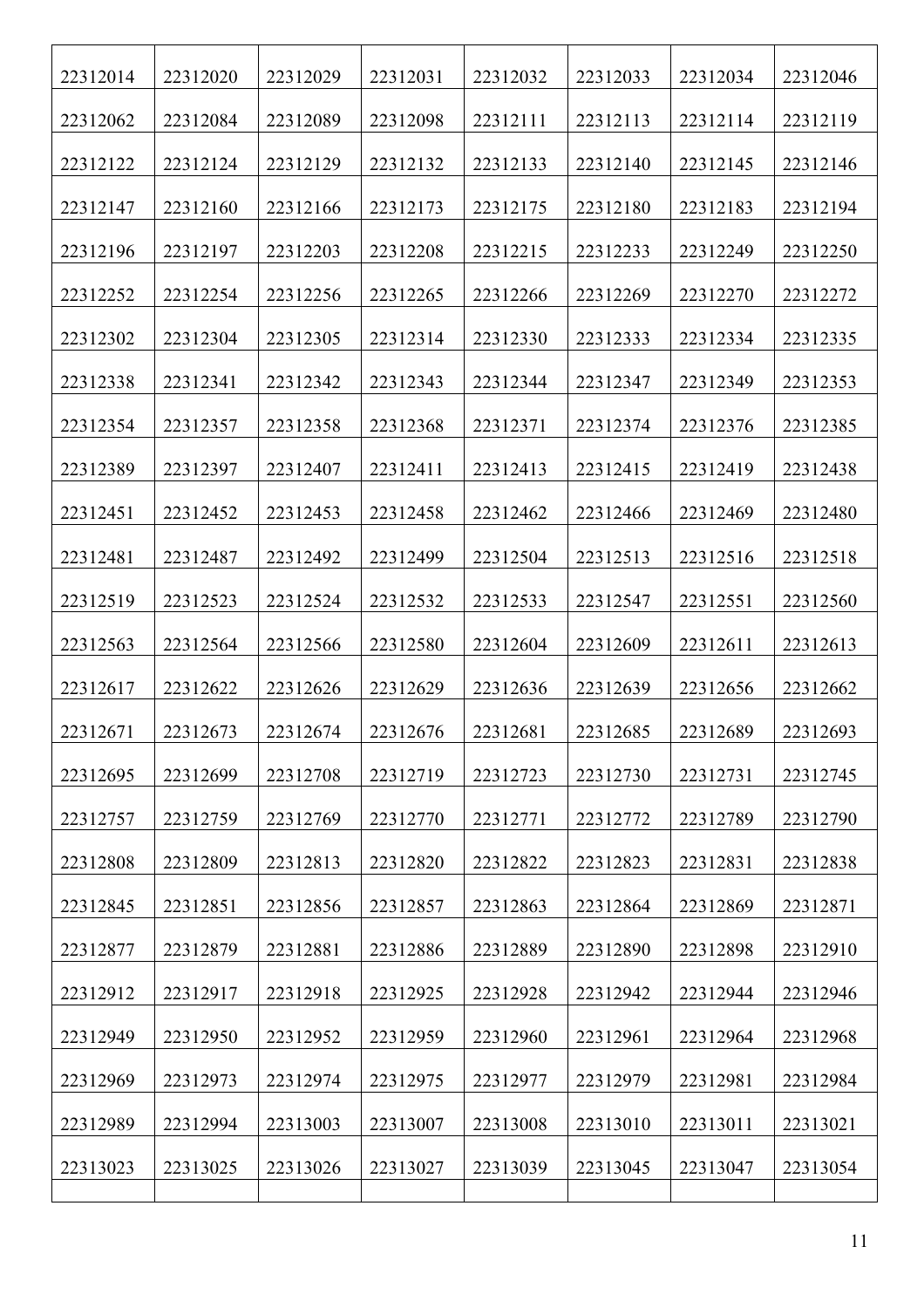| 22312014 | 22312020 | 22312029 | 22312031 | 22312032 | 22312033 | 22312034 | 22312046 |
|---|---|---|---|---|---|---|---|
| 22312062 | 22312084 | 22312089 | 22312098 | 22312111 | 22312113 | 22312114 | 22312119 |
| 22312122 | 22312124 | 22312129 | 22312132 | 22312133 | 22312140 | 22312145 | 22312146 |
| 22312147 | 22312160 | 22312166 | 22312173 | 22312175 | 22312180 | 22312183 | 22312194 |
| 22312196 | 22312197 | 22312203 | 22312208 | 22312215 | 22312233 | 22312249 | 22312250 |
| 22312252 | 22312254 | 22312256 | 22312265 | 22312266 | 22312269 | 22312270 | 22312272 |
| 22312302 | 22312304 | 22312305 | 22312314 | 22312330 | 22312333 | 22312334 | 22312335 |
| 22312338 | 22312341 | 22312342 | 22312343 | 22312344 | 22312347 | 22312349 | 22312353 |
| 22312354 | 22312357 | 22312358 | 22312368 | 22312371 | 22312374 | 22312376 | 22312385 |
| 22312389 | 22312397 | 22312407 | 22312411 | 22312413 | 22312415 | 22312419 | 22312438 |
| 22312451 | 22312452 | 22312453 | 22312458 | 22312462 | 22312466 | 22312469 | 22312480 |
| 22312481 | 22312487 | 22312492 | 22312499 | 22312504 | 22312513 | 22312516 | 22312518 |
| 22312519 | 22312523 | 22312524 | 22312532 | 22312533 | 22312547 | 22312551 | 22312560 |
| 22312563 | 22312564 | 22312566 | 22312580 | 22312604 | 22312609 | 22312611 | 22312613 |
| 22312617 | 22312622 | 22312626 | 22312629 | 22312636 | 22312639 | 22312656 | 22312662 |
| 22312671 | 22312673 | 22312674 | 22312676 | 22312681 | 22312685 | 22312689 | 22312693 |
| 22312695 | 22312699 | 22312708 | 22312719 | 22312723 | 22312730 | 22312731 | 22312745 |
| 22312757 | 22312759 | 22312769 | 22312770 | 22312771 | 22312772 | 22312789 | 22312790 |
| 22312808 | 22312809 | 22312813 | 22312820 | 22312822 | 22312823 | 22312831 | 22312838 |
| 22312845 | 22312851 | 22312856 | 22312857 | 22312863 | 22312864 | 22312869 | 22312871 |
| 22312877 | 22312879 | 22312881 | 22312886 | 22312889 | 22312890 | 22312898 | 22312910 |
| 22312912 | 22312917 | 22312918 | 22312925 | 22312928 | 22312942 | 22312944 | 22312946 |
| 22312949 | 22312950 | 22312952 | 22312959 | 22312960 | 22312961 | 22312964 | 22312968 |
| 22312969 | 22312973 | 22312974 | 22312975 | 22312977 | 22312979 | 22312981 | 22312984 |
| 22312989 | 22312994 | 22313003 | 22313007 | 22313008 | 22313010 | 22313011 | 22313021 |
| 22313023 | 22313025 | 22313026 | 22313027 | 22313039 | 22313045 | 22313047 | 22313054 |
| | | | | | | | |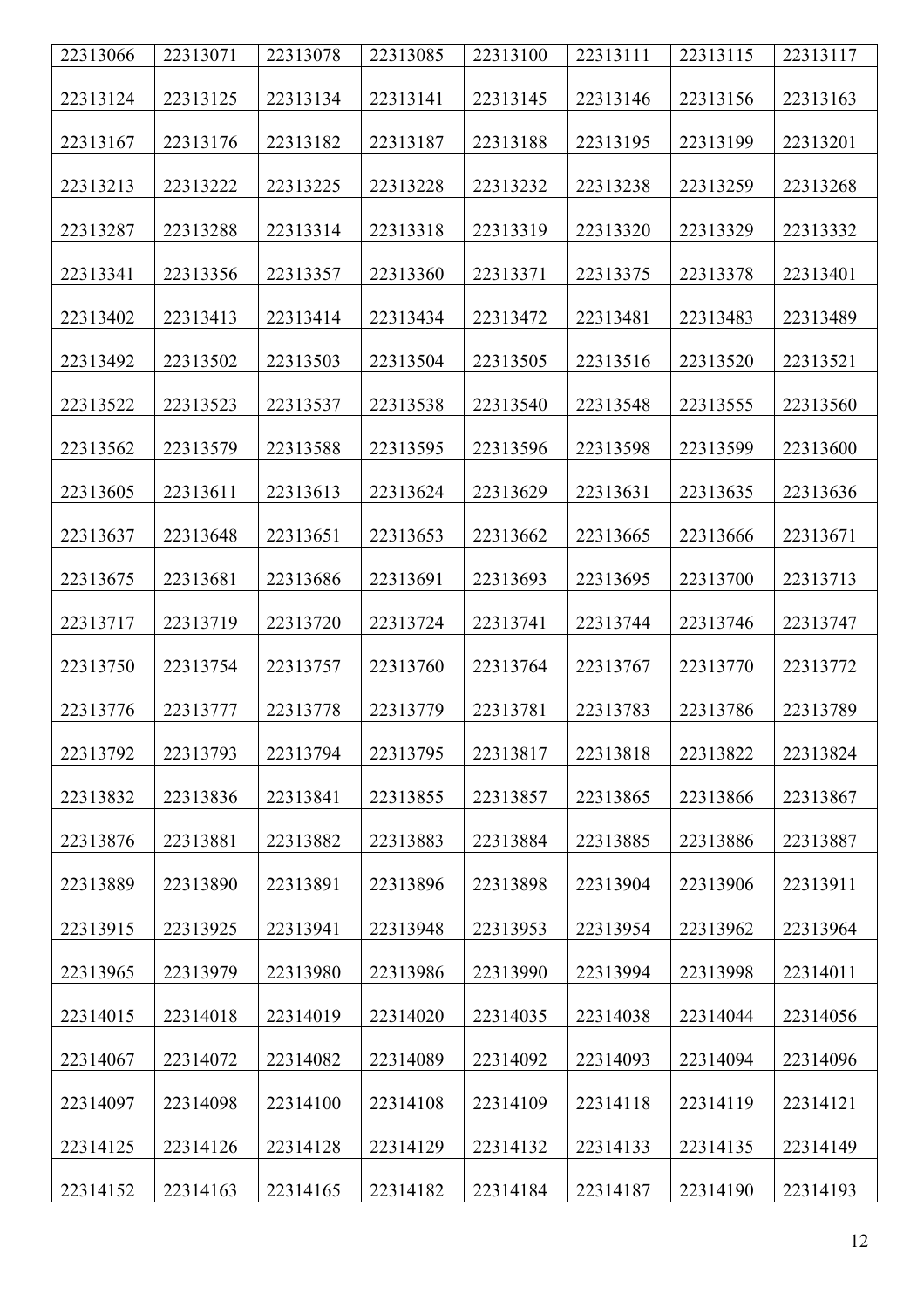| 22313066 | 22313071 | 22313078 | 22313085 | 22313100 | 22313111 | 22313115 | 22313117 |
|---|---|---|---|---|---|---|---|
| 22313124 | 22313125 | 22313134 | 22313141 | 22313145 | 22313146 | 22313156 | 22313163 |
| 22313167 | 22313176 | 22313182 | 22313187 | 22313188 | 22313195 | 22313199 | 22313201 |
| 22313213 | 22313222 | 22313225 | 22313228 | 22313232 | 22313238 | 22313259 | 22313268 |
| 22313287 | 22313288 | 22313314 | 22313318 | 22313319 | 22313320 | 22313329 | 22313332 |
| 22313341 | 22313356 | 22313357 | 22313360 | 22313371 | 22313375 | 22313378 | 22313401 |
| 22313402 | 22313413 | 22313414 | 22313434 | 22313472 | 22313481 | 22313483 | 22313489 |
| 22313492 | 22313502 | 22313503 | 22313504 | 22313505 | 22313516 | 22313520 | 22313521 |
| 22313522 | 22313523 | 22313537 | 22313538 | 22313540 | 22313548 | 22313555 | 22313560 |
| 22313562 | 22313579 | 22313588 | 22313595 | 22313596 | 22313598 | 22313599 | 22313600 |
| 22313605 | 22313611 | 22313613 | 22313624 | 22313629 | 22313631 | 22313635 | 22313636 |
| 22313637 | 22313648 | 22313651 | 22313653 | 22313662 | 22313665 | 22313666 | 22313671 |
| 22313675 | 22313681 | 22313686 | 22313691 | 22313693 | 22313695 | 22313700 | 22313713 |
| 22313717 | 22313719 | 22313720 | 22313724 | 22313741 | 22313744 | 22313746 | 22313747 |
| 22313750 | 22313754 | 22313757 | 22313760 | 22313764 | 22313767 | 22313770 | 22313772 |
| 22313776 | 22313777 | 22313778 | 22313779 | 22313781 | 22313783 | 22313786 | 22313789 |
| 22313792 | 22313793 | 22313794 | 22313795 | 22313817 | 22313818 | 22313822 | 22313824 |
| 22313832 | 22313836 | 22313841 | 22313855 | 22313857 | 22313865 | 22313866 | 22313867 |
| 22313876 | 22313881 | 22313882 | 22313883 | 22313884 | 22313885 | 22313886 | 22313887 |
| 22313889 | 22313890 | 22313891 | 22313896 | 22313898 | 22313904 | 22313906 | 22313911 |
| 22313915 | 22313925 | 22313941 | 22313948 | 22313953 | 22313954 | 22313962 | 22313964 |
| 22313965 | 22313979 | 22313980 | 22313986 | 22313990 | 22313994 | 22313998 | 22314011 |
| 22314015 | 22314018 | 22314019 | 22314020 | 22314035 | 22314038 | 22314044 | 22314056 |
| 22314067 | 22314072 | 22314082 | 22314089 | 22314092 | 22314093 | 22314094 | 22314096 |
| 22314097 | 22314098 | 22314100 | 22314108 | 22314109 | 22314118 | 22314119 | 22314121 |
| 22314125 | 22314126 | 22314128 | 22314129 | 22314132 | 22314133 | 22314135 | 22314149 |
| 22314152 | 22314163 | 22314165 | 22314182 | 22314184 | 22314187 | 22314190 | 22314193 |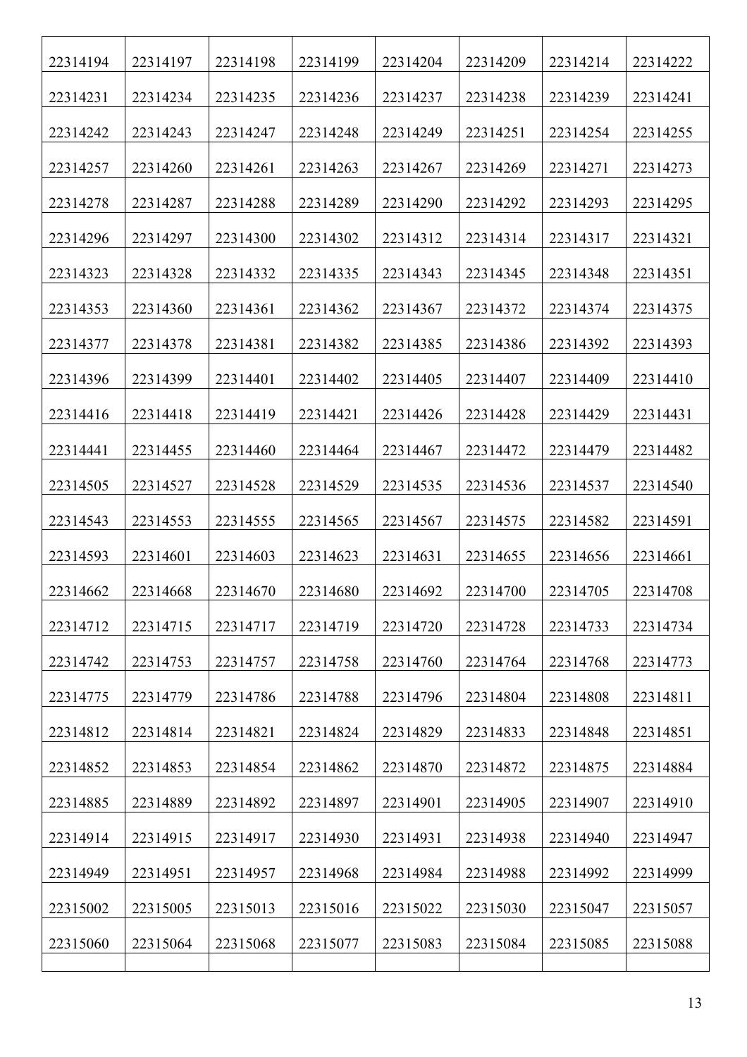| 22314194 | 22314197 | 22314198 | 22314199 | 22314204 | 22314209 | 22314214 | 22314222 |
|---|---|---|---|---|---|---|---|
| 22314231 | 22314234 | 22314235 | 22314236 | 22314237 | 22314238 | 22314239 | 22314241 |
| 22314242 | 22314243 | 22314247 | 22314248 | 22314249 | 22314251 | 22314254 | 22314255 |
| 22314257 | 22314260 | 22314261 | 22314263 | 22314267 | 22314269 | 22314271 | 22314273 |
| 22314278 | 22314287 | 22314288 | 22314289 | 22314290 | 22314292 | 22314293 | 22314295 |
| 22314296 | 22314297 | 22314300 | 22314302 | 22314312 | 22314314 | 22314317 | 22314321 |
| 22314323 | 22314328 | 22314332 | 22314335 | 22314343 | 22314345 | 22314348 | 22314351 |
| 22314353 | 22314360 | 22314361 | 22314362 | 22314367 | 22314372 | 22314374 | 22314375 |
| 22314377 | 22314378 | 22314381 | 22314382 | 22314385 | 22314386 | 22314392 | 22314393 |
| 22314396 | 22314399 | 22314401 | 22314402 | 22314405 | 22314407 | 22314409 | 22314410 |
| 22314416 | 22314418 | 22314419 | 22314421 | 22314426 | 22314428 | 22314429 | 22314431 |
| 22314441 | 22314455 | 22314460 | 22314464 | 22314467 | 22314472 | 22314479 | 22314482 |
| 22314505 | 22314527 | 22314528 | 22314529 | 22314535 | 22314536 | 22314537 | 22314540 |
| 22314543 | 22314553 | 22314555 | 22314565 | 22314567 | 22314575 | 22314582 | 22314591 |
| 22314593 | 22314601 | 22314603 | 22314623 | 22314631 | 22314655 | 22314656 | 22314661 |
| 22314662 | 22314668 | 22314670 | 22314680 | 22314692 | 22314700 | 22314705 | 22314708 |
| 22314712 | 22314715 | 22314717 | 22314719 | 22314720 | 22314728 | 22314733 | 22314734 |
| 22314742 | 22314753 | 22314757 | 22314758 | 22314760 | 22314764 | 22314768 | 22314773 |
| 22314775 | 22314779 | 22314786 | 22314788 | 22314796 | 22314804 | 22314808 | 22314811 |
| 22314812 | 22314814 | 22314821 | 22314824 | 22314829 | 22314833 | 22314848 | 22314851 |
| 22314852 | 22314853 | 22314854 | 22314862 | 22314870 | 22314872 | 22314875 | 22314884 |
| 22314885 | 22314889 | 22314892 | 22314897 | 22314901 | 22314905 | 22314907 | 22314910 |
| 22314914 | 22314915 | 22314917 | 22314930 | 22314931 | 22314938 | 22314940 | 22314947 |
| 22314949 | 22314951 | 22314957 | 22314968 | 22314984 | 22314988 | 22314992 | 22314999 |
| 22315002 | 22315005 | 22315013 | 22315016 | 22315022 | 22315030 | 22315047 | 22315057 |
| 22315060 | 22315064 | 22315068 | 22315077 | 22315083 | 22315084 | 22315085 | 22315088 |
| | | | | | | | |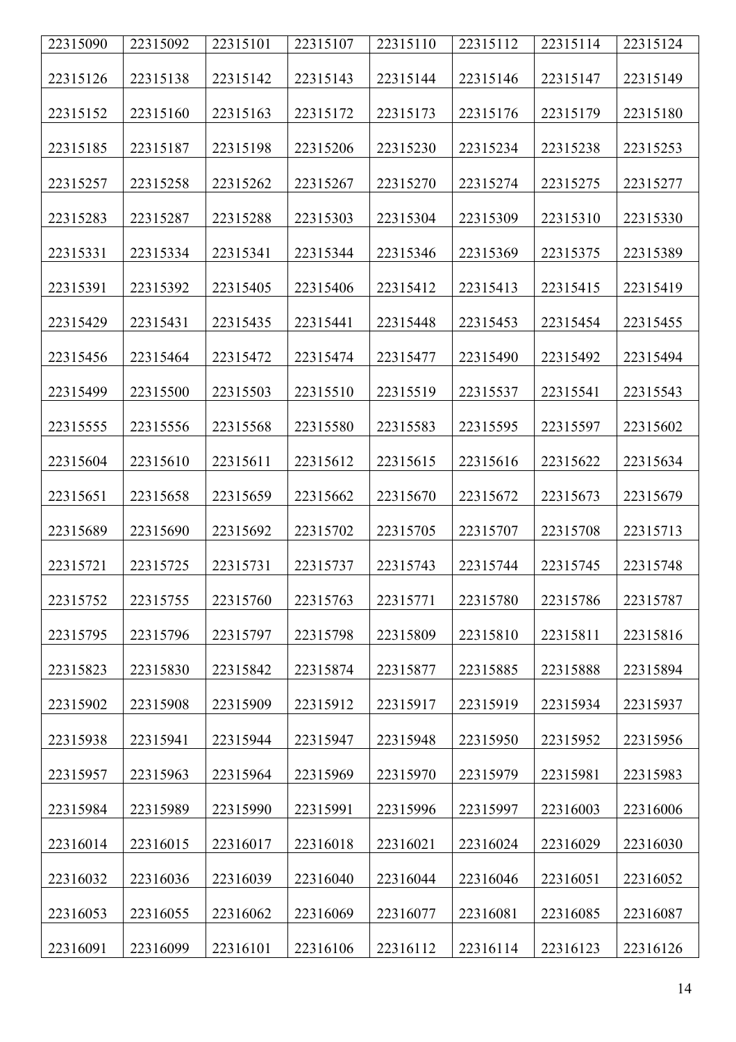| 22315090 | 22315092 | 22315101 | 22315107 | 22315110 | 22315112 | 22315114 | 22315124 |
|---|---|---|---|---|---|---|---|
| 22315126 | 22315138 | 22315142 | 22315143 | 22315144 | 22315146 | 22315147 | 22315149 |
| 22315152 | 22315160 | 22315163 | 22315172 | 22315173 | 22315176 | 22315179 | 22315180 |
| 22315185 | 22315187 | 22315198 | 22315206 | 22315230 | 22315234 | 22315238 | 22315253 |
| 22315257 | 22315258 | 22315262 | 22315267 | 22315270 | 22315274 | 22315275 | 22315277 |
| 22315283 | 22315287 | 22315288 | 22315303 | 22315304 | 22315309 | 22315310 | 22315330 |
| 22315331 | 22315334 | 22315341 | 22315344 | 22315346 | 22315369 | 22315375 | 22315389 |
| 22315391 | 22315392 | 22315405 | 22315406 | 22315412 | 22315413 | 22315415 | 22315419 |
| 22315429 | 22315431 | 22315435 | 22315441 | 22315448 | 22315453 | 22315454 | 22315455 |
| 22315456 | 22315464 | 22315472 | 22315474 | 22315477 | 22315490 | 22315492 | 22315494 |
| 22315499 | 22315500 | 22315503 | 22315510 | 22315519 | 22315537 | 22315541 | 22315543 |
| 22315555 | 22315556 | 22315568 | 22315580 | 22315583 | 22315595 | 22315597 | 22315602 |
| 22315604 | 22315610 | 22315611 | 22315612 | 22315615 | 22315616 | 22315622 | 22315634 |
| 22315651 | 22315658 | 22315659 | 22315662 | 22315670 | 22315672 | 22315673 | 22315679 |
| 22315689 | 22315690 | 22315692 | 22315702 | 22315705 | 22315707 | 22315708 | 22315713 |
| 22315721 | 22315725 | 22315731 | 22315737 | 22315743 | 22315744 | 22315745 | 22315748 |
| 22315752 | 22315755 | 22315760 | 22315763 | 22315771 | 22315780 | 22315786 | 22315787 |
| 22315795 | 22315796 | 22315797 | 22315798 | 22315809 | 22315810 | 22315811 | 22315816 |
| 22315823 | 22315830 | 22315842 | 22315874 | 22315877 | 22315885 | 22315888 | 22315894 |
| 22315902 | 22315908 | 22315909 | 22315912 | 22315917 | 22315919 | 22315934 | 22315937 |
| 22315938 | 22315941 | 22315944 | 22315947 | 22315948 | 22315950 | 22315952 | 22315956 |
| 22315957 | 22315963 | 22315964 | 22315969 | 22315970 | 22315979 | 22315981 | 22315983 |
| 22315984 | 22315989 | 22315990 | 22315991 | 22315996 | 22315997 | 22316003 | 22316006 |
| 22316014 | 22316015 | 22316017 | 22316018 | 22316021 | 22316024 | 22316029 | 22316030 |
| 22316032 | 22316036 | 22316039 | 22316040 | 22316044 | 22316046 | 22316051 | 22316052 |
| 22316053 | 22316055 | 22316062 | 22316069 | 22316077 | 22316081 | 22316085 | 22316087 |
| 22316091 | 22316099 | 22316101 | 22316106 | 22316112 | 22316114 | 22316123 | 22316126 |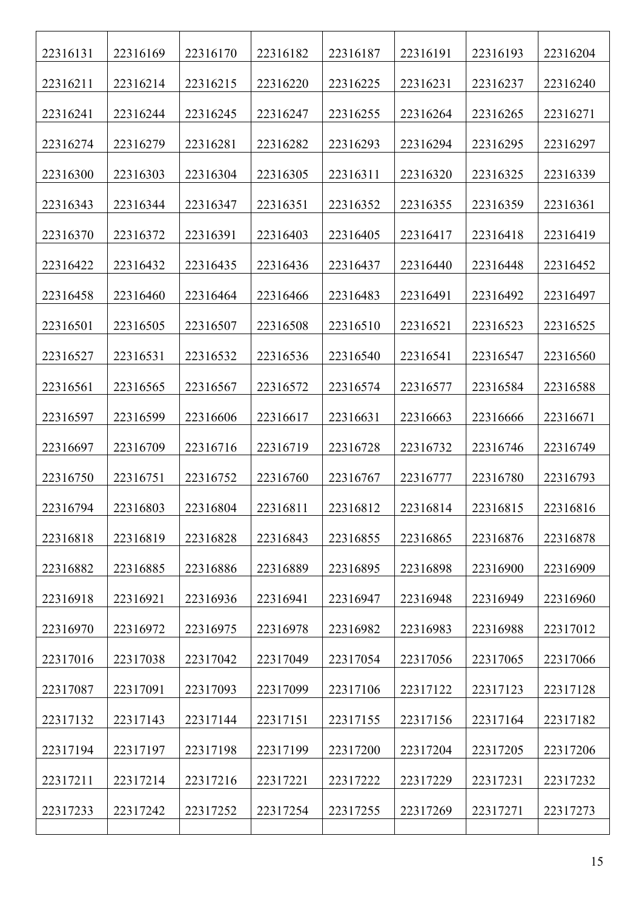| 22316131 | 22316169 | 22316170 | 22316182 | 22316187 | 22316191 | 22316193 | 22316204 |
|---|---|---|---|---|---|---|---|
| 22316211 | 22316214 | 22316215 | 22316220 | 22316225 | 22316231 | 22316237 | 22316240 |
| 22316241 | 22316244 | 22316245 | 22316247 | 22316255 | 22316264 | 22316265 | 22316271 |
| 22316274 | 22316279 | 22316281 | 22316282 | 22316293 | 22316294 | 22316295 | 22316297 |
| 22316300 | 22316303 | 22316304 | 22316305 | 22316311 | 22316320 | 22316325 | 22316339 |
| 22316343 | 22316344 | 22316347 | 22316351 | 22316352 | 22316355 | 22316359 | 22316361 |
| 22316370 | 22316372 | 22316391 | 22316403 | 22316405 | 22316417 | 22316418 | 22316419 |
| 22316422 | 22316432 | 22316435 | 22316436 | 22316437 | 22316440 | 22316448 | 22316452 |
| 22316458 | 22316460 | 22316464 | 22316466 | 22316483 | 22316491 | 22316492 | 22316497 |
| 22316501 | 22316505 | 22316507 | 22316508 | 22316510 | 22316521 | 22316523 | 22316525 |
| 22316527 | 22316531 | 22316532 | 22316536 | 22316540 | 22316541 | 22316547 | 22316560 |
| 22316561 | 22316565 | 22316567 | 22316572 | 22316574 | 22316577 | 22316584 | 22316588 |
| 22316597 | 22316599 | 22316606 | 22316617 | 22316631 | 22316663 | 22316666 | 22316671 |
| 22316697 | 22316709 | 22316716 | 22316719 | 22316728 | 22316732 | 22316746 | 22316749 |
| 22316750 | 22316751 | 22316752 | 22316760 | 22316767 | 22316777 | 22316780 | 22316793 |
| 22316794 | 22316803 | 22316804 | 22316811 | 22316812 | 22316814 | 22316815 | 22316816 |
| 22316818 | 22316819 | 22316828 | 22316843 | 22316855 | 22316865 | 22316876 | 22316878 |
| 22316882 | 22316885 | 22316886 | 22316889 | 22316895 | 22316898 | 22316900 | 22316909 |
| 22316918 | 22316921 | 22316936 | 22316941 | 22316947 | 22316948 | 22316949 | 22316960 |
| 22316970 | 22316972 | 22316975 | 22316978 | 22316982 | 22316983 | 22316988 | 22317012 |
| 22317016 | 22317038 | 22317042 | 22317049 | 22317054 | 22317056 | 22317065 | 22317066 |
| 22317087 | 22317091 | 22317093 | 22317099 | 22317106 | 22317122 | 22317123 | 22317128 |
| 22317132 | 22317143 | 22317144 | 22317151 | 22317155 | 22317156 | 22317164 | 22317182 |
| 22317194 | 22317197 | 22317198 | 22317199 | 22317200 | 22317204 | 22317205 | 22317206 |
| 22317211 | 22317214 | 22317216 | 22317221 | 22317222 | 22317229 | 22317231 | 22317232 |
| 22317233 | 22317242 | 22317252 | 22317254 | 22317255 | 22317269 | 22317271 | 22317273 |
| | | | | | | | |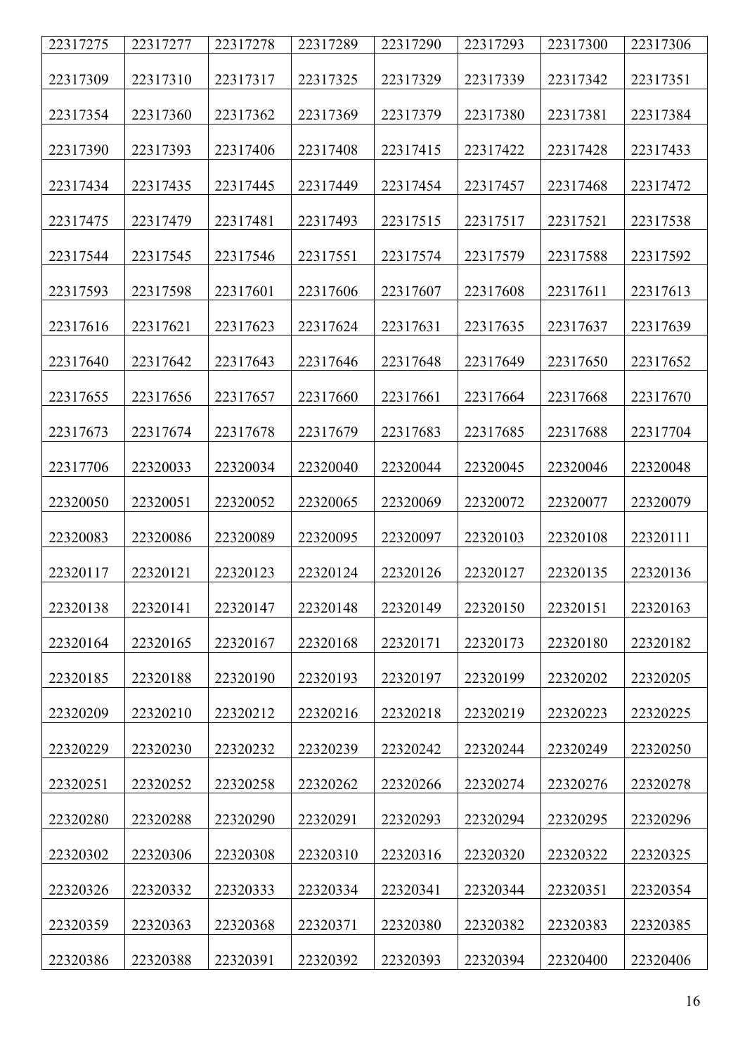| 22317275 | 22317277 | 22317278 | 22317289 | 22317290 | 22317293 | 22317300 | 22317306 |
|---|---|---|---|---|---|---|---|
| 22317309 | 22317310 | 22317317 | 22317325 | 22317329 | 22317339 | 22317342 | 22317351 |
| 22317354 | 22317360 | 22317362 | 22317369 | 22317379 | 22317380 | 22317381 | 22317384 |
| 22317390 | 22317393 | 22317406 | 22317408 | 22317415 | 22317422 | 22317428 | 22317433 |
| 22317434 | 22317435 | 22317445 | 22317449 | 22317454 | 22317457 | 22317468 | 22317472 |
| 22317475 | 22317479 | 22317481 | 22317493 | 22317515 | 22317517 | 22317521 | 22317538 |
| 22317544 | 22317545 | 22317546 | 22317551 | 22317574 | 22317579 | 22317588 | 22317592 |
| 22317593 | 22317598 | 22317601 | 22317606 | 22317607 | 22317608 | 22317611 | 22317613 |
| 22317616 | 22317621 | 22317623 | 22317624 | 22317631 | 22317635 | 22317637 | 22317639 |
| 22317640 | 22317642 | 22317643 | 22317646 | 22317648 | 22317649 | 22317650 | 22317652 |
| 22317655 | 22317656 | 22317657 | 22317660 | 22317661 | 22317664 | 22317668 | 22317670 |
| 22317673 | 22317674 | 22317678 | 22317679 | 22317683 | 22317685 | 22317688 | 22317704 |
| 22317706 | 22320033 | 22320034 | 22320040 | 22320044 | 22320045 | 22320046 | 22320048 |
| 22320050 | 22320051 | 22320052 | 22320065 | 22320069 | 22320072 | 22320077 | 22320079 |
| 22320083 | 22320086 | 22320089 | 22320095 | 22320097 | 22320103 | 22320108 | 22320111 |
| 22320117 | 22320121 | 22320123 | 22320124 | 22320126 | 22320127 | 22320135 | 22320136 |
| 22320138 | 22320141 | 22320147 | 22320148 | 22320149 | 22320150 | 22320151 | 22320163 |
| 22320164 | 22320165 | 22320167 | 22320168 | 22320171 | 22320173 | 22320180 | 22320182 |
| 22320185 | 22320188 | 22320190 | 22320193 | 22320197 | 22320199 | 22320202 | 22320205 |
| 22320209 | 22320210 | 22320212 | 22320216 | 22320218 | 22320219 | 22320223 | 22320225 |
| 22320229 | 22320230 | 22320232 | 22320239 | 22320242 | 22320244 | 22320249 | 22320250 |
| 22320251 | 22320252 | 22320258 | 22320262 | 22320266 | 22320274 | 22320276 | 22320278 |
| 22320280 | 22320288 | 22320290 | 22320291 | 22320293 | 22320294 | 22320295 | 22320296 |
| 22320302 | 22320306 | 22320308 | 22320310 | 22320316 | 22320320 | 22320322 | 22320325 |
| 22320326 | 22320332 | 22320333 | 22320334 | 22320341 | 22320344 | 22320351 | 22320354 |
| 22320359 | 22320363 | 22320368 | 22320371 | 22320380 | 22320382 | 22320383 | 22320385 |
| 22320386 | 22320388 | 22320391 | 22320392 | 22320393 | 22320394 | 22320400 | 22320406 |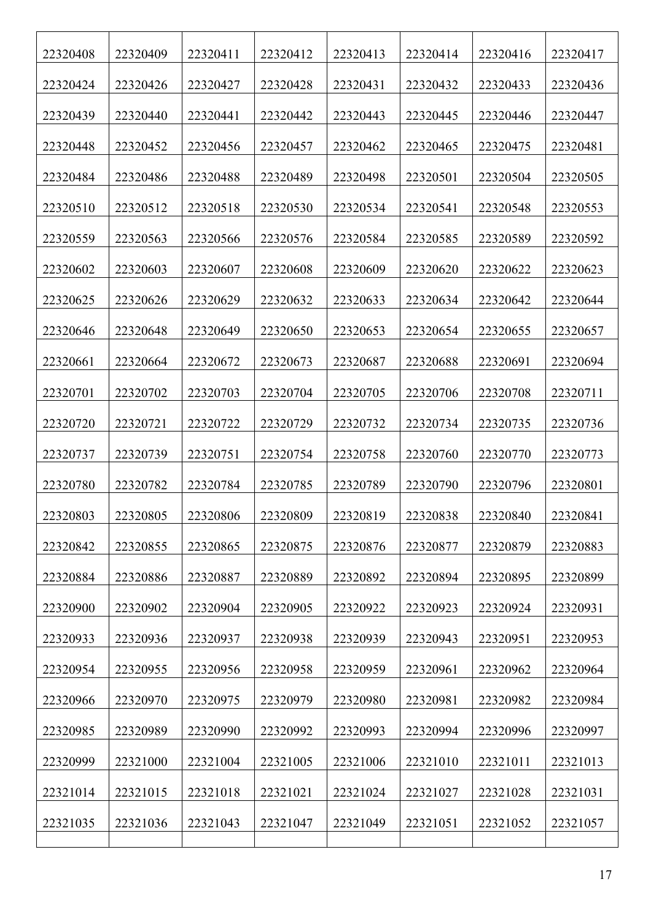| 22320408 | 22320409 | 22320411 | 22320412 | 22320413 | 22320414 | 22320416 | 22320417 |
|---|---|---|---|---|---|---|---|
| 22320424 | 22320426 | 22320427 | 22320428 | 22320431 | 22320432 | 22320433 | 22320436 |
| 22320439 | 22320440 | 22320441 | 22320442 | 22320443 | 22320445 | 22320446 | 22320447 |
| 22320448 | 22320452 | 22320456 | 22320457 | 22320462 | 22320465 | 22320475 | 22320481 |
| 22320484 | 22320486 | 22320488 | 22320489 | 22320498 | 22320501 | 22320504 | 22320505 |
| 22320510 | 22320512 | 22320518 | 22320530 | 22320534 | 22320541 | 22320548 | 22320553 |
| 22320559 | 22320563 | 22320566 | 22320576 | 22320584 | 22320585 | 22320589 | 22320592 |
| 22320602 | 22320603 | 22320607 | 22320608 | 22320609 | 22320620 | 22320622 | 22320623 |
| 22320625 | 22320626 | 22320629 | 22320632 | 22320633 | 22320634 | 22320642 | 22320644 |
| 22320646 | 22320648 | 22320649 | 22320650 | 22320653 | 22320654 | 22320655 | 22320657 |
| 22320661 | 22320664 | 22320672 | 22320673 | 22320687 | 22320688 | 22320691 | 22320694 |
| 22320701 | 22320702 | 22320703 | 22320704 | 22320705 | 22320706 | 22320708 | 22320711 |
| 22320720 | 22320721 | 22320722 | 22320729 | 22320732 | 22320734 | 22320735 | 22320736 |
| 22320737 | 22320739 | 22320751 | 22320754 | 22320758 | 22320760 | 22320770 | 22320773 |
| 22320780 | 22320782 | 22320784 | 22320785 | 22320789 | 22320790 | 22320796 | 22320801 |
| 22320803 | 22320805 | 22320806 | 22320809 | 22320819 | 22320838 | 22320840 | 22320841 |
| 22320842 | 22320855 | 22320865 | 22320875 | 22320876 | 22320877 | 22320879 | 22320883 |
| 22320884 | 22320886 | 22320887 | 22320889 | 22320892 | 22320894 | 22320895 | 22320899 |
| 22320900 | 22320902 | 22320904 | 22320905 | 22320922 | 22320923 | 22320924 | 22320931 |
| 22320933 | 22320936 | 22320937 | 22320938 | 22320939 | 22320943 | 22320951 | 22320953 |
| 22320954 | 22320955 | 22320956 | 22320958 | 22320959 | 22320961 | 22320962 | 22320964 |
| 22320966 | 22320970 | 22320975 | 22320979 | 22320980 | 22320981 | 22320982 | 22320984 |
| 22320985 | 22320989 | 22320990 | 22320992 | 22320993 | 22320994 | 22320996 | 22320997 |
| 22320999 | 22321000 | 22321004 | 22321005 | 22321006 | 22321010 | 22321011 | 22321013 |
| 22321014 | 22321015 | 22321018 | 22321021 | 22321024 | 22321027 | 22321028 | 22321031 |
| 22321035 | 22321036 | 22321043 | 22321047 | 22321049 | 22321051 | 22321052 | 22321057 |
| | | | | | | | |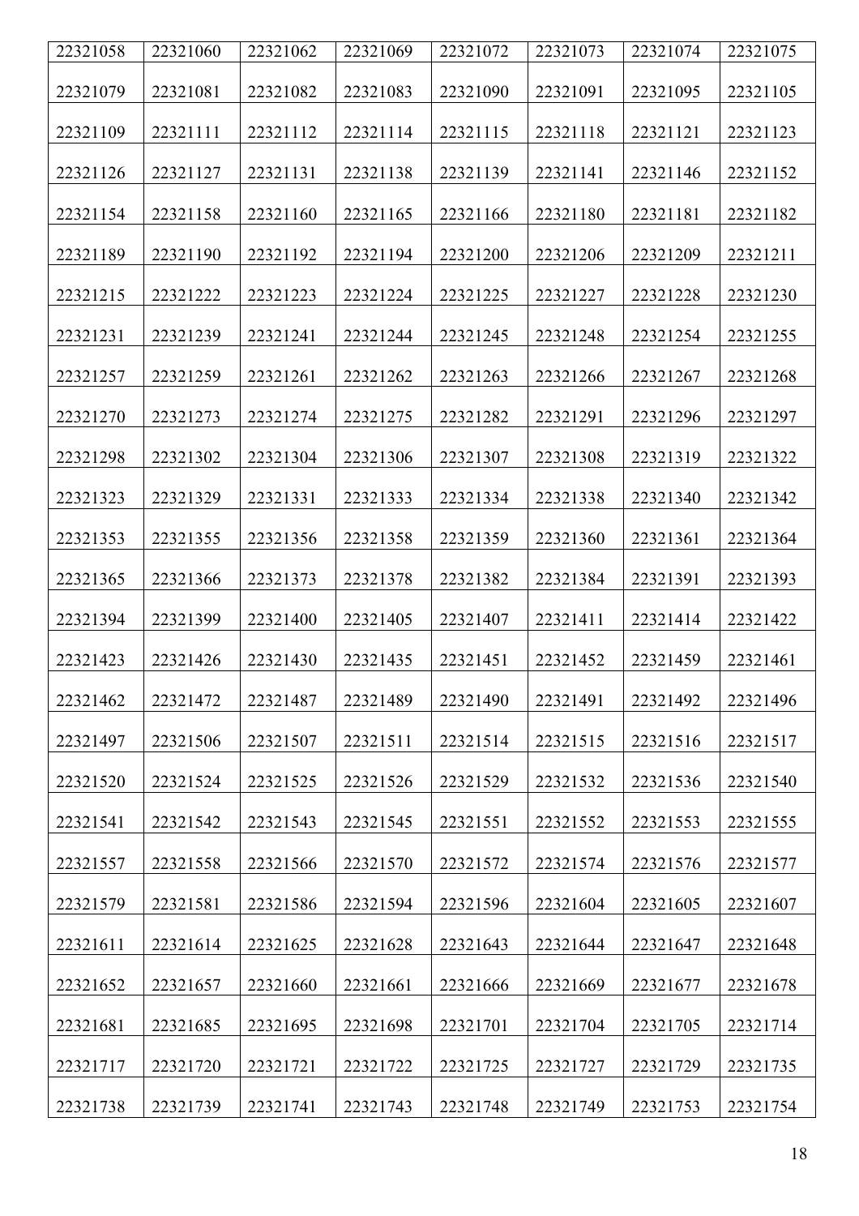| 22321058 | 22321060 | 22321062 | 22321069 | 22321072 | 22321073 | 22321074 | 22321075 |
|---|---|---|---|---|---|---|---|
| 22321079 | 22321081 | 22321082 | 22321083 | 22321090 | 22321091 | 22321095 | 22321105 |
| 22321109 | 22321111 | 22321112 | 22321114 | 22321115 | 22321118 | 22321121 | 22321123 |
| 22321126 | 22321127 | 22321131 | 22321138 | 22321139 | 22321141 | 22321146 | 22321152 |
| 22321154 | 22321158 | 22321160 | 22321165 | 22321166 | 22321180 | 22321181 | 22321182 |
| 22321189 | 22321190 | 22321192 | 22321194 | 22321200 | 22321206 | 22321209 | 22321211 |
| 22321215 | 22321222 | 22321223 | 22321224 | 22321225 | 22321227 | 22321228 | 22321230 |
| 22321231 | 22321239 | 22321241 | 22321244 | 22321245 | 22321248 | 22321254 | 22321255 |
| 22321257 | 22321259 | 22321261 | 22321262 | 22321263 | 22321266 | 22321267 | 22321268 |
| 22321270 | 22321273 | 22321274 | 22321275 | 22321282 | 22321291 | 22321296 | 22321297 |
| 22321298 | 22321302 | 22321304 | 22321306 | 22321307 | 22321308 | 22321319 | 22321322 |
| 22321323 | 22321329 | 22321331 | 22321333 | 22321334 | 22321338 | 22321340 | 22321342 |
| 22321353 | 22321355 | 22321356 | 22321358 | 22321359 | 22321360 | 22321361 | 22321364 |
| 22321365 | 22321366 | 22321373 | 22321378 | 22321382 | 22321384 | 22321391 | 22321393 |
| 22321394 | 22321399 | 22321400 | 22321405 | 22321407 | 22321411 | 22321414 | 22321422 |
| 22321423 | 22321426 | 22321430 | 22321435 | 22321451 | 22321452 | 22321459 | 22321461 |
| 22321462 | 22321472 | 22321487 | 22321489 | 22321490 | 22321491 | 22321492 | 22321496 |
| 22321497 | 22321506 | 22321507 | 22321511 | 22321514 | 22321515 | 22321516 | 22321517 |
| 22321520 | 22321524 | 22321525 | 22321526 | 22321529 | 22321532 | 22321536 | 22321540 |
| 22321541 | 22321542 | 22321543 | 22321545 | 22321551 | 22321552 | 22321553 | 22321555 |
| 22321557 | 22321558 | 22321566 | 22321570 | 22321572 | 22321574 | 22321576 | 22321577 |
| 22321579 | 22321581 | 22321586 | 22321594 | 22321596 | 22321604 | 22321605 | 22321607 |
| 22321611 | 22321614 | 22321625 | 22321628 | 22321643 | 22321644 | 22321647 | 22321648 |
| 22321652 | 22321657 | 22321660 | 22321661 | 22321666 | 22321669 | 22321677 | 22321678 |
| 22321681 | 22321685 | 22321695 | 22321698 | 22321701 | 22321704 | 22321705 | 22321714 |
| 22321717 | 22321720 | 22321721 | 22321722 | 22321725 | 22321727 | 22321729 | 22321735 |
| 22321738 | 22321739 | 22321741 | 22321743 | 22321748 | 22321749 | 22321753 | 22321754 |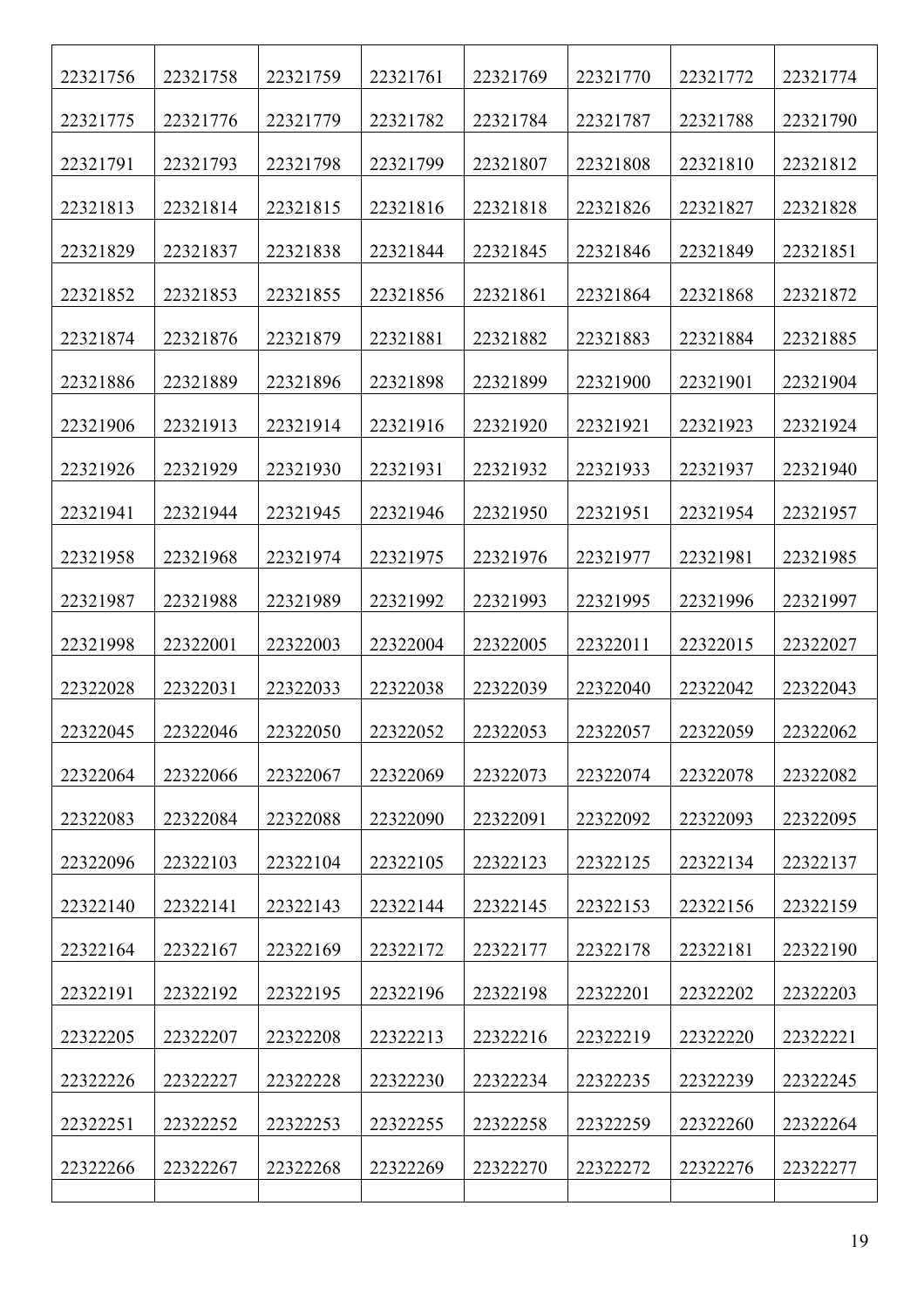| 22321756 | 22321758 | 22321759 | 22321761 | 22321769 | 22321770 | 22321772 | 22321774 |
|---|---|---|---|---|---|---|---|
| 22321775 | 22321776 | 22321779 | 22321782 | 22321784 | 22321787 | 22321788 | 22321790 |
| 22321791 | 22321793 | 22321798 | 22321799 | 22321807 | 22321808 | 22321810 | 22321812 |
| 22321813 | 22321814 | 22321815 | 22321816 | 22321818 | 22321826 | 22321827 | 22321828 |
| 22321829 | 22321837 | 22321838 | 22321844 | 22321845 | 22321846 | 22321849 | 22321851 |
| 22321852 | 22321853 | 22321855 | 22321856 | 22321861 | 22321864 | 22321868 | 22321872 |
| 22321874 | 22321876 | 22321879 | 22321881 | 22321882 | 22321883 | 22321884 | 22321885 |
| 22321886 | 22321889 | 22321896 | 22321898 | 22321899 | 22321900 | 22321901 | 22321904 |
| 22321906 | 22321913 | 22321914 | 22321916 | 22321920 | 22321921 | 22321923 | 22321924 |
| 22321926 | 22321929 | 22321930 | 22321931 | 22321932 | 22321933 | 22321937 | 22321940 |
| 22321941 | 22321944 | 22321945 | 22321946 | 22321950 | 22321951 | 22321954 | 22321957 |
| 22321958 | 22321968 | 22321974 | 22321975 | 22321976 | 22321977 | 22321981 | 22321985 |
| 22321987 | 22321988 | 22321989 | 22321992 | 22321993 | 22321995 | 22321996 | 22321997 |
| 22321998 | 22322001 | 22322003 | 22322004 | 22322005 | 22322011 | 22322015 | 22322027 |
| 22322028 | 22322031 | 22322033 | 22322038 | 22322039 | 22322040 | 22322042 | 22322043 |
| 22322045 | 22322046 | 22322050 | 22322052 | 22322053 | 22322057 | 22322059 | 22322062 |
| 22322064 | 22322066 | 22322067 | 22322069 | 22322073 | 22322074 | 22322078 | 22322082 |
| 22322083 | 22322084 | 22322088 | 22322090 | 22322091 | 22322092 | 22322093 | 22322095 |
| 22322096 | 22322103 | 22322104 | 22322105 | 22322123 | 22322125 | 22322134 | 22322137 |
| 22322140 | 22322141 | 22322143 | 22322144 | 22322145 | 22322153 | 22322156 | 22322159 |
| 22322164 | 22322167 | 22322169 | 22322172 | 22322177 | 22322178 | 22322181 | 22322190 |
| 22322191 | 22322192 | 22322195 | 22322196 | 22322198 | 22322201 | 22322202 | 22322203 |
| 22322205 | 22322207 | 22322208 | 22322213 | 22322216 | 22322219 | 22322220 | 22322221 |
| 22322226 | 22322227 | 22322228 | 22322230 | 22322234 | 22322235 | 22322239 | 22322245 |
| 22322251 | 22322252 | 22322253 | 22322255 | 22322258 | 22322259 | 22322260 | 22322264 |
| 22322266 | 22322267 | 22322268 | 22322269 | 22322270 | 22322272 | 22322276 | 22322277 |
| | | | | | | | |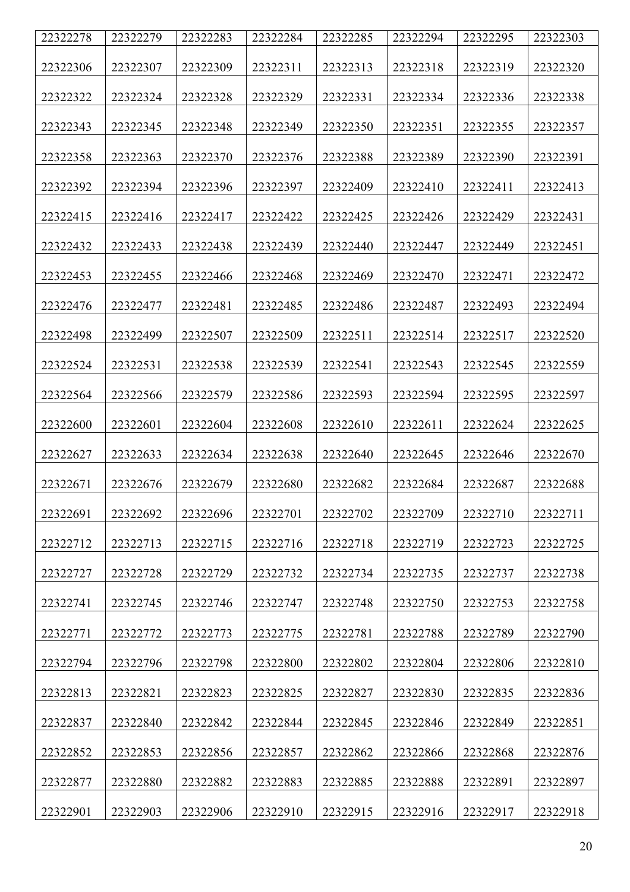| 22322278 | 22322279 | 22322283 | 22322284 | 22322285 | 22322294 | 22322295 | 22322303 |
|---|---|---|---|---|---|---|---|
| 22322306 | 22322307 | 22322309 | 22322311 | 22322313 | 22322318 | 22322319 | 22322320 |
| 22322322 | 22322324 | 22322328 | 22322329 | 22322331 | 22322334 | 22322336 | 22322338 |
| 22322343 | 22322345 | 22322348 | 22322349 | 22322350 | 22322351 | 22322355 | 22322357 |
| 22322358 | 22322363 | 22322370 | 22322376 | 22322388 | 22322389 | 22322390 | 22322391 |
| 22322392 | 22322394 | 22322396 | 22322397 | 22322409 | 22322410 | 22322411 | 22322413 |
| 22322415 | 22322416 | 22322417 | 22322422 | 22322425 | 22322426 | 22322429 | 22322431 |
| 22322432 | 22322433 | 22322438 | 22322439 | 22322440 | 22322447 | 22322449 | 22322451 |
| 22322453 | 22322455 | 22322466 | 22322468 | 22322469 | 22322470 | 22322471 | 22322472 |
| 22322476 | 22322477 | 22322481 | 22322485 | 22322486 | 22322487 | 22322493 | 22322494 |
| 22322498 | 22322499 | 22322507 | 22322509 | 22322511 | 22322514 | 22322517 | 22322520 |
| 22322524 | 22322531 | 22322538 | 22322539 | 22322541 | 22322543 | 22322545 | 22322559 |
| 22322564 | 22322566 | 22322579 | 22322586 | 22322593 | 22322594 | 22322595 | 22322597 |
| 22322600 | 22322601 | 22322604 | 22322608 | 22322610 | 22322611 | 22322624 | 22322625 |
| 22322627 | 22322633 | 22322634 | 22322638 | 22322640 | 22322645 | 22322646 | 22322670 |
| 22322671 | 22322676 | 22322679 | 22322680 | 22322682 | 22322684 | 22322687 | 22322688 |
| 22322691 | 22322692 | 22322696 | 22322701 | 22322702 | 22322709 | 22322710 | 22322711 |
| 22322712 | 22322713 | 22322715 | 22322716 | 22322718 | 22322719 | 22322723 | 22322725 |
| 22322727 | 22322728 | 22322729 | 22322732 | 22322734 | 22322735 | 22322737 | 22322738 |
| 22322741 | 22322745 | 22322746 | 22322747 | 22322748 | 22322750 | 22322753 | 22322758 |
| 22322771 | 22322772 | 22322773 | 22322775 | 22322781 | 22322788 | 22322789 | 22322790 |
| 22322794 | 22322796 | 22322798 | 22322800 | 22322802 | 22322804 | 22322806 | 22322810 |
| 22322813 | 22322821 | 22322823 | 22322825 | 22322827 | 22322830 | 22322835 | 22322836 |
| 22322837 | 22322840 | 22322842 | 22322844 | 22322845 | 22322846 | 22322849 | 22322851 |
| 22322852 | 22322853 | 22322856 | 22322857 | 22322862 | 22322866 | 22322868 | 22322876 |
| 22322877 | 22322880 | 22322882 | 22322883 | 22322885 | 22322888 | 22322891 | 22322897 |
| 22322901 | 22322903 | 22322906 | 22322910 | 22322915 | 22322916 | 22322917 | 22322918 |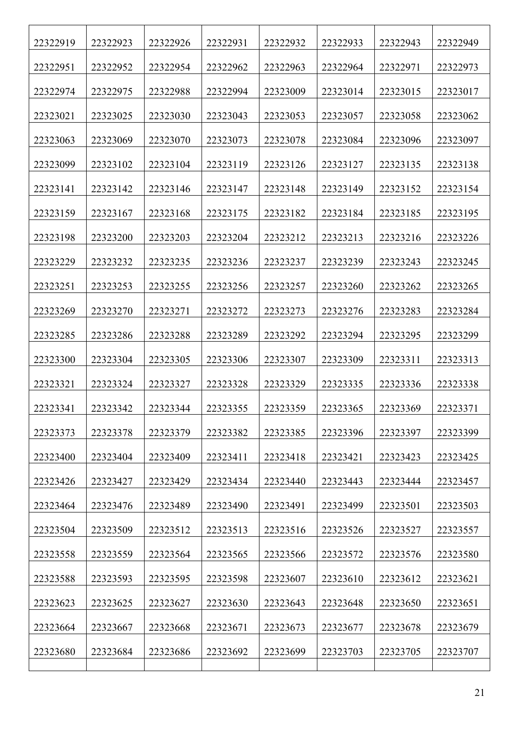| | | | | | | | |
|---|---|---|---|---|---|---|---|
| 22322919 | 22322923 | 22322926 | 22322931 | 22322932 | 22322933 | 22322943 | 22322949 |
| 22322951 | 22322952 | 22322954 | 22322962 | 22322963 | 22322964 | 22322971 | 22322973 |
| 22322974 | 22322975 | 22322988 | 22322994 | 22323009 | 22323014 | 22323015 | 22323017 |
| 22323021 | 22323025 | 22323030 | 22323043 | 22323053 | 22323057 | 22323058 | 22323062 |
| 22323063 | 22323069 | 22323070 | 22323073 | 22323078 | 22323084 | 22323096 | 22323097 |
| 22323099 | 22323102 | 22323104 | 22323119 | 22323126 | 22323127 | 22323135 | 22323138 |
| 22323141 | 22323142 | 22323146 | 22323147 | 22323148 | 22323149 | 22323152 | 22323154 |
| 22323159 | 22323167 | 22323168 | 22323175 | 22323182 | 22323184 | 22323185 | 22323195 |
| 22323198 | 22323200 | 22323203 | 22323204 | 22323212 | 22323213 | 22323216 | 22323226 |
| 22323229 | 22323232 | 22323235 | 22323236 | 22323237 | 22323239 | 22323243 | 22323245 |
| 22323251 | 22323253 | 22323255 | 22323256 | 22323257 | 22323260 | 22323262 | 22323265 |
| 22323269 | 22323270 | 22323271 | 22323272 | 22323273 | 22323276 | 22323283 | 22323284 |
| 22323285 | 22323286 | 22323288 | 22323289 | 22323292 | 22323294 | 22323295 | 22323299 |
| 22323300 | 22323304 | 22323305 | 22323306 | 22323307 | 22323309 | 22323311 | 22323313 |
| 22323321 | 22323324 | 22323327 | 22323328 | 22323329 | 22323335 | 22323336 | 22323338 |
| 22323341 | 22323342 | 22323344 | 22323355 | 22323359 | 22323365 | 22323369 | 22323371 |
| 22323373 | 22323378 | 22323379 | 22323382 | 22323385 | 22323396 | 22323397 | 22323399 |
| 22323400 | 22323404 | 22323409 | 22323411 | 22323418 | 22323421 | 22323423 | 22323425 |
| 22323426 | 22323427 | 22323429 | 22323434 | 22323440 | 22323443 | 22323444 | 22323457 |
| 22323464 | 22323476 | 22323489 | 22323490 | 22323491 | 22323499 | 22323501 | 22323503 |
| 22323504 | 22323509 | 22323512 | 22323513 | 22323516 | 22323526 | 22323527 | 22323557 |
| 22323558 | 22323559 | 22323564 | 22323565 | 22323566 | 22323572 | 22323576 | 22323580 |
| 22323588 | 22323593 | 22323595 | 22323598 | 22323607 | 22323610 | 22323612 | 22323621 |
| 22323623 | 22323625 | 22323627 | 22323630 | 22323643 | 22323648 | 22323650 | 22323651 |
| 22323664 | 22323667 | 22323668 | 22323671 | 22323673 | 22323677 | 22323678 | 22323679 |
| 22323680 | 22323684 | 22323686 | 22323692 | 22323699 | 22323703 | 22323705 | 22323707 |
| | | | | | | | |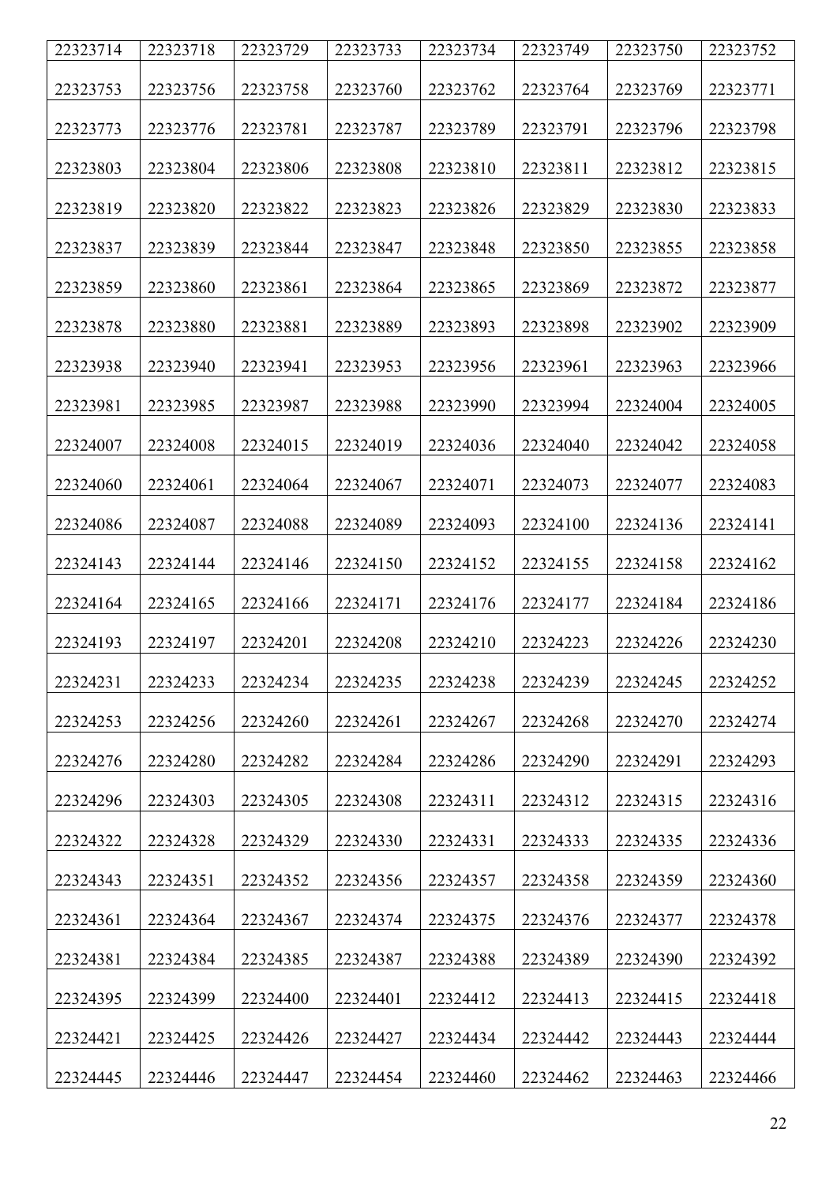| 22323714 | 22323718 | 22323729 | 22323733 | 22323734 | 22323749 | 22323750 | 22323752 |
|---|---|---|---|---|---|---|---|
| 22323753 | 22323756 | 22323758 | 22323760 | 22323762 | 22323764 | 22323769 | 22323771 |
| 22323773 | 22323776 | 22323781 | 22323787 | 22323789 | 22323791 | 22323796 | 22323798 |
| 22323803 | 22323804 | 22323806 | 22323808 | 22323810 | 22323811 | 22323812 | 22323815 |
| 22323819 | 22323820 | 22323822 | 22323823 | 22323826 | 22323829 | 22323830 | 22323833 |
| 22323837 | 22323839 | 22323844 | 22323847 | 22323848 | 22323850 | 22323855 | 22323858 |
| 22323859 | 22323860 | 22323861 | 22323864 | 22323865 | 22323869 | 22323872 | 22323877 |
| 22323878 | 22323880 | 22323881 | 22323889 | 22323893 | 22323898 | 22323902 | 22323909 |
| 22323938 | 22323940 | 22323941 | 22323953 | 22323956 | 22323961 | 22323963 | 22323966 |
| 22323981 | 22323985 | 22323987 | 22323988 | 22323990 | 22323994 | 22324004 | 22324005 |
| 22324007 | 22324008 | 22324015 | 22324019 | 22324036 | 22324040 | 22324042 | 22324058 |
| 22324060 | 22324061 | 22324064 | 22324067 | 22324071 | 22324073 | 22324077 | 22324083 |
| 22324086 | 22324087 | 22324088 | 22324089 | 22324093 | 22324100 | 22324136 | 22324141 |
| 22324143 | 22324144 | 22324146 | 22324150 | 22324152 | 22324155 | 22324158 | 22324162 |
| 22324164 | 22324165 | 22324166 | 22324171 | 22324176 | 22324177 | 22324184 | 22324186 |
| 22324193 | 22324197 | 22324201 | 22324208 | 22324210 | 22324223 | 22324226 | 22324230 |
| 22324231 | 22324233 | 22324234 | 22324235 | 22324238 | 22324239 | 22324245 | 22324252 |
| 22324253 | 22324256 | 22324260 | 22324261 | 22324267 | 22324268 | 22324270 | 22324274 |
| 22324276 | 22324280 | 22324282 | 22324284 | 22324286 | 22324290 | 22324291 | 22324293 |
| 22324296 | 22324303 | 22324305 | 22324308 | 22324311 | 22324312 | 22324315 | 22324316 |
| 22324322 | 22324328 | 22324329 | 22324330 | 22324331 | 22324333 | 22324335 | 22324336 |
| 22324343 | 22324351 | 22324352 | 22324356 | 22324357 | 22324358 | 22324359 | 22324360 |
| 22324361 | 22324364 | 22324367 | 22324374 | 22324375 | 22324376 | 22324377 | 22324378 |
| 22324381 | 22324384 | 22324385 | 22324387 | 22324388 | 22324389 | 22324390 | 22324392 |
| 22324395 | 22324399 | 22324400 | 22324401 | 22324412 | 22324413 | 22324415 | 22324418 |
| 22324421 | 22324425 | 22324426 | 22324427 | 22324434 | 22324442 | 22324443 | 22324444 |
| 22324445 | 22324446 | 22324447 | 22324454 | 22324460 | 22324462 | 22324463 | 22324466 |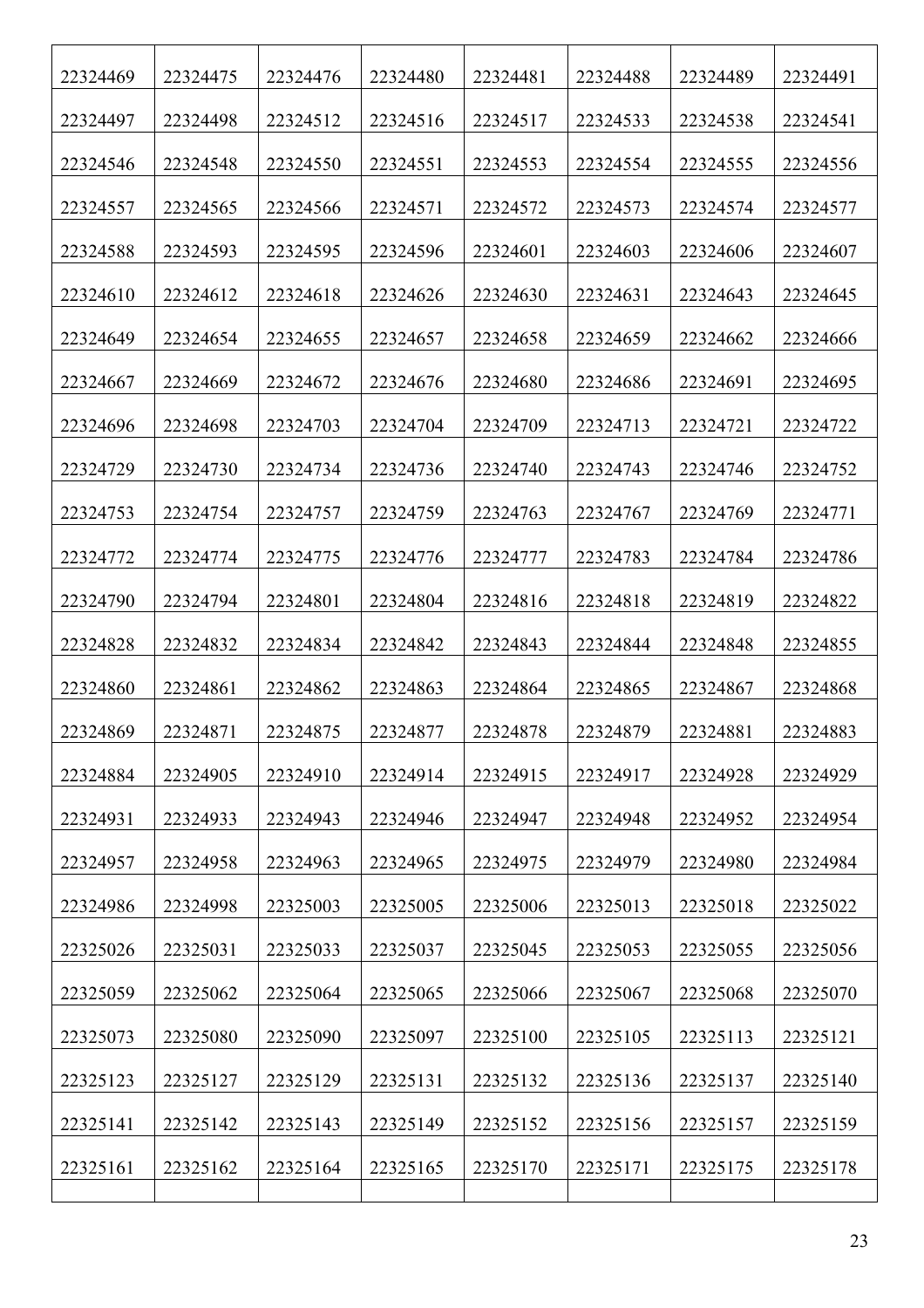| 22324469 | 22324475 | 22324476 | 22324480 | 22324481 | 22324488 | 22324489 | 22324491 |
|---|---|---|---|---|---|---|---|
| 22324497 | 22324498 | 22324512 | 22324516 | 22324517 | 22324533 | 22324538 | 22324541 |
| 22324546 | 22324548 | 22324550 | 22324551 | 22324553 | 22324554 | 22324555 | 22324556 |
| 22324557 | 22324565 | 22324566 | 22324571 | 22324572 | 22324573 | 22324574 | 22324577 |
| 22324588 | 22324593 | 22324595 | 22324596 | 22324601 | 22324603 | 22324606 | 22324607 |
| 22324610 | 22324612 | 22324618 | 22324626 | 22324630 | 22324631 | 22324643 | 22324645 |
| 22324649 | 22324654 | 22324655 | 22324657 | 22324658 | 22324659 | 22324662 | 22324666 |
| 22324667 | 22324669 | 22324672 | 22324676 | 22324680 | 22324686 | 22324691 | 22324695 |
| 22324696 | 22324698 | 22324703 | 22324704 | 22324709 | 22324713 | 22324721 | 22324722 |
| 22324729 | 22324730 | 22324734 | 22324736 | 22324740 | 22324743 | 22324746 | 22324752 |
| 22324753 | 22324754 | 22324757 | 22324759 | 22324763 | 22324767 | 22324769 | 22324771 |
| 22324772 | 22324774 | 22324775 | 22324776 | 22324777 | 22324783 | 22324784 | 22324786 |
| 22324790 | 22324794 | 22324801 | 22324804 | 22324816 | 22324818 | 22324819 | 22324822 |
| 22324828 | 22324832 | 22324834 | 22324842 | 22324843 | 22324844 | 22324848 | 22324855 |
| 22324860 | 22324861 | 22324862 | 22324863 | 22324864 | 22324865 | 22324867 | 22324868 |
| 22324869 | 22324871 | 22324875 | 22324877 | 22324878 | 22324879 | 22324881 | 22324883 |
| 22324884 | 22324905 | 22324910 | 22324914 | 22324915 | 22324917 | 22324928 | 22324929 |
| 22324931 | 22324933 | 22324943 | 22324946 | 22324947 | 22324948 | 22324952 | 22324954 |
| 22324957 | 22324958 | 22324963 | 22324965 | 22324975 | 22324979 | 22324980 | 22324984 |
| 22324986 | 22324998 | 22325003 | 22325005 | 22325006 | 22325013 | 22325018 | 22325022 |
| 22325026 | 22325031 | 22325033 | 22325037 | 22325045 | 22325053 | 22325055 | 22325056 |
| 22325059 | 22325062 | 22325064 | 22325065 | 22325066 | 22325067 | 22325068 | 22325070 |
| 22325073 | 22325080 | 22325090 | 22325097 | 22325100 | 22325105 | 22325113 | 22325121 |
| 22325123 | 22325127 | 22325129 | 22325131 | 22325132 | 22325136 | 22325137 | 22325140 |
| 22325141 | 22325142 | 22325143 | 22325149 | 22325152 | 22325156 | 22325157 | 22325159 |
| 22325161 | 22325162 | 22325164 | 22325165 | 22325170 | 22325171 | 22325175 | 22325178 |
| | | | | | | | |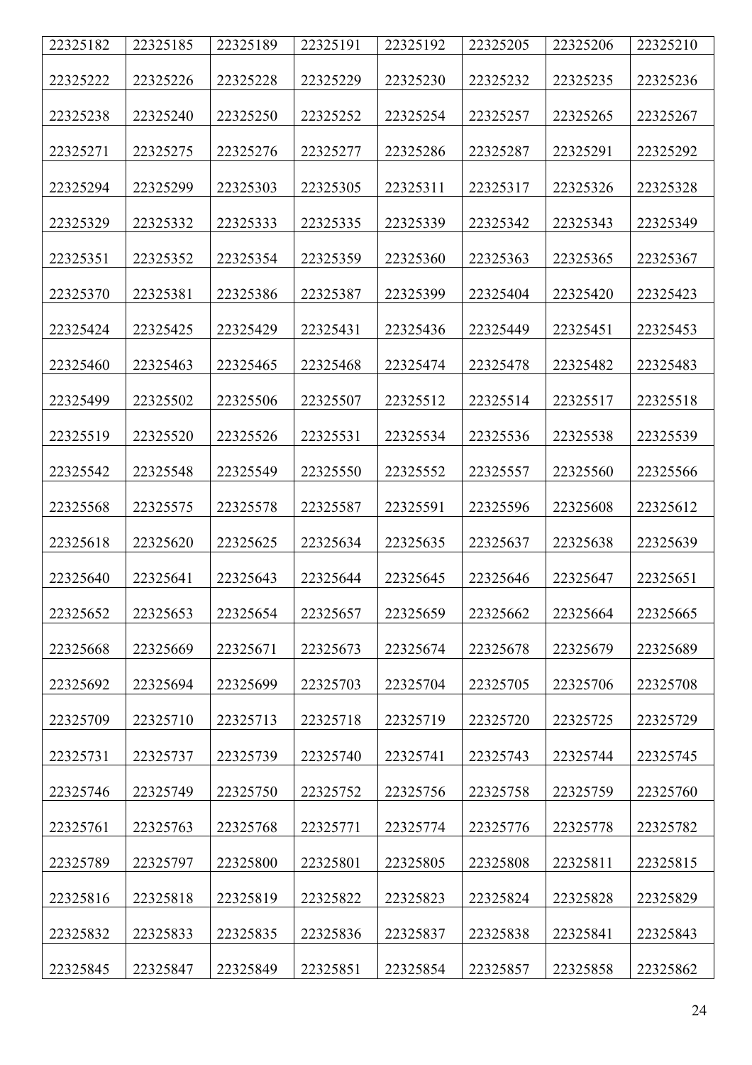| 22325182 | 22325185 | 22325189 | 22325191 | 22325192 | 22325205 | 22325206 | 22325210 |
|---|---|---|---|---|---|---|---|
| 22325222 | 22325226 | 22325228 | 22325229 | 22325230 | 22325232 | 22325235 | 22325236 |
| 22325238 | 22325240 | 22325250 | 22325252 | 22325254 | 22325257 | 22325265 | 22325267 |
| 22325271 | 22325275 | 22325276 | 22325277 | 22325286 | 22325287 | 22325291 | 22325292 |
| 22325294 | 22325299 | 22325303 | 22325305 | 22325311 | 22325317 | 22325326 | 22325328 |
| 22325329 | 22325332 | 22325333 | 22325335 | 22325339 | 22325342 | 22325343 | 22325349 |
| 22325351 | 22325352 | 22325354 | 22325359 | 22325360 | 22325363 | 22325365 | 22325367 |
| 22325370 | 22325381 | 22325386 | 22325387 | 22325399 | 22325404 | 22325420 | 22325423 |
| 22325424 | 22325425 | 22325429 | 22325431 | 22325436 | 22325449 | 22325451 | 22325453 |
| 22325460 | 22325463 | 22325465 | 22325468 | 22325474 | 22325478 | 22325482 | 22325483 |
| 22325499 | 22325502 | 22325506 | 22325507 | 22325512 | 22325514 | 22325517 | 22325518 |
| 22325519 | 22325520 | 22325526 | 22325531 | 22325534 | 22325536 | 22325538 | 22325539 |
| 22325542 | 22325548 | 22325549 | 22325550 | 22325552 | 22325557 | 22325560 | 22325566 |
| 22325568 | 22325575 | 22325578 | 22325587 | 22325591 | 22325596 | 22325608 | 22325612 |
| 22325618 | 22325620 | 22325625 | 22325634 | 22325635 | 22325637 | 22325638 | 22325639 |
| 22325640 | 22325641 | 22325643 | 22325644 | 22325645 | 22325646 | 22325647 | 22325651 |
| 22325652 | 22325653 | 22325654 | 22325657 | 22325659 | 22325662 | 22325664 | 22325665 |
| 22325668 | 22325669 | 22325671 | 22325673 | 22325674 | 22325678 | 22325679 | 22325689 |
| 22325692 | 22325694 | 22325699 | 22325703 | 22325704 | 22325705 | 22325706 | 22325708 |
| 22325709 | 22325710 | 22325713 | 22325718 | 22325719 | 22325720 | 22325725 | 22325729 |
| 22325731 | 22325737 | 22325739 | 22325740 | 22325741 | 22325743 | 22325744 | 22325745 |
| 22325746 | 22325749 | 22325750 | 22325752 | 22325756 | 22325758 | 22325759 | 22325760 |
| 22325761 | 22325763 | 22325768 | 22325771 | 22325774 | 22325776 | 22325778 | 22325782 |
| 22325789 | 22325797 | 22325800 | 22325801 | 22325805 | 22325808 | 22325811 | 22325815 |
| 22325816 | 22325818 | 22325819 | 22325822 | 22325823 | 22325824 | 22325828 | 22325829 |
| 22325832 | 22325833 | 22325835 | 22325836 | 22325837 | 22325838 | 22325841 | 22325843 |
| 22325845 | 22325847 | 22325849 | 22325851 | 22325854 | 22325857 | 22325858 | 22325862 |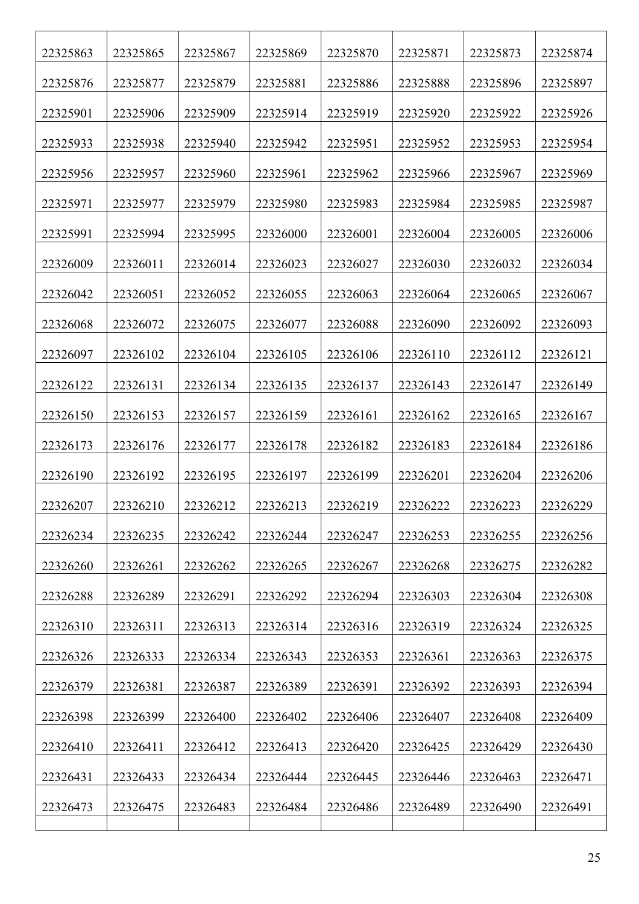| | | | | | | | |
|---|---|---|---|---|---|---|---|
| 22325863 | 22325865 | 22325867 | 22325869 | 22325870 | 22325871 | 22325873 | 22325874 |
| 22325876 | 22325877 | 22325879 | 22325881 | 22325886 | 22325888 | 22325896 | 22325897 |
| 22325901 | 22325906 | 22325909 | 22325914 | 22325919 | 22325920 | 22325922 | 22325926 |
| 22325933 | 22325938 | 22325940 | 22325942 | 22325951 | 22325952 | 22325953 | 22325954 |
| 22325956 | 22325957 | 22325960 | 22325961 | 22325962 | 22325966 | 22325967 | 22325969 |
| 22325971 | 22325977 | 22325979 | 22325980 | 22325983 | 22325984 | 22325985 | 22325987 |
| 22325991 | 22325994 | 22325995 | 22326000 | 22326001 | 22326004 | 22326005 | 22326006 |
| 22326009 | 22326011 | 22326014 | 22326023 | 22326027 | 22326030 | 22326032 | 22326034 |
| 22326042 | 22326051 | 22326052 | 22326055 | 22326063 | 22326064 | 22326065 | 22326067 |
| 22326068 | 22326072 | 22326075 | 22326077 | 22326088 | 22326090 | 22326092 | 22326093 |
| 22326097 | 22326102 | 22326104 | 22326105 | 22326106 | 22326110 | 22326112 | 22326121 |
| 22326122 | 22326131 | 22326134 | 22326135 | 22326137 | 22326143 | 22326147 | 22326149 |
| 22326150 | 22326153 | 22326157 | 22326159 | 22326161 | 22326162 | 22326165 | 22326167 |
| 22326173 | 22326176 | 22326177 | 22326178 | 22326182 | 22326183 | 22326184 | 22326186 |
| 22326190 | 22326192 | 22326195 | 22326197 | 22326199 | 22326201 | 22326204 | 22326206 |
| 22326207 | 22326210 | 22326212 | 22326213 | 22326219 | 22326222 | 22326223 | 22326229 |
| 22326234 | 22326235 | 22326242 | 22326244 | 22326247 | 22326253 | 22326255 | 22326256 |
| 22326260 | 22326261 | 22326262 | 22326265 | 22326267 | 22326268 | 22326275 | 22326282 |
| 22326288 | 22326289 | 22326291 | 22326292 | 22326294 | 22326303 | 22326304 | 22326308 |
| 22326310 | 22326311 | 22326313 | 22326314 | 22326316 | 22326319 | 22326324 | 22326325 |
| 22326326 | 22326333 | 22326334 | 22326343 | 22326353 | 22326361 | 22326363 | 22326375 |
| 22326379 | 22326381 | 22326387 | 22326389 | 22326391 | 22326392 | 22326393 | 22326394 |
| 22326398 | 22326399 | 22326400 | 22326402 | 22326406 | 22326407 | 22326408 | 22326409 |
| 22326410 | 22326411 | 22326412 | 22326413 | 22326420 | 22326425 | 22326429 | 22326430 |
| 22326431 | 22326433 | 22326434 | 22326444 | 22326445 | 22326446 | 22326463 | 22326471 |
| 22326473 | 22326475 | 22326483 | 22326484 | 22326486 | 22326489 | 22326490 | 22326491 |
| | | | | | | | |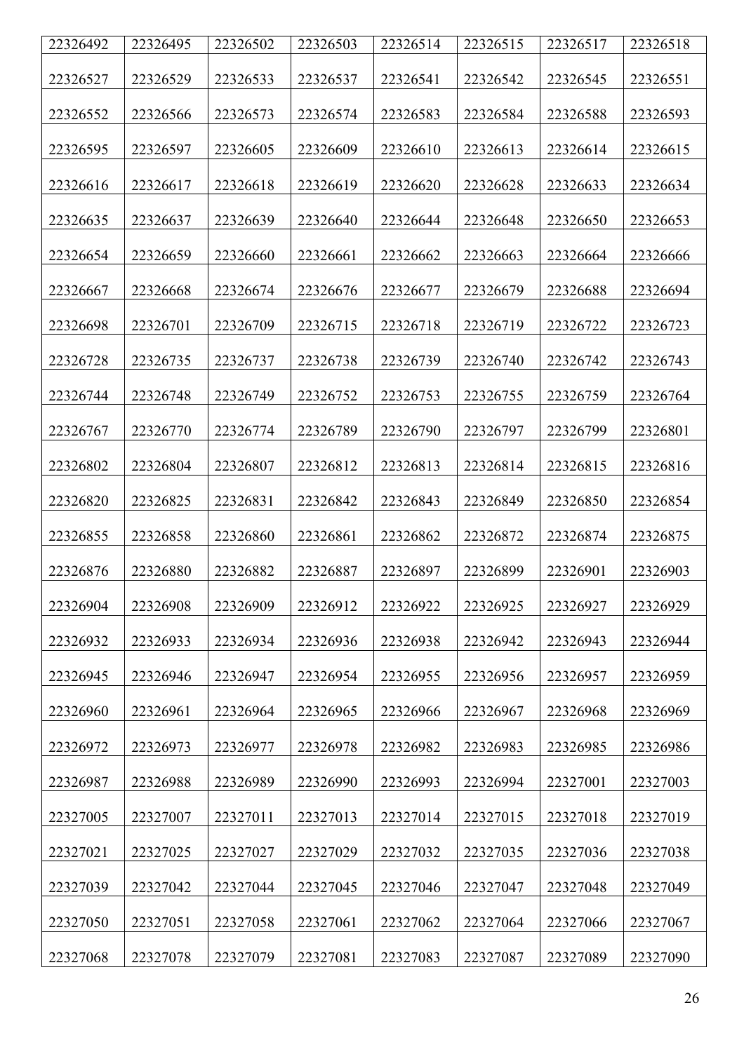| 22326492 | 22326495 | 22326502 | 22326503 | 22326514 | 22326515 | 22326517 | 22326518 |
|---|---|---|---|---|---|---|---|
| 22326527 | 22326529 | 22326533 | 22326537 | 22326541 | 22326542 | 22326545 | 22326551 |
| 22326552 | 22326566 | 22326573 | 22326574 | 22326583 | 22326584 | 22326588 | 22326593 |
| 22326595 | 22326597 | 22326605 | 22326609 | 22326610 | 22326613 | 22326614 | 22326615 |
| 22326616 | 22326617 | 22326618 | 22326619 | 22326620 | 22326628 | 22326633 | 22326634 |
| 22326635 | 22326637 | 22326639 | 22326640 | 22326644 | 22326648 | 22326650 | 22326653 |
| 22326654 | 22326659 | 22326660 | 22326661 | 22326662 | 22326663 | 22326664 | 22326666 |
| 22326667 | 22326668 | 22326674 | 22326676 | 22326677 | 22326679 | 22326688 | 22326694 |
| 22326698 | 22326701 | 22326709 | 22326715 | 22326718 | 22326719 | 22326722 | 22326723 |
| 22326728 | 22326735 | 22326737 | 22326738 | 22326739 | 22326740 | 22326742 | 22326743 |
| 22326744 | 22326748 | 22326749 | 22326752 | 22326753 | 22326755 | 22326759 | 22326764 |
| 22326767 | 22326770 | 22326774 | 22326789 | 22326790 | 22326797 | 22326799 | 22326801 |
| 22326802 | 22326804 | 22326807 | 22326812 | 22326813 | 22326814 | 22326815 | 22326816 |
| 22326820 | 22326825 | 22326831 | 22326842 | 22326843 | 22326849 | 22326850 | 22326854 |
| 22326855 | 22326858 | 22326860 | 22326861 | 22326862 | 22326872 | 22326874 | 22326875 |
| 22326876 | 22326880 | 22326882 | 22326887 | 22326897 | 22326899 | 22326901 | 22326903 |
| 22326904 | 22326908 | 22326909 | 22326912 | 22326922 | 22326925 | 22326927 | 22326929 |
| 22326932 | 22326933 | 22326934 | 22326936 | 22326938 | 22326942 | 22326943 | 22326944 |
| 22326945 | 22326946 | 22326947 | 22326954 | 22326955 | 22326956 | 22326957 | 22326959 |
| 22326960 | 22326961 | 22326964 | 22326965 | 22326966 | 22326967 | 22326968 | 22326969 |
| 22326972 | 22326973 | 22326977 | 22326978 | 22326982 | 22326983 | 22326985 | 22326986 |
| 22326987 | 22326988 | 22326989 | 22326990 | 22326993 | 22326994 | 22327001 | 22327003 |
| 22327005 | 22327007 | 22327011 | 22327013 | 22327014 | 22327015 | 22327018 | 22327019 |
| 22327021 | 22327025 | 22327027 | 22327029 | 22327032 | 22327035 | 22327036 | 22327038 |
| 22327039 | 22327042 | 22327044 | 22327045 | 22327046 | 22327047 | 22327048 | 22327049 |
| 22327050 | 22327051 | 22327058 | 22327061 | 22327062 | 22327064 | 22327066 | 22327067 |
| 22327068 | 22327078 | 22327079 | 22327081 | 22327083 | 22327087 | 22327089 | 22327090 |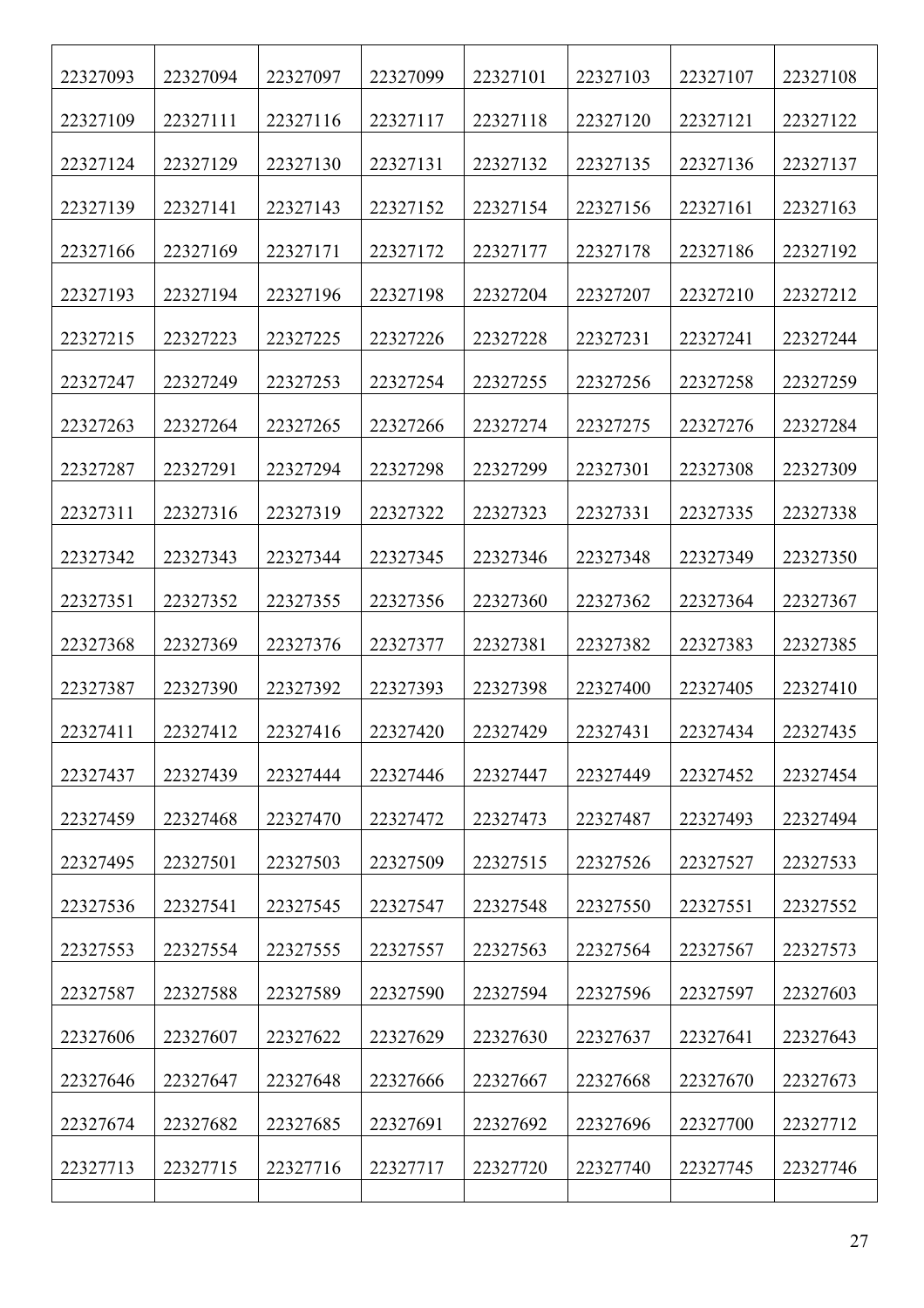| | | | | | | | |
|---|---|---|---|---|---|---|---|
| 22327093 | 22327094 | 22327097 | 22327099 | 22327101 | 22327103 | 22327107 | 22327108 |
| 22327109 | 22327111 | 22327116 | 22327117 | 22327118 | 22327120 | 22327121 | 22327122 |
| 22327124 | 22327129 | 22327130 | 22327131 | 22327132 | 22327135 | 22327136 | 22327137 |
| 22327139 | 22327141 | 22327143 | 22327152 | 22327154 | 22327156 | 22327161 | 22327163 |
| 22327166 | 22327169 | 22327171 | 22327172 | 22327177 | 22327178 | 22327186 | 22327192 |
| 22327193 | 22327194 | 22327196 | 22327198 | 22327204 | 22327207 | 22327210 | 22327212 |
| 22327215 | 22327223 | 22327225 | 22327226 | 22327228 | 22327231 | 22327241 | 22327244 |
| 22327247 | 22327249 | 22327253 | 22327254 | 22327255 | 22327256 | 22327258 | 22327259 |
| 22327263 | 22327264 | 22327265 | 22327266 | 22327274 | 22327275 | 22327276 | 22327284 |
| 22327287 | 22327291 | 22327294 | 22327298 | 22327299 | 22327301 | 22327308 | 22327309 |
| 22327311 | 22327316 | 22327319 | 22327322 | 22327323 | 22327331 | 22327335 | 22327338 |
| 22327342 | 22327343 | 22327344 | 22327345 | 22327346 | 22327348 | 22327349 | 22327350 |
| 22327351 | 22327352 | 22327355 | 22327356 | 22327360 | 22327362 | 22327364 | 22327367 |
| 22327368 | 22327369 | 22327376 | 22327377 | 22327381 | 22327382 | 22327383 | 22327385 |
| 22327387 | 22327390 | 22327392 | 22327393 | 22327398 | 22327400 | 22327405 | 22327410 |
| 22327411 | 22327412 | 22327416 | 22327420 | 22327429 | 22327431 | 22327434 | 22327435 |
| 22327437 | 22327439 | 22327444 | 22327446 | 22327447 | 22327449 | 22327452 | 22327454 |
| 22327459 | 22327468 | 22327470 | 22327472 | 22327473 | 22327487 | 22327493 | 22327494 |
| 22327495 | 22327501 | 22327503 | 22327509 | 22327515 | 22327526 | 22327527 | 22327533 |
| 22327536 | 22327541 | 22327545 | 22327547 | 22327548 | 22327550 | 22327551 | 22327552 |
| 22327553 | 22327554 | 22327555 | 22327557 | 22327563 | 22327564 | 22327567 | 22327573 |
| 22327587 | 22327588 | 22327589 | 22327590 | 22327594 | 22327596 | 22327597 | 22327603 |
| 22327606 | 22327607 | 22327622 | 22327629 | 22327630 | 22327637 | 22327641 | 22327643 |
| 22327646 | 22327647 | 22327648 | 22327666 | 22327667 | 22327668 | 22327670 | 22327673 |
| 22327674 | 22327682 | 22327685 | 22327691 | 22327692 | 22327696 | 22327700 | 22327712 |
| 22327713 | 22327715 | 22327716 | 22327717 | 22327720 | 22327740 | 22327745 | 22327746 |
| | | | | | | | |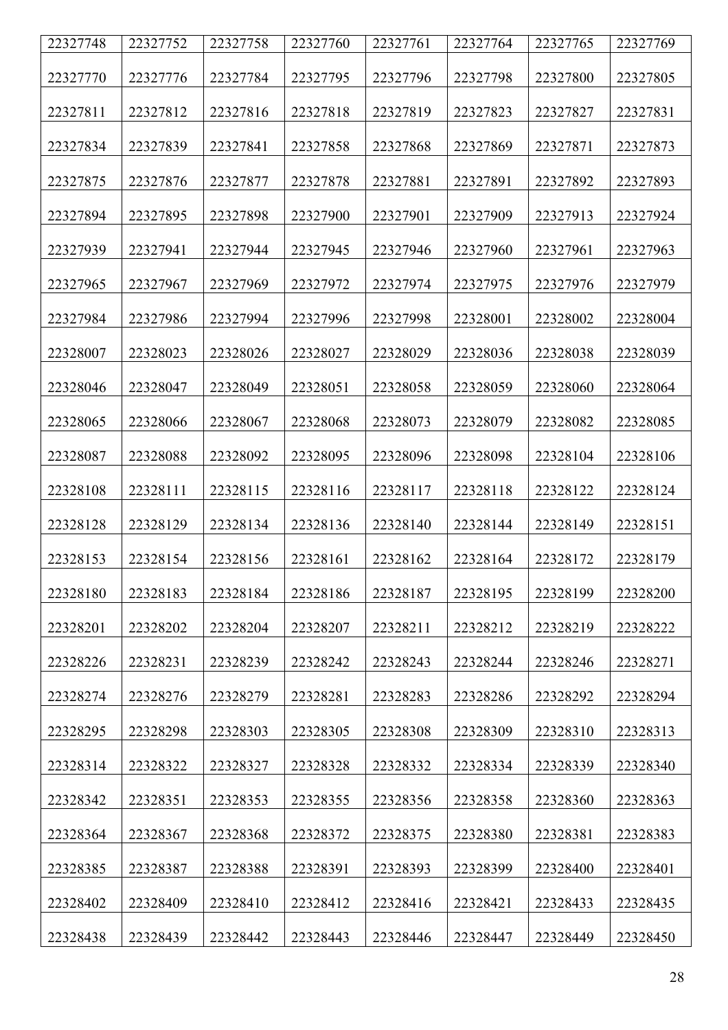| 22327748 | 22327752 | 22327758 | 22327760 | 22327761 | 22327764 | 22327765 | 22327769 |
|---|---|---|---|---|---|---|---|
| 22327770 | 22327776 | 22327784 | 22327795 | 22327796 | 22327798 | 22327800 | 22327805 |
| 22327811 | 22327812 | 22327816 | 22327818 | 22327819 | 22327823 | 22327827 | 22327831 |
| 22327834 | 22327839 | 22327841 | 22327858 | 22327868 | 22327869 | 22327871 | 22327873 |
| 22327875 | 22327876 | 22327877 | 22327878 | 22327881 | 22327891 | 22327892 | 22327893 |
| 22327894 | 22327895 | 22327898 | 22327900 | 22327901 | 22327909 | 22327913 | 22327924 |
| 22327939 | 22327941 | 22327944 | 22327945 | 22327946 | 22327960 | 22327961 | 22327963 |
| 22327965 | 22327967 | 22327969 | 22327972 | 22327974 | 22327975 | 22327976 | 22327979 |
| 22327984 | 22327986 | 22327994 | 22327996 | 22327998 | 22328001 | 22328002 | 22328004 |
| 22328007 | 22328023 | 22328026 | 22328027 | 22328029 | 22328036 | 22328038 | 22328039 |
| 22328046 | 22328047 | 22328049 | 22328051 | 22328058 | 22328059 | 22328060 | 22328064 |
| 22328065 | 22328066 | 22328067 | 22328068 | 22328073 | 22328079 | 22328082 | 22328085 |
| 22328087 | 22328088 | 22328092 | 22328095 | 22328096 | 22328098 | 22328104 | 22328106 |
| 22328108 | 22328111 | 22328115 | 22328116 | 22328117 | 22328118 | 22328122 | 22328124 |
| 22328128 | 22328129 | 22328134 | 22328136 | 22328140 | 22328144 | 22328149 | 22328151 |
| 22328153 | 22328154 | 22328156 | 22328161 | 22328162 | 22328164 | 22328172 | 22328179 |
| 22328180 | 22328183 | 22328184 | 22328186 | 22328187 | 22328195 | 22328199 | 22328200 |
| 22328201 | 22328202 | 22328204 | 22328207 | 22328211 | 22328212 | 22328219 | 22328222 |
| 22328226 | 22328231 | 22328239 | 22328242 | 22328243 | 22328244 | 22328246 | 22328271 |
| 22328274 | 22328276 | 22328279 | 22328281 | 22328283 | 22328286 | 22328292 | 22328294 |
| 22328295 | 22328298 | 22328303 | 22328305 | 22328308 | 22328309 | 22328310 | 22328313 |
| 22328314 | 22328322 | 22328327 | 22328328 | 22328332 | 22328334 | 22328339 | 22328340 |
| 22328342 | 22328351 | 22328353 | 22328355 | 22328356 | 22328358 | 22328360 | 22328363 |
| 22328364 | 22328367 | 22328368 | 22328372 | 22328375 | 22328380 | 22328381 | 22328383 |
| 22328385 | 22328387 | 22328388 | 22328391 | 22328393 | 22328399 | 22328400 | 22328401 |
| 22328402 | 22328409 | 22328410 | 22328412 | 22328416 | 22328421 | 22328433 | 22328435 |
| 22328438 | 22328439 | 22328442 | 22328443 | 22328446 | 22328447 | 22328449 | 22328450 |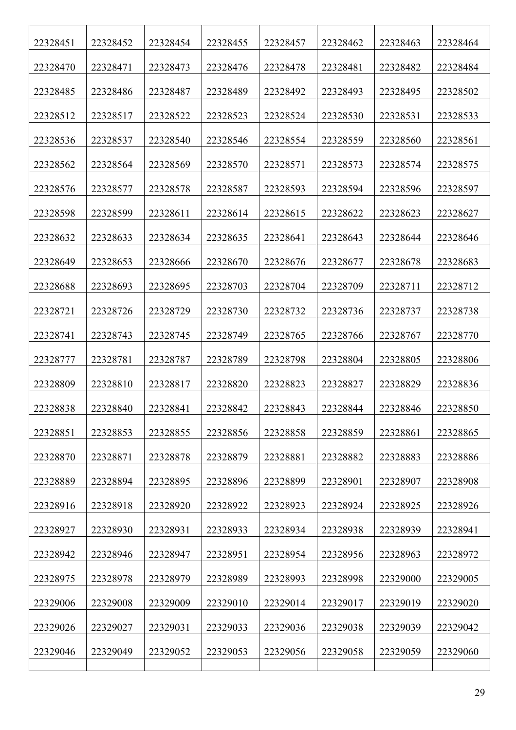| 22328451 | 22328452 | 22328454 | 22328455 | 22328457 | 22328462 | 22328463 | 22328464 |
|---|---|---|---|---|---|---|---|
| 22328470 | 22328471 | 22328473 | 22328476 | 22328478 | 22328481 | 22328482 | 22328484 |
| 22328485 | 22328486 | 22328487 | 22328489 | 22328492 | 22328493 | 22328495 | 22328502 |
| 22328512 | 22328517 | 22328522 | 22328523 | 22328524 | 22328530 | 22328531 | 22328533 |
| 22328536 | 22328537 | 22328540 | 22328546 | 22328554 | 22328559 | 22328560 | 22328561 |
| 22328562 | 22328564 | 22328569 | 22328570 | 22328571 | 22328573 | 22328574 | 22328575 |
| 22328576 | 22328577 | 22328578 | 22328587 | 22328593 | 22328594 | 22328596 | 22328597 |
| 22328598 | 22328599 | 22328611 | 22328614 | 22328615 | 22328622 | 22328623 | 22328627 |
| 22328632 | 22328633 | 22328634 | 22328635 | 22328641 | 22328643 | 22328644 | 22328646 |
| 22328649 | 22328653 | 22328666 | 22328670 | 22328676 | 22328677 | 22328678 | 22328683 |
| 22328688 | 22328693 | 22328695 | 22328703 | 22328704 | 22328709 | 22328711 | 22328712 |
| 22328721 | 22328726 | 22328729 | 22328730 | 22328732 | 22328736 | 22328737 | 22328738 |
| 22328741 | 22328743 | 22328745 | 22328749 | 22328765 | 22328766 | 22328767 | 22328770 |
| 22328777 | 22328781 | 22328787 | 22328789 | 22328798 | 22328804 | 22328805 | 22328806 |
| 22328809 | 22328810 | 22328817 | 22328820 | 22328823 | 22328827 | 22328829 | 22328836 |
| 22328838 | 22328840 | 22328841 | 22328842 | 22328843 | 22328844 | 22328846 | 22328850 |
| 22328851 | 22328853 | 22328855 | 22328856 | 22328858 | 22328859 | 22328861 | 22328865 |
| 22328870 | 22328871 | 22328878 | 22328879 | 22328881 | 22328882 | 22328883 | 22328886 |
| 22328889 | 22328894 | 22328895 | 22328896 | 22328899 | 22328901 | 22328907 | 22328908 |
| 22328916 | 22328918 | 22328920 | 22328922 | 22328923 | 22328924 | 22328925 | 22328926 |
| 22328927 | 22328930 | 22328931 | 22328933 | 22328934 | 22328938 | 22328939 | 22328941 |
| 22328942 | 22328946 | 22328947 | 22328951 | 22328954 | 22328956 | 22328963 | 22328972 |
| 22328975 | 22328978 | 22328979 | 22328989 | 22328993 | 22328998 | 22329000 | 22329005 |
| 22329006 | 22329008 | 22329009 | 22329010 | 22329014 | 22329017 | 22329019 | 22329020 |
| 22329026 | 22329027 | 22329031 | 22329033 | 22329036 | 22329038 | 22329039 | 22329042 |
| 22329046 | 22329049 | 22329052 | 22329053 | 22329056 | 22329058 | 22329059 | 22329060 |
| | | | | | | | |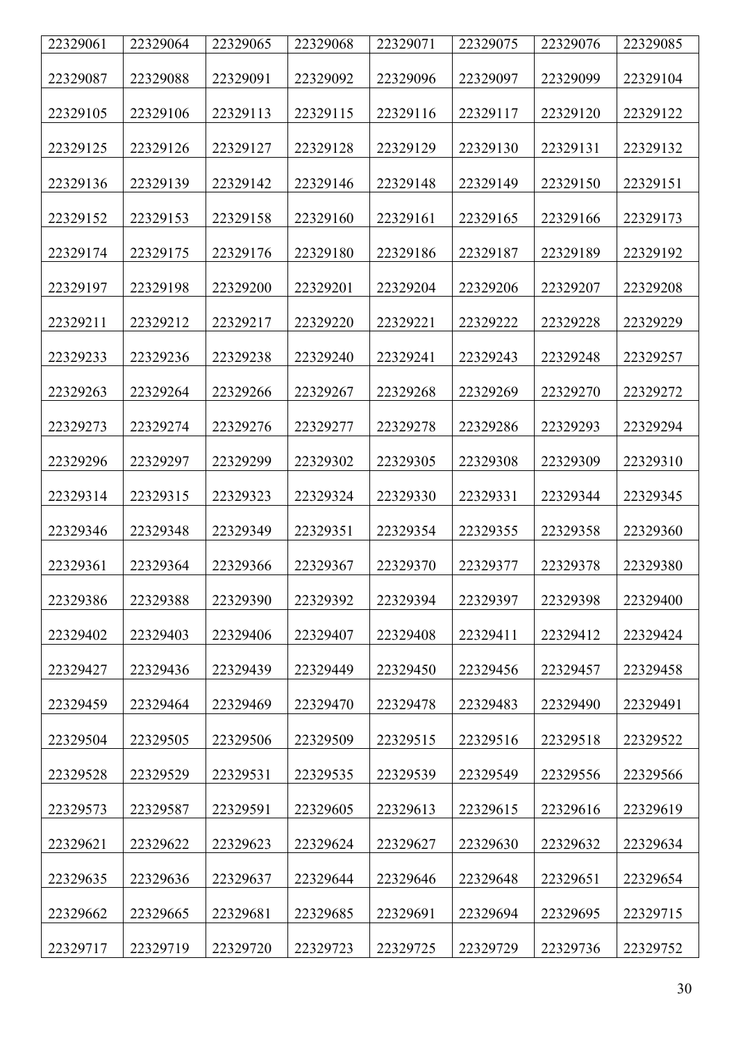| 22329061 | 22329064 | 22329065 | 22329068 | 22329071 | 22329075 | 22329076 | 22329085 |
|---|---|---|---|---|---|---|---|
| 22329087 | 22329088 | 22329091 | 22329092 | 22329096 | 22329097 | 22329099 | 22329104 |
| 22329105 | 22329106 | 22329113 | 22329115 | 22329116 | 22329117 | 22329120 | 22329122 |
| 22329125 | 22329126 | 22329127 | 22329128 | 22329129 | 22329130 | 22329131 | 22329132 |
| 22329136 | 22329139 | 22329142 | 22329146 | 22329148 | 22329149 | 22329150 | 22329151 |
| 22329152 | 22329153 | 22329158 | 22329160 | 22329161 | 22329165 | 22329166 | 22329173 |
| 22329174 | 22329175 | 22329176 | 22329180 | 22329186 | 22329187 | 22329189 | 22329192 |
| 22329197 | 22329198 | 22329200 | 22329201 | 22329204 | 22329206 | 22329207 | 22329208 |
| 22329211 | 22329212 | 22329217 | 22329220 | 22329221 | 22329222 | 22329228 | 22329229 |
| 22329233 | 22329236 | 22329238 | 22329240 | 22329241 | 22329243 | 22329248 | 22329257 |
| 22329263 | 22329264 | 22329266 | 22329267 | 22329268 | 22329269 | 22329270 | 22329272 |
| 22329273 | 22329274 | 22329276 | 22329277 | 22329278 | 22329286 | 22329293 | 22329294 |
| 22329296 | 22329297 | 22329299 | 22329302 | 22329305 | 22329308 | 22329309 | 22329310 |
| 22329314 | 22329315 | 22329323 | 22329324 | 22329330 | 22329331 | 22329344 | 22329345 |
| 22329346 | 22329348 | 22329349 | 22329351 | 22329354 | 22329355 | 22329358 | 22329360 |
| 22329361 | 22329364 | 22329366 | 22329367 | 22329370 | 22329377 | 22329378 | 22329380 |
| 22329386 | 22329388 | 22329390 | 22329392 | 22329394 | 22329397 | 22329398 | 22329400 |
| 22329402 | 22329403 | 22329406 | 22329407 | 22329408 | 22329411 | 22329412 | 22329424 |
| 22329427 | 22329436 | 22329439 | 22329449 | 22329450 | 22329456 | 22329457 | 22329458 |
| 22329459 | 22329464 | 22329469 | 22329470 | 22329478 | 22329483 | 22329490 | 22329491 |
| 22329504 | 22329505 | 22329506 | 22329509 | 22329515 | 22329516 | 22329518 | 22329522 |
| 22329528 | 22329529 | 22329531 | 22329535 | 22329539 | 22329549 | 22329556 | 22329566 |
| 22329573 | 22329587 | 22329591 | 22329605 | 22329613 | 22329615 | 22329616 | 22329619 |
| 22329621 | 22329622 | 22329623 | 22329624 | 22329627 | 22329630 | 22329632 | 22329634 |
| 22329635 | 22329636 | 22329637 | 22329644 | 22329646 | 22329648 | 22329651 | 22329654 |
| 22329662 | 22329665 | 22329681 | 22329685 | 22329691 | 22329694 | 22329695 | 22329715 |
| 22329717 | 22329719 | 22329720 | 22329723 | 22329725 | 22329729 | 22329736 | 22329752 |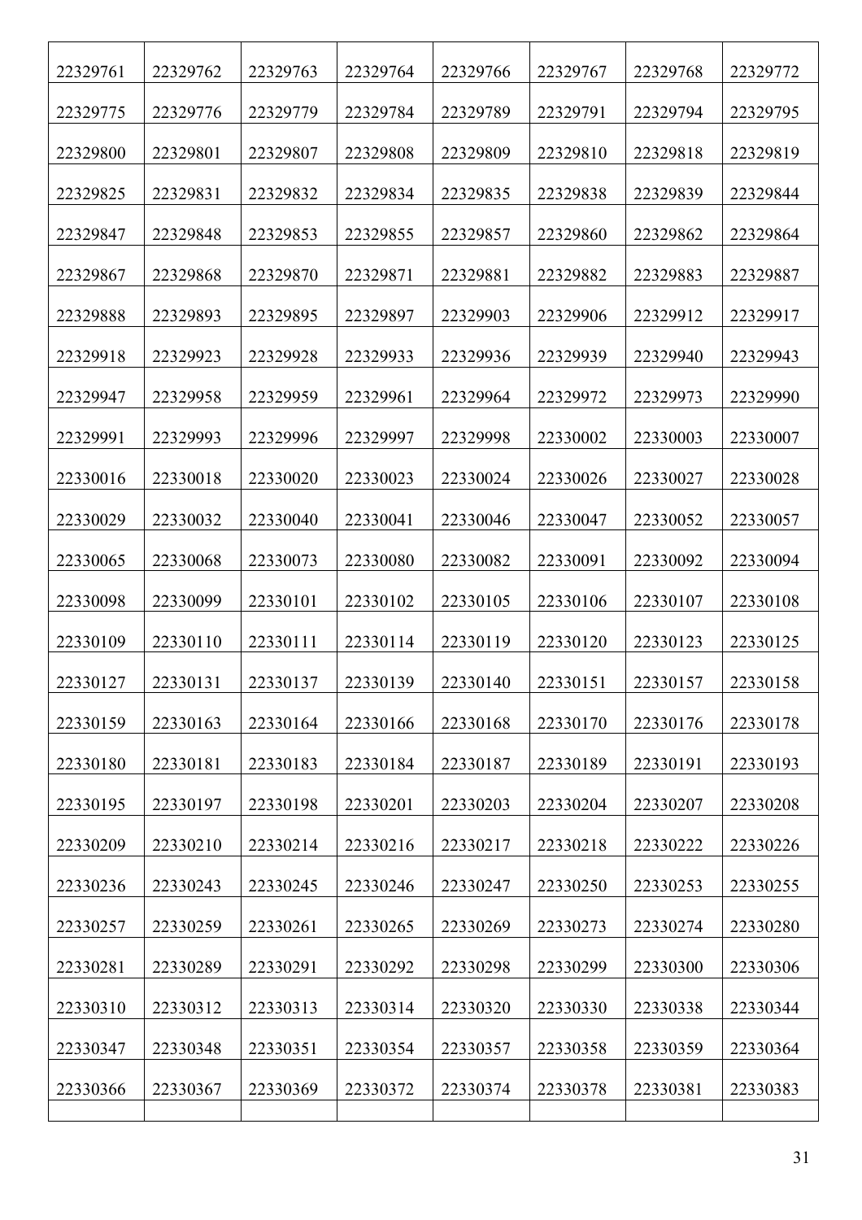| 22329761 | 22329762 | 22329763 | 22329764 | 22329766 | 22329767 | 22329768 | 22329772 |
|---|---|---|---|---|---|---|---|
| 22329775 | 22329776 | 22329779 | 22329784 | 22329789 | 22329791 | 22329794 | 22329795 |
| 22329800 | 22329801 | 22329807 | 22329808 | 22329809 | 22329810 | 22329818 | 22329819 |
| 22329825 | 22329831 | 22329832 | 22329834 | 22329835 | 22329838 | 22329839 | 22329844 |
| 22329847 | 22329848 | 22329853 | 22329855 | 22329857 | 22329860 | 22329862 | 22329864 |
| 22329867 | 22329868 | 22329870 | 22329871 | 22329881 | 22329882 | 22329883 | 22329887 |
| 22329888 | 22329893 | 22329895 | 22329897 | 22329903 | 22329906 | 22329912 | 22329917 |
| 22329918 | 22329923 | 22329928 | 22329933 | 22329936 | 22329939 | 22329940 | 22329943 |
| 22329947 | 22329958 | 22329959 | 22329961 | 22329964 | 22329972 | 22329973 | 22329990 |
| 22329991 | 22329993 | 22329996 | 22329997 | 22329998 | 22330002 | 22330003 | 22330007 |
| 22330016 | 22330018 | 22330020 | 22330023 | 22330024 | 22330026 | 22330027 | 22330028 |
| 22330029 | 22330032 | 22330040 | 22330041 | 22330046 | 22330047 | 22330052 | 22330057 |
| 22330065 | 22330068 | 22330073 | 22330080 | 22330082 | 22330091 | 22330092 | 22330094 |
| 22330098 | 22330099 | 22330101 | 22330102 | 22330105 | 22330106 | 22330107 | 22330108 |
| 22330109 | 22330110 | 22330111 | 22330114 | 22330119 | 22330120 | 22330123 | 22330125 |
| 22330127 | 22330131 | 22330137 | 22330139 | 22330140 | 22330151 | 22330157 | 22330158 |
| 22330159 | 22330163 | 22330164 | 22330166 | 22330168 | 22330170 | 22330176 | 22330178 |
| 22330180 | 22330181 | 22330183 | 22330184 | 22330187 | 22330189 | 22330191 | 22330193 |
| 22330195 | 22330197 | 22330198 | 22330201 | 22330203 | 22330204 | 22330207 | 22330208 |
| 22330209 | 22330210 | 22330214 | 22330216 | 22330217 | 22330218 | 22330222 | 22330226 |
| 22330236 | 22330243 | 22330245 | 22330246 | 22330247 | 22330250 | 22330253 | 22330255 |
| 22330257 | 22330259 | 22330261 | 22330265 | 22330269 | 22330273 | 22330274 | 22330280 |
| 22330281 | 22330289 | 22330291 | 22330292 | 22330298 | 22330299 | 22330300 | 22330306 |
| 22330310 | 22330312 | 22330313 | 22330314 | 22330320 | 22330330 | 22330338 | 22330344 |
| 22330347 | 22330348 | 22330351 | 22330354 | 22330357 | 22330358 | 22330359 | 22330364 |
| 22330366 | 22330367 | 22330369 | 22330372 | 22330374 | 22330378 | 22330381 | 22330383 |
| | | | | | | | |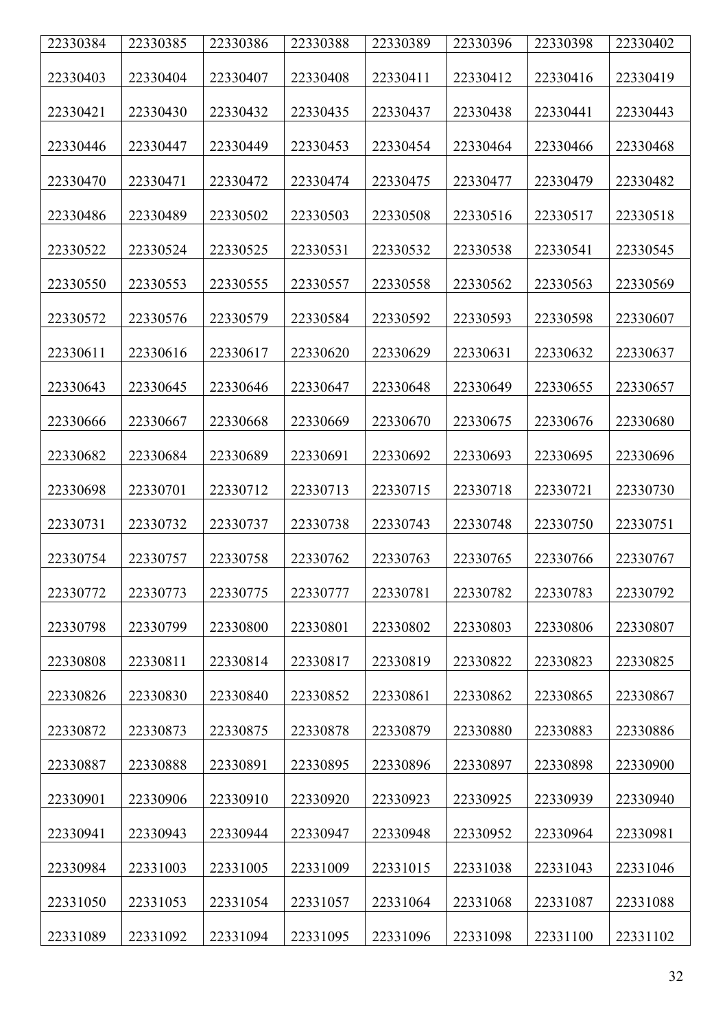| 22330384 | 22330385 | 22330386 | 22330388 | 22330389 | 22330396 | 22330398 | 22330402 |
|---|---|---|---|---|---|---|---|
| 22330403 | 22330404 | 22330407 | 22330408 | 22330411 | 22330412 | 22330416 | 22330419 |
| 22330421 | 22330430 | 22330432 | 22330435 | 22330437 | 22330438 | 22330441 | 22330443 |
| 22330446 | 22330447 | 22330449 | 22330453 | 22330454 | 22330464 | 22330466 | 22330468 |
| 22330470 | 22330471 | 22330472 | 22330474 | 22330475 | 22330477 | 22330479 | 22330482 |
| 22330486 | 22330489 | 22330502 | 22330503 | 22330508 | 22330516 | 22330517 | 22330518 |
| 22330522 | 22330524 | 22330525 | 22330531 | 22330532 | 22330538 | 22330541 | 22330545 |
| 22330550 | 22330553 | 22330555 | 22330557 | 22330558 | 22330562 | 22330563 | 22330569 |
| 22330572 | 22330576 | 22330579 | 22330584 | 22330592 | 22330593 | 22330598 | 22330607 |
| 22330611 | 22330616 | 22330617 | 22330620 | 22330629 | 22330631 | 22330632 | 22330637 |
| 22330643 | 22330645 | 22330646 | 22330647 | 22330648 | 22330649 | 22330655 | 22330657 |
| 22330666 | 22330667 | 22330668 | 22330669 | 22330670 | 22330675 | 22330676 | 22330680 |
| 22330682 | 22330684 | 22330689 | 22330691 | 22330692 | 22330693 | 22330695 | 22330696 |
| 22330698 | 22330701 | 22330712 | 22330713 | 22330715 | 22330718 | 22330721 | 22330730 |
| 22330731 | 22330732 | 22330737 | 22330738 | 22330743 | 22330748 | 22330750 | 22330751 |
| 22330754 | 22330757 | 22330758 | 22330762 | 22330763 | 22330765 | 22330766 | 22330767 |
| 22330772 | 22330773 | 22330775 | 22330777 | 22330781 | 22330782 | 22330783 | 22330792 |
| 22330798 | 22330799 | 22330800 | 22330801 | 22330802 | 22330803 | 22330806 | 22330807 |
| 22330808 | 22330811 | 22330814 | 22330817 | 22330819 | 22330822 | 22330823 | 22330825 |
| 22330826 | 22330830 | 22330840 | 22330852 | 22330861 | 22330862 | 22330865 | 22330867 |
| 22330872 | 22330873 | 22330875 | 22330878 | 22330879 | 22330880 | 22330883 | 22330886 |
| 22330887 | 22330888 | 22330891 | 22330895 | 22330896 | 22330897 | 22330898 | 22330900 |
| 22330901 | 22330906 | 22330910 | 22330920 | 22330923 | 22330925 | 22330939 | 22330940 |
| 22330941 | 22330943 | 22330944 | 22330947 | 22330948 | 22330952 | 22330964 | 22330981 |
| 22330984 | 22331003 | 22331005 | 22331009 | 22331015 | 22331038 | 22331043 | 22331046 |
| 22331050 | 22331053 | 22331054 | 22331057 | 22331064 | 22331068 | 22331087 | 22331088 |
| 22331089 | 22331092 | 22331094 | 22331095 | 22331096 | 22331098 | 22331100 | 22331102 |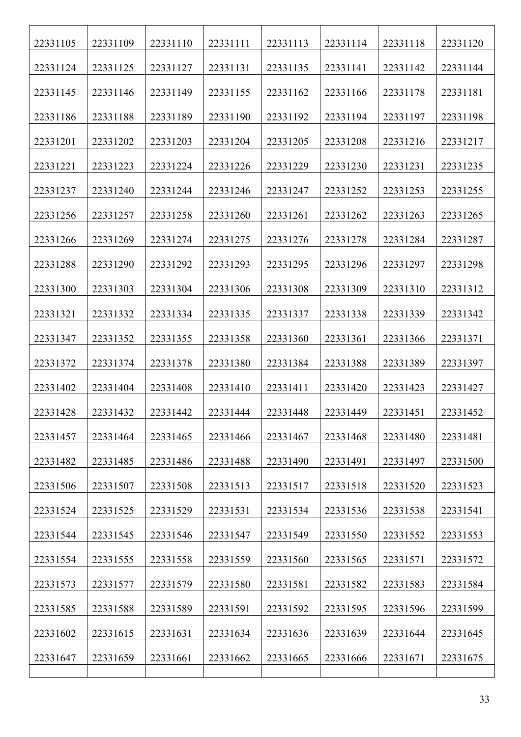| 22331105 | 22331109 | 22331110 | 22331111 | 22331113 | 22331114 | 22331118 | 22331120 |
|---|---|---|---|---|---|---|---|
| 22331124 | 22331125 | 22331127 | 22331131 | 22331135 | 22331141 | 22331142 | 22331144 |
| 22331145 | 22331146 | 22331149 | 22331155 | 22331162 | 22331166 | 22331178 | 22331181 |
| 22331186 | 22331188 | 22331189 | 22331190 | 22331192 | 22331194 | 22331197 | 22331198 |
| 22331201 | 22331202 | 22331203 | 22331204 | 22331205 | 22331208 | 22331216 | 22331217 |
| 22331221 | 22331223 | 22331224 | 22331226 | 22331229 | 22331230 | 22331231 | 22331235 |
| 22331237 | 22331240 | 22331244 | 22331246 | 22331247 | 22331252 | 22331253 | 22331255 |
| 22331256 | 22331257 | 22331258 | 22331260 | 22331261 | 22331262 | 22331263 | 22331265 |
| 22331266 | 22331269 | 22331274 | 22331275 | 22331276 | 22331278 | 22331284 | 22331287 |
| 22331288 | 22331290 | 22331292 | 22331293 | 22331295 | 22331296 | 22331297 | 22331298 |
| 22331300 | 22331303 | 22331304 | 22331306 | 22331308 | 22331309 | 22331310 | 22331312 |
| 22331321 | 22331332 | 22331334 | 22331335 | 22331337 | 22331338 | 22331339 | 22331342 |
| 22331347 | 22331352 | 22331355 | 22331358 | 22331360 | 22331361 | 22331366 | 22331371 |
| 22331372 | 22331374 | 22331378 | 22331380 | 22331384 | 22331388 | 22331389 | 22331397 |
| 22331402 | 22331404 | 22331408 | 22331410 | 22331411 | 22331420 | 22331423 | 22331427 |
| 22331428 | 22331432 | 22331442 | 22331444 | 22331448 | 22331449 | 22331451 | 22331452 |
| 22331457 | 22331464 | 22331465 | 22331466 | 22331467 | 22331468 | 22331480 | 22331481 |
| 22331482 | 22331485 | 22331486 | 22331488 | 22331490 | 22331491 | 22331497 | 22331500 |
| 22331506 | 22331507 | 22331508 | 22331513 | 22331517 | 22331518 | 22331520 | 22331523 |
| 22331524 | 22331525 | 22331529 | 22331531 | 22331534 | 22331536 | 22331538 | 22331541 |
| 22331544 | 22331545 | 22331546 | 22331547 | 22331549 | 22331550 | 22331552 | 22331553 |
| 22331554 | 22331555 | 22331558 | 22331559 | 22331560 | 22331565 | 22331571 | 22331572 |
| 22331573 | 22331577 | 22331579 | 22331580 | 22331581 | 22331582 | 22331583 | 22331584 |
| 22331585 | 22331588 | 22331589 | 22331591 | 22331592 | 22331595 | 22331596 | 22331599 |
| 22331602 | 22331615 | 22331631 | 22331634 | 22331636 | 22331639 | 22331644 | 22331645 |
| 22331647 | 22331659 | 22331661 | 22331662 | 22331665 | 22331666 | 22331671 | 22331675 |
| | | | | | | | |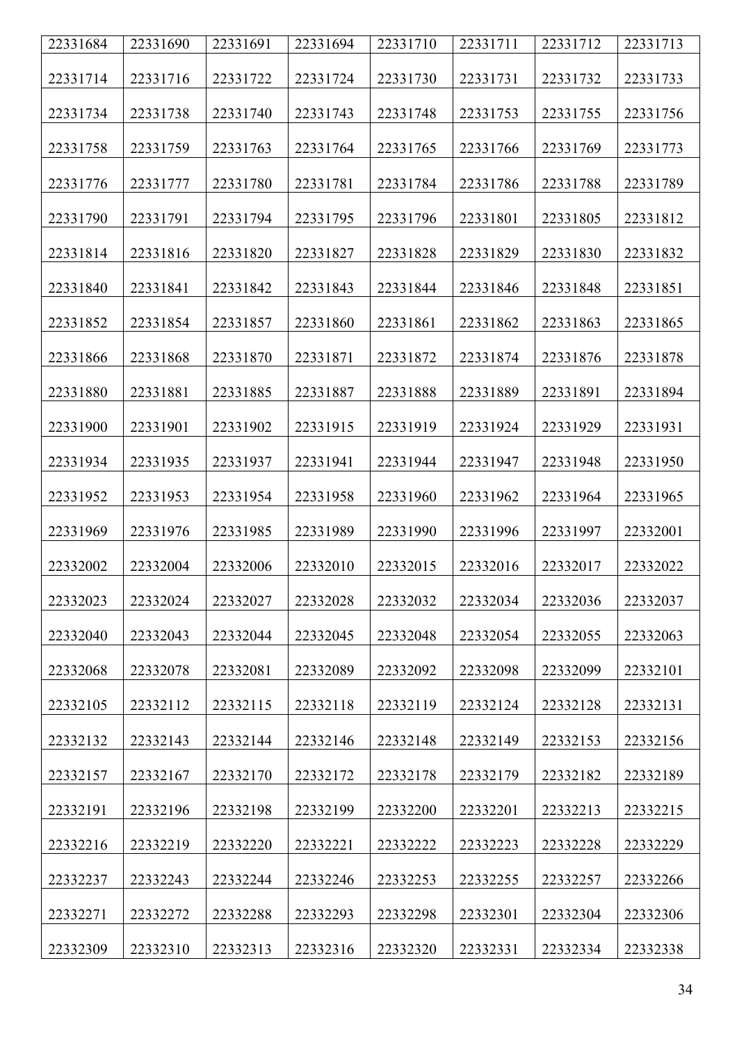| 22331684 | 22331690 | 22331691 | 22331694 | 22331710 | 22331711 | 22331712 | 22331713 |
|---|---|---|---|---|---|---|---|
| 22331714 | 22331716 | 22331722 | 22331724 | 22331730 | 22331731 | 22331732 | 22331733 |
| 22331734 | 22331738 | 22331740 | 22331743 | 22331748 | 22331753 | 22331755 | 22331756 |
| 22331758 | 22331759 | 22331763 | 22331764 | 22331765 | 22331766 | 22331769 | 22331773 |
| 22331776 | 22331777 | 22331780 | 22331781 | 22331784 | 22331786 | 22331788 | 22331789 |
| 22331790 | 22331791 | 22331794 | 22331795 | 22331796 | 22331801 | 22331805 | 22331812 |
| 22331814 | 22331816 | 22331820 | 22331827 | 22331828 | 22331829 | 22331830 | 22331832 |
| 22331840 | 22331841 | 22331842 | 22331843 | 22331844 | 22331846 | 22331848 | 22331851 |
| 22331852 | 22331854 | 22331857 | 22331860 | 22331861 | 22331862 | 22331863 | 22331865 |
| 22331866 | 22331868 | 22331870 | 22331871 | 22331872 | 22331874 | 22331876 | 22331878 |
| 22331880 | 22331881 | 22331885 | 22331887 | 22331888 | 22331889 | 22331891 | 22331894 |
| 22331900 | 22331901 | 22331902 | 22331915 | 22331919 | 22331924 | 22331929 | 22331931 |
| 22331934 | 22331935 | 22331937 | 22331941 | 22331944 | 22331947 | 22331948 | 22331950 |
| 22331952 | 22331953 | 22331954 | 22331958 | 22331960 | 22331962 | 22331964 | 22331965 |
| 22331969 | 22331976 | 22331985 | 22331989 | 22331990 | 22331996 | 22331997 | 22332001 |
| 22332002 | 22332004 | 22332006 | 22332010 | 22332015 | 22332016 | 22332017 | 22332022 |
| 22332023 | 22332024 | 22332027 | 22332028 | 22332032 | 22332034 | 22332036 | 22332037 |
| 22332040 | 22332043 | 22332044 | 22332045 | 22332048 | 22332054 | 22332055 | 22332063 |
| 22332068 | 22332078 | 22332081 | 22332089 | 22332092 | 22332098 | 22332099 | 22332101 |
| 22332105 | 22332112 | 22332115 | 22332118 | 22332119 | 22332124 | 22332128 | 22332131 |
| 22332132 | 22332143 | 22332144 | 22332146 | 22332148 | 22332149 | 22332153 | 22332156 |
| 22332157 | 22332167 | 22332170 | 22332172 | 22332178 | 22332179 | 22332182 | 22332189 |
| 22332191 | 22332196 | 22332198 | 22332199 | 22332200 | 22332201 | 22332213 | 22332215 |
| 22332216 | 22332219 | 22332220 | 22332221 | 22332222 | 22332223 | 22332228 | 22332229 |
| 22332237 | 22332243 | 22332244 | 22332246 | 22332253 | 22332255 | 22332257 | 22332266 |
| 22332271 | 22332272 | 22332288 | 22332293 | 22332298 | 22332301 | 22332304 | 22332306 |
| 22332309 | 22332310 | 22332313 | 22332316 | 22332320 | 22332331 | 22332334 | 22332338 |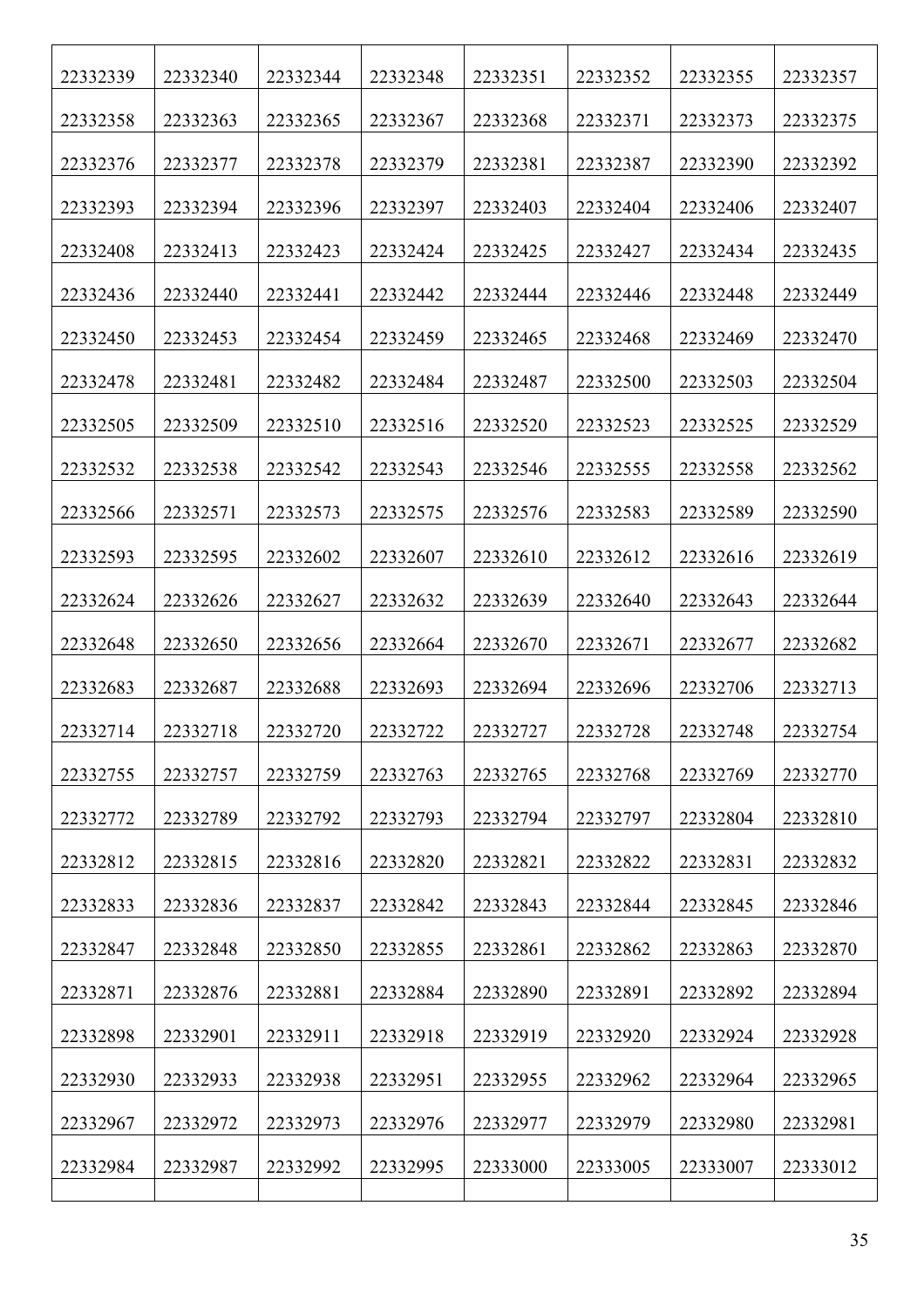| 22332339 | 22332340 | 22332344 | 22332348 | 22332351 | 22332352 | 22332355 | 22332357 |
|---|---|---|---|---|---|---|---|
| 22332358 | 22332363 | 22332365 | 22332367 | 22332368 | 22332371 | 22332373 | 22332375 |
| 22332376 | 22332377 | 22332378 | 22332379 | 22332381 | 22332387 | 22332390 | 22332392 |
| 22332393 | 22332394 | 22332396 | 22332397 | 22332403 | 22332404 | 22332406 | 22332407 |
| 22332408 | 22332413 | 22332423 | 22332424 | 22332425 | 22332427 | 22332434 | 22332435 |
| 22332436 | 22332440 | 22332441 | 22332442 | 22332444 | 22332446 | 22332448 | 22332449 |
| 22332450 | 22332453 | 22332454 | 22332459 | 22332465 | 22332468 | 22332469 | 22332470 |
| 22332478 | 22332481 | 22332482 | 22332484 | 22332487 | 22332500 | 22332503 | 22332504 |
| 22332505 | 22332509 | 22332510 | 22332516 | 22332520 | 22332523 | 22332525 | 22332529 |
| 22332532 | 22332538 | 22332542 | 22332543 | 22332546 | 22332555 | 22332558 | 22332562 |
| 22332566 | 22332571 | 22332573 | 22332575 | 22332576 | 22332583 | 22332589 | 22332590 |
| 22332593 | 22332595 | 22332602 | 22332607 | 22332610 | 22332612 | 22332616 | 22332619 |
| 22332624 | 22332626 | 22332627 | 22332632 | 22332639 | 22332640 | 22332643 | 22332644 |
| 22332648 | 22332650 | 22332656 | 22332664 | 22332670 | 22332671 | 22332677 | 22332682 |
| 22332683 | 22332687 | 22332688 | 22332693 | 22332694 | 22332696 | 22332706 | 22332713 |
| 22332714 | 22332718 | 22332720 | 22332722 | 22332727 | 22332728 | 22332748 | 22332754 |
| 22332755 | 22332757 | 22332759 | 22332763 | 22332765 | 22332768 | 22332769 | 22332770 |
| 22332772 | 22332789 | 22332792 | 22332793 | 22332794 | 22332797 | 22332804 | 22332810 |
| 22332812 | 22332815 | 22332816 | 22332820 | 22332821 | 22332822 | 22332831 | 22332832 |
| 22332833 | 22332836 | 22332837 | 22332842 | 22332843 | 22332844 | 22332845 | 22332846 |
| 22332847 | 22332848 | 22332850 | 22332855 | 22332861 | 22332862 | 22332863 | 22332870 |
| 22332871 | 22332876 | 22332881 | 22332884 | 22332890 | 22332891 | 22332892 | 22332894 |
| 22332898 | 22332901 | 22332911 | 22332918 | 22332919 | 22332920 | 22332924 | 22332928 |
| 22332930 | 22332933 | 22332938 | 22332951 | 22332955 | 22332962 | 22332964 | 22332965 |
| 22332967 | 22332972 | 22332973 | 22332976 | 22332977 | 22332979 | 22332980 | 22332981 |
| 22332984 | 22332987 | 22332992 | 22332995 | 22333000 | 22333005 | 22333007 | 22333012 |
| | | | | | | | |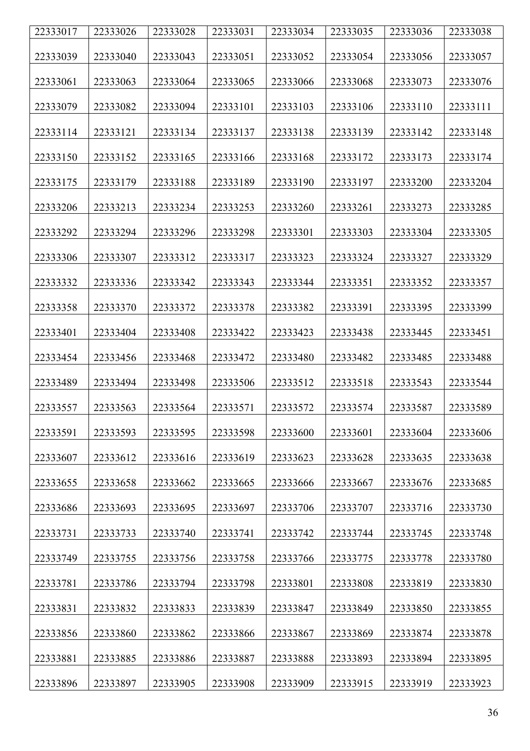| 22333017 | 22333026 | 22333028 | 22333031 | 22333034 | 22333035 | 22333036 | 22333038 |
|---|---|---|---|---|---|---|---|
| 22333039 | 22333040 | 22333043 | 22333051 | 22333052 | 22333054 | 22333056 | 22333057 |
| 22333061 | 22333063 | 22333064 | 22333065 | 22333066 | 22333068 | 22333073 | 22333076 |
| 22333079 | 22333082 | 22333094 | 22333101 | 22333103 | 22333106 | 22333110 | 22333111 |
| 22333114 | 22333121 | 22333134 | 22333137 | 22333138 | 22333139 | 22333142 | 22333148 |
| 22333150 | 22333152 | 22333165 | 22333166 | 22333168 | 22333172 | 22333173 | 22333174 |
| 22333175 | 22333179 | 22333188 | 22333189 | 22333190 | 22333197 | 22333200 | 22333204 |
| 22333206 | 22333213 | 22333234 | 22333253 | 22333260 | 22333261 | 22333273 | 22333285 |
| 22333292 | 22333294 | 22333296 | 22333298 | 22333301 | 22333303 | 22333304 | 22333305 |
| 22333306 | 22333307 | 22333312 | 22333317 | 22333323 | 22333324 | 22333327 | 22333329 |
| 22333332 | 22333336 | 22333342 | 22333343 | 22333344 | 22333351 | 22333352 | 22333357 |
| 22333358 | 22333370 | 22333372 | 22333378 | 22333382 | 22333391 | 22333395 | 22333399 |
| 22333401 | 22333404 | 22333408 | 22333422 | 22333423 | 22333438 | 22333445 | 22333451 |
| 22333454 | 22333456 | 22333468 | 22333472 | 22333480 | 22333482 | 22333485 | 22333488 |
| 22333489 | 22333494 | 22333498 | 22333506 | 22333512 | 22333518 | 22333543 | 22333544 |
| 22333557 | 22333563 | 22333564 | 22333571 | 22333572 | 22333574 | 22333587 | 22333589 |
| 22333591 | 22333593 | 22333595 | 22333598 | 22333600 | 22333601 | 22333604 | 22333606 |
| 22333607 | 22333612 | 22333616 | 22333619 | 22333623 | 22333628 | 22333635 | 22333638 |
| 22333655 | 22333658 | 22333662 | 22333665 | 22333666 | 22333667 | 22333676 | 22333685 |
| 22333686 | 22333693 | 22333695 | 22333697 | 22333706 | 22333707 | 22333716 | 22333730 |
| 22333731 | 22333733 | 22333740 | 22333741 | 22333742 | 22333744 | 22333745 | 22333748 |
| 22333749 | 22333755 | 22333756 | 22333758 | 22333766 | 22333775 | 22333778 | 22333780 |
| 22333781 | 22333786 | 22333794 | 22333798 | 22333801 | 22333808 | 22333819 | 22333830 |
| 22333831 | 22333832 | 22333833 | 22333839 | 22333847 | 22333849 | 22333850 | 22333855 |
| 22333856 | 22333860 | 22333862 | 22333866 | 22333867 | 22333869 | 22333874 | 22333878 |
| 22333881 | 22333885 | 22333886 | 22333887 | 22333888 | 22333893 | 22333894 | 22333895 |
| 22333896 | 22333897 | 22333905 | 22333908 | 22333909 | 22333915 | 22333919 | 22333923 |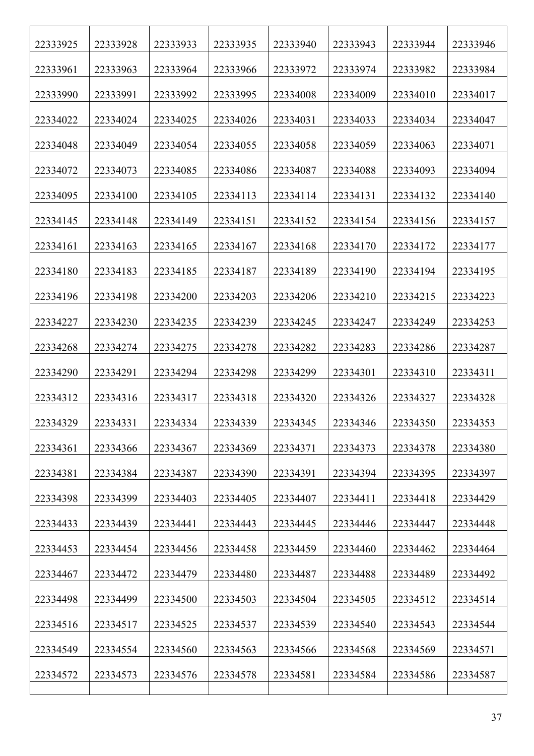| 22333925 | 22333928 | 22333933 | 22333935 | 22333940 | 22333943 | 22333944 | 22333946 |
|---|---|---|---|---|---|---|---|
| 22333961 | 22333963 | 22333964 | 22333966 | 22333972 | 22333974 | 22333982 | 22333984 |
| 22333990 | 22333991 | 22333992 | 22333995 | 22334008 | 22334009 | 22334010 | 22334017 |
| 22334022 | 22334024 | 22334025 | 22334026 | 22334031 | 22334033 | 22334034 | 22334047 |
| 22334048 | 22334049 | 22334054 | 22334055 | 22334058 | 22334059 | 22334063 | 22334071 |
| 22334072 | 22334073 | 22334085 | 22334086 | 22334087 | 22334088 | 22334093 | 22334094 |
| 22334095 | 22334100 | 22334105 | 22334113 | 22334114 | 22334131 | 22334132 | 22334140 |
| 22334145 | 22334148 | 22334149 | 22334151 | 22334152 | 22334154 | 22334156 | 22334157 |
| 22334161 | 22334163 | 22334165 | 22334167 | 22334168 | 22334170 | 22334172 | 22334177 |
| 22334180 | 22334183 | 22334185 | 22334187 | 22334189 | 22334190 | 22334194 | 22334195 |
| 22334196 | 22334198 | 22334200 | 22334203 | 22334206 | 22334210 | 22334215 | 22334223 |
| 22334227 | 22334230 | 22334235 | 22334239 | 22334245 | 22334247 | 22334249 | 22334253 |
| 22334268 | 22334274 | 22334275 | 22334278 | 22334282 | 22334283 | 22334286 | 22334287 |
| 22334290 | 22334291 | 22334294 | 22334298 | 22334299 | 22334301 | 22334310 | 22334311 |
| 22334312 | 22334316 | 22334317 | 22334318 | 22334320 | 22334326 | 22334327 | 22334328 |
| 22334329 | 22334331 | 22334334 | 22334339 | 22334345 | 22334346 | 22334350 | 22334353 |
| 22334361 | 22334366 | 22334367 | 22334369 | 22334371 | 22334373 | 22334378 | 22334380 |
| 22334381 | 22334384 | 22334387 | 22334390 | 22334391 | 22334394 | 22334395 | 22334397 |
| 22334398 | 22334399 | 22334403 | 22334405 | 22334407 | 22334411 | 22334418 | 22334429 |
| 22334433 | 22334439 | 22334441 | 22334443 | 22334445 | 22334446 | 22334447 | 22334448 |
| 22334453 | 22334454 | 22334456 | 22334458 | 22334459 | 22334460 | 22334462 | 22334464 |
| 22334467 | 22334472 | 22334479 | 22334480 | 22334487 | 22334488 | 22334489 | 22334492 |
| 22334498 | 22334499 | 22334500 | 22334503 | 22334504 | 22334505 | 22334512 | 22334514 |
| 22334516 | 22334517 | 22334525 | 22334537 | 22334539 | 22334540 | 22334543 | 22334544 |
| 22334549 | 22334554 | 22334560 | 22334563 | 22334566 | 22334568 | 22334569 | 22334571 |
| 22334572 | 22334573 | 22334576 | 22334578 | 22334581 | 22334584 | 22334586 | 22334587 |
| | | | | | | | |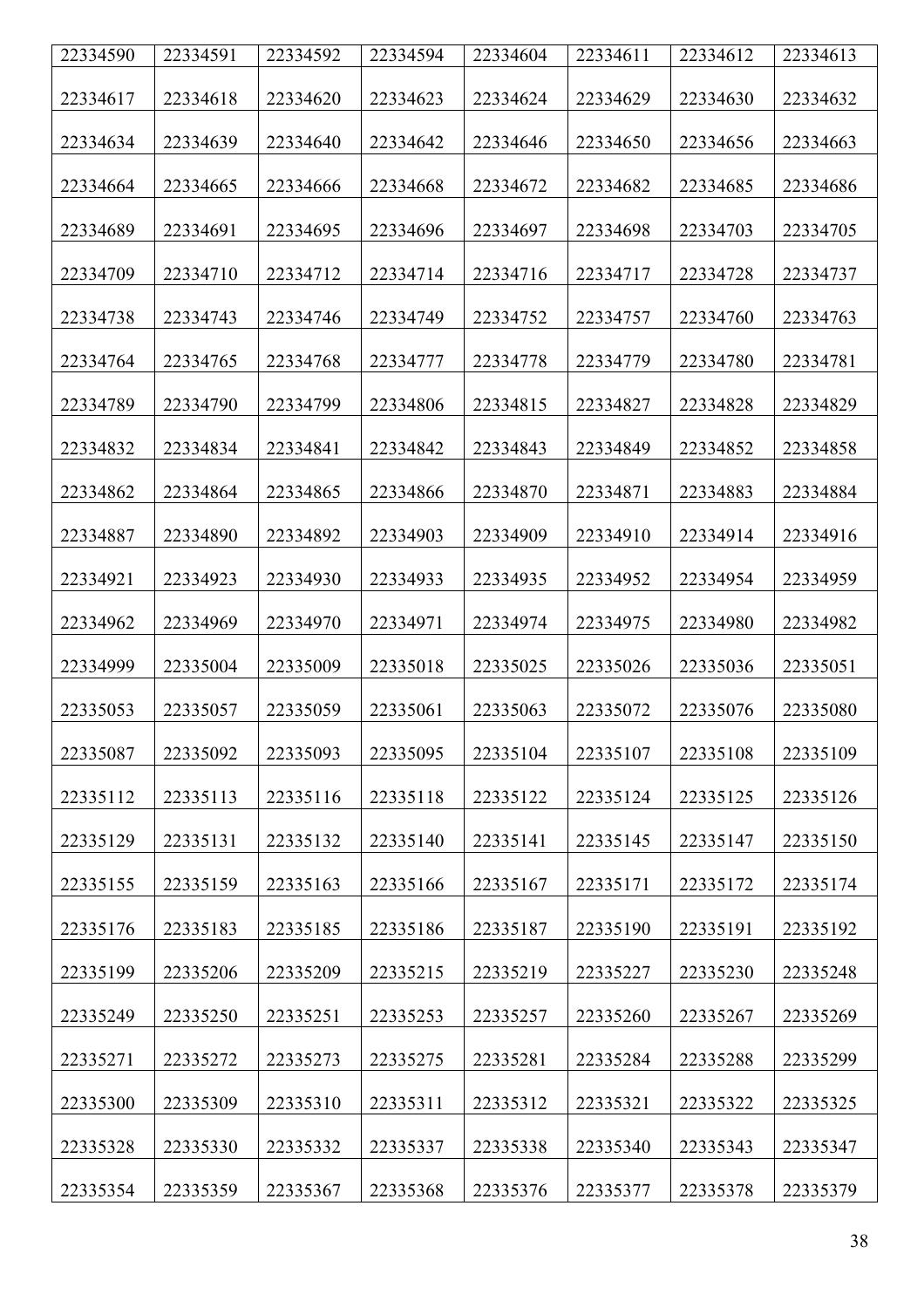| 22334590 | 22334591 | 22334592 | 22334594 | 22334604 | 22334611 | 22334612 | 22334613 |
|---|---|---|---|---|---|---|---|
| 22334617 | 22334618 | 22334620 | 22334623 | 22334624 | 22334629 | 22334630 | 22334632 |
| 22334634 | 22334639 | 22334640 | 22334642 | 22334646 | 22334650 | 22334656 | 22334663 |
| 22334664 | 22334665 | 22334666 | 22334668 | 22334672 | 22334682 | 22334685 | 22334686 |
| 22334689 | 22334691 | 22334695 | 22334696 | 22334697 | 22334698 | 22334703 | 22334705 |
| 22334709 | 22334710 | 22334712 | 22334714 | 22334716 | 22334717 | 22334728 | 22334737 |
| 22334738 | 22334743 | 22334746 | 22334749 | 22334752 | 22334757 | 22334760 | 22334763 |
| 22334764 | 22334765 | 22334768 | 22334777 | 22334778 | 22334779 | 22334780 | 22334781 |
| 22334789 | 22334790 | 22334799 | 22334806 | 22334815 | 22334827 | 22334828 | 22334829 |
| 22334832 | 22334834 | 22334841 | 22334842 | 22334843 | 22334849 | 22334852 | 22334858 |
| 22334862 | 22334864 | 22334865 | 22334866 | 22334870 | 22334871 | 22334883 | 22334884 |
| 22334887 | 22334890 | 22334892 | 22334903 | 22334909 | 22334910 | 22334914 | 22334916 |
| 22334921 | 22334923 | 22334930 | 22334933 | 22334935 | 22334952 | 22334954 | 22334959 |
| 22334962 | 22334969 | 22334970 | 22334971 | 22334974 | 22334975 | 22334980 | 22334982 |
| 22334999 | 22335004 | 22335009 | 22335018 | 22335025 | 22335026 | 22335036 | 22335051 |
| 22335053 | 22335057 | 22335059 | 22335061 | 22335063 | 22335072 | 22335076 | 22335080 |
| 22335087 | 22335092 | 22335093 | 22335095 | 22335104 | 22335107 | 22335108 | 22335109 |
| 22335112 | 22335113 | 22335116 | 22335118 | 22335122 | 22335124 | 22335125 | 22335126 |
| 22335129 | 22335131 | 22335132 | 22335140 | 22335141 | 22335145 | 22335147 | 22335150 |
| 22335155 | 22335159 | 22335163 | 22335166 | 22335167 | 22335171 | 22335172 | 22335174 |
| 22335176 | 22335183 | 22335185 | 22335186 | 22335187 | 22335190 | 22335191 | 22335192 |
| 22335199 | 22335206 | 22335209 | 22335215 | 22335219 | 22335227 | 22335230 | 22335248 |
| 22335249 | 22335250 | 22335251 | 22335253 | 22335257 | 22335260 | 22335267 | 22335269 |
| 22335271 | 22335272 | 22335273 | 22335275 | 22335281 | 22335284 | 22335288 | 22335299 |
| 22335300 | 22335309 | 22335310 | 22335311 | 22335312 | 22335321 | 22335322 | 22335325 |
| 22335328 | 22335330 | 22335332 | 22335337 | 22335338 | 22335340 | 22335343 | 22335347 |
| 22335354 | 22335359 | 22335367 | 22335368 | 22335376 | 22335377 | 22335378 | 22335379 |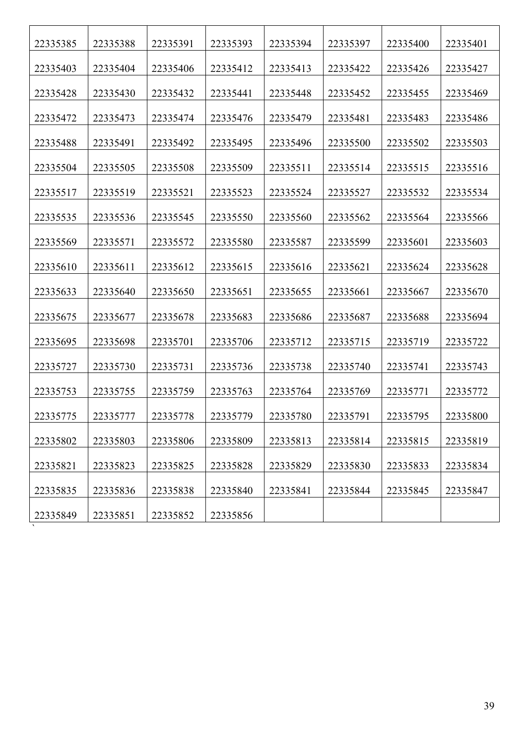| 22335385 | 22335388 | 22335391 | 22335393 | 22335394 | 22335397 | 22335400 | 22335401 |
|---|---|---|---|---|---|---|---|
| 22335403 | 22335404 | 22335406 | 22335412 | 22335413 | 22335422 | 22335426 | 22335427 |
| 22335428 | 22335430 | 22335432 | 22335441 | 22335448 | 22335452 | 22335455 | 22335469 |
| 22335472 | 22335473 | 22335474 | 22335476 | 22335479 | 22335481 | 22335483 | 22335486 |
| 22335488 | 22335491 | 22335492 | 22335495 | 22335496 | 22335500 | 22335502 | 22335503 |
| 22335504 | 22335505 | 22335508 | 22335509 | 22335511 | 22335514 | 22335515 | 22335516 |
| 22335517 | 22335519 | 22335521 | 22335523 | 22335524 | 22335527 | 22335532 | 22335534 |
| 22335535 | 22335536 | 22335545 | 22335550 | 22335560 | 22335562 | 22335564 | 22335566 |
| 22335569 | 22335571 | 22335572 | 22335580 | 22335587 | 22335599 | 22335601 | 22335603 |
| 22335610 | 22335611 | 22335612 | 22335615 | 22335616 | 22335621 | 22335624 | 22335628 |
| 22335633 | 22335640 | 22335650 | 22335651 | 22335655 | 22335661 | 22335667 | 22335670 |
| 22335675 | 22335677 | 22335678 | 22335683 | 22335686 | 22335687 | 22335688 | 22335694 |
| 22335695 | 22335698 | 22335701 | 22335706 | 22335712 | 22335715 | 22335719 | 22335722 |
| 22335727 | 22335730 | 22335731 | 22335736 | 22335738 | 22335740 | 22335741 | 22335743 |
| 22335753 | 22335755 | 22335759 | 22335763 | 22335764 | 22335769 | 22335771 | 22335772 |
| 22335775 | 22335777 | 22335778 | 22335779 | 22335780 | 22335791 | 22335795 | 22335800 |
| 22335802 | 22335803 | 22335806 | 22335809 | 22335813 | 22335814 | 22335815 | 22335819 |
| 22335821 | 22335823 | 22335825 | 22335828 | 22335829 | 22335830 | 22335833 | 22335834 |
| 22335835 | 22335836 | 22335838 | 22335840 | 22335841 | 22335844 | 22335845 | 22335847 |
| 22335849 | 22335851 | 22335852 | 22335856 | | | | |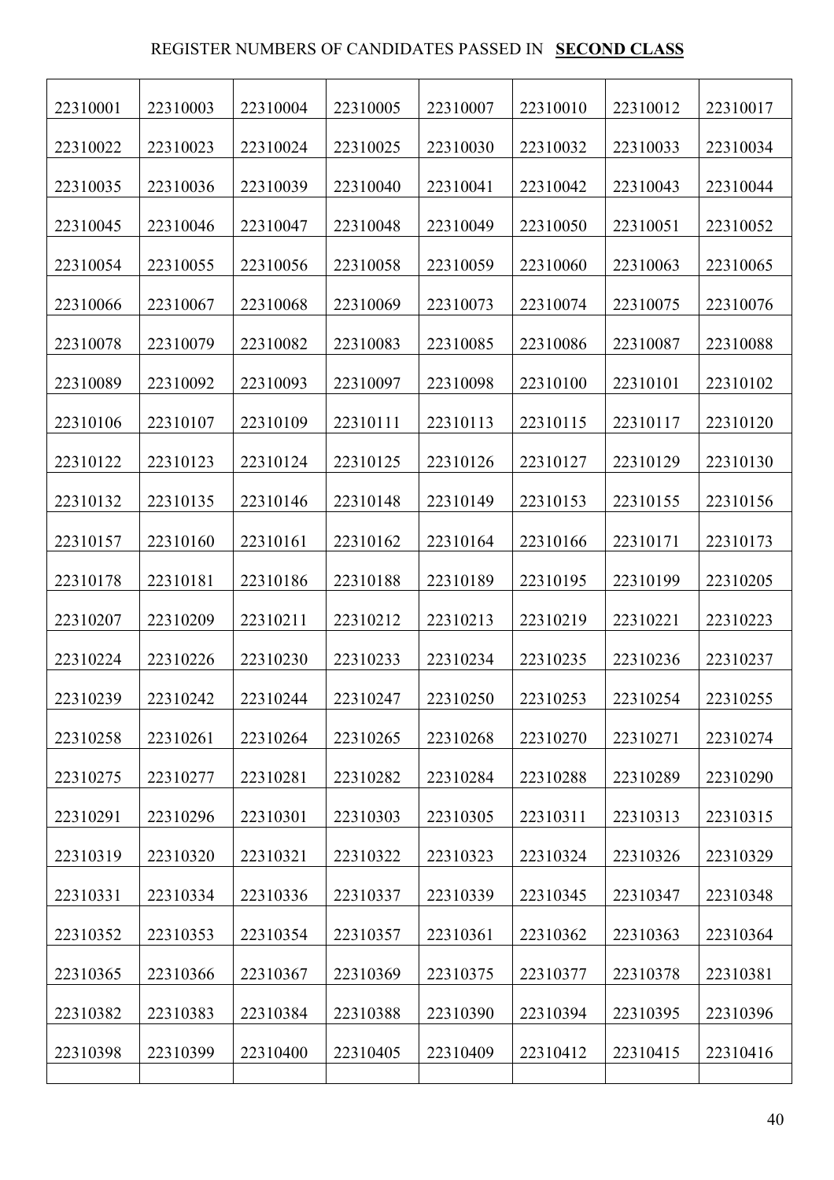REGISTER NUMBERS OF CANDIDATES PASSED IN **SECOND CLASS**

| | | | | | | | |
|---|---|---|---|---|---|---|---|
| 22310001 | 22310003 | 22310004 | 22310005 | 22310007 | 22310010 | 22310012 | 22310017 |
| 22310022 | 22310023 | 22310024 | 22310025 | 22310030 | 22310032 | 22310033 | 22310034 |
| 22310035 | 22310036 | 22310039 | 22310040 | 22310041 | 22310042 | 22310043 | 22310044 |
| 22310045 | 22310046 | 22310047 | 22310048 | 22310049 | 22310050 | 22310051 | 22310052 |
| 22310054 | 22310055 | 22310056 | 22310058 | 22310059 | 22310060 | 22310063 | 22310065 |
| 22310066 | 22310067 | 22310068 | 22310069 | 22310073 | 22310074 | 22310075 | 22310076 |
| 22310078 | 22310079 | 22310082 | 22310083 | 22310085 | 22310086 | 22310087 | 22310088 |
| 22310089 | 22310092 | 22310093 | 22310097 | 22310098 | 22310100 | 22310101 | 22310102 |
| 22310106 | 22310107 | 22310109 | 22310111 | 22310113 | 22310115 | 22310117 | 22310120 |
| 22310122 | 22310123 | 22310124 | 22310125 | 22310126 | 22310127 | 22310129 | 22310130 |
| 22310132 | 22310135 | 22310146 | 22310148 | 22310149 | 22310153 | 22310155 | 22310156 |
| 22310157 | 22310160 | 22310161 | 22310162 | 22310164 | 22310166 | 22310171 | 22310173 |
| 22310178 | 22310181 | 22310186 | 22310188 | 22310189 | 22310195 | 22310199 | 22310205 |
| 22310207 | 22310209 | 22310211 | 22310212 | 22310213 | 22310219 | 22310221 | 22310223 |
| 22310224 | 22310226 | 22310230 | 22310233 | 22310234 | 22310235 | 22310236 | 22310237 |
| 22310239 | 22310242 | 22310244 | 22310247 | 22310250 | 22310253 | 22310254 | 22310255 |
| 22310258 | 22310261 | 22310264 | 22310265 | 22310268 | 22310270 | 22310271 | 22310274 |
| 22310275 | 22310277 | 22310281 | 22310282 | 22310284 | 22310288 | 22310289 | 22310290 |
| 22310291 | 22310296 | 22310301 | 22310303 | 22310305 | 22310311 | 22310313 | 22310315 |
| 22310319 | 22310320 | 22310321 | 22310322 | 22310323 | 22310324 | 22310326 | 22310329 |
| 22310331 | 22310334 | 22310336 | 22310337 | 22310339 | 22310345 | 22310347 | 22310348 |
| 22310352 | 22310353 | 22310354 | 22310357 | 22310361 | 22310362 | 22310363 | 22310364 |
| 22310365 | 22310366 | 22310367 | 22310369 | 22310375 | 22310377 | 22310378 | 22310381 |
| 22310382 | 22310383 | 22310384 | 22310388 | 22310390 | 22310394 | 22310395 | 22310396 |
| 22310398 | 22310399 | 22310400 | 22310405 | 22310409 | 22310412 | 22310415 | 22310416 |
| | | | | | | | |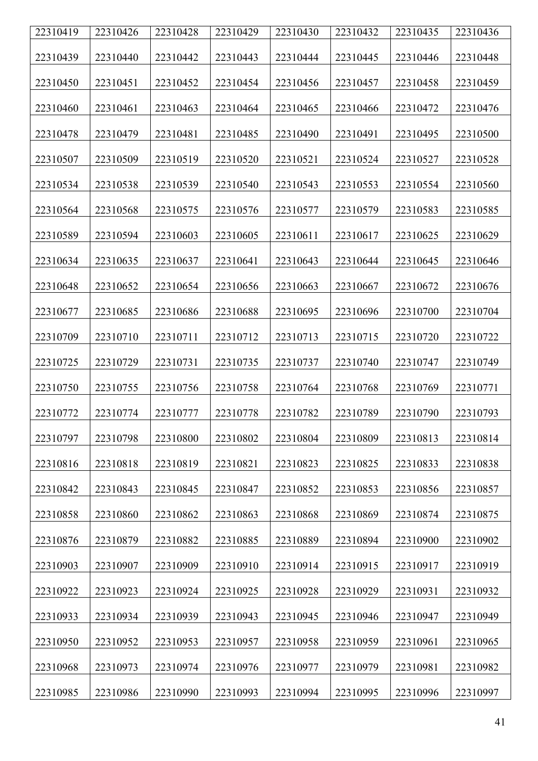| 22310419 | 22310426 | 22310428 | 22310429 | 22310430 | 22310432 | 22310435 | 22310436 |
|---|---|---|---|---|---|---|---|
| 22310439 | 22310440 | 22310442 | 22310443 | 22310444 | 22310445 | 22310446 | 22310448 |
| 22310450 | 22310451 | 22310452 | 22310454 | 22310456 | 22310457 | 22310458 | 22310459 |
| 22310460 | 22310461 | 22310463 | 22310464 | 22310465 | 22310466 | 22310472 | 22310476 |
| 22310478 | 22310479 | 22310481 | 22310485 | 22310490 | 22310491 | 22310495 | 22310500 |
| 22310507 | 22310509 | 22310519 | 22310520 | 22310521 | 22310524 | 22310527 | 22310528 |
| 22310534 | 22310538 | 22310539 | 22310540 | 22310543 | 22310553 | 22310554 | 22310560 |
| 22310564 | 22310568 | 22310575 | 22310576 | 22310577 | 22310579 | 22310583 | 22310585 |
| 22310589 | 22310594 | 22310603 | 22310605 | 22310611 | 22310617 | 22310625 | 22310629 |
| 22310634 | 22310635 | 22310637 | 22310641 | 22310643 | 22310644 | 22310645 | 22310646 |
| 22310648 | 22310652 | 22310654 | 22310656 | 22310663 | 22310667 | 22310672 | 22310676 |
| 22310677 | 22310685 | 22310686 | 22310688 | 22310695 | 22310696 | 22310700 | 22310704 |
| 22310709 | 22310710 | 22310711 | 22310712 | 22310713 | 22310715 | 22310720 | 22310722 |
| 22310725 | 22310729 | 22310731 | 22310735 | 22310737 | 22310740 | 22310747 | 22310749 |
| 22310750 | 22310755 | 22310756 | 22310758 | 22310764 | 22310768 | 22310769 | 22310771 |
| 22310772 | 22310774 | 22310777 | 22310778 | 22310782 | 22310789 | 22310790 | 22310793 |
| 22310797 | 22310798 | 22310800 | 22310802 | 22310804 | 22310809 | 22310813 | 22310814 |
| 22310816 | 22310818 | 22310819 | 22310821 | 22310823 | 22310825 | 22310833 | 22310838 |
| 22310842 | 22310843 | 22310845 | 22310847 | 22310852 | 22310853 | 22310856 | 22310857 |
| 22310858 | 22310860 | 22310862 | 22310863 | 22310868 | 22310869 | 22310874 | 22310875 |
| 22310876 | 22310879 | 22310882 | 22310885 | 22310889 | 22310894 | 22310900 | 22310902 |
| 22310903 | 22310907 | 22310909 | 22310910 | 22310914 | 22310915 | 22310917 | 22310919 |
| 22310922 | 22310923 | 22310924 | 22310925 | 22310928 | 22310929 | 22310931 | 22310932 |
| 22310933 | 22310934 | 22310939 | 22310943 | 22310945 | 22310946 | 22310947 | 22310949 |
| 22310950 | 22310952 | 22310953 | 22310957 | 22310958 | 22310959 | 22310961 | 22310965 |
| 22310968 | 22310973 | 22310974 | 22310976 | 22310977 | 22310979 | 22310981 | 22310982 |
| 22310985 | 22310986 | 22310990 | 22310993 | 22310994 | 22310995 | 22310996 | 22310997 |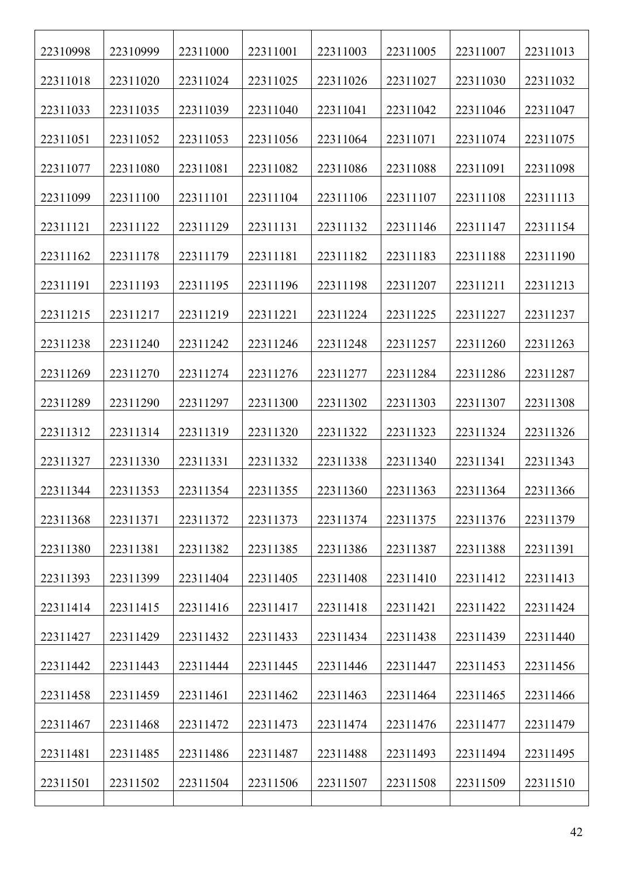| 22310998 | 22310999 | 22311000 | 22311001 | 22311003 | 22311005 | 22311007 | 22311013 |
|---|---|---|---|---|---|---|---|
| 22311018 | 22311020 | 22311024 | 22311025 | 22311026 | 22311027 | 22311030 | 22311032 |
| 22311033 | 22311035 | 22311039 | 22311040 | 22311041 | 22311042 | 22311046 | 22311047 |
| 22311051 | 22311052 | 22311053 | 22311056 | 22311064 | 22311071 | 22311074 | 22311075 |
| 22311077 | 22311080 | 22311081 | 22311082 | 22311086 | 22311088 | 22311091 | 22311098 |
| 22311099 | 22311100 | 22311101 | 22311104 | 22311106 | 22311107 | 22311108 | 22311113 |
| 22311121 | 22311122 | 22311129 | 22311131 | 22311132 | 22311146 | 22311147 | 22311154 |
| 22311162 | 22311178 | 22311179 | 22311181 | 22311182 | 22311183 | 22311188 | 22311190 |
| 22311191 | 22311193 | 22311195 | 22311196 | 22311198 | 22311207 | 22311211 | 22311213 |
| 22311215 | 22311217 | 22311219 | 22311221 | 22311224 | 22311225 | 22311227 | 22311237 |
| 22311238 | 22311240 | 22311242 | 22311246 | 22311248 | 22311257 | 22311260 | 22311263 |
| 22311269 | 22311270 | 22311274 | 22311276 | 22311277 | 22311284 | 22311286 | 22311287 |
| 22311289 | 22311290 | 22311297 | 22311300 | 22311302 | 22311303 | 22311307 | 22311308 |
| 22311312 | 22311314 | 22311319 | 22311320 | 22311322 | 22311323 | 22311324 | 22311326 |
| 22311327 | 22311330 | 22311331 | 22311332 | 22311338 | 22311340 | 22311341 | 22311343 |
| 22311344 | 22311353 | 22311354 | 22311355 | 22311360 | 22311363 | 22311364 | 22311366 |
| 22311368 | 22311371 | 22311372 | 22311373 | 22311374 | 22311375 | 22311376 | 22311379 |
| 22311380 | 22311381 | 22311382 | 22311385 | 22311386 | 22311387 | 22311388 | 22311391 |
| 22311393 | 22311399 | 22311404 | 22311405 | 22311408 | 22311410 | 22311412 | 22311413 |
| 22311414 | 22311415 | 22311416 | 22311417 | 22311418 | 22311421 | 22311422 | 22311424 |
| 22311427 | 22311429 | 22311432 | 22311433 | 22311434 | 22311438 | 22311439 | 22311440 |
| 22311442 | 22311443 | 22311444 | 22311445 | 22311446 | 22311447 | 22311453 | 22311456 |
| 22311458 | 22311459 | 22311461 | 22311462 | 22311463 | 22311464 | 22311465 | 22311466 |
| 22311467 | 22311468 | 22311472 | 22311473 | 22311474 | 22311476 | 22311477 | 22311479 |
| 22311481 | 22311485 | 22311486 | 22311487 | 22311488 | 22311493 | 22311494 | 22311495 |
| 22311501 | 22311502 | 22311504 | 22311506 | 22311507 | 22311508 | 22311509 | 22311510 |
| | | | | | | | |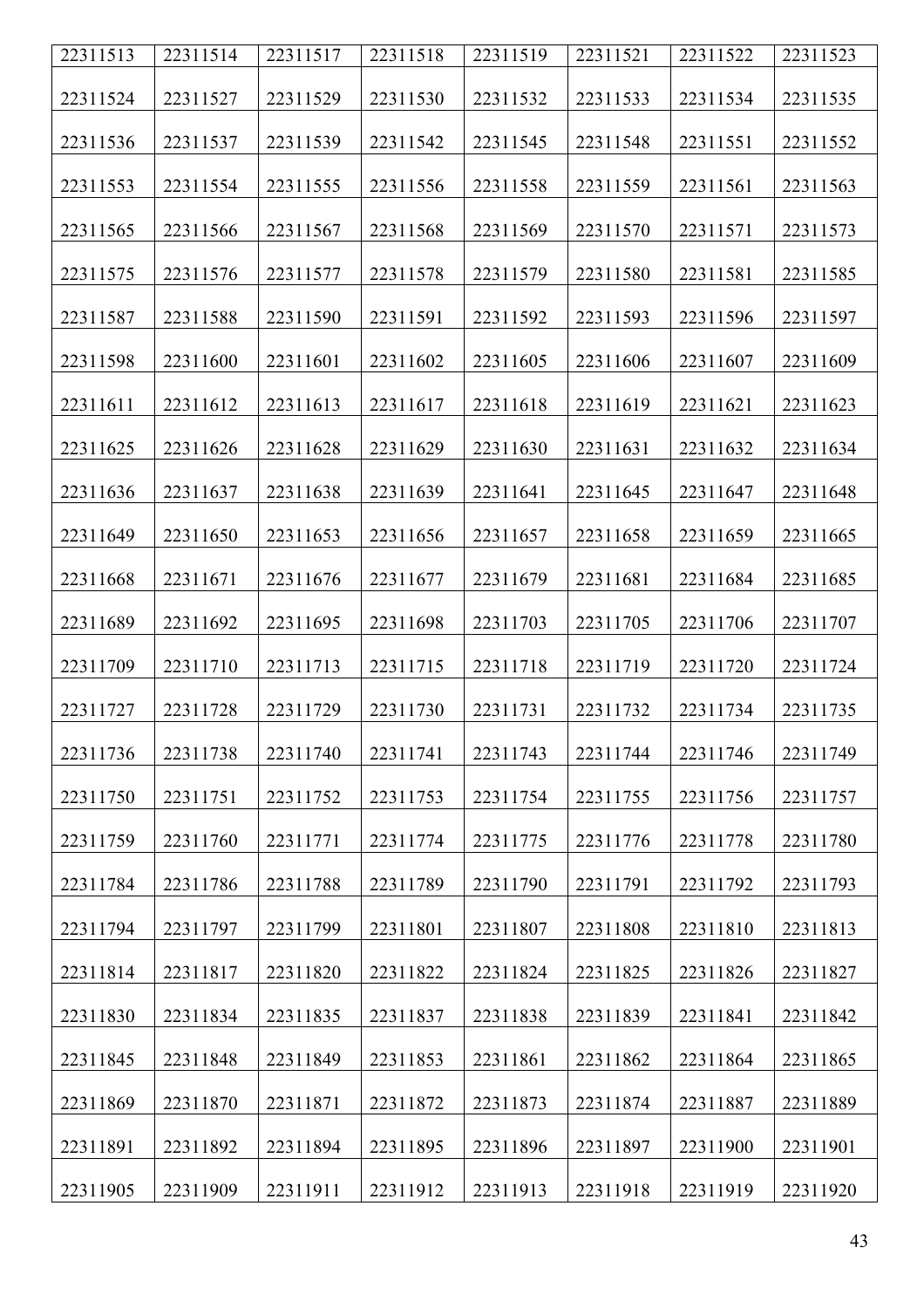| 22311513 | 22311514 | 22311517 | 22311518 | 22311519 | 22311521 | 22311522 | 22311523 |
|---|---|---|---|---|---|---|---|
| 22311524 | 22311527 | 22311529 | 22311530 | 22311532 | 22311533 | 22311534 | 22311535 |
| 22311536 | 22311537 | 22311539 | 22311542 | 22311545 | 22311548 | 22311551 | 22311552 |
| 22311553 | 22311554 | 22311555 | 22311556 | 22311558 | 22311559 | 22311561 | 22311563 |
| 22311565 | 22311566 | 22311567 | 22311568 | 22311569 | 22311570 | 22311571 | 22311573 |
| 22311575 | 22311576 | 22311577 | 22311578 | 22311579 | 22311580 | 22311581 | 22311585 |
| 22311587 | 22311588 | 22311590 | 22311591 | 22311592 | 22311593 | 22311596 | 22311597 |
| 22311598 | 22311600 | 22311601 | 22311602 | 22311605 | 22311606 | 22311607 | 22311609 |
| 22311611 | 22311612 | 22311613 | 22311617 | 22311618 | 22311619 | 22311621 | 22311623 |
| 22311625 | 22311626 | 22311628 | 22311629 | 22311630 | 22311631 | 22311632 | 22311634 |
| 22311636 | 22311637 | 22311638 | 22311639 | 22311641 | 22311645 | 22311647 | 22311648 |
| 22311649 | 22311650 | 22311653 | 22311656 | 22311657 | 22311658 | 22311659 | 22311665 |
| 22311668 | 22311671 | 22311676 | 22311677 | 22311679 | 22311681 | 22311684 | 22311685 |
| 22311689 | 22311692 | 22311695 | 22311698 | 22311703 | 22311705 | 22311706 | 22311707 |
| 22311709 | 22311710 | 22311713 | 22311715 | 22311718 | 22311719 | 22311720 | 22311724 |
| 22311727 | 22311728 | 22311729 | 22311730 | 22311731 | 22311732 | 22311734 | 22311735 |
| 22311736 | 22311738 | 22311740 | 22311741 | 22311743 | 22311744 | 22311746 | 22311749 |
| 22311750 | 22311751 | 22311752 | 22311753 | 22311754 | 22311755 | 22311756 | 22311757 |
| 22311759 | 22311760 | 22311771 | 22311774 | 22311775 | 22311776 | 22311778 | 22311780 |
| 22311784 | 22311786 | 22311788 | 22311789 | 22311790 | 22311791 | 22311792 | 22311793 |
| 22311794 | 22311797 | 22311799 | 22311801 | 22311807 | 22311808 | 22311810 | 22311813 |
| 22311814 | 22311817 | 22311820 | 22311822 | 22311824 | 22311825 | 22311826 | 22311827 |
| 22311830 | 22311834 | 22311835 | 22311837 | 22311838 | 22311839 | 22311841 | 22311842 |
| 22311845 | 22311848 | 22311849 | 22311853 | 22311861 | 22311862 | 22311864 | 22311865 |
| 22311869 | 22311870 | 22311871 | 22311872 | 22311873 | 22311874 | 22311887 | 22311889 |
| 22311891 | 22311892 | 22311894 | 22311895 | 22311896 | 22311897 | 22311900 | 22311901 |
| 22311905 | 22311909 | 22311911 | 22311912 | 22311913 | 22311918 | 22311919 | 22311920 |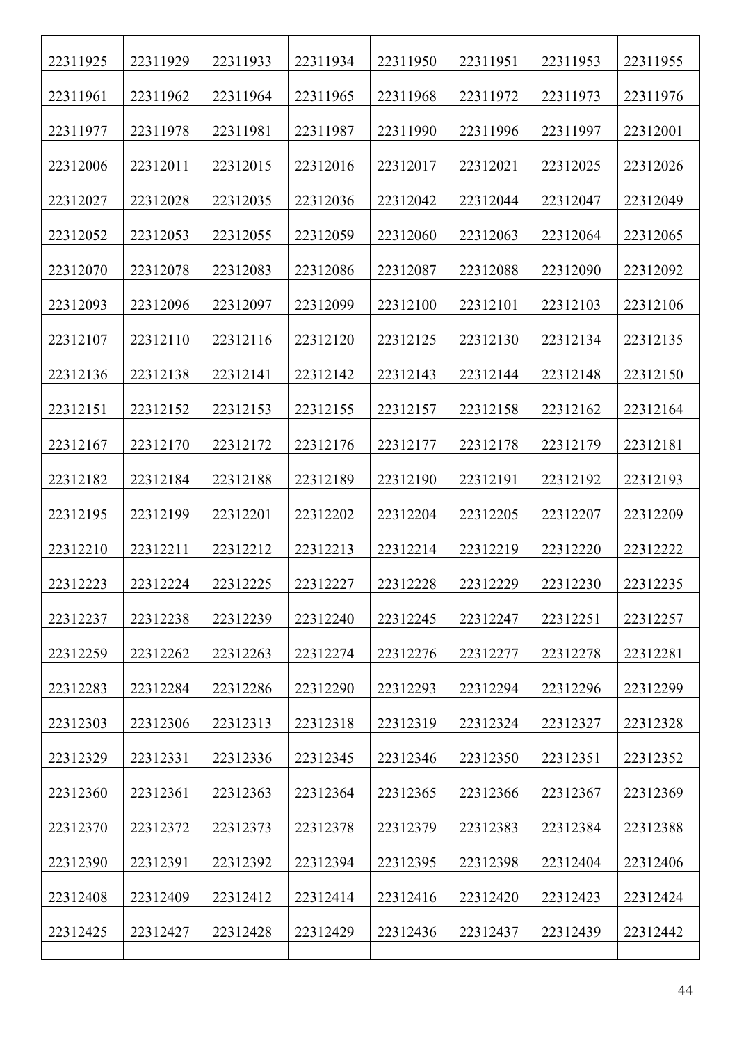| | | | | | | | |
|---|---|---|---|---|---|---|---|
| 22311925 | 22311929 | 22311933 | 22311934 | 22311950 | 22311951 | 22311953 | 22311955 |
| 22311961 | 22311962 | 22311964 | 22311965 | 22311968 | 22311972 | 22311973 | 22311976 |
| 22311977 | 22311978 | 22311981 | 22311987 | 22311990 | 22311996 | 22311997 | 22312001 |
| 22312006 | 22312011 | 22312015 | 22312016 | 22312017 | 22312021 | 22312025 | 22312026 |
| 22312027 | 22312028 | 22312035 | 22312036 | 22312042 | 22312044 | 22312047 | 22312049 |
| 22312052 | 22312053 | 22312055 | 22312059 | 22312060 | 22312063 | 22312064 | 22312065 |
| 22312070 | 22312078 | 22312083 | 22312086 | 22312087 | 22312088 | 22312090 | 22312092 |
| 22312093 | 22312096 | 22312097 | 22312099 | 22312100 | 22312101 | 22312103 | 22312106 |
| 22312107 | 22312110 | 22312116 | 22312120 | 22312125 | 22312130 | 22312134 | 22312135 |
| 22312136 | 22312138 | 22312141 | 22312142 | 22312143 | 22312144 | 22312148 | 22312150 |
| 22312151 | 22312152 | 22312153 | 22312155 | 22312157 | 22312158 | 22312162 | 22312164 |
| 22312167 | 22312170 | 22312172 | 22312176 | 22312177 | 22312178 | 22312179 | 22312181 |
| 22312182 | 22312184 | 22312188 | 22312189 | 22312190 | 22312191 | 22312192 | 22312193 |
| 22312195 | 22312199 | 22312201 | 22312202 | 22312204 | 22312205 | 22312207 | 22312209 |
| 22312210 | 22312211 | 22312212 | 22312213 | 22312214 | 22312219 | 22312220 | 22312222 |
| 22312223 | 22312224 | 22312225 | 22312227 | 22312228 | 22312229 | 22312230 | 22312235 |
| 22312237 | 22312238 | 22312239 | 22312240 | 22312245 | 22312247 | 22312251 | 22312257 |
| 22312259 | 22312262 | 22312263 | 22312274 | 22312276 | 22312277 | 22312278 | 22312281 |
| 22312283 | 22312284 | 22312286 | 22312290 | 22312293 | 22312294 | 22312296 | 22312299 |
| 22312303 | 22312306 | 22312313 | 22312318 | 22312319 | 22312324 | 22312327 | 22312328 |
| 22312329 | 22312331 | 22312336 | 22312345 | 22312346 | 22312350 | 22312351 | 22312352 |
| 22312360 | 22312361 | 22312363 | 22312364 | 22312365 | 22312366 | 22312367 | 22312369 |
| 22312370 | 22312372 | 22312373 | 22312378 | 22312379 | 22312383 | 22312384 | 22312388 |
| 22312390 | 22312391 | 22312392 | 22312394 | 22312395 | 22312398 | 22312404 | 22312406 |
| 22312408 | 22312409 | 22312412 | 22312414 | 22312416 | 22312420 | 22312423 | 22312424 |
| 22312425 | 22312427 | 22312428 | 22312429 | 22312436 | 22312437 | 22312439 | 22312442 |
| | | | | | | | |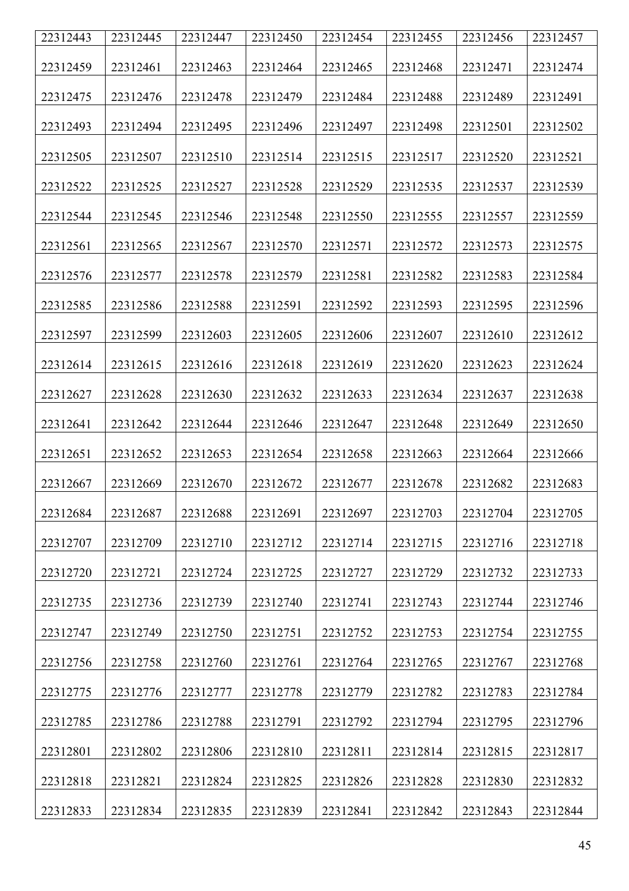| 22312443 | 22312445 | 22312447 | 22312450 | 22312454 | 22312455 | 22312456 | 22312457 |
|---|---|---|---|---|---|---|---|
| 22312459 | 22312461 | 22312463 | 22312464 | 22312465 | 22312468 | 22312471 | 22312474 |
| 22312475 | 22312476 | 22312478 | 22312479 | 22312484 | 22312488 | 22312489 | 22312491 |
| 22312493 | 22312494 | 22312495 | 22312496 | 22312497 | 22312498 | 22312501 | 22312502 |
| 22312505 | 22312507 | 22312510 | 22312514 | 22312515 | 22312517 | 22312520 | 22312521 |
| 22312522 | 22312525 | 22312527 | 22312528 | 22312529 | 22312535 | 22312537 | 22312539 |
| 22312544 | 22312545 | 22312546 | 22312548 | 22312550 | 22312555 | 22312557 | 22312559 |
| 22312561 | 22312565 | 22312567 | 22312570 | 22312571 | 22312572 | 22312573 | 22312575 |
| 22312576 | 22312577 | 22312578 | 22312579 | 22312581 | 22312582 | 22312583 | 22312584 |
| 22312585 | 22312586 | 22312588 | 22312591 | 22312592 | 22312593 | 22312595 | 22312596 |
| 22312597 | 22312599 | 22312603 | 22312605 | 22312606 | 22312607 | 22312610 | 22312612 |
| 22312614 | 22312615 | 22312616 | 22312618 | 22312619 | 22312620 | 22312623 | 22312624 |
| 22312627 | 22312628 | 22312630 | 22312632 | 22312633 | 22312634 | 22312637 | 22312638 |
| 22312641 | 22312642 | 22312644 | 22312646 | 22312647 | 22312648 | 22312649 | 22312650 |
| 22312651 | 22312652 | 22312653 | 22312654 | 22312658 | 22312663 | 22312664 | 22312666 |
| 22312667 | 22312669 | 22312670 | 22312672 | 22312677 | 22312678 | 22312682 | 22312683 |
| 22312684 | 22312687 | 22312688 | 22312691 | 22312697 | 22312703 | 22312704 | 22312705 |
| 22312707 | 22312709 | 22312710 | 22312712 | 22312714 | 22312715 | 22312716 | 22312718 |
| 22312720 | 22312721 | 22312724 | 22312725 | 22312727 | 22312729 | 22312732 | 22312733 |
| 22312735 | 22312736 | 22312739 | 22312740 | 22312741 | 22312743 | 22312744 | 22312746 |
| 22312747 | 22312749 | 22312750 | 22312751 | 22312752 | 22312753 | 22312754 | 22312755 |
| 22312756 | 22312758 | 22312760 | 22312761 | 22312764 | 22312765 | 22312767 | 22312768 |
| 22312775 | 22312776 | 22312777 | 22312778 | 22312779 | 22312782 | 22312783 | 22312784 |
| 22312785 | 22312786 | 22312788 | 22312791 | 22312792 | 22312794 | 22312795 | 22312796 |
| 22312801 | 22312802 | 22312806 | 22312810 | 22312811 | 22312814 | 22312815 | 22312817 |
| 22312818 | 22312821 | 22312824 | 22312825 | 22312826 | 22312828 | 22312830 | 22312832 |
| 22312833 | 22312834 | 22312835 | 22312839 | 22312841 | 22312842 | 22312843 | 22312844 |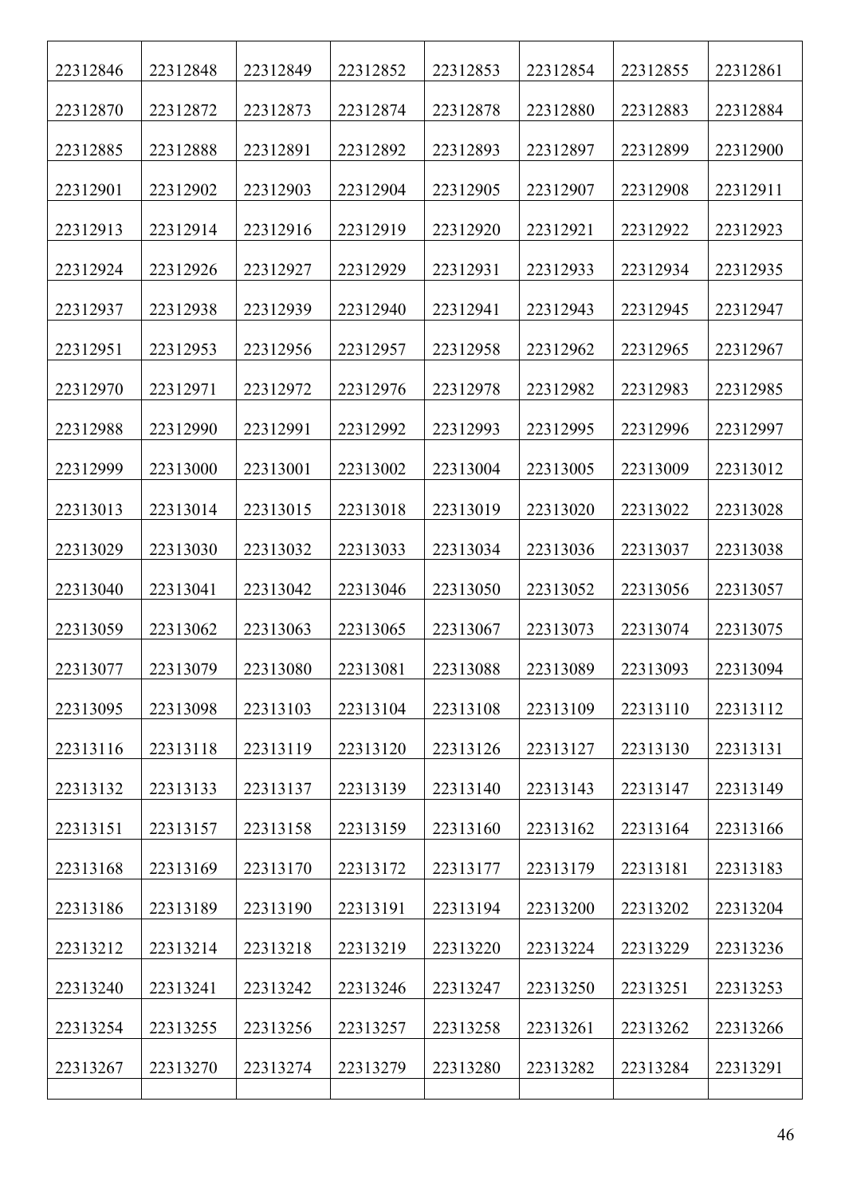| 22312846 | 22312848 | 22312849 | 22312852 | 22312853 | 22312854 | 22312855 | 22312861 |
|---|---|---|---|---|---|---|---|
| 22312870 | 22312872 | 22312873 | 22312874 | 22312878 | 22312880 | 22312883 | 22312884 |
| 22312885 | 22312888 | 22312891 | 22312892 | 22312893 | 22312897 | 22312899 | 22312900 |
| 22312901 | 22312902 | 22312903 | 22312904 | 22312905 | 22312907 | 22312908 | 22312911 |
| 22312913 | 22312914 | 22312916 | 22312919 | 22312920 | 22312921 | 22312922 | 22312923 |
| 22312924 | 22312926 | 22312927 | 22312929 | 22312931 | 22312933 | 22312934 | 22312935 |
| 22312937 | 22312938 | 22312939 | 22312940 | 22312941 | 22312943 | 22312945 | 22312947 |
| 22312951 | 22312953 | 22312956 | 22312957 | 22312958 | 22312962 | 22312965 | 22312967 |
| 22312970 | 22312971 | 22312972 | 22312976 | 22312978 | 22312982 | 22312983 | 22312985 |
| 22312988 | 22312990 | 22312991 | 22312992 | 22312993 | 22312995 | 22312996 | 22312997 |
| 22312999 | 22313000 | 22313001 | 22313002 | 22313004 | 22313005 | 22313009 | 22313012 |
| 22313013 | 22313014 | 22313015 | 22313018 | 22313019 | 22313020 | 22313022 | 22313028 |
| 22313029 | 22313030 | 22313032 | 22313033 | 22313034 | 22313036 | 22313037 | 22313038 |
| 22313040 | 22313041 | 22313042 | 22313046 | 22313050 | 22313052 | 22313056 | 22313057 |
| 22313059 | 22313062 | 22313063 | 22313065 | 22313067 | 22313073 | 22313074 | 22313075 |
| 22313077 | 22313079 | 22313080 | 22313081 | 22313088 | 22313089 | 22313093 | 22313094 |
| 22313095 | 22313098 | 22313103 | 22313104 | 22313108 | 22313109 | 22313110 | 22313112 |
| 22313116 | 22313118 | 22313119 | 22313120 | 22313126 | 22313127 | 22313130 | 22313131 |
| 22313132 | 22313133 | 22313137 | 22313139 | 22313140 | 22313143 | 22313147 | 22313149 |
| 22313151 | 22313157 | 22313158 | 22313159 | 22313160 | 22313162 | 22313164 | 22313166 |
| 22313168 | 22313169 | 22313170 | 22313172 | 22313177 | 22313179 | 22313181 | 22313183 |
| 22313186 | 22313189 | 22313190 | 22313191 | 22313194 | 22313200 | 22313202 | 22313204 |
| 22313212 | 22313214 | 22313218 | 22313219 | 22313220 | 22313224 | 22313229 | 22313236 |
| 22313240 | 22313241 | 22313242 | 22313246 | 22313247 | 22313250 | 22313251 | 22313253 |
| 22313254 | 22313255 | 22313256 | 22313257 | 22313258 | 22313261 | 22313262 | 22313266 |
| 22313267 | 22313270 | 22313274 | 22313279 | 22313280 | 22313282 | 22313284 | 22313291 |
| | | | | | | | |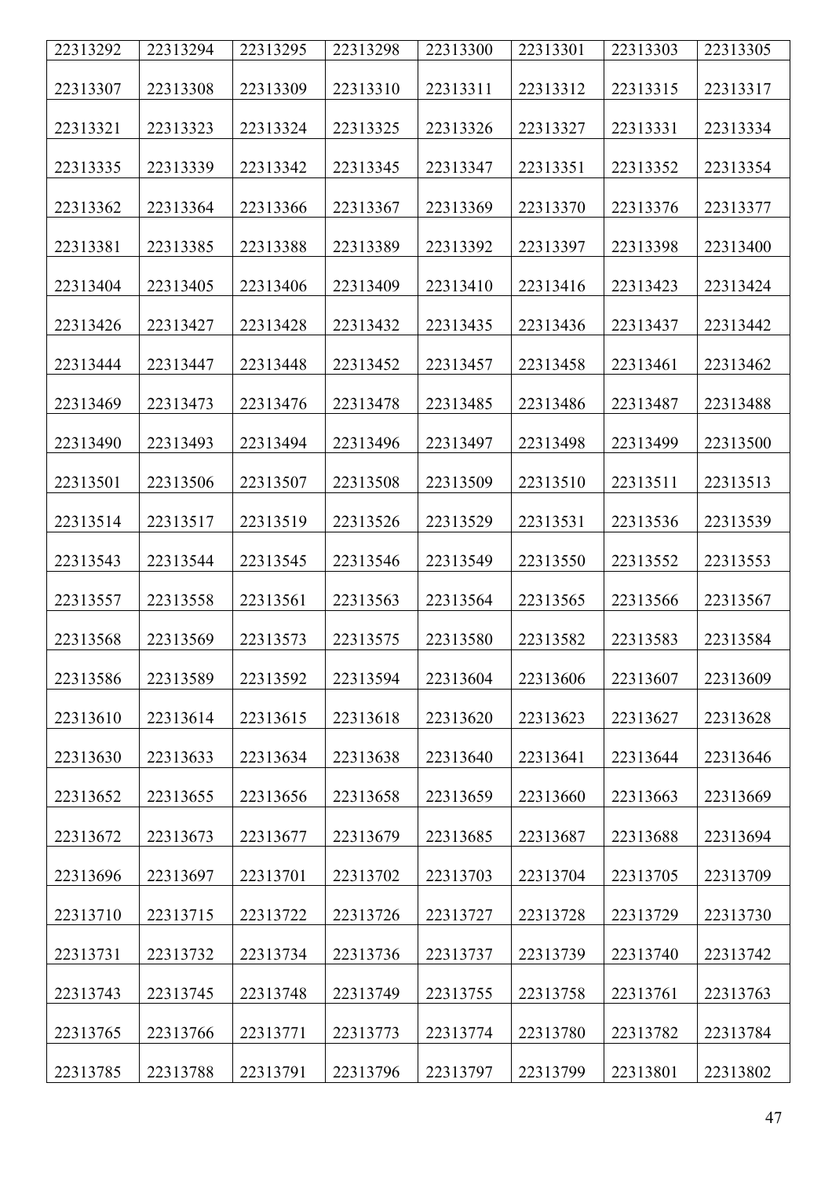| 22313292 | 22313294 | 22313295 | 22313298 | 22313300 | 22313301 | 22313303 | 22313305 |
|---|---|---|---|---|---|---|---|
| 22313307 | 22313308 | 22313309 | 22313310 | 22313311 | 22313312 | 22313315 | 22313317 |
| 22313321 | 22313323 | 22313324 | 22313325 | 22313326 | 22313327 | 22313331 | 22313334 |
| 22313335 | 22313339 | 22313342 | 22313345 | 22313347 | 22313351 | 22313352 | 22313354 |
| 22313362 | 22313364 | 22313366 | 22313367 | 22313369 | 22313370 | 22313376 | 22313377 |
| 22313381 | 22313385 | 22313388 | 22313389 | 22313392 | 22313397 | 22313398 | 22313400 |
| 22313404 | 22313405 | 22313406 | 22313409 | 22313410 | 22313416 | 22313423 | 22313424 |
| 22313426 | 22313427 | 22313428 | 22313432 | 22313435 | 22313436 | 22313437 | 22313442 |
| 22313444 | 22313447 | 22313448 | 22313452 | 22313457 | 22313458 | 22313461 | 22313462 |
| 22313469 | 22313473 | 22313476 | 22313478 | 22313485 | 22313486 | 22313487 | 22313488 |
| 22313490 | 22313493 | 22313494 | 22313496 | 22313497 | 22313498 | 22313499 | 22313500 |
| 22313501 | 22313506 | 22313507 | 22313508 | 22313509 | 22313510 | 22313511 | 22313513 |
| 22313514 | 22313517 | 22313519 | 22313526 | 22313529 | 22313531 | 22313536 | 22313539 |
| 22313543 | 22313544 | 22313545 | 22313546 | 22313549 | 22313550 | 22313552 | 22313553 |
| 22313557 | 22313558 | 22313561 | 22313563 | 22313564 | 22313565 | 22313566 | 22313567 |
| 22313568 | 22313569 | 22313573 | 22313575 | 22313580 | 22313582 | 22313583 | 22313584 |
| 22313586 | 22313589 | 22313592 | 22313594 | 22313604 | 22313606 | 22313607 | 22313609 |
| 22313610 | 22313614 | 22313615 | 22313618 | 22313620 | 22313623 | 22313627 | 22313628 |
| 22313630 | 22313633 | 22313634 | 22313638 | 22313640 | 22313641 | 22313644 | 22313646 |
| 22313652 | 22313655 | 22313656 | 22313658 | 22313659 | 22313660 | 22313663 | 22313669 |
| 22313672 | 22313673 | 22313677 | 22313679 | 22313685 | 22313687 | 22313688 | 22313694 |
| 22313696 | 22313697 | 22313701 | 22313702 | 22313703 | 22313704 | 22313705 | 22313709 |
| 22313710 | 22313715 | 22313722 | 22313726 | 22313727 | 22313728 | 22313729 | 22313730 |
| 22313731 | 22313732 | 22313734 | 22313736 | 22313737 | 22313739 | 22313740 | 22313742 |
| 22313743 | 22313745 | 22313748 | 22313749 | 22313755 | 22313758 | 22313761 | 22313763 |
| 22313765 | 22313766 | 22313771 | 22313773 | 22313774 | 22313780 | 22313782 | 22313784 |
| 22313785 | 22313788 | 22313791 | 22313796 | 22313797 | 22313799 | 22313801 | 22313802 |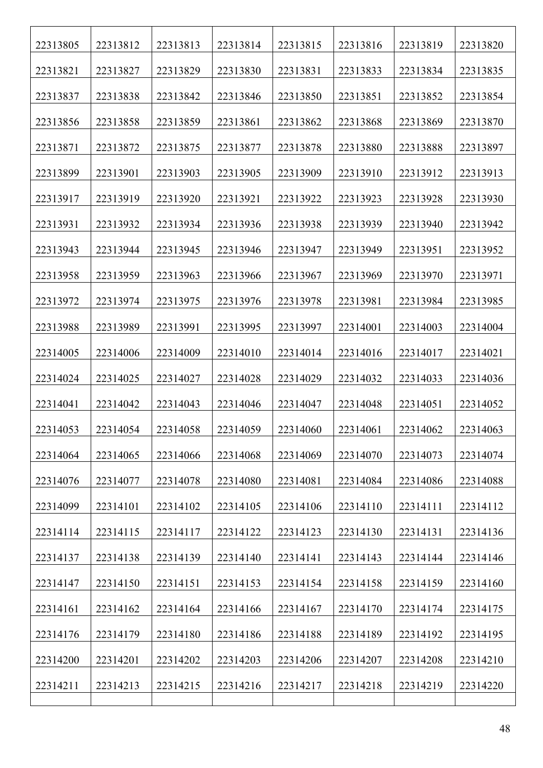| 22313805 | 22313812 | 22313813 | 22313814 | 22313815 | 22313816 | 22313819 | 22313820 |
|---|---|---|---|---|---|---|---|
| 22313821 | 22313827 | 22313829 | 22313830 | 22313831 | 22313833 | 22313834 | 22313835 |
| 22313837 | 22313838 | 22313842 | 22313846 | 22313850 | 22313851 | 22313852 | 22313854 |
| 22313856 | 22313858 | 22313859 | 22313861 | 22313862 | 22313868 | 22313869 | 22313870 |
| 22313871 | 22313872 | 22313875 | 22313877 | 22313878 | 22313880 | 22313888 | 22313897 |
| 22313899 | 22313901 | 22313903 | 22313905 | 22313909 | 22313910 | 22313912 | 22313913 |
| 22313917 | 22313919 | 22313920 | 22313921 | 22313922 | 22313923 | 22313928 | 22313930 |
| 22313931 | 22313932 | 22313934 | 22313936 | 22313938 | 22313939 | 22313940 | 22313942 |
| 22313943 | 22313944 | 22313945 | 22313946 | 22313947 | 22313949 | 22313951 | 22313952 |
| 22313958 | 22313959 | 22313963 | 22313966 | 22313967 | 22313969 | 22313970 | 22313971 |
| 22313972 | 22313974 | 22313975 | 22313976 | 22313978 | 22313981 | 22313984 | 22313985 |
| 22313988 | 22313989 | 22313991 | 22313995 | 22313997 | 22314001 | 22314003 | 22314004 |
| 22314005 | 22314006 | 22314009 | 22314010 | 22314014 | 22314016 | 22314017 | 22314021 |
| 22314024 | 22314025 | 22314027 | 22314028 | 22314029 | 22314032 | 22314033 | 22314036 |
| 22314041 | 22314042 | 22314043 | 22314046 | 22314047 | 22314048 | 22314051 | 22314052 |
| 22314053 | 22314054 | 22314058 | 22314059 | 22314060 | 22314061 | 22314062 | 22314063 |
| 22314064 | 22314065 | 22314066 | 22314068 | 22314069 | 22314070 | 22314073 | 22314074 |
| 22314076 | 22314077 | 22314078 | 22314080 | 22314081 | 22314084 | 22314086 | 22314088 |
| 22314099 | 22314101 | 22314102 | 22314105 | 22314106 | 22314110 | 22314111 | 22314112 |
| 22314114 | 22314115 | 22314117 | 22314122 | 22314123 | 22314130 | 22314131 | 22314136 |
| 22314137 | 22314138 | 22314139 | 22314140 | 22314141 | 22314143 | 22314144 | 22314146 |
| 22314147 | 22314150 | 22314151 | 22314153 | 22314154 | 22314158 | 22314159 | 22314160 |
| 22314161 | 22314162 | 22314164 | 22314166 | 22314167 | 22314170 | 22314174 | 22314175 |
| 22314176 | 22314179 | 22314180 | 22314186 | 22314188 | 22314189 | 22314192 | 22314195 |
| 22314200 | 22314201 | 22314202 | 22314203 | 22314206 | 22314207 | 22314208 | 22314210 |
| 22314211 | 22314213 | 22314215 | 22314216 | 22314217 | 22314218 | 22314219 | 22314220 |
| | | | | | | | |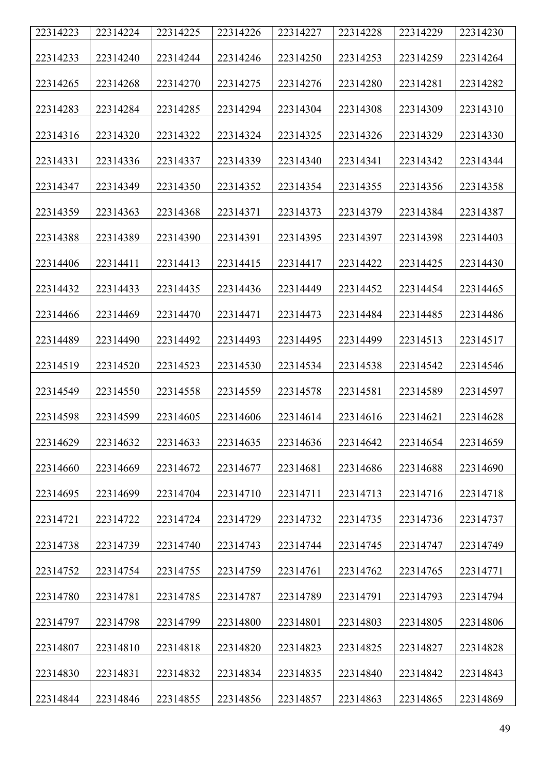| 22314223 | 22314224 | 22314225 | 22314226 | 22314227 | 22314228 | 22314229 | 22314230 |
|---|---|---|---|---|---|---|---|
| 22314233 | 22314240 | 22314244 | 22314246 | 22314250 | 22314253 | 22314259 | 22314264 |
| 22314265 | 22314268 | 22314270 | 22314275 | 22314276 | 22314280 | 22314281 | 22314282 |
| 22314283 | 22314284 | 22314285 | 22314294 | 22314304 | 22314308 | 22314309 | 22314310 |
| 22314316 | 22314320 | 22314322 | 22314324 | 22314325 | 22314326 | 22314329 | 22314330 |
| 22314331 | 22314336 | 22314337 | 22314339 | 22314340 | 22314341 | 22314342 | 22314344 |
| 22314347 | 22314349 | 22314350 | 22314352 | 22314354 | 22314355 | 22314356 | 22314358 |
| 22314359 | 22314363 | 22314368 | 22314371 | 22314373 | 22314379 | 22314384 | 22314387 |
| 22314388 | 22314389 | 22314390 | 22314391 | 22314395 | 22314397 | 22314398 | 22314403 |
| 22314406 | 22314411 | 22314413 | 22314415 | 22314417 | 22314422 | 22314425 | 22314430 |
| 22314432 | 22314433 | 22314435 | 22314436 | 22314449 | 22314452 | 22314454 | 22314465 |
| 22314466 | 22314469 | 22314470 | 22314471 | 22314473 | 22314484 | 22314485 | 22314486 |
| 22314489 | 22314490 | 22314492 | 22314493 | 22314495 | 22314499 | 22314513 | 22314517 |
| 22314519 | 22314520 | 22314523 | 22314530 | 22314534 | 22314538 | 22314542 | 22314546 |
| 22314549 | 22314550 | 22314558 | 22314559 | 22314578 | 22314581 | 22314589 | 22314597 |
| 22314598 | 22314599 | 22314605 | 22314606 | 22314614 | 22314616 | 22314621 | 22314628 |
| 22314629 | 22314632 | 22314633 | 22314635 | 22314636 | 22314642 | 22314654 | 22314659 |
| 22314660 | 22314669 | 22314672 | 22314677 | 22314681 | 22314686 | 22314688 | 22314690 |
| 22314695 | 22314699 | 22314704 | 22314710 | 22314711 | 22314713 | 22314716 | 22314718 |
| 22314721 | 22314722 | 22314724 | 22314729 | 22314732 | 22314735 | 22314736 | 22314737 |
| 22314738 | 22314739 | 22314740 | 22314743 | 22314744 | 22314745 | 22314747 | 22314749 |
| 22314752 | 22314754 | 22314755 | 22314759 | 22314761 | 22314762 | 22314765 | 22314771 |
| 22314780 | 22314781 | 22314785 | 22314787 | 22314789 | 22314791 | 22314793 | 22314794 |
| 22314797 | 22314798 | 22314799 | 22314800 | 22314801 | 22314803 | 22314805 | 22314806 |
| 22314807 | 22314810 | 22314818 | 22314820 | 22314823 | 22314825 | 22314827 | 22314828 |
| 22314830 | 22314831 | 22314832 | 22314834 | 22314835 | 22314840 | 22314842 | 22314843 |
| 22314844 | 22314846 | 22314855 | 22314856 | 22314857 | 22314863 | 22314865 | 22314869 |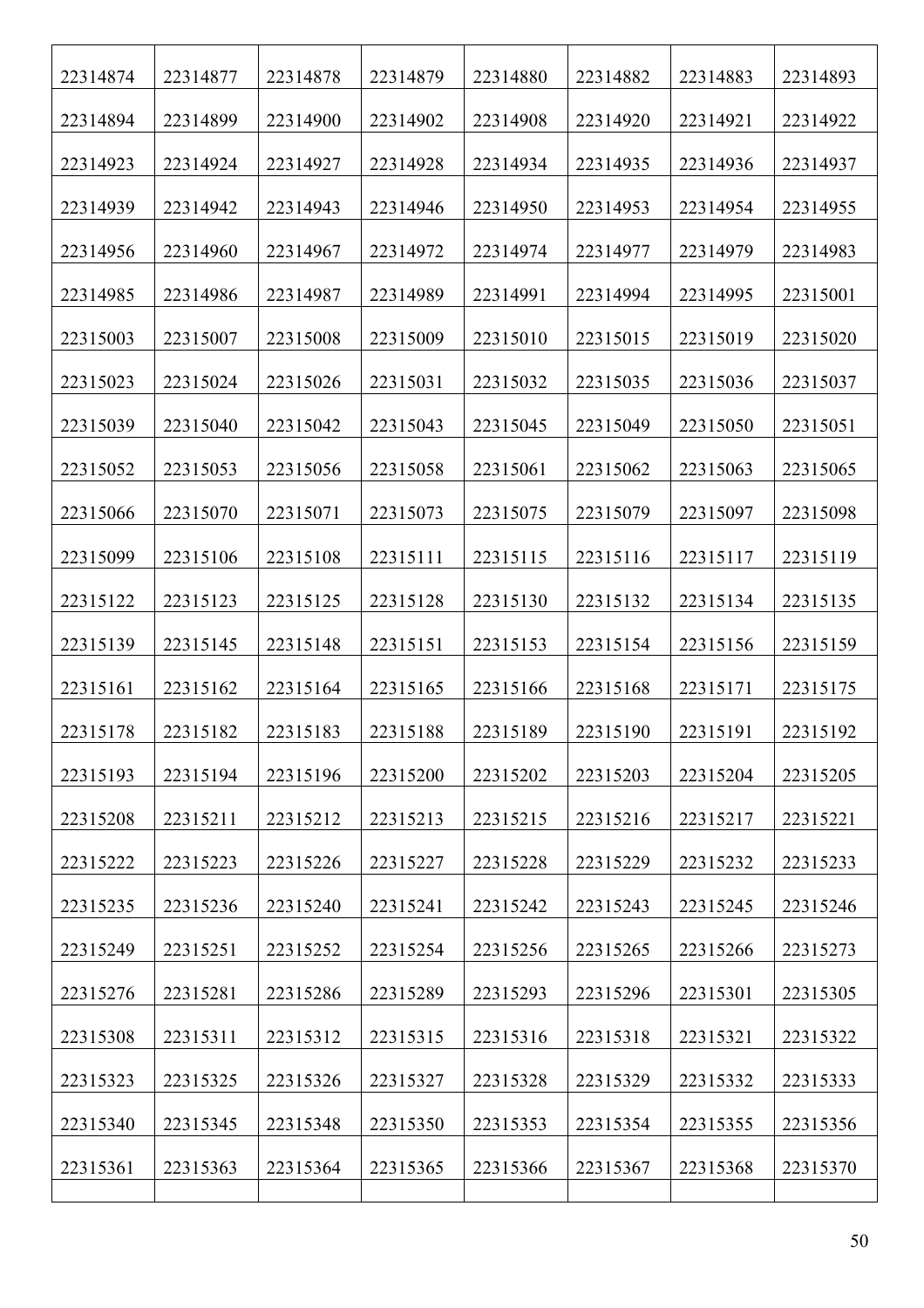| | | | | | | | |
|---|---|---|---|---|---|---|---|
| 22314874 | 22314877 | 22314878 | 22314879 | 22314880 | 22314882 | 22314883 | 22314893 |
| 22314894 | 22314899 | 22314900 | 22314902 | 22314908 | 22314920 | 22314921 | 22314922 |
| 22314923 | 22314924 | 22314927 | 22314928 | 22314934 | 22314935 | 22314936 | 22314937 |
| 22314939 | 22314942 | 22314943 | 22314946 | 22314950 | 22314953 | 22314954 | 22314955 |
| 22314956 | 22314960 | 22314967 | 22314972 | 22314974 | 22314977 | 22314979 | 22314983 |
| 22314985 | 22314986 | 22314987 | 22314989 | 22314991 | 22314994 | 22314995 | 22315001 |
| 22315003 | 22315007 | 22315008 | 22315009 | 22315010 | 22315015 | 22315019 | 22315020 |
| 22315023 | 22315024 | 22315026 | 22315031 | 22315032 | 22315035 | 22315036 | 22315037 |
| 22315039 | 22315040 | 22315042 | 22315043 | 22315045 | 22315049 | 22315050 | 22315051 |
| 22315052 | 22315053 | 22315056 | 22315058 | 22315061 | 22315062 | 22315063 | 22315065 |
| 22315066 | 22315070 | 22315071 | 22315073 | 22315075 | 22315079 | 22315097 | 22315098 |
| 22315099 | 22315106 | 22315108 | 22315111 | 22315115 | 22315116 | 22315117 | 22315119 |
| 22315122 | 22315123 | 22315125 | 22315128 | 22315130 | 22315132 | 22315134 | 22315135 |
| 22315139 | 22315145 | 22315148 | 22315151 | 22315153 | 22315154 | 22315156 | 22315159 |
| 22315161 | 22315162 | 22315164 | 22315165 | 22315166 | 22315168 | 22315171 | 22315175 |
| 22315178 | 22315182 | 22315183 | 22315188 | 22315189 | 22315190 | 22315191 | 22315192 |
| 22315193 | 22315194 | 22315196 | 22315200 | 22315202 | 22315203 | 22315204 | 22315205 |
| 22315208 | 22315211 | 22315212 | 22315213 | 22315215 | 22315216 | 22315217 | 22315221 |
| 22315222 | 22315223 | 22315226 | 22315227 | 22315228 | 22315229 | 22315232 | 22315233 |
| 22315235 | 22315236 | 22315240 | 22315241 | 22315242 | 22315243 | 22315245 | 22315246 |
| 22315249 | 22315251 | 22315252 | 22315254 | 22315256 | 22315265 | 22315266 | 22315273 |
| 22315276 | 22315281 | 22315286 | 22315289 | 22315293 | 22315296 | 22315301 | 22315305 |
| 22315308 | 22315311 | 22315312 | 22315315 | 22315316 | 22315318 | 22315321 | 22315322 |
| 22315323 | 22315325 | 22315326 | 22315327 | 22315328 | 22315329 | 22315332 | 22315333 |
| 22315340 | 22315345 | 22315348 | 22315350 | 22315353 | 22315354 | 22315355 | 22315356 |
| 22315361 | 22315363 | 22315364 | 22315365 | 22315366 | 22315367 | 22315368 | 22315370 |
| | | | | | | | |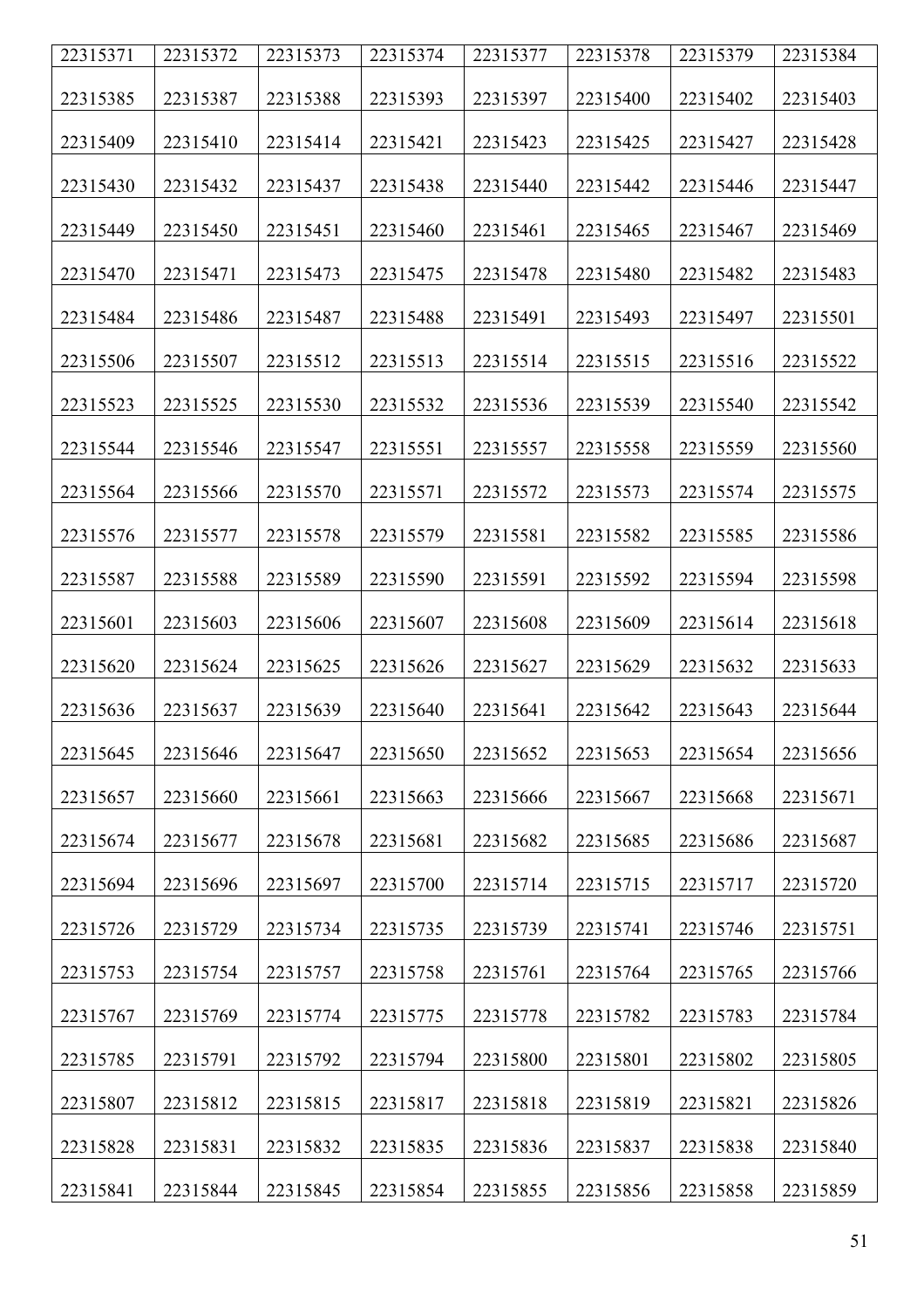| 22315371 | 22315372 | 22315373 | 22315374 | 22315377 | 22315378 | 22315379 | 22315384 |
|---|---|---|---|---|---|---|---|
| 22315385 | 22315387 | 22315388 | 22315393 | 22315397 | 22315400 | 22315402 | 22315403 |
| 22315409 | 22315410 | 22315414 | 22315421 | 22315423 | 22315425 | 22315427 | 22315428 |
| 22315430 | 22315432 | 22315437 | 22315438 | 22315440 | 22315442 | 22315446 | 22315447 |
| 22315449 | 22315450 | 22315451 | 22315460 | 22315461 | 22315465 | 22315467 | 22315469 |
| 22315470 | 22315471 | 22315473 | 22315475 | 22315478 | 22315480 | 22315482 | 22315483 |
| 22315484 | 22315486 | 22315487 | 22315488 | 22315491 | 22315493 | 22315497 | 22315501 |
| 22315506 | 22315507 | 22315512 | 22315513 | 22315514 | 22315515 | 22315516 | 22315522 |
| 22315523 | 22315525 | 22315530 | 22315532 | 22315536 | 22315539 | 22315540 | 22315542 |
| 22315544 | 22315546 | 22315547 | 22315551 | 22315557 | 22315558 | 22315559 | 22315560 |
| 22315564 | 22315566 | 22315570 | 22315571 | 22315572 | 22315573 | 22315574 | 22315575 |
| 22315576 | 22315577 | 22315578 | 22315579 | 22315581 | 22315582 | 22315585 | 22315586 |
| 22315587 | 22315588 | 22315589 | 22315590 | 22315591 | 22315592 | 22315594 | 22315598 |
| 22315601 | 22315603 | 22315606 | 22315607 | 22315608 | 22315609 | 22315614 | 22315618 |
| 22315620 | 22315624 | 22315625 | 22315626 | 22315627 | 22315629 | 22315632 | 22315633 |
| 22315636 | 22315637 | 22315639 | 22315640 | 22315641 | 22315642 | 22315643 | 22315644 |
| 22315645 | 22315646 | 22315647 | 22315650 | 22315652 | 22315653 | 22315654 | 22315656 |
| 22315657 | 22315660 | 22315661 | 22315663 | 22315666 | 22315667 | 22315668 | 22315671 |
| 22315674 | 22315677 | 22315678 | 22315681 | 22315682 | 22315685 | 22315686 | 22315687 |
| 22315694 | 22315696 | 22315697 | 22315700 | 22315714 | 22315715 | 22315717 | 22315720 |
| 22315726 | 22315729 | 22315734 | 22315735 | 22315739 | 22315741 | 22315746 | 22315751 |
| 22315753 | 22315754 | 22315757 | 22315758 | 22315761 | 22315764 | 22315765 | 22315766 |
| 22315767 | 22315769 | 22315774 | 22315775 | 22315778 | 22315782 | 22315783 | 22315784 |
| 22315785 | 22315791 | 22315792 | 22315794 | 22315800 | 22315801 | 22315802 | 22315805 |
| 22315807 | 22315812 | 22315815 | 22315817 | 22315818 | 22315819 | 22315821 | 22315826 |
| 22315828 | 22315831 | 22315832 | 22315835 | 22315836 | 22315837 | 22315838 | 22315840 |
| 22315841 | 22315844 | 22315845 | 22315854 | 22315855 | 22315856 | 22315858 | 22315859 |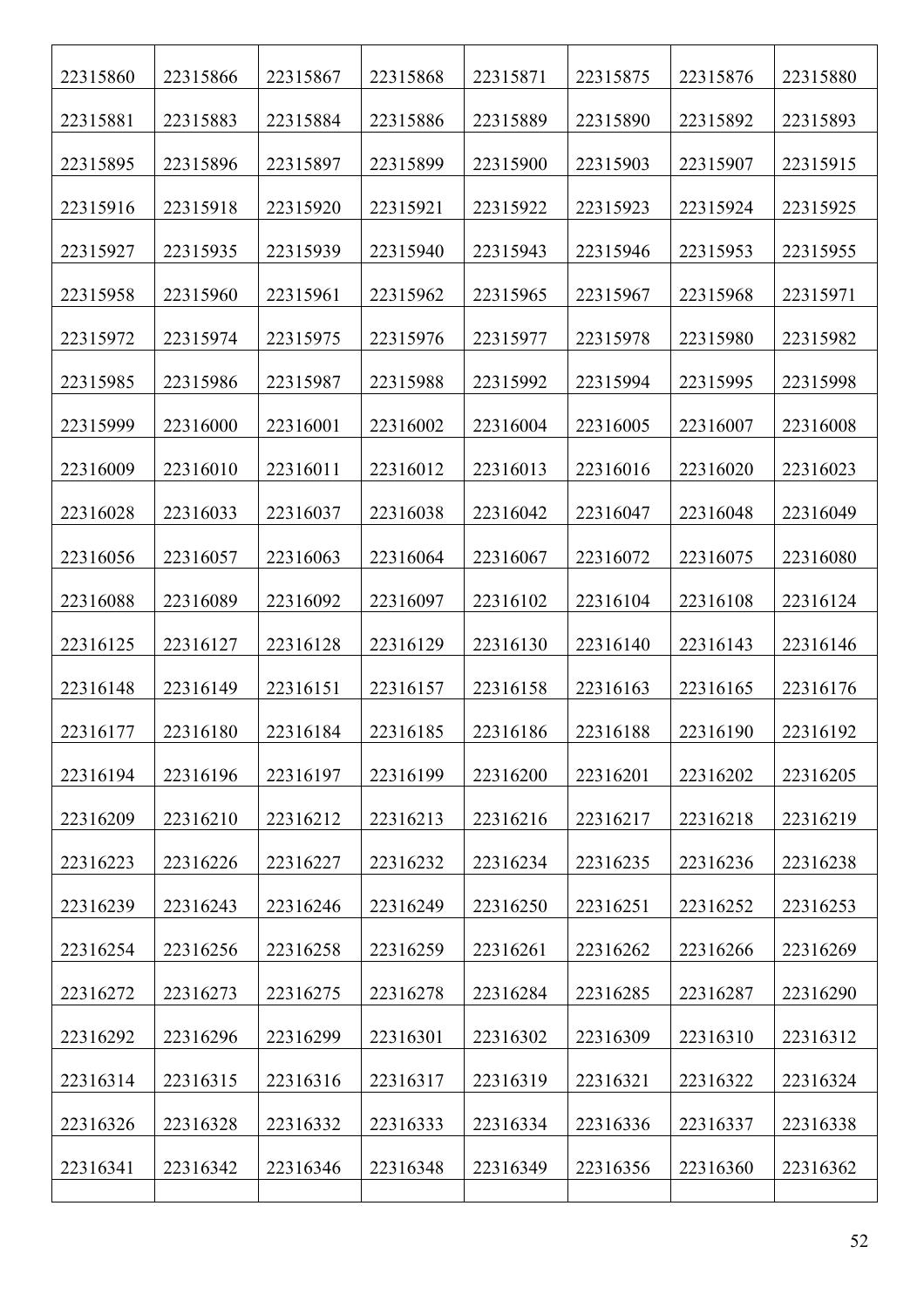| 22315860 | 22315866 | 22315867 | 22315868 | 22315871 | 22315875 | 22315876 | 22315880 |
|---|---|---|---|---|---|---|---|
| 22315881 | 22315883 | 22315884 | 22315886 | 22315889 | 22315890 | 22315892 | 22315893 |
| 22315895 | 22315896 | 22315897 | 22315899 | 22315900 | 22315903 | 22315907 | 22315915 |
| 22315916 | 22315918 | 22315920 | 22315921 | 22315922 | 22315923 | 22315924 | 22315925 |
| 22315927 | 22315935 | 22315939 | 22315940 | 22315943 | 22315946 | 22315953 | 22315955 |
| 22315958 | 22315960 | 22315961 | 22315962 | 22315965 | 22315967 | 22315968 | 22315971 |
| 22315972 | 22315974 | 22315975 | 22315976 | 22315977 | 22315978 | 22315980 | 22315982 |
| 22315985 | 22315986 | 22315987 | 22315988 | 22315992 | 22315994 | 22315995 | 22315998 |
| 22315999 | 22316000 | 22316001 | 22316002 | 22316004 | 22316005 | 22316007 | 22316008 |
| 22316009 | 22316010 | 22316011 | 22316012 | 22316013 | 22316016 | 22316020 | 22316023 |
| 22316028 | 22316033 | 22316037 | 22316038 | 22316042 | 22316047 | 22316048 | 22316049 |
| 22316056 | 22316057 | 22316063 | 22316064 | 22316067 | 22316072 | 22316075 | 22316080 |
| 22316088 | 22316089 | 22316092 | 22316097 | 22316102 | 22316104 | 22316108 | 22316124 |
| 22316125 | 22316127 | 22316128 | 22316129 | 22316130 | 22316140 | 22316143 | 22316146 |
| 22316148 | 22316149 | 22316151 | 22316157 | 22316158 | 22316163 | 22316165 | 22316176 |
| 22316177 | 22316180 | 22316184 | 22316185 | 22316186 | 22316188 | 22316190 | 22316192 |
| 22316194 | 22316196 | 22316197 | 22316199 | 22316200 | 22316201 | 22316202 | 22316205 |
| 22316209 | 22316210 | 22316212 | 22316213 | 22316216 | 22316217 | 22316218 | 22316219 |
| 22316223 | 22316226 | 22316227 | 22316232 | 22316234 | 22316235 | 22316236 | 22316238 |
| 22316239 | 22316243 | 22316246 | 22316249 | 22316250 | 22316251 | 22316252 | 22316253 |
| 22316254 | 22316256 | 22316258 | 22316259 | 22316261 | 22316262 | 22316266 | 22316269 |
| 22316272 | 22316273 | 22316275 | 22316278 | 22316284 | 22316285 | 22316287 | 22316290 |
| 22316292 | 22316296 | 22316299 | 22316301 | 22316302 | 22316309 | 22316310 | 22316312 |
| 22316314 | 22316315 | 22316316 | 22316317 | 22316319 | 22316321 | 22316322 | 22316324 |
| 22316326 | 22316328 | 22316332 | 22316333 | 22316334 | 22316336 | 22316337 | 22316338 |
| 22316341 | 22316342 | 22316346 | 22316348 | 22316349 | 22316356 | 22316360 | 22316362 |
| | | | | | | | |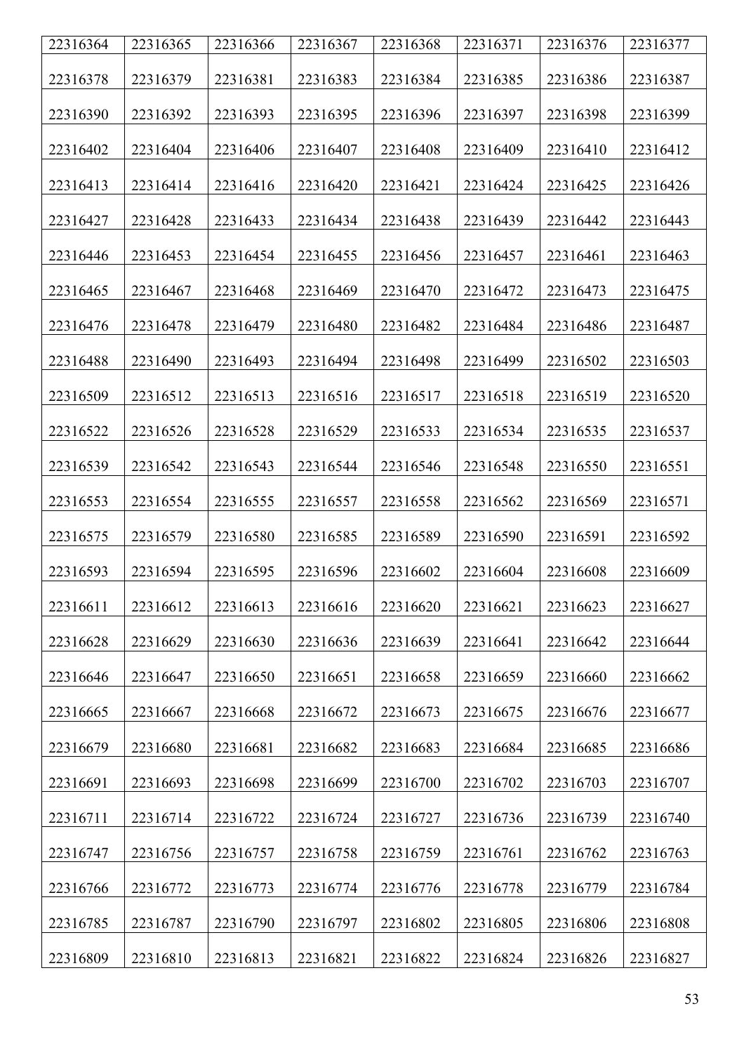| 22316364 | 22316365 | 22316366 | 22316367 | 22316368 | 22316371 | 22316376 | 22316377 |
|---|---|---|---|---|---|---|---|
| 22316378 | 22316379 | 22316381 | 22316383 | 22316384 | 22316385 | 22316386 | 22316387 |
| 22316390 | 22316392 | 22316393 | 22316395 | 22316396 | 22316397 | 22316398 | 22316399 |
| 22316402 | 22316404 | 22316406 | 22316407 | 22316408 | 22316409 | 22316410 | 22316412 |
| 22316413 | 22316414 | 22316416 | 22316420 | 22316421 | 22316424 | 22316425 | 22316426 |
| 22316427 | 22316428 | 22316433 | 22316434 | 22316438 | 22316439 | 22316442 | 22316443 |
| 22316446 | 22316453 | 22316454 | 22316455 | 22316456 | 22316457 | 22316461 | 22316463 |
| 22316465 | 22316467 | 22316468 | 22316469 | 22316470 | 22316472 | 22316473 | 22316475 |
| 22316476 | 22316478 | 22316479 | 22316480 | 22316482 | 22316484 | 22316486 | 22316487 |
| 22316488 | 22316490 | 22316493 | 22316494 | 22316498 | 22316499 | 22316502 | 22316503 |
| 22316509 | 22316512 | 22316513 | 22316516 | 22316517 | 22316518 | 22316519 | 22316520 |
| 22316522 | 22316526 | 22316528 | 22316529 | 22316533 | 22316534 | 22316535 | 22316537 |
| 22316539 | 22316542 | 22316543 | 22316544 | 22316546 | 22316548 | 22316550 | 22316551 |
| 22316553 | 22316554 | 22316555 | 22316557 | 22316558 | 22316562 | 22316569 | 22316571 |
| 22316575 | 22316579 | 22316580 | 22316585 | 22316589 | 22316590 | 22316591 | 22316592 |
| 22316593 | 22316594 | 22316595 | 22316596 | 22316602 | 22316604 | 22316608 | 22316609 |
| 22316611 | 22316612 | 22316613 | 22316616 | 22316620 | 22316621 | 22316623 | 22316627 |
| 22316628 | 22316629 | 22316630 | 22316636 | 22316639 | 22316641 | 22316642 | 22316644 |
| 22316646 | 22316647 | 22316650 | 22316651 | 22316658 | 22316659 | 22316660 | 22316662 |
| 22316665 | 22316667 | 22316668 | 22316672 | 22316673 | 22316675 | 22316676 | 22316677 |
| 22316679 | 22316680 | 22316681 | 22316682 | 22316683 | 22316684 | 22316685 | 22316686 |
| 22316691 | 22316693 | 22316698 | 22316699 | 22316700 | 22316702 | 22316703 | 22316707 |
| 22316711 | 22316714 | 22316722 | 22316724 | 22316727 | 22316736 | 22316739 | 22316740 |
| 22316747 | 22316756 | 22316757 | 22316758 | 22316759 | 22316761 | 22316762 | 22316763 |
| 22316766 | 22316772 | 22316773 | 22316774 | 22316776 | 22316778 | 22316779 | 22316784 |
| 22316785 | 22316787 | 22316790 | 22316797 | 22316802 | 22316805 | 22316806 | 22316808 |
| 22316809 | 22316810 | 22316813 | 22316821 | 22316822 | 22316824 | 22316826 | 22316827 |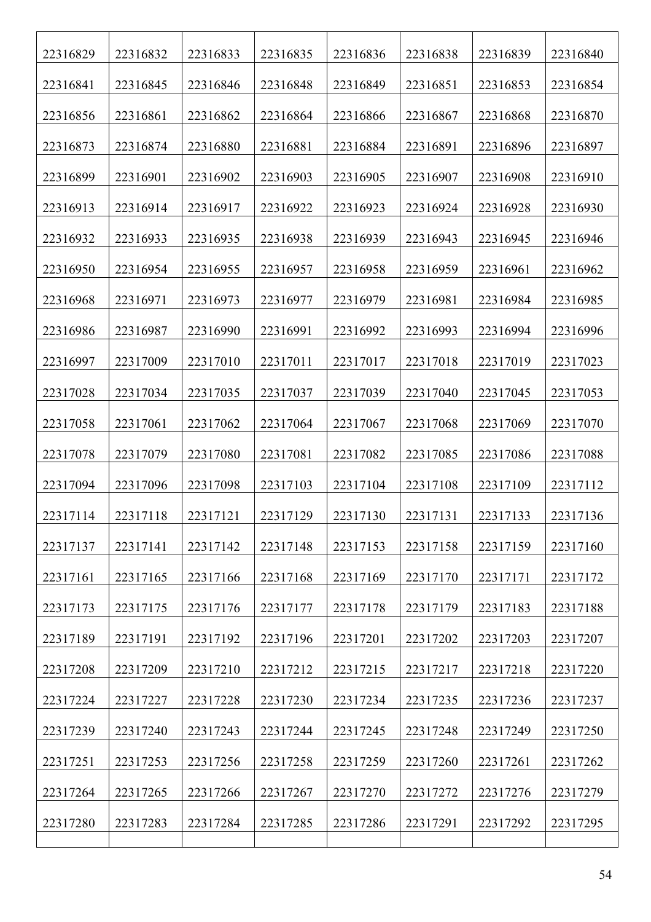| 22316829 | 22316832 | 22316833 | 22316835 | 22316836 | 22316838 | 22316839 | 22316840 |
|---|---|---|---|---|---|---|---|
| 22316841 | 22316845 | 22316846 | 22316848 | 22316849 | 22316851 | 22316853 | 22316854 |
| 22316856 | 22316861 | 22316862 | 22316864 | 22316866 | 22316867 | 22316868 | 22316870 |
| 22316873 | 22316874 | 22316880 | 22316881 | 22316884 | 22316891 | 22316896 | 22316897 |
| 22316899 | 22316901 | 22316902 | 22316903 | 22316905 | 22316907 | 22316908 | 22316910 |
| 22316913 | 22316914 | 22316917 | 22316922 | 22316923 | 22316924 | 22316928 | 22316930 |
| 22316932 | 22316933 | 22316935 | 22316938 | 22316939 | 22316943 | 22316945 | 22316946 |
| 22316950 | 22316954 | 22316955 | 22316957 | 22316958 | 22316959 | 22316961 | 22316962 |
| 22316968 | 22316971 | 22316973 | 22316977 | 22316979 | 22316981 | 22316984 | 22316985 |
| 22316986 | 22316987 | 22316990 | 22316991 | 22316992 | 22316993 | 22316994 | 22316996 |
| 22316997 | 22317009 | 22317010 | 22317011 | 22317017 | 22317018 | 22317019 | 22317023 |
| 22317028 | 22317034 | 22317035 | 22317037 | 22317039 | 22317040 | 22317045 | 22317053 |
| 22317058 | 22317061 | 22317062 | 22317064 | 22317067 | 22317068 | 22317069 | 22317070 |
| 22317078 | 22317079 | 22317080 | 22317081 | 22317082 | 22317085 | 22317086 | 22317088 |
| 22317094 | 22317096 | 22317098 | 22317103 | 22317104 | 22317108 | 22317109 | 22317112 |
| 22317114 | 22317118 | 22317121 | 22317129 | 22317130 | 22317131 | 22317133 | 22317136 |
| 22317137 | 22317141 | 22317142 | 22317148 | 22317153 | 22317158 | 22317159 | 22317160 |
| 22317161 | 22317165 | 22317166 | 22317168 | 22317169 | 22317170 | 22317171 | 22317172 |
| 22317173 | 22317175 | 22317176 | 22317177 | 22317178 | 22317179 | 22317183 | 22317188 |
| 22317189 | 22317191 | 22317192 | 22317196 | 22317201 | 22317202 | 22317203 | 22317207 |
| 22317208 | 22317209 | 22317210 | 22317212 | 22317215 | 22317217 | 22317218 | 22317220 |
| 22317224 | 22317227 | 22317228 | 22317230 | 22317234 | 22317235 | 22317236 | 22317237 |
| 22317239 | 22317240 | 22317243 | 22317244 | 22317245 | 22317248 | 22317249 | 22317250 |
| 22317251 | 22317253 | 22317256 | 22317258 | 22317259 | 22317260 | 22317261 | 22317262 |
| 22317264 | 22317265 | 22317266 | 22317267 | 22317270 | 22317272 | 22317276 | 22317279 |
| 22317280 | 22317283 | 22317284 | 22317285 | 22317286 | 22317291 | 22317292 | 22317295 |
| | | | | | | | |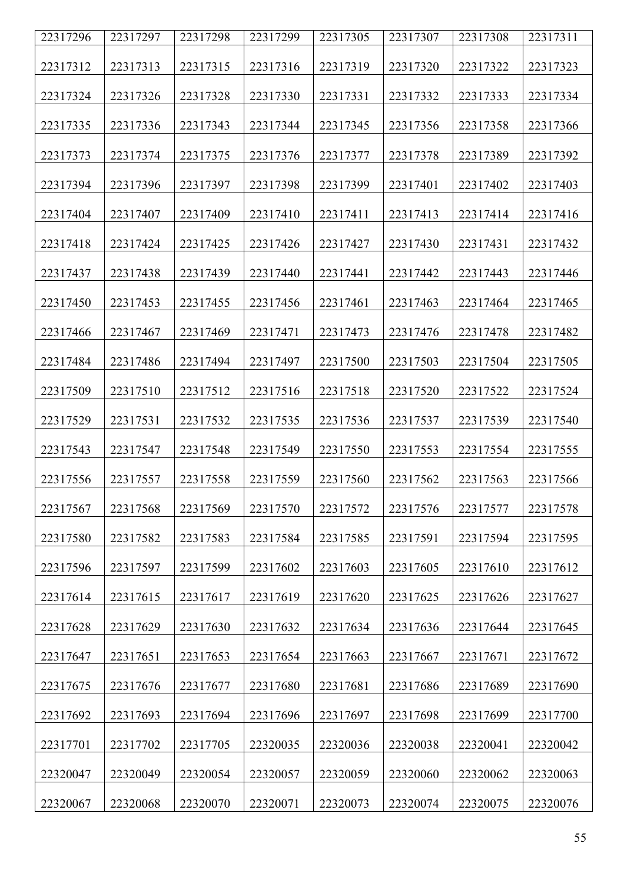| 22317296 | 22317297 | 22317298 | 22317299 | 22317305 | 22317307 | 22317308 | 22317311 |
|---|---|---|---|---|---|---|---|
| 22317312 | 22317313 | 22317315 | 22317316 | 22317319 | 22317320 | 22317322 | 22317323 |
| 22317324 | 22317326 | 22317328 | 22317330 | 22317331 | 22317332 | 22317333 | 22317334 |
| 22317335 | 22317336 | 22317343 | 22317344 | 22317345 | 22317356 | 22317358 | 22317366 |
| 22317373 | 22317374 | 22317375 | 22317376 | 22317377 | 22317378 | 22317389 | 22317392 |
| 22317394 | 22317396 | 22317397 | 22317398 | 22317399 | 22317401 | 22317402 | 22317403 |
| 22317404 | 22317407 | 22317409 | 22317410 | 22317411 | 22317413 | 22317414 | 22317416 |
| 22317418 | 22317424 | 22317425 | 22317426 | 22317427 | 22317430 | 22317431 | 22317432 |
| 22317437 | 22317438 | 22317439 | 22317440 | 22317441 | 22317442 | 22317443 | 22317446 |
| 22317450 | 22317453 | 22317455 | 22317456 | 22317461 | 22317463 | 22317464 | 22317465 |
| 22317466 | 22317467 | 22317469 | 22317471 | 22317473 | 22317476 | 22317478 | 22317482 |
| 22317484 | 22317486 | 22317494 | 22317497 | 22317500 | 22317503 | 22317504 | 22317505 |
| 22317509 | 22317510 | 22317512 | 22317516 | 22317518 | 22317520 | 22317522 | 22317524 |
| 22317529 | 22317531 | 22317532 | 22317535 | 22317536 | 22317537 | 22317539 | 22317540 |
| 22317543 | 22317547 | 22317548 | 22317549 | 22317550 | 22317553 | 22317554 | 22317555 |
| 22317556 | 22317557 | 22317558 | 22317559 | 22317560 | 22317562 | 22317563 | 22317566 |
| 22317567 | 22317568 | 22317569 | 22317570 | 22317572 | 22317576 | 22317577 | 22317578 |
| 22317580 | 22317582 | 22317583 | 22317584 | 22317585 | 22317591 | 22317594 | 22317595 |
| 22317596 | 22317597 | 22317599 | 22317602 | 22317603 | 22317605 | 22317610 | 22317612 |
| 22317614 | 22317615 | 22317617 | 22317619 | 22317620 | 22317625 | 22317626 | 22317627 |
| 22317628 | 22317629 | 22317630 | 22317632 | 22317634 | 22317636 | 22317644 | 22317645 |
| 22317647 | 22317651 | 22317653 | 22317654 | 22317663 | 22317667 | 22317671 | 22317672 |
| 22317675 | 22317676 | 22317677 | 22317680 | 22317681 | 22317686 | 22317689 | 22317690 |
| 22317692 | 22317693 | 22317694 | 22317696 | 22317697 | 22317698 | 22317699 | 22317700 |
| 22317701 | 22317702 | 22317705 | 22320035 | 22320036 | 22320038 | 22320041 | 22320042 |
| 22320047 | 22320049 | 22320054 | 22320057 | 22320059 | 22320060 | 22320062 | 22320063 |
| 22320067 | 22320068 | 22320070 | 22320071 | 22320073 | 22320074 | 22320075 | 22320076 |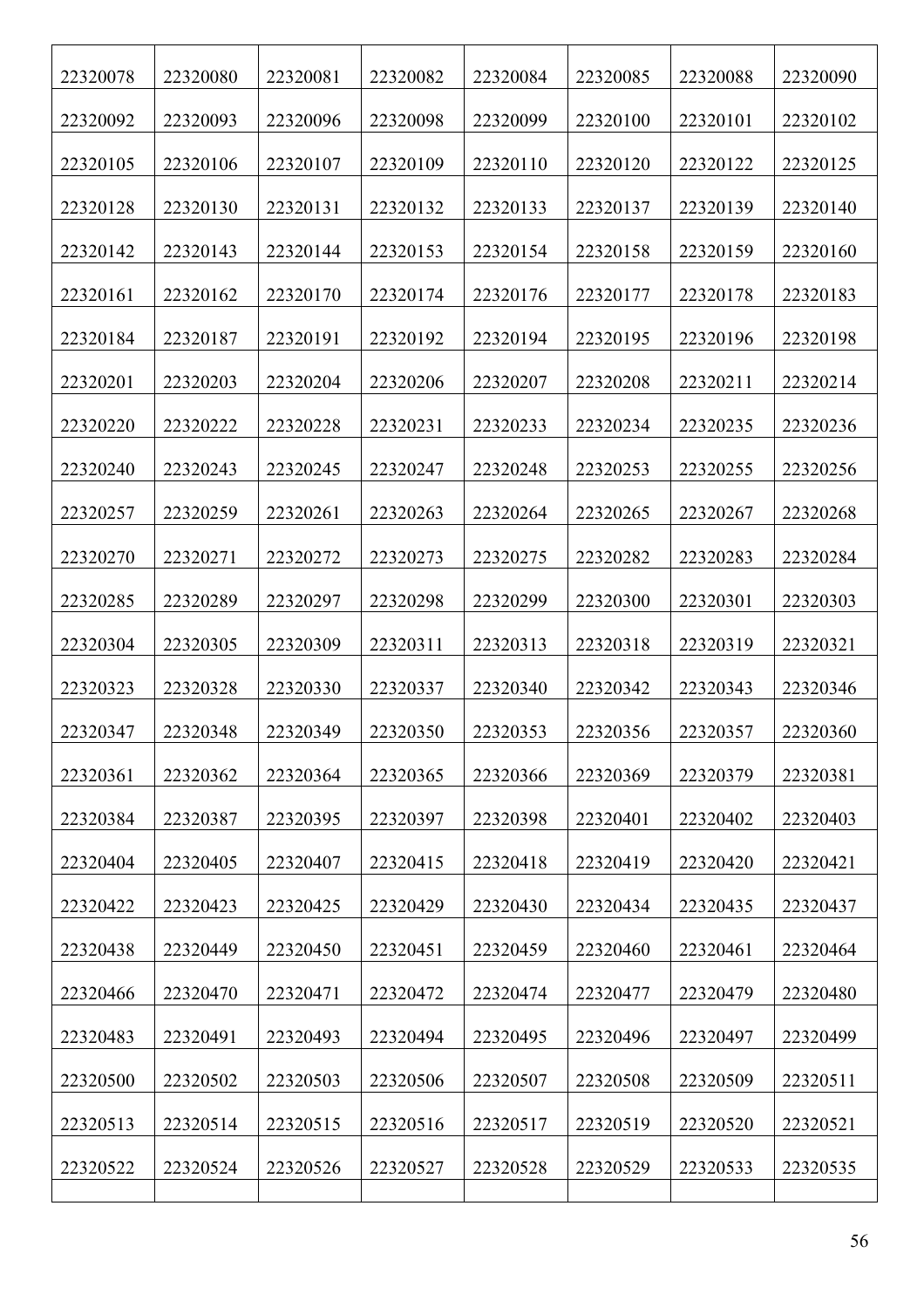| | | | | | | | |
|---|---|---|---|---|---|---|---|
| 22320078 | 22320080 | 22320081 | 22320082 | 22320084 | 22320085 | 22320088 | 22320090 |
| 22320092 | 22320093 | 22320096 | 22320098 | 22320099 | 22320100 | 22320101 | 22320102 |
| 22320105 | 22320106 | 22320107 | 22320109 | 22320110 | 22320120 | 22320122 | 22320125 |
| 22320128 | 22320130 | 22320131 | 22320132 | 22320133 | 22320137 | 22320139 | 22320140 |
| 22320142 | 22320143 | 22320144 | 22320153 | 22320154 | 22320158 | 22320159 | 22320160 |
| 22320161 | 22320162 | 22320170 | 22320174 | 22320176 | 22320177 | 22320178 | 22320183 |
| 22320184 | 22320187 | 22320191 | 22320192 | 22320194 | 22320195 | 22320196 | 22320198 |
| 22320201 | 22320203 | 22320204 | 22320206 | 22320207 | 22320208 | 22320211 | 22320214 |
| 22320220 | 22320222 | 22320228 | 22320231 | 22320233 | 22320234 | 22320235 | 22320236 |
| 22320240 | 22320243 | 22320245 | 22320247 | 22320248 | 22320253 | 22320255 | 22320256 |
| 22320257 | 22320259 | 22320261 | 22320263 | 22320264 | 22320265 | 22320267 | 22320268 |
| 22320270 | 22320271 | 22320272 | 22320273 | 22320275 | 22320282 | 22320283 | 22320284 |
| 22320285 | 22320289 | 22320297 | 22320298 | 22320299 | 22320300 | 22320301 | 22320303 |
| 22320304 | 22320305 | 22320309 | 22320311 | 22320313 | 22320318 | 22320319 | 22320321 |
| 22320323 | 22320328 | 22320330 | 22320337 | 22320340 | 22320342 | 22320343 | 22320346 |
| 22320347 | 22320348 | 22320349 | 22320350 | 22320353 | 22320356 | 22320357 | 22320360 |
| 22320361 | 22320362 | 22320364 | 22320365 | 22320366 | 22320369 | 22320379 | 22320381 |
| 22320384 | 22320387 | 22320395 | 22320397 | 22320398 | 22320401 | 22320402 | 22320403 |
| 22320404 | 22320405 | 22320407 | 22320415 | 22320418 | 22320419 | 22320420 | 22320421 |
| 22320422 | 22320423 | 22320425 | 22320429 | 22320430 | 22320434 | 22320435 | 22320437 |
| 22320438 | 22320449 | 22320450 | 22320451 | 22320459 | 22320460 | 22320461 | 22320464 |
| 22320466 | 22320470 | 22320471 | 22320472 | 22320474 | 22320477 | 22320479 | 22320480 |
| 22320483 | 22320491 | 22320493 | 22320494 | 22320495 | 22320496 | 22320497 | 22320499 |
| 22320500 | 22320502 | 22320503 | 22320506 | 22320507 | 22320508 | 22320509 | 22320511 |
| 22320513 | 22320514 | 22320515 | 22320516 | 22320517 | 22320519 | 22320520 | 22320521 |
| 22320522 | 22320524 | 22320526 | 22320527 | 22320528 | 22320529 | 22320533 | 22320535 |
| | | | | | | | |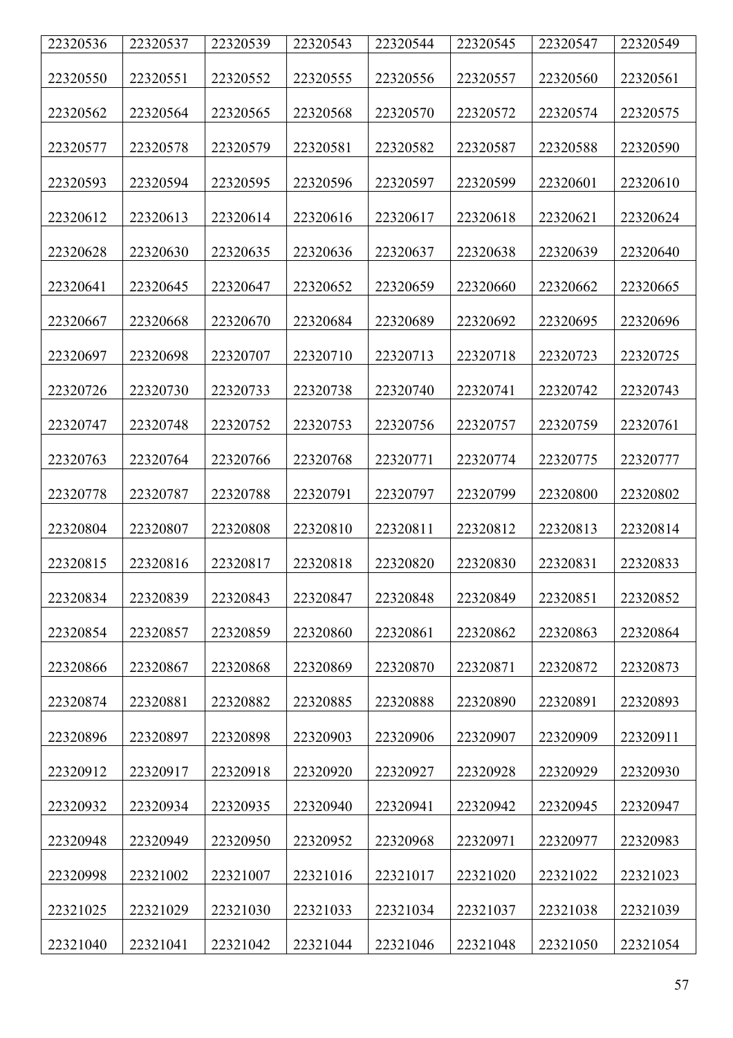| 22320536 | 22320537 | 22320539 | 22320543 | 22320544 | 22320545 | 22320547 | 22320549 |
|---|---|---|---|---|---|---|---|
| 22320550 | 22320551 | 22320552 | 22320555 | 22320556 | 22320557 | 22320560 | 22320561 |
| 22320562 | 22320564 | 22320565 | 22320568 | 22320570 | 22320572 | 22320574 | 22320575 |
| 22320577 | 22320578 | 22320579 | 22320581 | 22320582 | 22320587 | 22320588 | 22320590 |
| 22320593 | 22320594 | 22320595 | 22320596 | 22320597 | 22320599 | 22320601 | 22320610 |
| 22320612 | 22320613 | 22320614 | 22320616 | 22320617 | 22320618 | 22320621 | 22320624 |
| 22320628 | 22320630 | 22320635 | 22320636 | 22320637 | 22320638 | 22320639 | 22320640 |
| 22320641 | 22320645 | 22320647 | 22320652 | 22320659 | 22320660 | 22320662 | 22320665 |
| 22320667 | 22320668 | 22320670 | 22320684 | 22320689 | 22320692 | 22320695 | 22320696 |
| 22320697 | 22320698 | 22320707 | 22320710 | 22320713 | 22320718 | 22320723 | 22320725 |
| 22320726 | 22320730 | 22320733 | 22320738 | 22320740 | 22320741 | 22320742 | 22320743 |
| 22320747 | 22320748 | 22320752 | 22320753 | 22320756 | 22320757 | 22320759 | 22320761 |
| 22320763 | 22320764 | 22320766 | 22320768 | 22320771 | 22320774 | 22320775 | 22320777 |
| 22320778 | 22320787 | 22320788 | 22320791 | 22320797 | 22320799 | 22320800 | 22320802 |
| 22320804 | 22320807 | 22320808 | 22320810 | 22320811 | 22320812 | 22320813 | 22320814 |
| 22320815 | 22320816 | 22320817 | 22320818 | 22320820 | 22320830 | 22320831 | 22320833 |
| 22320834 | 22320839 | 22320843 | 22320847 | 22320848 | 22320849 | 22320851 | 22320852 |
| 22320854 | 22320857 | 22320859 | 22320860 | 22320861 | 22320862 | 22320863 | 22320864 |
| 22320866 | 22320867 | 22320868 | 22320869 | 22320870 | 22320871 | 22320872 | 22320873 |
| 22320874 | 22320881 | 22320882 | 22320885 | 22320888 | 22320890 | 22320891 | 22320893 |
| 22320896 | 22320897 | 22320898 | 22320903 | 22320906 | 22320907 | 22320909 | 22320911 |
| 22320912 | 22320917 | 22320918 | 22320920 | 22320927 | 22320928 | 22320929 | 22320930 |
| 22320932 | 22320934 | 22320935 | 22320940 | 22320941 | 22320942 | 22320945 | 22320947 |
| 22320948 | 22320949 | 22320950 | 22320952 | 22320968 | 22320971 | 22320977 | 22320983 |
| 22320998 | 22321002 | 22321007 | 22321016 | 22321017 | 22321020 | 22321022 | 22321023 |
| 22321025 | 22321029 | 22321030 | 22321033 | 22321034 | 22321037 | 22321038 | 22321039 |
| 22321040 | 22321041 | 22321042 | 22321044 | 22321046 | 22321048 | 22321050 | 22321054 |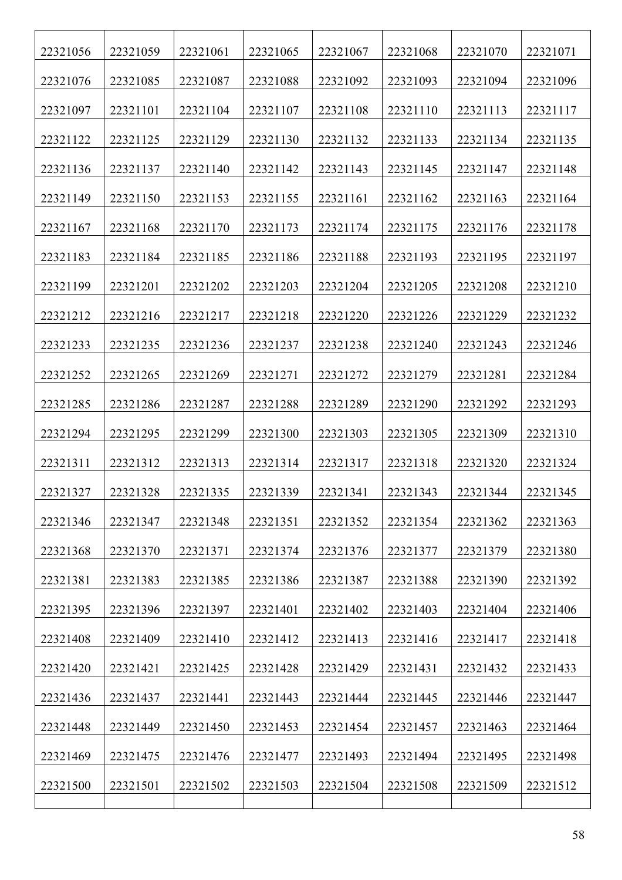| 22321056 | 22321059 | 22321061 | 22321065 | 22321067 | 22321068 | 22321070 | 22321071 |
|---|---|---|---|---|---|---|---|
| 22321076 | 22321085 | 22321087 | 22321088 | 22321092 | 22321093 | 22321094 | 22321096 |
| 22321097 | 22321101 | 22321104 | 22321107 | 22321108 | 22321110 | 22321113 | 22321117 |
| 22321122 | 22321125 | 22321129 | 22321130 | 22321132 | 22321133 | 22321134 | 22321135 |
| 22321136 | 22321137 | 22321140 | 22321142 | 22321143 | 22321145 | 22321147 | 22321148 |
| 22321149 | 22321150 | 22321153 | 22321155 | 22321161 | 22321162 | 22321163 | 22321164 |
| 22321167 | 22321168 | 22321170 | 22321173 | 22321174 | 22321175 | 22321176 | 22321178 |
| 22321183 | 22321184 | 22321185 | 22321186 | 22321188 | 22321193 | 22321195 | 22321197 |
| 22321199 | 22321201 | 22321202 | 22321203 | 22321204 | 22321205 | 22321208 | 22321210 |
| 22321212 | 22321216 | 22321217 | 22321218 | 22321220 | 22321226 | 22321229 | 22321232 |
| 22321233 | 22321235 | 22321236 | 22321237 | 22321238 | 22321240 | 22321243 | 22321246 |
| 22321252 | 22321265 | 22321269 | 22321271 | 22321272 | 22321279 | 22321281 | 22321284 |
| 22321285 | 22321286 | 22321287 | 22321288 | 22321289 | 22321290 | 22321292 | 22321293 |
| 22321294 | 22321295 | 22321299 | 22321300 | 22321303 | 22321305 | 22321309 | 22321310 |
| 22321311 | 22321312 | 22321313 | 22321314 | 22321317 | 22321318 | 22321320 | 22321324 |
| 22321327 | 22321328 | 22321335 | 22321339 | 22321341 | 22321343 | 22321344 | 22321345 |
| 22321346 | 22321347 | 22321348 | 22321351 | 22321352 | 22321354 | 22321362 | 22321363 |
| 22321368 | 22321370 | 22321371 | 22321374 | 22321376 | 22321377 | 22321379 | 22321380 |
| 22321381 | 22321383 | 22321385 | 22321386 | 22321387 | 22321388 | 22321390 | 22321392 |
| 22321395 | 22321396 | 22321397 | 22321401 | 22321402 | 22321403 | 22321404 | 22321406 |
| 22321408 | 22321409 | 22321410 | 22321412 | 22321413 | 22321416 | 22321417 | 22321418 |
| 22321420 | 22321421 | 22321425 | 22321428 | 22321429 | 22321431 | 22321432 | 22321433 |
| 22321436 | 22321437 | 22321441 | 22321443 | 22321444 | 22321445 | 22321446 | 22321447 |
| 22321448 | 22321449 | 22321450 | 22321453 | 22321454 | 22321457 | 22321463 | 22321464 |
| 22321469 | 22321475 | 22321476 | 22321477 | 22321493 | 22321494 | 22321495 | 22321498 |
| 22321500 | 22321501 | 22321502 | 22321503 | 22321504 | 22321508 | 22321509 | 22321512 |
| | | | | | | | |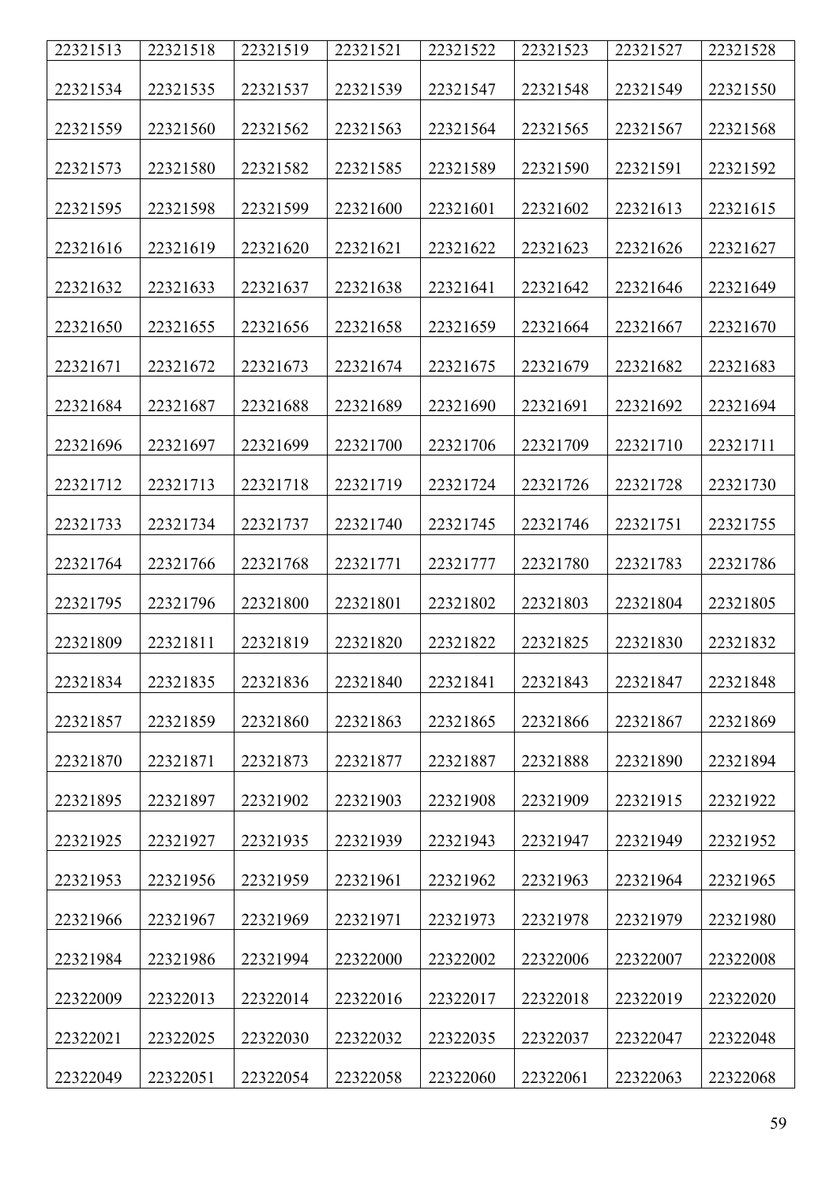| 22321513 | 22321518 | 22321519 | 22321521 | 22321522 | 22321523 | 22321527 | 22321528 |
|---|---|---|---|---|---|---|---|
| 22321534 | 22321535 | 22321537 | 22321539 | 22321547 | 22321548 | 22321549 | 22321550 |
| 22321559 | 22321560 | 22321562 | 22321563 | 22321564 | 22321565 | 22321567 | 22321568 |
| 22321573 | 22321580 | 22321582 | 22321585 | 22321589 | 22321590 | 22321591 | 22321592 |
| 22321595 | 22321598 | 22321599 | 22321600 | 22321601 | 22321602 | 22321613 | 22321615 |
| 22321616 | 22321619 | 22321620 | 22321621 | 22321622 | 22321623 | 22321626 | 22321627 |
| 22321632 | 22321633 | 22321637 | 22321638 | 22321641 | 22321642 | 22321646 | 22321649 |
| 22321650 | 22321655 | 22321656 | 22321658 | 22321659 | 22321664 | 22321667 | 22321670 |
| 22321671 | 22321672 | 22321673 | 22321674 | 22321675 | 22321679 | 22321682 | 22321683 |
| 22321684 | 22321687 | 22321688 | 22321689 | 22321690 | 22321691 | 22321692 | 22321694 |
| 22321696 | 22321697 | 22321699 | 22321700 | 22321706 | 22321709 | 22321710 | 22321711 |
| 22321712 | 22321713 | 22321718 | 22321719 | 22321724 | 22321726 | 22321728 | 22321730 |
| 22321733 | 22321734 | 22321737 | 22321740 | 22321745 | 22321746 | 22321751 | 22321755 |
| 22321764 | 22321766 | 22321768 | 22321771 | 22321777 | 22321780 | 22321783 | 22321786 |
| 22321795 | 22321796 | 22321800 | 22321801 | 22321802 | 22321803 | 22321804 | 22321805 |
| 22321809 | 22321811 | 22321819 | 22321820 | 22321822 | 22321825 | 22321830 | 22321832 |
| 22321834 | 22321835 | 22321836 | 22321840 | 22321841 | 22321843 | 22321847 | 22321848 |
| 22321857 | 22321859 | 22321860 | 22321863 | 22321865 | 22321866 | 22321867 | 22321869 |
| 22321870 | 22321871 | 22321873 | 22321877 | 22321887 | 22321888 | 22321890 | 22321894 |
| 22321895 | 22321897 | 22321902 | 22321903 | 22321908 | 22321909 | 22321915 | 22321922 |
| 22321925 | 22321927 | 22321935 | 22321939 | 22321943 | 22321947 | 22321949 | 22321952 |
| 22321953 | 22321956 | 22321959 | 22321961 | 22321962 | 22321963 | 22321964 | 22321965 |
| 22321966 | 22321967 | 22321969 | 22321971 | 22321973 | 22321978 | 22321979 | 22321980 |
| 22321984 | 22321986 | 22321994 | 22322000 | 22322002 | 22322006 | 22322007 | 22322008 |
| 22322009 | 22322013 | 22322014 | 22322016 | 22322017 | 22322018 | 22322019 | 22322020 |
| 22322021 | 22322025 | 22322030 | 22322032 | 22322035 | 22322037 | 22322047 | 22322048 |
| 22322049 | 22322051 | 22322054 | 22322058 | 22322060 | 22322061 | 22322063 | 22322068 |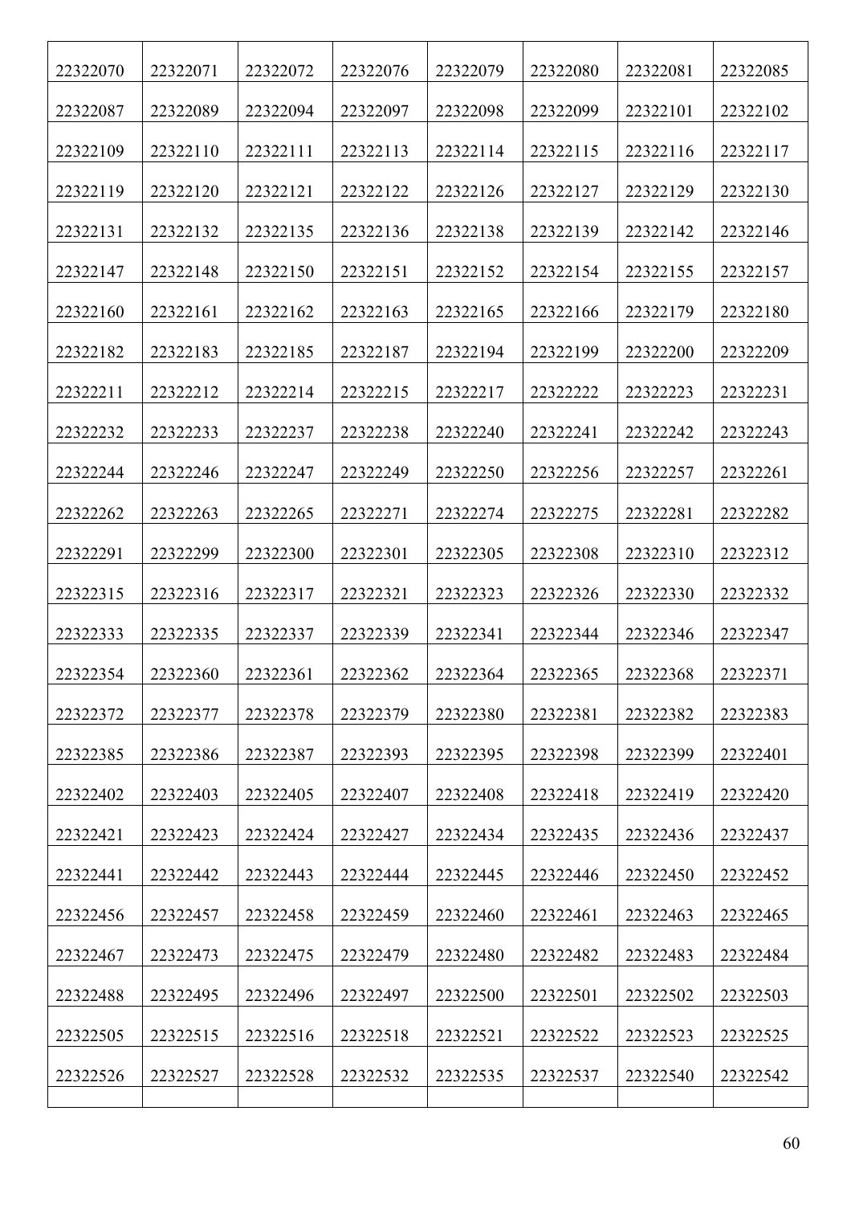| | | | | | | | |
|---|---|---|---|---|---|---|---|
| 22322070 | 22322071 | 22322072 | 22322076 | 22322079 | 22322080 | 22322081 | 22322085 |
| 22322087 | 22322089 | 22322094 | 22322097 | 22322098 | 22322099 | 22322101 | 22322102 |
| 22322109 | 22322110 | 22322111 | 22322113 | 22322114 | 22322115 | 22322116 | 22322117 |
| 22322119 | 22322120 | 22322121 | 22322122 | 22322126 | 22322127 | 22322129 | 22322130 |
| 22322131 | 22322132 | 22322135 | 22322136 | 22322138 | 22322139 | 22322142 | 22322146 |
| 22322147 | 22322148 | 22322150 | 22322151 | 22322152 | 22322154 | 22322155 | 22322157 |
| 22322160 | 22322161 | 22322162 | 22322163 | 22322165 | 22322166 | 22322179 | 22322180 |
| 22322182 | 22322183 | 22322185 | 22322187 | 22322194 | 22322199 | 22322200 | 22322209 |
| 22322211 | 22322212 | 22322214 | 22322215 | 22322217 | 22322222 | 22322223 | 22322231 |
| 22322232 | 22322233 | 22322237 | 22322238 | 22322240 | 22322241 | 22322242 | 22322243 |
| 22322244 | 22322246 | 22322247 | 22322249 | 22322250 | 22322256 | 22322257 | 22322261 |
| 22322262 | 22322263 | 22322265 | 22322271 | 22322274 | 22322275 | 22322281 | 22322282 |
| 22322291 | 22322299 | 22322300 | 22322301 | 22322305 | 22322308 | 22322310 | 22322312 |
| 22322315 | 22322316 | 22322317 | 22322321 | 22322323 | 22322326 | 22322330 | 22322332 |
| 22322333 | 22322335 | 22322337 | 22322339 | 22322341 | 22322344 | 22322346 | 22322347 |
| 22322354 | 22322360 | 22322361 | 22322362 | 22322364 | 22322365 | 22322368 | 22322371 |
| 22322372 | 22322377 | 22322378 | 22322379 | 22322380 | 22322381 | 22322382 | 22322383 |
| 22322385 | 22322386 | 22322387 | 22322393 | 22322395 | 22322398 | 22322399 | 22322401 |
| 22322402 | 22322403 | 22322405 | 22322407 | 22322408 | 22322418 | 22322419 | 22322420 |
| 22322421 | 22322423 | 22322424 | 22322427 | 22322434 | 22322435 | 22322436 | 22322437 |
| 22322441 | 22322442 | 22322443 | 22322444 | 22322445 | 22322446 | 22322450 | 22322452 |
| 22322456 | 22322457 | 22322458 | 22322459 | 22322460 | 22322461 | 22322463 | 22322465 |
| 22322467 | 22322473 | 22322475 | 22322479 | 22322480 | 22322482 | 22322483 | 22322484 |
| 22322488 | 22322495 | 22322496 | 22322497 | 22322500 | 22322501 | 22322502 | 22322503 |
| 22322505 | 22322515 | 22322516 | 22322518 | 22322521 | 22322522 | 22322523 | 22322525 |
| 22322526 | 22322527 | 22322528 | 22322532 | 22322535 | 22322537 | 22322540 | 22322542 |
| | | | | | | | |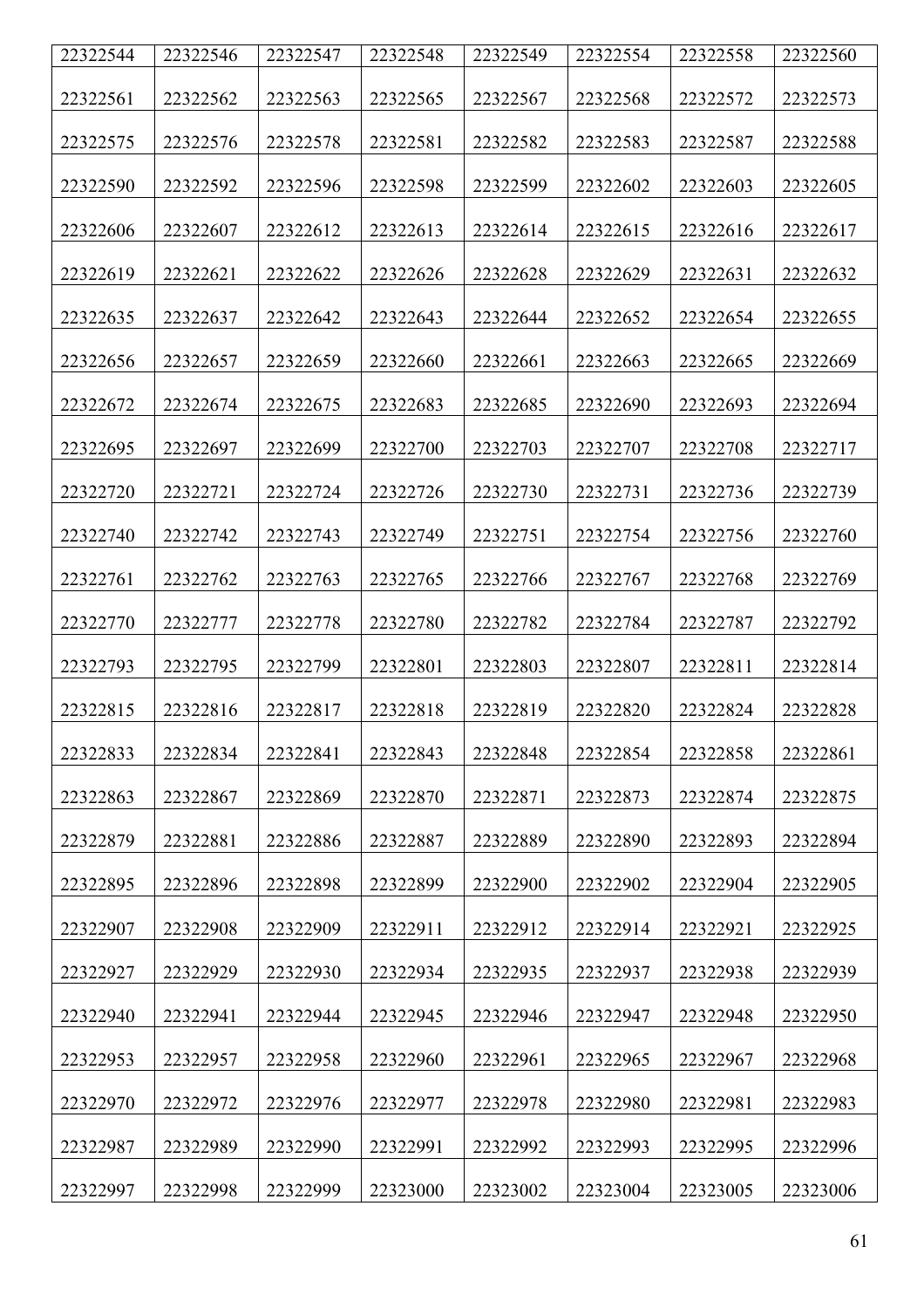| 22322544 | 22322546 | 22322547 | 22322548 | 22322549 | 22322554 | 22322558 | 22322560 |
|---|---|---|---|---|---|---|---|
| 22322561 | 22322562 | 22322563 | 22322565 | 22322567 | 22322568 | 22322572 | 22322573 |
| 22322575 | 22322576 | 22322578 | 22322581 | 22322582 | 22322583 | 22322587 | 22322588 |
| 22322590 | 22322592 | 22322596 | 22322598 | 22322599 | 22322602 | 22322603 | 22322605 |
| 22322606 | 22322607 | 22322612 | 22322613 | 22322614 | 22322615 | 22322616 | 22322617 |
| 22322619 | 22322621 | 22322622 | 22322626 | 22322628 | 22322629 | 22322631 | 22322632 |
| 22322635 | 22322637 | 22322642 | 22322643 | 22322644 | 22322652 | 22322654 | 22322655 |
| 22322656 | 22322657 | 22322659 | 22322660 | 22322661 | 22322663 | 22322665 | 22322669 |
| 22322672 | 22322674 | 22322675 | 22322683 | 22322685 | 22322690 | 22322693 | 22322694 |
| 22322695 | 22322697 | 22322699 | 22322700 | 22322703 | 22322707 | 22322708 | 22322717 |
| 22322720 | 22322721 | 22322724 | 22322726 | 22322730 | 22322731 | 22322736 | 22322739 |
| 22322740 | 22322742 | 22322743 | 22322749 | 22322751 | 22322754 | 22322756 | 22322760 |
| 22322761 | 22322762 | 22322763 | 22322765 | 22322766 | 22322767 | 22322768 | 22322769 |
| 22322770 | 22322777 | 22322778 | 22322780 | 22322782 | 22322784 | 22322787 | 22322792 |
| 22322793 | 22322795 | 22322799 | 22322801 | 22322803 | 22322807 | 22322811 | 22322814 |
| 22322815 | 22322816 | 22322817 | 22322818 | 22322819 | 22322820 | 22322824 | 22322828 |
| 22322833 | 22322834 | 22322841 | 22322843 | 22322848 | 22322854 | 22322858 | 22322861 |
| 22322863 | 22322867 | 22322869 | 22322870 | 22322871 | 22322873 | 22322874 | 22322875 |
| 22322879 | 22322881 | 22322886 | 22322887 | 22322889 | 22322890 | 22322893 | 22322894 |
| 22322895 | 22322896 | 22322898 | 22322899 | 22322900 | 22322902 | 22322904 | 22322905 |
| 22322907 | 22322908 | 22322909 | 22322911 | 22322912 | 22322914 | 22322921 | 22322925 |
| 22322927 | 22322929 | 22322930 | 22322934 | 22322935 | 22322937 | 22322938 | 22322939 |
| 22322940 | 22322941 | 22322944 | 22322945 | 22322946 | 22322947 | 22322948 | 22322950 |
| 22322953 | 22322957 | 22322958 | 22322960 | 22322961 | 22322965 | 22322967 | 22322968 |
| 22322970 | 22322972 | 22322976 | 22322977 | 22322978 | 22322980 | 22322981 | 22322983 |
| 22322987 | 22322989 | 22322990 | 22322991 | 22322992 | 22322993 | 22322995 | 22322996 |
| 22322997 | 22322998 | 22322999 | 22323000 | 22323002 | 22323004 | 22323005 | 22323006 |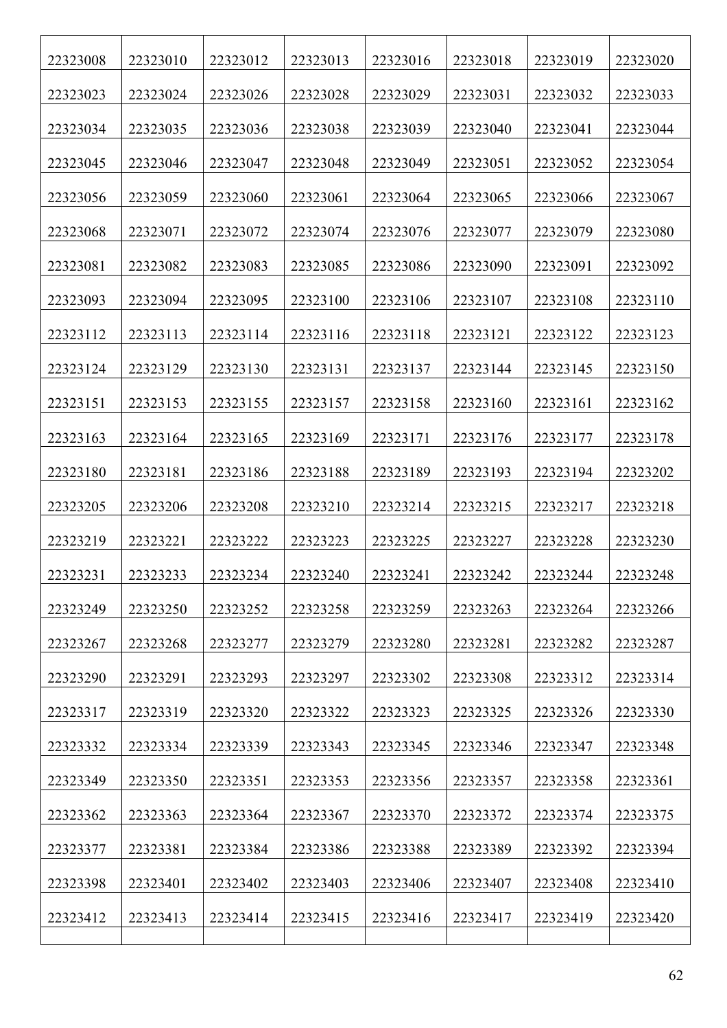| 22323008 | 22323010 | 22323012 | 22323013 | 22323016 | 22323018 | 22323019 | 22323020 |
|---|---|---|---|---|---|---|---|
| 22323023 | 22323024 | 22323026 | 22323028 | 22323029 | 22323031 | 22323032 | 22323033 |
| 22323034 | 22323035 | 22323036 | 22323038 | 22323039 | 22323040 | 22323041 | 22323044 |
| 22323045 | 22323046 | 22323047 | 22323048 | 22323049 | 22323051 | 22323052 | 22323054 |
| 22323056 | 22323059 | 22323060 | 22323061 | 22323064 | 22323065 | 22323066 | 22323067 |
| 22323068 | 22323071 | 22323072 | 22323074 | 22323076 | 22323077 | 22323079 | 22323080 |
| 22323081 | 22323082 | 22323083 | 22323085 | 22323086 | 22323090 | 22323091 | 22323092 |
| 22323093 | 22323094 | 22323095 | 22323100 | 22323106 | 22323107 | 22323108 | 22323110 |
| 22323112 | 22323113 | 22323114 | 22323116 | 22323118 | 22323121 | 22323122 | 22323123 |
| 22323124 | 22323129 | 22323130 | 22323131 | 22323137 | 22323144 | 22323145 | 22323150 |
| 22323151 | 22323153 | 22323155 | 22323157 | 22323158 | 22323160 | 22323161 | 22323162 |
| 22323163 | 22323164 | 22323165 | 22323169 | 22323171 | 22323176 | 22323177 | 22323178 |
| 22323180 | 22323181 | 22323186 | 22323188 | 22323189 | 22323193 | 22323194 | 22323202 |
| 22323205 | 22323206 | 22323208 | 22323210 | 22323214 | 22323215 | 22323217 | 22323218 |
| 22323219 | 22323221 | 22323222 | 22323223 | 22323225 | 22323227 | 22323228 | 22323230 |
| 22323231 | 22323233 | 22323234 | 22323240 | 22323241 | 22323242 | 22323244 | 22323248 |
| 22323249 | 22323250 | 22323252 | 22323258 | 22323259 | 22323263 | 22323264 | 22323266 |
| 22323267 | 22323268 | 22323277 | 22323279 | 22323280 | 22323281 | 22323282 | 22323287 |
| 22323290 | 22323291 | 22323293 | 22323297 | 22323302 | 22323308 | 22323312 | 22323314 |
| 22323317 | 22323319 | 22323320 | 22323322 | 22323323 | 22323325 | 22323326 | 22323330 |
| 22323332 | 22323334 | 22323339 | 22323343 | 22323345 | 22323346 | 22323347 | 22323348 |
| 22323349 | 22323350 | 22323351 | 22323353 | 22323356 | 22323357 | 22323358 | 22323361 |
| 22323362 | 22323363 | 22323364 | 22323367 | 22323370 | 22323372 | 22323374 | 22323375 |
| 22323377 | 22323381 | 22323384 | 22323386 | 22323388 | 22323389 | 22323392 | 22323394 |
| 22323398 | 22323401 | 22323402 | 22323403 | 22323406 | 22323407 | 22323408 | 22323410 |
| 22323412 | 22323413 | 22323414 | 22323415 | 22323416 | 22323417 | 22323419 | 22323420 |
| | | | | | | | |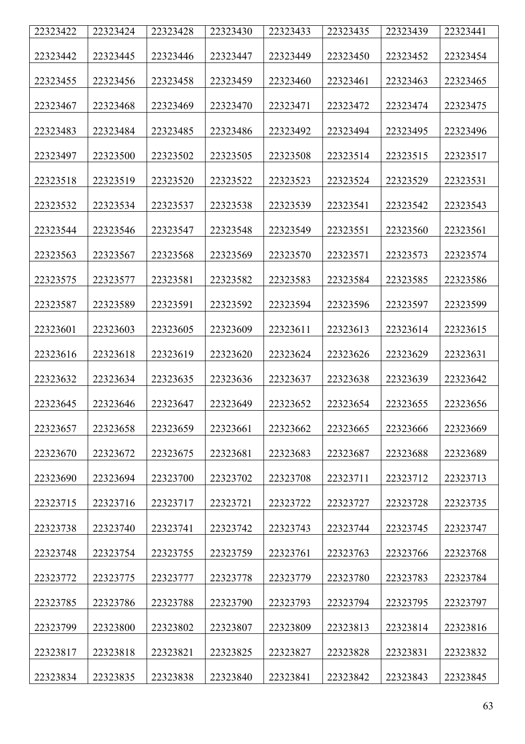| 22323422 | 22323424 | 22323428 | 22323430 | 22323433 | 22323435 | 22323439 | 22323441 |
|---|---|---|---|---|---|---|---|
| 22323442 | 22323445 | 22323446 | 22323447 | 22323449 | 22323450 | 22323452 | 22323454 |
| 22323455 | 22323456 | 22323458 | 22323459 | 22323460 | 22323461 | 22323463 | 22323465 |
| 22323467 | 22323468 | 22323469 | 22323470 | 22323471 | 22323472 | 22323474 | 22323475 |
| 22323483 | 22323484 | 22323485 | 22323486 | 22323492 | 22323494 | 22323495 | 22323496 |
| 22323497 | 22323500 | 22323502 | 22323505 | 22323508 | 22323514 | 22323515 | 22323517 |
| 22323518 | 22323519 | 22323520 | 22323522 | 22323523 | 22323524 | 22323529 | 22323531 |
| 22323532 | 22323534 | 22323537 | 22323538 | 22323539 | 22323541 | 22323542 | 22323543 |
| 22323544 | 22323546 | 22323547 | 22323548 | 22323549 | 22323551 | 22323560 | 22323561 |
| 22323563 | 22323567 | 22323568 | 22323569 | 22323570 | 22323571 | 22323573 | 22323574 |
| 22323575 | 22323577 | 22323581 | 22323582 | 22323583 | 22323584 | 22323585 | 22323586 |
| 22323587 | 22323589 | 22323591 | 22323592 | 22323594 | 22323596 | 22323597 | 22323599 |
| 22323601 | 22323603 | 22323605 | 22323609 | 22323611 | 22323613 | 22323614 | 22323615 |
| 22323616 | 22323618 | 22323619 | 22323620 | 22323624 | 22323626 | 22323629 | 22323631 |
| 22323632 | 22323634 | 22323635 | 22323636 | 22323637 | 22323638 | 22323639 | 22323642 |
| 22323645 | 22323646 | 22323647 | 22323649 | 22323652 | 22323654 | 22323655 | 22323656 |
| 22323657 | 22323658 | 22323659 | 22323661 | 22323662 | 22323665 | 22323666 | 22323669 |
| 22323670 | 22323672 | 22323675 | 22323681 | 22323683 | 22323687 | 22323688 | 22323689 |
| 22323690 | 22323694 | 22323700 | 22323702 | 22323708 | 22323711 | 22323712 | 22323713 |
| 22323715 | 22323716 | 22323717 | 22323721 | 22323722 | 22323727 | 22323728 | 22323735 |
| 22323738 | 22323740 | 22323741 | 22323742 | 22323743 | 22323744 | 22323745 | 22323747 |
| 22323748 | 22323754 | 22323755 | 22323759 | 22323761 | 22323763 | 22323766 | 22323768 |
| 22323772 | 22323775 | 22323777 | 22323778 | 22323779 | 22323780 | 22323783 | 22323784 |
| 22323785 | 22323786 | 22323788 | 22323790 | 22323793 | 22323794 | 22323795 | 22323797 |
| 22323799 | 22323800 | 22323802 | 22323807 | 22323809 | 22323813 | 22323814 | 22323816 |
| 22323817 | 22323818 | 22323821 | 22323825 | 22323827 | 22323828 | 22323831 | 22323832 |
| 22323834 | 22323835 | 22323838 | 22323840 | 22323841 | 22323842 | 22323843 | 22323845 |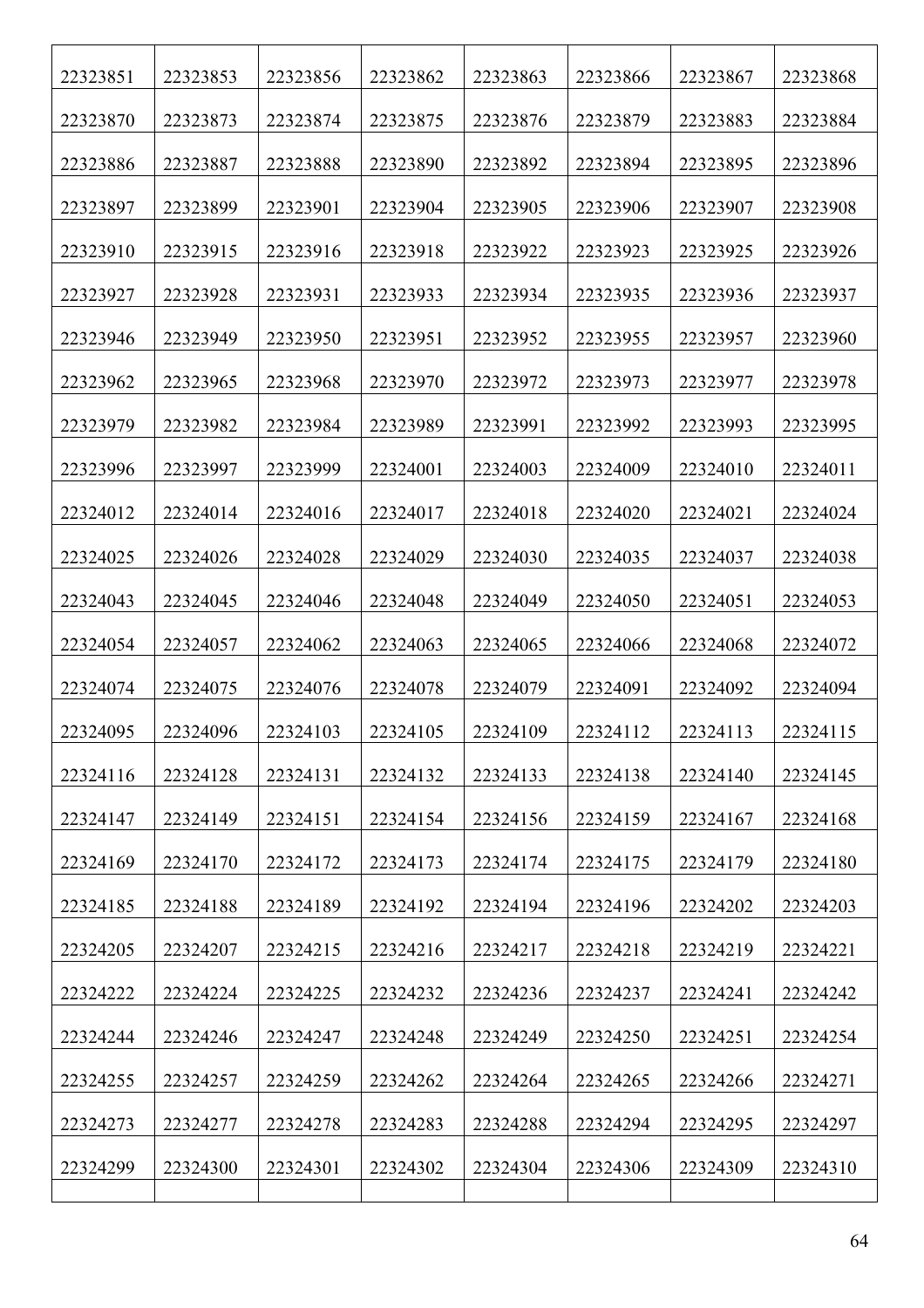| 22323851 | 22323853 | 22323856 | 22323862 | 22323863 | 22323866 | 22323867 | 22323868 |
|---|---|---|---|---|---|---|---|
| 22323870 | 22323873 | 22323874 | 22323875 | 22323876 | 22323879 | 22323883 | 22323884 |
| 22323886 | 22323887 | 22323888 | 22323890 | 22323892 | 22323894 | 22323895 | 22323896 |
| 22323897 | 22323899 | 22323901 | 22323904 | 22323905 | 22323906 | 22323907 | 22323908 |
| 22323910 | 22323915 | 22323916 | 22323918 | 22323922 | 22323923 | 22323925 | 22323926 |
| 22323927 | 22323928 | 22323931 | 22323933 | 22323934 | 22323935 | 22323936 | 22323937 |
| 22323946 | 22323949 | 22323950 | 22323951 | 22323952 | 22323955 | 22323957 | 22323960 |
| 22323962 | 22323965 | 22323968 | 22323970 | 22323972 | 22323973 | 22323977 | 22323978 |
| 22323979 | 22323982 | 22323984 | 22323989 | 22323991 | 22323992 | 22323993 | 22323995 |
| 22323996 | 22323997 | 22323999 | 22324001 | 22324003 | 22324009 | 22324010 | 22324011 |
| 22324012 | 22324014 | 22324016 | 22324017 | 22324018 | 22324020 | 22324021 | 22324024 |
| 22324025 | 22324026 | 22324028 | 22324029 | 22324030 | 22324035 | 22324037 | 22324038 |
| 22324043 | 22324045 | 22324046 | 22324048 | 22324049 | 22324050 | 22324051 | 22324053 |
| 22324054 | 22324057 | 22324062 | 22324063 | 22324065 | 22324066 | 22324068 | 22324072 |
| 22324074 | 22324075 | 22324076 | 22324078 | 22324079 | 22324091 | 22324092 | 22324094 |
| 22324095 | 22324096 | 22324103 | 22324105 | 22324109 | 22324112 | 22324113 | 22324115 |
| 22324116 | 22324128 | 22324131 | 22324132 | 22324133 | 22324138 | 22324140 | 22324145 |
| 22324147 | 22324149 | 22324151 | 22324154 | 22324156 | 22324159 | 22324167 | 22324168 |
| 22324169 | 22324170 | 22324172 | 22324173 | 22324174 | 22324175 | 22324179 | 22324180 |
| 22324185 | 22324188 | 22324189 | 22324192 | 22324194 | 22324196 | 22324202 | 22324203 |
| 22324205 | 22324207 | 22324215 | 22324216 | 22324217 | 22324218 | 22324219 | 22324221 |
| 22324222 | 22324224 | 22324225 | 22324232 | 22324236 | 22324237 | 22324241 | 22324242 |
| 22324244 | 22324246 | 22324247 | 22324248 | 22324249 | 22324250 | 22324251 | 22324254 |
| 22324255 | 22324257 | 22324259 | 22324262 | 22324264 | 22324265 | 22324266 | 22324271 |
| 22324273 | 22324277 | 22324278 | 22324283 | 22324288 | 22324294 | 22324295 | 22324297 |
| 22324299 | 22324300 | 22324301 | 22324302 | 22324304 | 22324306 | 22324309 | 22324310 |
| | | | | | | | |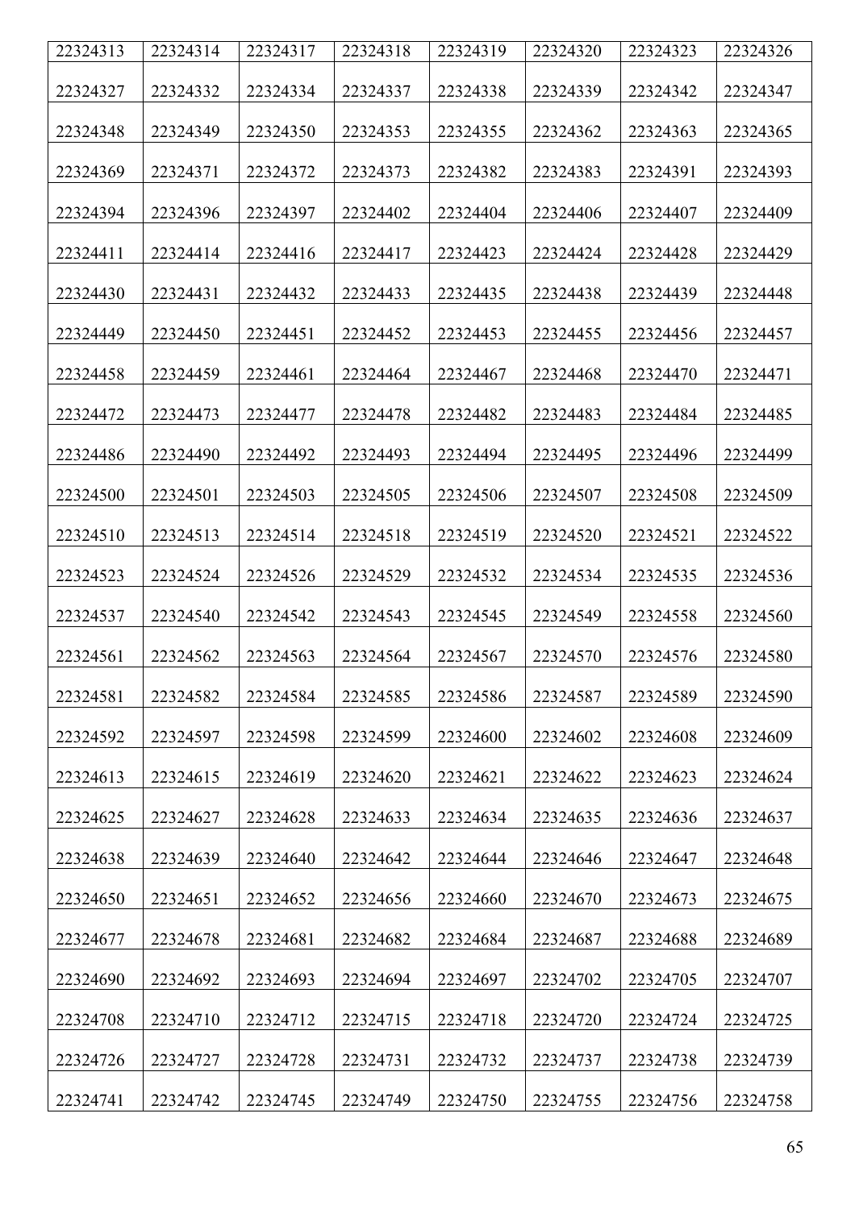| 22324313 | 22324314 | 22324317 | 22324318 | 22324319 | 22324320 | 22324323 | 22324326 |
|---|---|---|---|---|---|---|---|
| 22324327 | 22324332 | 22324334 | 22324337 | 22324338 | 22324339 | 22324342 | 22324347 |
| 22324348 | 22324349 | 22324350 | 22324353 | 22324355 | 22324362 | 22324363 | 22324365 |
| 22324369 | 22324371 | 22324372 | 22324373 | 22324382 | 22324383 | 22324391 | 22324393 |
| 22324394 | 22324396 | 22324397 | 22324402 | 22324404 | 22324406 | 22324407 | 22324409 |
| 22324411 | 22324414 | 22324416 | 22324417 | 22324423 | 22324424 | 22324428 | 22324429 |
| 22324430 | 22324431 | 22324432 | 22324433 | 22324435 | 22324438 | 22324439 | 22324448 |
| 22324449 | 22324450 | 22324451 | 22324452 | 22324453 | 22324455 | 22324456 | 22324457 |
| 22324458 | 22324459 | 22324461 | 22324464 | 22324467 | 22324468 | 22324470 | 22324471 |
| 22324472 | 22324473 | 22324477 | 22324478 | 22324482 | 22324483 | 22324484 | 22324485 |
| 22324486 | 22324490 | 22324492 | 22324493 | 22324494 | 22324495 | 22324496 | 22324499 |
| 22324500 | 22324501 | 22324503 | 22324505 | 22324506 | 22324507 | 22324508 | 22324509 |
| 22324510 | 22324513 | 22324514 | 22324518 | 22324519 | 22324520 | 22324521 | 22324522 |
| 22324523 | 22324524 | 22324526 | 22324529 | 22324532 | 22324534 | 22324535 | 22324536 |
| 22324537 | 22324540 | 22324542 | 22324543 | 22324545 | 22324549 | 22324558 | 22324560 |
| 22324561 | 22324562 | 22324563 | 22324564 | 22324567 | 22324570 | 22324576 | 22324580 |
| 22324581 | 22324582 | 22324584 | 22324585 | 22324586 | 22324587 | 22324589 | 22324590 |
| 22324592 | 22324597 | 22324598 | 22324599 | 22324600 | 22324602 | 22324608 | 22324609 |
| 22324613 | 22324615 | 22324619 | 22324620 | 22324621 | 22324622 | 22324623 | 22324624 |
| 22324625 | 22324627 | 22324628 | 22324633 | 22324634 | 22324635 | 22324636 | 22324637 |
| 22324638 | 22324639 | 22324640 | 22324642 | 22324644 | 22324646 | 22324647 | 22324648 |
| 22324650 | 22324651 | 22324652 | 22324656 | 22324660 | 22324670 | 22324673 | 22324675 |
| 22324677 | 22324678 | 22324681 | 22324682 | 22324684 | 22324687 | 22324688 | 22324689 |
| 22324690 | 22324692 | 22324693 | 22324694 | 22324697 | 22324702 | 22324705 | 22324707 |
| 22324708 | 22324710 | 22324712 | 22324715 | 22324718 | 22324720 | 22324724 | 22324725 |
| 22324726 | 22324727 | 22324728 | 22324731 | 22324732 | 22324737 | 22324738 | 22324739 |
| 22324741 | 22324742 | 22324745 | 22324749 | 22324750 | 22324755 | 22324756 | 22324758 |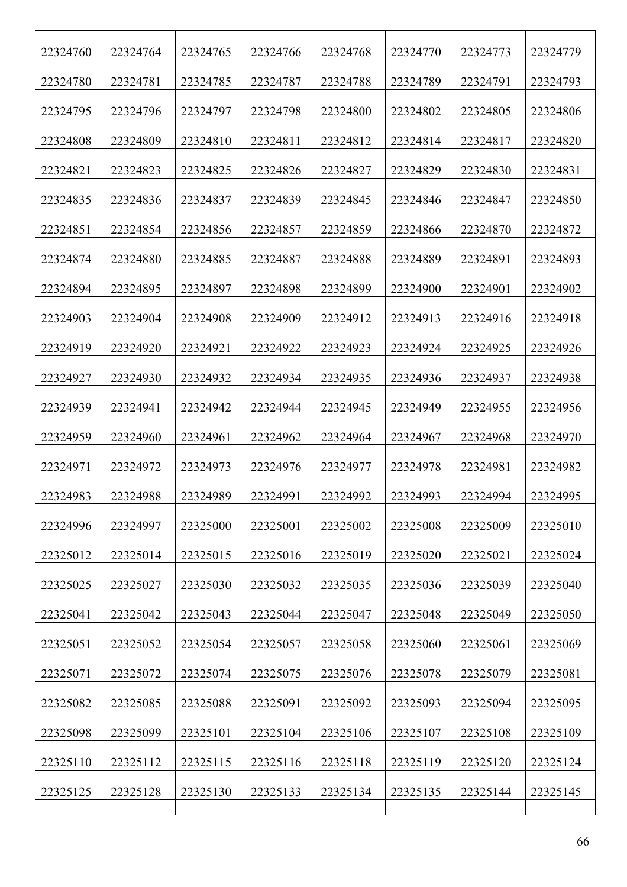| 22324760 | 22324764 | 22324765 | 22324766 | 22324768 | 22324770 | 22324773 | 22324779 |
|---|---|---|---|---|---|---|---|
| 22324780 | 22324781 | 22324785 | 22324787 | 22324788 | 22324789 | 22324791 | 22324793 |
| 22324795 | 22324796 | 22324797 | 22324798 | 22324800 | 22324802 | 22324805 | 22324806 |
| 22324808 | 22324809 | 22324810 | 22324811 | 22324812 | 22324814 | 22324817 | 22324820 |
| 22324821 | 22324823 | 22324825 | 22324826 | 22324827 | 22324829 | 22324830 | 22324831 |
| 22324835 | 22324836 | 22324837 | 22324839 | 22324845 | 22324846 | 22324847 | 22324850 |
| 22324851 | 22324854 | 22324856 | 22324857 | 22324859 | 22324866 | 22324870 | 22324872 |
| 22324874 | 22324880 | 22324885 | 22324887 | 22324888 | 22324889 | 22324891 | 22324893 |
| 22324894 | 22324895 | 22324897 | 22324898 | 22324899 | 22324900 | 22324901 | 22324902 |
| 22324903 | 22324904 | 22324908 | 22324909 | 22324912 | 22324913 | 22324916 | 22324918 |
| 22324919 | 22324920 | 22324921 | 22324922 | 22324923 | 22324924 | 22324925 | 22324926 |
| 22324927 | 22324930 | 22324932 | 22324934 | 22324935 | 22324936 | 22324937 | 22324938 |
| 22324939 | 22324941 | 22324942 | 22324944 | 22324945 | 22324949 | 22324955 | 22324956 |
| 22324959 | 22324960 | 22324961 | 22324962 | 22324964 | 22324967 | 22324968 | 22324970 |
| 22324971 | 22324972 | 22324973 | 22324976 | 22324977 | 22324978 | 22324981 | 22324982 |
| 22324983 | 22324988 | 22324989 | 22324991 | 22324992 | 22324993 | 22324994 | 22324995 |
| 22324996 | 22324997 | 22325000 | 22325001 | 22325002 | 22325008 | 22325009 | 22325010 |
| 22325012 | 22325014 | 22325015 | 22325016 | 22325019 | 22325020 | 22325021 | 22325024 |
| 22325025 | 22325027 | 22325030 | 22325032 | 22325035 | 22325036 | 22325039 | 22325040 |
| 22325041 | 22325042 | 22325043 | 22325044 | 22325047 | 22325048 | 22325049 | 22325050 |
| 22325051 | 22325052 | 22325054 | 22325057 | 22325058 | 22325060 | 22325061 | 22325069 |
| 22325071 | 22325072 | 22325074 | 22325075 | 22325076 | 22325078 | 22325079 | 22325081 |
| 22325082 | 22325085 | 22325088 | 22325091 | 22325092 | 22325093 | 22325094 | 22325095 |
| 22325098 | 22325099 | 22325101 | 22325104 | 22325106 | 22325107 | 22325108 | 22325109 |
| 22325110 | 22325112 | 22325115 | 22325116 | 22325118 | 22325119 | 22325120 | 22325124 |
| 22325125 | 22325128 | 22325130 | 22325133 | 22325134 | 22325135 | 22325144 | 22325145 |
| | | | | | | | |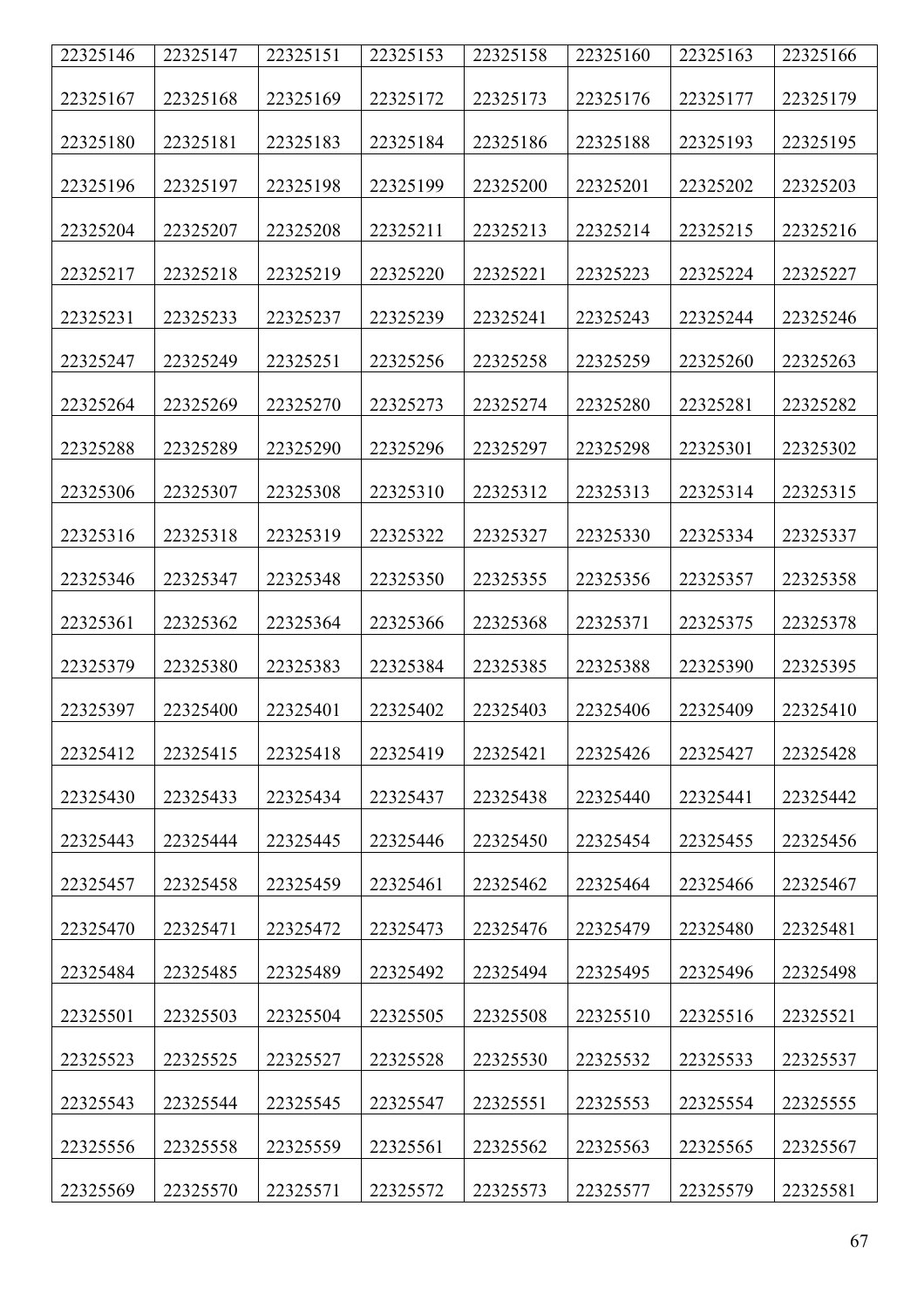| 22325146 | 22325147 | 22325151 | 22325153 | 22325158 | 22325160 | 22325163 | 22325166 |
|---|---|---|---|---|---|---|---|
| 22325167 | 22325168 | 22325169 | 22325172 | 22325173 | 22325176 | 22325177 | 22325179 |
| 22325180 | 22325181 | 22325183 | 22325184 | 22325186 | 22325188 | 22325193 | 22325195 |
| 22325196 | 22325197 | 22325198 | 22325199 | 22325200 | 22325201 | 22325202 | 22325203 |
| 22325204 | 22325207 | 22325208 | 22325211 | 22325213 | 22325214 | 22325215 | 22325216 |
| 22325217 | 22325218 | 22325219 | 22325220 | 22325221 | 22325223 | 22325224 | 22325227 |
| 22325231 | 22325233 | 22325237 | 22325239 | 22325241 | 22325243 | 22325244 | 22325246 |
| 22325247 | 22325249 | 22325251 | 22325256 | 22325258 | 22325259 | 22325260 | 22325263 |
| 22325264 | 22325269 | 22325270 | 22325273 | 22325274 | 22325280 | 22325281 | 22325282 |
| 22325288 | 22325289 | 22325290 | 22325296 | 22325297 | 22325298 | 22325301 | 22325302 |
| 22325306 | 22325307 | 22325308 | 22325310 | 22325312 | 22325313 | 22325314 | 22325315 |
| 22325316 | 22325318 | 22325319 | 22325322 | 22325327 | 22325330 | 22325334 | 22325337 |
| 22325346 | 22325347 | 22325348 | 22325350 | 22325355 | 22325356 | 22325357 | 22325358 |
| 22325361 | 22325362 | 22325364 | 22325366 | 22325368 | 22325371 | 22325375 | 22325378 |
| 22325379 | 22325380 | 22325383 | 22325384 | 22325385 | 22325388 | 22325390 | 22325395 |
| 22325397 | 22325400 | 22325401 | 22325402 | 22325403 | 22325406 | 22325409 | 22325410 |
| 22325412 | 22325415 | 22325418 | 22325419 | 22325421 | 22325426 | 22325427 | 22325428 |
| 22325430 | 22325433 | 22325434 | 22325437 | 22325438 | 22325440 | 22325441 | 22325442 |
| 22325443 | 22325444 | 22325445 | 22325446 | 22325450 | 22325454 | 22325455 | 22325456 |
| 22325457 | 22325458 | 22325459 | 22325461 | 22325462 | 22325464 | 22325466 | 22325467 |
| 22325470 | 22325471 | 22325472 | 22325473 | 22325476 | 22325479 | 22325480 | 22325481 |
| 22325484 | 22325485 | 22325489 | 22325492 | 22325494 | 22325495 | 22325496 | 22325498 |
| 22325501 | 22325503 | 22325504 | 22325505 | 22325508 | 22325510 | 22325516 | 22325521 |
| 22325523 | 22325525 | 22325527 | 22325528 | 22325530 | 22325532 | 22325533 | 22325537 |
| 22325543 | 22325544 | 22325545 | 22325547 | 22325551 | 22325553 | 22325554 | 22325555 |
| 22325556 | 22325558 | 22325559 | 22325561 | 22325562 | 22325563 | 22325565 | 22325567 |
| 22325569 | 22325570 | 22325571 | 22325572 | 22325573 | 22325577 | 22325579 | 22325581 |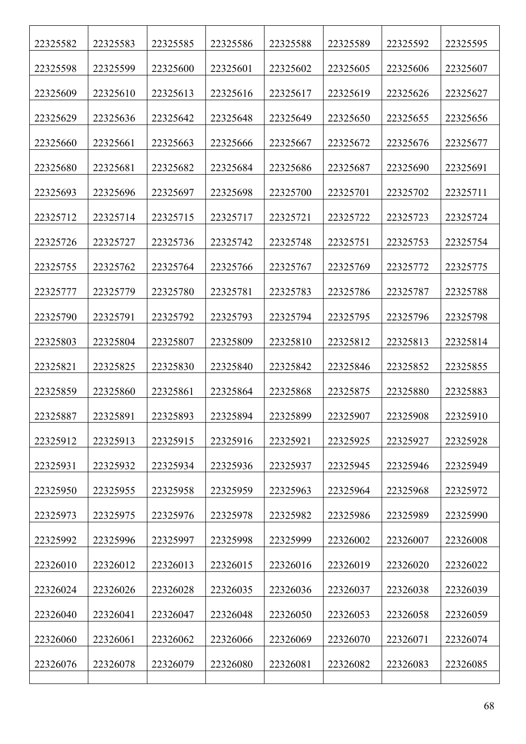| 22325582 | 22325583 | 22325585 | 22325586 | 22325588 | 22325589 | 22325592 | 22325595 |
|---|---|---|---|---|---|---|---|
| 22325598 | 22325599 | 22325600 | 22325601 | 22325602 | 22325605 | 22325606 | 22325607 |
| 22325609 | 22325610 | 22325613 | 22325616 | 22325617 | 22325619 | 22325626 | 22325627 |
| 22325629 | 22325636 | 22325642 | 22325648 | 22325649 | 22325650 | 22325655 | 22325656 |
| 22325660 | 22325661 | 22325663 | 22325666 | 22325667 | 22325672 | 22325676 | 22325677 |
| 22325680 | 22325681 | 22325682 | 22325684 | 22325686 | 22325687 | 22325690 | 22325691 |
| 22325693 | 22325696 | 22325697 | 22325698 | 22325700 | 22325701 | 22325702 | 22325711 |
| 22325712 | 22325714 | 22325715 | 22325717 | 22325721 | 22325722 | 22325723 | 22325724 |
| 22325726 | 22325727 | 22325736 | 22325742 | 22325748 | 22325751 | 22325753 | 22325754 |
| 22325755 | 22325762 | 22325764 | 22325766 | 22325767 | 22325769 | 22325772 | 22325775 |
| 22325777 | 22325779 | 22325780 | 22325781 | 22325783 | 22325786 | 22325787 | 22325788 |
| 22325790 | 22325791 | 22325792 | 22325793 | 22325794 | 22325795 | 22325796 | 22325798 |
| 22325803 | 22325804 | 22325807 | 22325809 | 22325810 | 22325812 | 22325813 | 22325814 |
| 22325821 | 22325825 | 22325830 | 22325840 | 22325842 | 22325846 | 22325852 | 22325855 |
| 22325859 | 22325860 | 22325861 | 22325864 | 22325868 | 22325875 | 22325880 | 22325883 |
| 22325887 | 22325891 | 22325893 | 22325894 | 22325899 | 22325907 | 22325908 | 22325910 |
| 22325912 | 22325913 | 22325915 | 22325916 | 22325921 | 22325925 | 22325927 | 22325928 |
| 22325931 | 22325932 | 22325934 | 22325936 | 22325937 | 22325945 | 22325946 | 22325949 |
| 22325950 | 22325955 | 22325958 | 22325959 | 22325963 | 22325964 | 22325968 | 22325972 |
| 22325973 | 22325975 | 22325976 | 22325978 | 22325982 | 22325986 | 22325989 | 22325990 |
| 22325992 | 22325996 | 22325997 | 22325998 | 22325999 | 22326002 | 22326007 | 22326008 |
| 22326010 | 22326012 | 22326013 | 22326015 | 22326016 | 22326019 | 22326020 | 22326022 |
| 22326024 | 22326026 | 22326028 | 22326035 | 22326036 | 22326037 | 22326038 | 22326039 |
| 22326040 | 22326041 | 22326047 | 22326048 | 22326050 | 22326053 | 22326058 | 22326059 |
| 22326060 | 22326061 | 22326062 | 22326066 | 22326069 | 22326070 | 22326071 | 22326074 |
| 22326076 | 22326078 | 22326079 | 22326080 | 22326081 | 22326082 | 22326083 | 22326085 |
| | | | | | | | |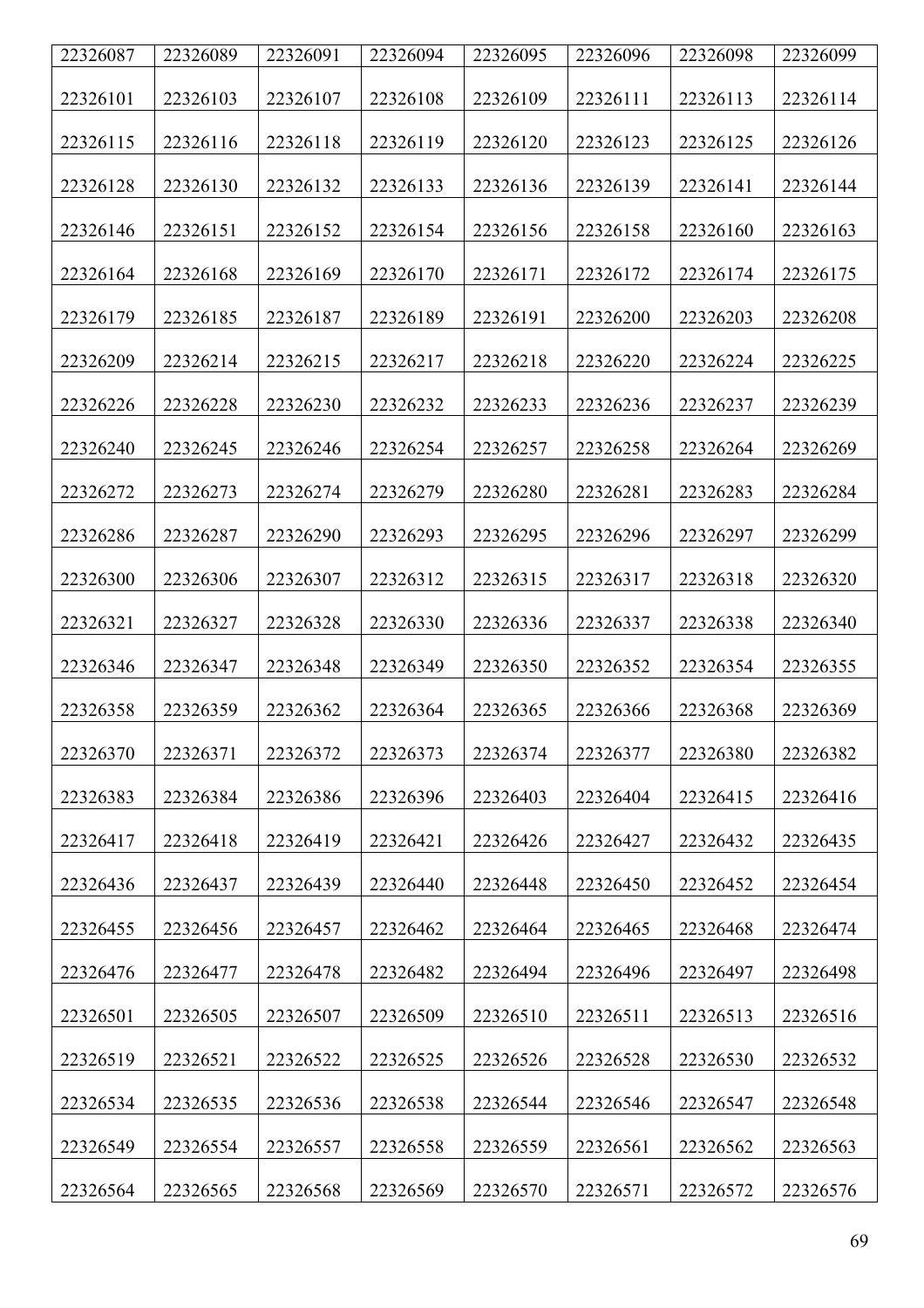| 22326087 | 22326089 | 22326091 | 22326094 | 22326095 | 22326096 | 22326098 | 22326099 |
|---|---|---|---|---|---|---|---|
| 22326101 | 22326103 | 22326107 | 22326108 | 22326109 | 22326111 | 22326113 | 22326114 |
| 22326115 | 22326116 | 22326118 | 22326119 | 22326120 | 22326123 | 22326125 | 22326126 |
| 22326128 | 22326130 | 22326132 | 22326133 | 22326136 | 22326139 | 22326141 | 22326144 |
| 22326146 | 22326151 | 22326152 | 22326154 | 22326156 | 22326158 | 22326160 | 22326163 |
| 22326164 | 22326168 | 22326169 | 22326170 | 22326171 | 22326172 | 22326174 | 22326175 |
| 22326179 | 22326185 | 22326187 | 22326189 | 22326191 | 22326200 | 22326203 | 22326208 |
| 22326209 | 22326214 | 22326215 | 22326217 | 22326218 | 22326220 | 22326224 | 22326225 |
| 22326226 | 22326228 | 22326230 | 22326232 | 22326233 | 22326236 | 22326237 | 22326239 |
| 22326240 | 22326245 | 22326246 | 22326254 | 22326257 | 22326258 | 22326264 | 22326269 |
| 22326272 | 22326273 | 22326274 | 22326279 | 22326280 | 22326281 | 22326283 | 22326284 |
| 22326286 | 22326287 | 22326290 | 22326293 | 22326295 | 22326296 | 22326297 | 22326299 |
| 22326300 | 22326306 | 22326307 | 22326312 | 22326315 | 22326317 | 22326318 | 22326320 |
| 22326321 | 22326327 | 22326328 | 22326330 | 22326336 | 22326337 | 22326338 | 22326340 |
| 22326346 | 22326347 | 22326348 | 22326349 | 22326350 | 22326352 | 22326354 | 22326355 |
| 22326358 | 22326359 | 22326362 | 22326364 | 22326365 | 22326366 | 22326368 | 22326369 |
| 22326370 | 22326371 | 22326372 | 22326373 | 22326374 | 22326377 | 22326380 | 22326382 |
| 22326383 | 22326384 | 22326386 | 22326396 | 22326403 | 22326404 | 22326415 | 22326416 |
| 22326417 | 22326418 | 22326419 | 22326421 | 22326426 | 22326427 | 22326432 | 22326435 |
| 22326436 | 22326437 | 22326439 | 22326440 | 22326448 | 22326450 | 22326452 | 22326454 |
| 22326455 | 22326456 | 22326457 | 22326462 | 22326464 | 22326465 | 22326468 | 22326474 |
| 22326476 | 22326477 | 22326478 | 22326482 | 22326494 | 22326496 | 22326497 | 22326498 |
| 22326501 | 22326505 | 22326507 | 22326509 | 22326510 | 22326511 | 22326513 | 22326516 |
| 22326519 | 22326521 | 22326522 | 22326525 | 22326526 | 22326528 | 22326530 | 22326532 |
| 22326534 | 22326535 | 22326536 | 22326538 | 22326544 | 22326546 | 22326547 | 22326548 |
| 22326549 | 22326554 | 22326557 | 22326558 | 22326559 | 22326561 | 22326562 | 22326563 |
| 22326564 | 22326565 | 22326568 | 22326569 | 22326570 | 22326571 | 22326572 | 22326576 |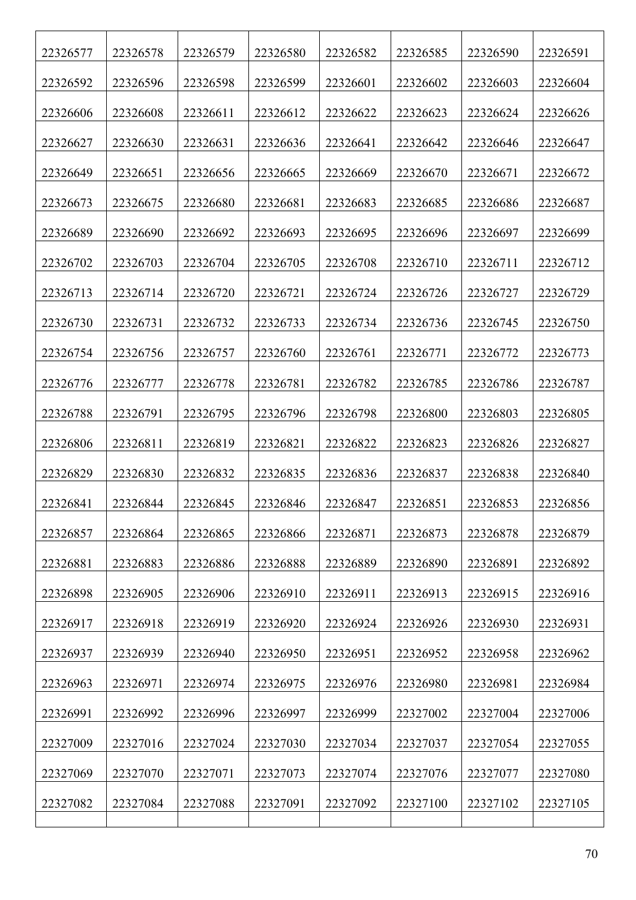| | | | | | | | |
|---|---|---|---|---|---|---|---|
| 22326577 | 22326578 | 22326579 | 22326580 | 22326582 | 22326585 | 22326590 | 22326591 |
| 22326592 | 22326596 | 22326598 | 22326599 | 22326601 | 22326602 | 22326603 | 22326604 |
| 22326606 | 22326608 | 22326611 | 22326612 | 22326622 | 22326623 | 22326624 | 22326626 |
| 22326627 | 22326630 | 22326631 | 22326636 | 22326641 | 22326642 | 22326646 | 22326647 |
| 22326649 | 22326651 | 22326656 | 22326665 | 22326669 | 22326670 | 22326671 | 22326672 |
| 22326673 | 22326675 | 22326680 | 22326681 | 22326683 | 22326685 | 22326686 | 22326687 |
| 22326689 | 22326690 | 22326692 | 22326693 | 22326695 | 22326696 | 22326697 | 22326699 |
| 22326702 | 22326703 | 22326704 | 22326705 | 22326708 | 22326710 | 22326711 | 22326712 |
| 22326713 | 22326714 | 22326720 | 22326721 | 22326724 | 22326726 | 22326727 | 22326729 |
| 22326730 | 22326731 | 22326732 | 22326733 | 22326734 | 22326736 | 22326745 | 22326750 |
| 22326754 | 22326756 | 22326757 | 22326760 | 22326761 | 22326771 | 22326772 | 22326773 |
| 22326776 | 22326777 | 22326778 | 22326781 | 22326782 | 22326785 | 22326786 | 22326787 |
| 22326788 | 22326791 | 22326795 | 22326796 | 22326798 | 22326800 | 22326803 | 22326805 |
| 22326806 | 22326811 | 22326819 | 22326821 | 22326822 | 22326823 | 22326826 | 22326827 |
| 22326829 | 22326830 | 22326832 | 22326835 | 22326836 | 22326837 | 22326838 | 22326840 |
| 22326841 | 22326844 | 22326845 | 22326846 | 22326847 | 22326851 | 22326853 | 22326856 |
| 22326857 | 22326864 | 22326865 | 22326866 | 22326871 | 22326873 | 22326878 | 22326879 |
| 22326881 | 22326883 | 22326886 | 22326888 | 22326889 | 22326890 | 22326891 | 22326892 |
| 22326898 | 22326905 | 22326906 | 22326910 | 22326911 | 22326913 | 22326915 | 22326916 |
| 22326917 | 22326918 | 22326919 | 22326920 | 22326924 | 22326926 | 22326930 | 22326931 |
| 22326937 | 22326939 | 22326940 | 22326950 | 22326951 | 22326952 | 22326958 | 22326962 |
| 22326963 | 22326971 | 22326974 | 22326975 | 22326976 | 22326980 | 22326981 | 22326984 |
| 22326991 | 22326992 | 22326996 | 22326997 | 22326999 | 22327002 | 22327004 | 22327006 |
| 22327009 | 22327016 | 22327024 | 22327030 | 22327034 | 22327037 | 22327054 | 22327055 |
| 22327069 | 22327070 | 22327071 | 22327073 | 22327074 | 22327076 | 22327077 | 22327080 |
| 22327082 | 22327084 | 22327088 | 22327091 | 22327092 | 22327100 | 22327102 | 22327105 |
| | | | | | | | |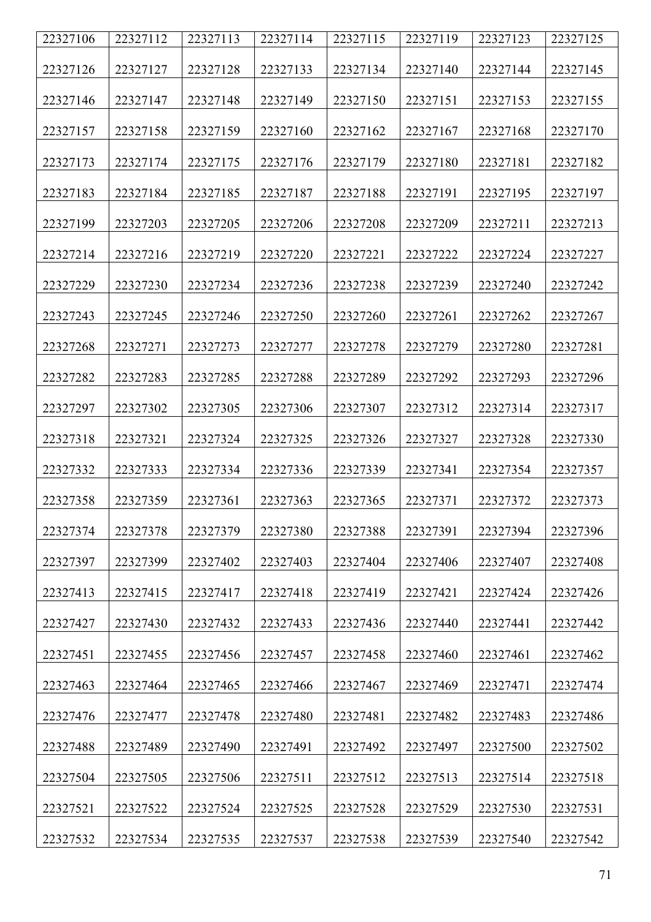| 22327106 | 22327112 | 22327113 | 22327114 | 22327115 | 22327119 | 22327123 | 22327125 |
|---|---|---|---|---|---|---|---|
| 22327126 | 22327127 | 22327128 | 22327133 | 22327134 | 22327140 | 22327144 | 22327145 |
| 22327146 | 22327147 | 22327148 | 22327149 | 22327150 | 22327151 | 22327153 | 22327155 |
| 22327157 | 22327158 | 22327159 | 22327160 | 22327162 | 22327167 | 22327168 | 22327170 |
| 22327173 | 22327174 | 22327175 | 22327176 | 22327179 | 22327180 | 22327181 | 22327182 |
| 22327183 | 22327184 | 22327185 | 22327187 | 22327188 | 22327191 | 22327195 | 22327197 |
| 22327199 | 22327203 | 22327205 | 22327206 | 22327208 | 22327209 | 22327211 | 22327213 |
| 22327214 | 22327216 | 22327219 | 22327220 | 22327221 | 22327222 | 22327224 | 22327227 |
| 22327229 | 22327230 | 22327234 | 22327236 | 22327238 | 22327239 | 22327240 | 22327242 |
| 22327243 | 22327245 | 22327246 | 22327250 | 22327260 | 22327261 | 22327262 | 22327267 |
| 22327268 | 22327271 | 22327273 | 22327277 | 22327278 | 22327279 | 22327280 | 22327281 |
| 22327282 | 22327283 | 22327285 | 22327288 | 22327289 | 22327292 | 22327293 | 22327296 |
| 22327297 | 22327302 | 22327305 | 22327306 | 22327307 | 22327312 | 22327314 | 22327317 |
| 22327318 | 22327321 | 22327324 | 22327325 | 22327326 | 22327327 | 22327328 | 22327330 |
| 22327332 | 22327333 | 22327334 | 22327336 | 22327339 | 22327341 | 22327354 | 22327357 |
| 22327358 | 22327359 | 22327361 | 22327363 | 22327365 | 22327371 | 22327372 | 22327373 |
| 22327374 | 22327378 | 22327379 | 22327380 | 22327388 | 22327391 | 22327394 | 22327396 |
| 22327397 | 22327399 | 22327402 | 22327403 | 22327404 | 22327406 | 22327407 | 22327408 |
| 22327413 | 22327415 | 22327417 | 22327418 | 22327419 | 22327421 | 22327424 | 22327426 |
| 22327427 | 22327430 | 22327432 | 22327433 | 22327436 | 22327440 | 22327441 | 22327442 |
| 22327451 | 22327455 | 22327456 | 22327457 | 22327458 | 22327460 | 22327461 | 22327462 |
| 22327463 | 22327464 | 22327465 | 22327466 | 22327467 | 22327469 | 22327471 | 22327474 |
| 22327476 | 22327477 | 22327478 | 22327480 | 22327481 | 22327482 | 22327483 | 22327486 |
| 22327488 | 22327489 | 22327490 | 22327491 | 22327492 | 22327497 | 22327500 | 22327502 |
| 22327504 | 22327505 | 22327506 | 22327511 | 22327512 | 22327513 | 22327514 | 22327518 |
| 22327521 | 22327522 | 22327524 | 22327525 | 22327528 | 22327529 | 22327530 | 22327531 |
| 22327532 | 22327534 | 22327535 | 22327537 | 22327538 | 22327539 | 22327540 | 22327542 |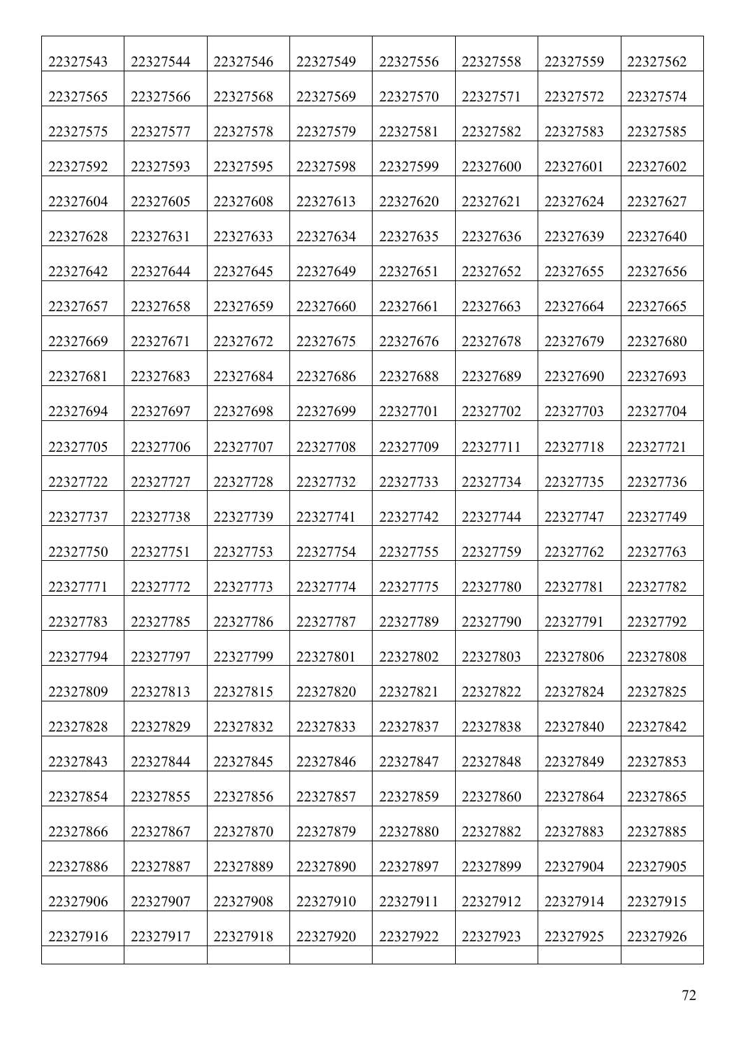| 22327543 | 22327544 | 22327546 | 22327549 | 22327556 | 22327558 | 22327559 | 22327562 |
|---|---|---|---|---|---|---|---|
| 22327565 | 22327566 | 22327568 | 22327569 | 22327570 | 22327571 | 22327572 | 22327574 |
| 22327575 | 22327577 | 22327578 | 22327579 | 22327581 | 22327582 | 22327583 | 22327585 |
| 22327592 | 22327593 | 22327595 | 22327598 | 22327599 | 22327600 | 22327601 | 22327602 |
| 22327604 | 22327605 | 22327608 | 22327613 | 22327620 | 22327621 | 22327624 | 22327627 |
| 22327628 | 22327631 | 22327633 | 22327634 | 22327635 | 22327636 | 22327639 | 22327640 |
| 22327642 | 22327644 | 22327645 | 22327649 | 22327651 | 22327652 | 22327655 | 22327656 |
| 22327657 | 22327658 | 22327659 | 22327660 | 22327661 | 22327663 | 22327664 | 22327665 |
| 22327669 | 22327671 | 22327672 | 22327675 | 22327676 | 22327678 | 22327679 | 22327680 |
| 22327681 | 22327683 | 22327684 | 22327686 | 22327688 | 22327689 | 22327690 | 22327693 |
| 22327694 | 22327697 | 22327698 | 22327699 | 22327701 | 22327702 | 22327703 | 22327704 |
| 22327705 | 22327706 | 22327707 | 22327708 | 22327709 | 22327711 | 22327718 | 22327721 |
| 22327722 | 22327727 | 22327728 | 22327732 | 22327733 | 22327734 | 22327735 | 22327736 |
| 22327737 | 22327738 | 22327739 | 22327741 | 22327742 | 22327744 | 22327747 | 22327749 |
| 22327750 | 22327751 | 22327753 | 22327754 | 22327755 | 22327759 | 22327762 | 22327763 |
| 22327771 | 22327772 | 22327773 | 22327774 | 22327775 | 22327780 | 22327781 | 22327782 |
| 22327783 | 22327785 | 22327786 | 22327787 | 22327789 | 22327790 | 22327791 | 22327792 |
| 22327794 | 22327797 | 22327799 | 22327801 | 22327802 | 22327803 | 22327806 | 22327808 |
| 22327809 | 22327813 | 22327815 | 22327820 | 22327821 | 22327822 | 22327824 | 22327825 |
| 22327828 | 22327829 | 22327832 | 22327833 | 22327837 | 22327838 | 22327840 | 22327842 |
| 22327843 | 22327844 | 22327845 | 22327846 | 22327847 | 22327848 | 22327849 | 22327853 |
| 22327854 | 22327855 | 22327856 | 22327857 | 22327859 | 22327860 | 22327864 | 22327865 |
| 22327866 | 22327867 | 22327870 | 22327879 | 22327880 | 22327882 | 22327883 | 22327885 |
| 22327886 | 22327887 | 22327889 | 22327890 | 22327897 | 22327899 | 22327904 | 22327905 |
| 22327906 | 22327907 | 22327908 | 22327910 | 22327911 | 22327912 | 22327914 | 22327915 |
| 22327916 | 22327917 | 22327918 | 22327920 | 22327922 | 22327923 | 22327925 | 22327926 |
| | | | | | | | |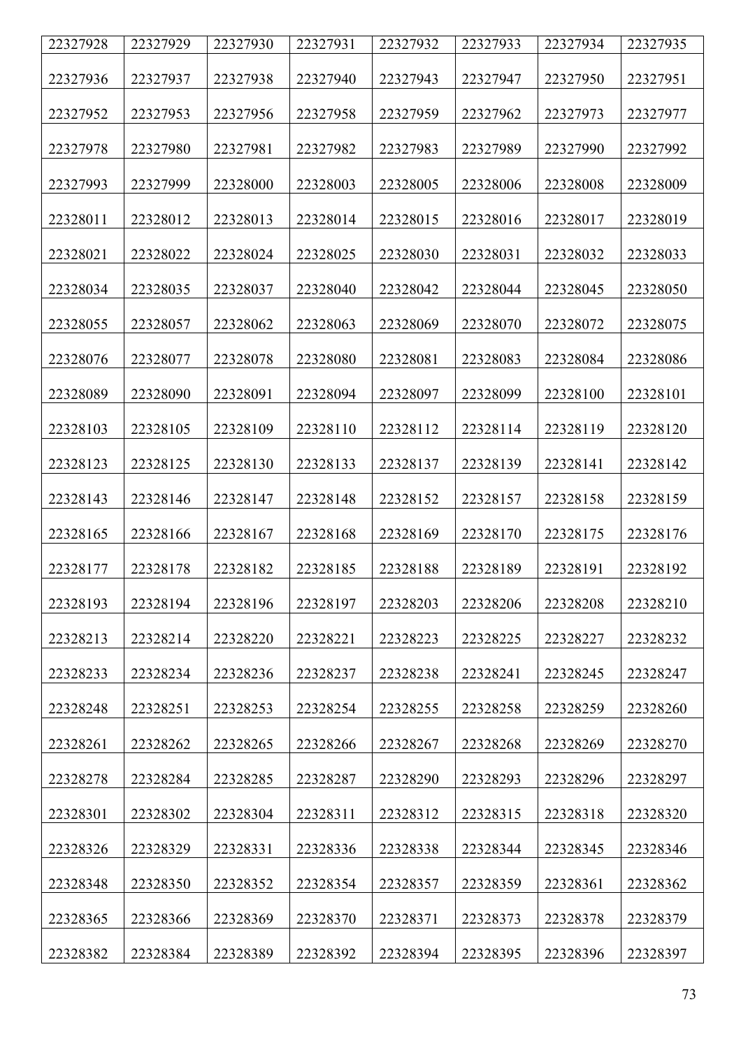| 22327928 | 22327929 | 22327930 | 22327931 | 22327932 | 22327933 | 22327934 | 22327935 |
|---|---|---|---|---|---|---|---|
| 22327936 | 22327937 | 22327938 | 22327940 | 22327943 | 22327947 | 22327950 | 22327951 |
| 22327952 | 22327953 | 22327956 | 22327958 | 22327959 | 22327962 | 22327973 | 22327977 |
| 22327978 | 22327980 | 22327981 | 22327982 | 22327983 | 22327989 | 22327990 | 22327992 |
| 22327993 | 22327999 | 22328000 | 22328003 | 22328005 | 22328006 | 22328008 | 22328009 |
| 22328011 | 22328012 | 22328013 | 22328014 | 22328015 | 22328016 | 22328017 | 22328019 |
| 22328021 | 22328022 | 22328024 | 22328025 | 22328030 | 22328031 | 22328032 | 22328033 |
| 22328034 | 22328035 | 22328037 | 22328040 | 22328042 | 22328044 | 22328045 | 22328050 |
| 22328055 | 22328057 | 22328062 | 22328063 | 22328069 | 22328070 | 22328072 | 22328075 |
| 22328076 | 22328077 | 22328078 | 22328080 | 22328081 | 22328083 | 22328084 | 22328086 |
| 22328089 | 22328090 | 22328091 | 22328094 | 22328097 | 22328099 | 22328100 | 22328101 |
| 22328103 | 22328105 | 22328109 | 22328110 | 22328112 | 22328114 | 22328119 | 22328120 |
| 22328123 | 22328125 | 22328130 | 22328133 | 22328137 | 22328139 | 22328141 | 22328142 |
| 22328143 | 22328146 | 22328147 | 22328148 | 22328152 | 22328157 | 22328158 | 22328159 |
| 22328165 | 22328166 | 22328167 | 22328168 | 22328169 | 22328170 | 22328175 | 22328176 |
| 22328177 | 22328178 | 22328182 | 22328185 | 22328188 | 22328189 | 22328191 | 22328192 |
| 22328193 | 22328194 | 22328196 | 22328197 | 22328203 | 22328206 | 22328208 | 22328210 |
| 22328213 | 22328214 | 22328220 | 22328221 | 22328223 | 22328225 | 22328227 | 22328232 |
| 22328233 | 22328234 | 22328236 | 22328237 | 22328238 | 22328241 | 22328245 | 22328247 |
| 22328248 | 22328251 | 22328253 | 22328254 | 22328255 | 22328258 | 22328259 | 22328260 |
| 22328261 | 22328262 | 22328265 | 22328266 | 22328267 | 22328268 | 22328269 | 22328270 |
| 22328278 | 22328284 | 22328285 | 22328287 | 22328290 | 22328293 | 22328296 | 22328297 |
| 22328301 | 22328302 | 22328304 | 22328311 | 22328312 | 22328315 | 22328318 | 22328320 |
| 22328326 | 22328329 | 22328331 | 22328336 | 22328338 | 22328344 | 22328345 | 22328346 |
| 22328348 | 22328350 | 22328352 | 22328354 | 22328357 | 22328359 | 22328361 | 22328362 |
| 22328365 | 22328366 | 22328369 | 22328370 | 22328371 | 22328373 | 22328378 | 22328379 |
| 22328382 | 22328384 | 22328389 | 22328392 | 22328394 | 22328395 | 22328396 | 22328397 |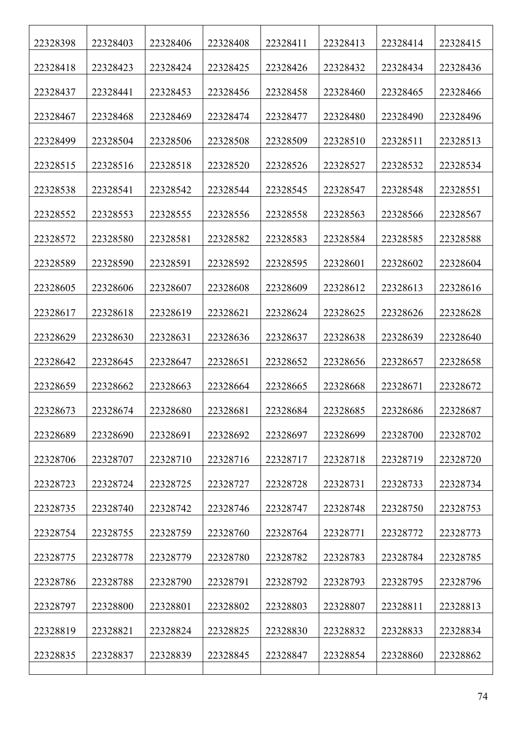| | | | | | | | |
|---|---|---|---|---|---|---|---|
| 22328398 | 22328403 | 22328406 | 22328408 | 22328411 | 22328413 | 22328414 | 22328415 |
| 22328418 | 22328423 | 22328424 | 22328425 | 22328426 | 22328432 | 22328434 | 22328436 |
| 22328437 | 22328441 | 22328453 | 22328456 | 22328458 | 22328460 | 22328465 | 22328466 |
| 22328467 | 22328468 | 22328469 | 22328474 | 22328477 | 22328480 | 22328490 | 22328496 |
| 22328499 | 22328504 | 22328506 | 22328508 | 22328509 | 22328510 | 22328511 | 22328513 |
| 22328515 | 22328516 | 22328518 | 22328520 | 22328526 | 22328527 | 22328532 | 22328534 |
| 22328538 | 22328541 | 22328542 | 22328544 | 22328545 | 22328547 | 22328548 | 22328551 |
| 22328552 | 22328553 | 22328555 | 22328556 | 22328558 | 22328563 | 22328566 | 22328567 |
| 22328572 | 22328580 | 22328581 | 22328582 | 22328583 | 22328584 | 22328585 | 22328588 |
| 22328589 | 22328590 | 22328591 | 22328592 | 22328595 | 22328601 | 22328602 | 22328604 |
| 22328605 | 22328606 | 22328607 | 22328608 | 22328609 | 22328612 | 22328613 | 22328616 |
| 22328617 | 22328618 | 22328619 | 22328621 | 22328624 | 22328625 | 22328626 | 22328628 |
| 22328629 | 22328630 | 22328631 | 22328636 | 22328637 | 22328638 | 22328639 | 22328640 |
| 22328642 | 22328645 | 22328647 | 22328651 | 22328652 | 22328656 | 22328657 | 22328658 |
| 22328659 | 22328662 | 22328663 | 22328664 | 22328665 | 22328668 | 22328671 | 22328672 |
| 22328673 | 22328674 | 22328680 | 22328681 | 22328684 | 22328685 | 22328686 | 22328687 |
| 22328689 | 22328690 | 22328691 | 22328692 | 22328697 | 22328699 | 22328700 | 22328702 |
| 22328706 | 22328707 | 22328710 | 22328716 | 22328717 | 22328718 | 22328719 | 22328720 |
| 22328723 | 22328724 | 22328725 | 22328727 | 22328728 | 22328731 | 22328733 | 22328734 |
| 22328735 | 22328740 | 22328742 | 22328746 | 22328747 | 22328748 | 22328750 | 22328753 |
| 22328754 | 22328755 | 22328759 | 22328760 | 22328764 | 22328771 | 22328772 | 22328773 |
| 22328775 | 22328778 | 22328779 | 22328780 | 22328782 | 22328783 | 22328784 | 22328785 |
| 22328786 | 22328788 | 22328790 | 22328791 | 22328792 | 22328793 | 22328795 | 22328796 |
| 22328797 | 22328800 | 22328801 | 22328802 | 22328803 | 22328807 | 22328811 | 22328813 |
| 22328819 | 22328821 | 22328824 | 22328825 | 22328830 | 22328832 | 22328833 | 22328834 |
| 22328835 | 22328837 | 22328839 | 22328845 | 22328847 | 22328854 | 22328860 | 22328862 |
| | | | | | | | |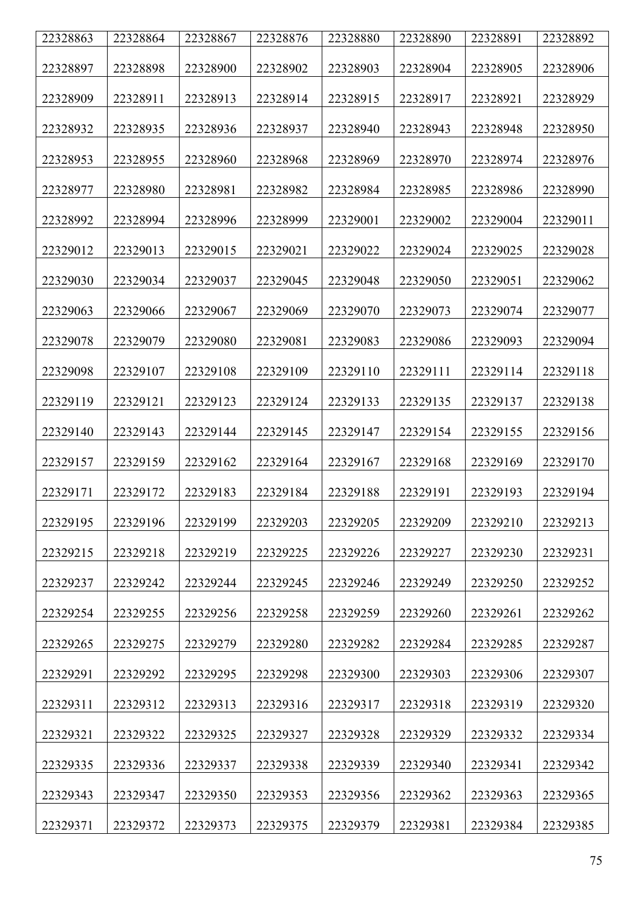| 22328863 | 22328864 | 22328867 | 22328876 | 22328880 | 22328890 | 22328891 | 22328892 |
|---|---|---|---|---|---|---|---|
| 22328897 | 22328898 | 22328900 | 22328902 | 22328903 | 22328904 | 22328905 | 22328906 |
| 22328909 | 22328911 | 22328913 | 22328914 | 22328915 | 22328917 | 22328921 | 22328929 |
| 22328932 | 22328935 | 22328936 | 22328937 | 22328940 | 22328943 | 22328948 | 22328950 |
| 22328953 | 22328955 | 22328960 | 22328968 | 22328969 | 22328970 | 22328974 | 22328976 |
| 22328977 | 22328980 | 22328981 | 22328982 | 22328984 | 22328985 | 22328986 | 22328990 |
| 22328992 | 22328994 | 22328996 | 22328999 | 22329001 | 22329002 | 22329004 | 22329011 |
| 22329012 | 22329013 | 22329015 | 22329021 | 22329022 | 22329024 | 22329025 | 22329028 |
| 22329030 | 22329034 | 22329037 | 22329045 | 22329048 | 22329050 | 22329051 | 22329062 |
| 22329063 | 22329066 | 22329067 | 22329069 | 22329070 | 22329073 | 22329074 | 22329077 |
| 22329078 | 22329079 | 22329080 | 22329081 | 22329083 | 22329086 | 22329093 | 22329094 |
| 22329098 | 22329107 | 22329108 | 22329109 | 22329110 | 22329111 | 22329114 | 22329118 |
| 22329119 | 22329121 | 22329123 | 22329124 | 22329133 | 22329135 | 22329137 | 22329138 |
| 22329140 | 22329143 | 22329144 | 22329145 | 22329147 | 22329154 | 22329155 | 22329156 |
| 22329157 | 22329159 | 22329162 | 22329164 | 22329167 | 22329168 | 22329169 | 22329170 |
| 22329171 | 22329172 | 22329183 | 22329184 | 22329188 | 22329191 | 22329193 | 22329194 |
| 22329195 | 22329196 | 22329199 | 22329203 | 22329205 | 22329209 | 22329210 | 22329213 |
| 22329215 | 22329218 | 22329219 | 22329225 | 22329226 | 22329227 | 22329230 | 22329231 |
| 22329237 | 22329242 | 22329244 | 22329245 | 22329246 | 22329249 | 22329250 | 22329252 |
| 22329254 | 22329255 | 22329256 | 22329258 | 22329259 | 22329260 | 22329261 | 22329262 |
| 22329265 | 22329275 | 22329279 | 22329280 | 22329282 | 22329284 | 22329285 | 22329287 |
| 22329291 | 22329292 | 22329295 | 22329298 | 22329300 | 22329303 | 22329306 | 22329307 |
| 22329311 | 22329312 | 22329313 | 22329316 | 22329317 | 22329318 | 22329319 | 22329320 |
| 22329321 | 22329322 | 22329325 | 22329327 | 22329328 | 22329329 | 22329332 | 22329334 |
| 22329335 | 22329336 | 22329337 | 22329338 | 22329339 | 22329340 | 22329341 | 22329342 |
| 22329343 | 22329347 | 22329350 | 22329353 | 22329356 | 22329362 | 22329363 | 22329365 |
| 22329371 | 22329372 | 22329373 | 22329375 | 22329379 | 22329381 | 22329384 | 22329385 |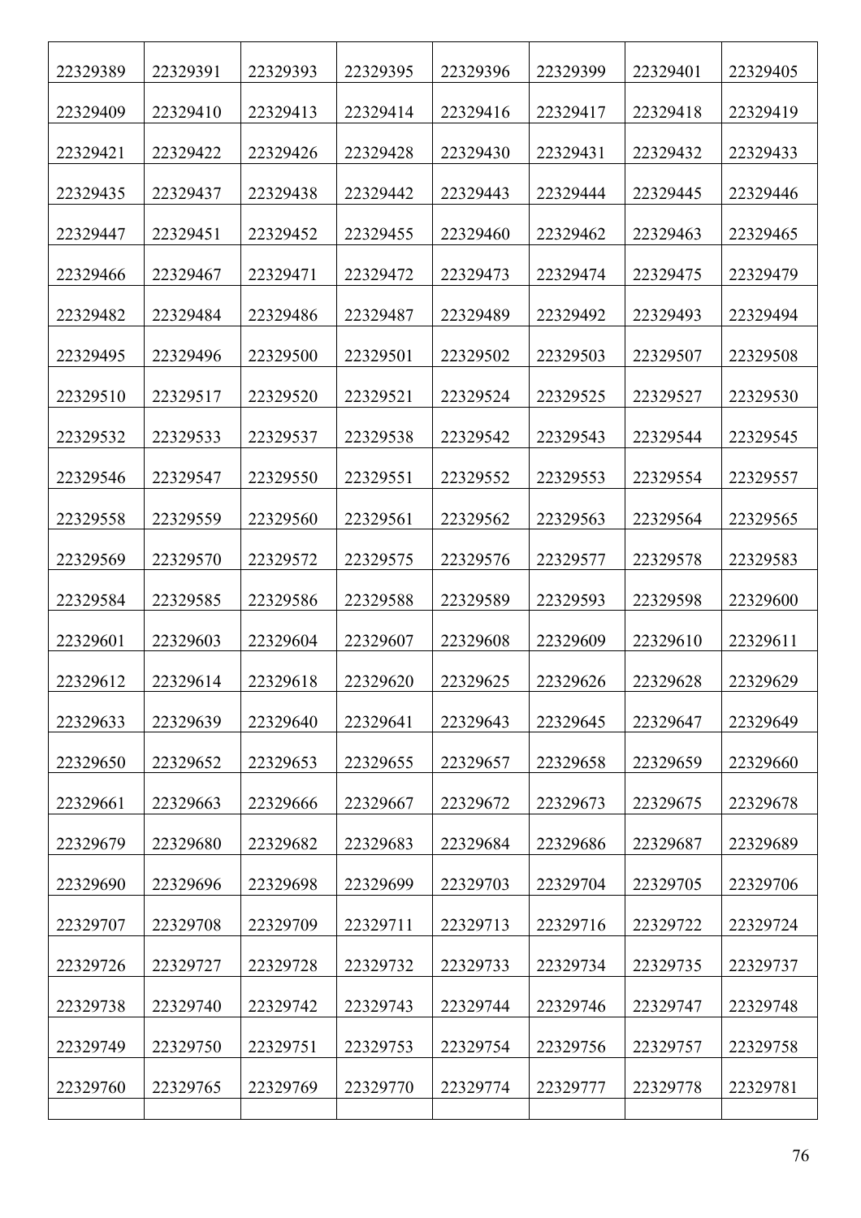| 22329389 | 22329391 | 22329393 | 22329395 | 22329396 | 22329399 | 22329401 | 22329405 |
|---|---|---|---|---|---|---|---|
| 22329409 | 22329410 | 22329413 | 22329414 | 22329416 | 22329417 | 22329418 | 22329419 |
| 22329421 | 22329422 | 22329426 | 22329428 | 22329430 | 22329431 | 22329432 | 22329433 |
| 22329435 | 22329437 | 22329438 | 22329442 | 22329443 | 22329444 | 22329445 | 22329446 |
| 22329447 | 22329451 | 22329452 | 22329455 | 22329460 | 22329462 | 22329463 | 22329465 |
| 22329466 | 22329467 | 22329471 | 22329472 | 22329473 | 22329474 | 22329475 | 22329479 |
| 22329482 | 22329484 | 22329486 | 22329487 | 22329489 | 22329492 | 22329493 | 22329494 |
| 22329495 | 22329496 | 22329500 | 22329501 | 22329502 | 22329503 | 22329507 | 22329508 |
| 22329510 | 22329517 | 22329520 | 22329521 | 22329524 | 22329525 | 22329527 | 22329530 |
| 22329532 | 22329533 | 22329537 | 22329538 | 22329542 | 22329543 | 22329544 | 22329545 |
| 22329546 | 22329547 | 22329550 | 22329551 | 22329552 | 22329553 | 22329554 | 22329557 |
| 22329558 | 22329559 | 22329560 | 22329561 | 22329562 | 22329563 | 22329564 | 22329565 |
| 22329569 | 22329570 | 22329572 | 22329575 | 22329576 | 22329577 | 22329578 | 22329583 |
| 22329584 | 22329585 | 22329586 | 22329588 | 22329589 | 22329593 | 22329598 | 22329600 |
| 22329601 | 22329603 | 22329604 | 22329607 | 22329608 | 22329609 | 22329610 | 22329611 |
| 22329612 | 22329614 | 22329618 | 22329620 | 22329625 | 22329626 | 22329628 | 22329629 |
| 22329633 | 22329639 | 22329640 | 22329641 | 22329643 | 22329645 | 22329647 | 22329649 |
| 22329650 | 22329652 | 22329653 | 22329655 | 22329657 | 22329658 | 22329659 | 22329660 |
| 22329661 | 22329663 | 22329666 | 22329667 | 22329672 | 22329673 | 22329675 | 22329678 |
| 22329679 | 22329680 | 22329682 | 22329683 | 22329684 | 22329686 | 22329687 | 22329689 |
| 22329690 | 22329696 | 22329698 | 22329699 | 22329703 | 22329704 | 22329705 | 22329706 |
| 22329707 | 22329708 | 22329709 | 22329711 | 22329713 | 22329716 | 22329722 | 22329724 |
| 22329726 | 22329727 | 22329728 | 22329732 | 22329733 | 22329734 | 22329735 | 22329737 |
| 22329738 | 22329740 | 22329742 | 22329743 | 22329744 | 22329746 | 22329747 | 22329748 |
| 22329749 | 22329750 | 22329751 | 22329753 | 22329754 | 22329756 | 22329757 | 22329758 |
| 22329760 | 22329765 | 22329769 | 22329770 | 22329774 | 22329777 | 22329778 | 22329781 |
| | | | | | | | |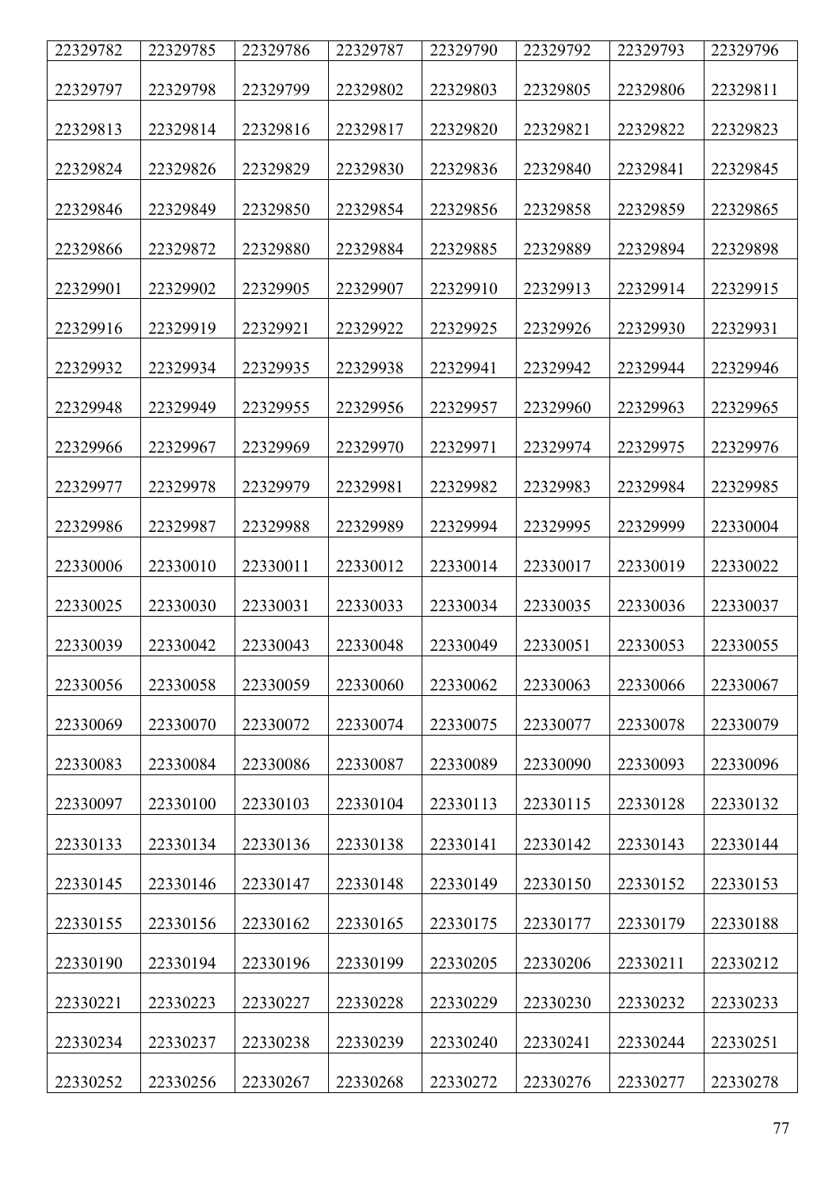| 22329782 | 22329785 | 22329786 | 22329787 | 22329790 | 22329792 | 22329793 | 22329796 |
|---|---|---|---|---|---|---|---|
| 22329797 | 22329798 | 22329799 | 22329802 | 22329803 | 22329805 | 22329806 | 22329811 |
| 22329813 | 22329814 | 22329816 | 22329817 | 22329820 | 22329821 | 22329822 | 22329823 |
| 22329824 | 22329826 | 22329829 | 22329830 | 22329836 | 22329840 | 22329841 | 22329845 |
| 22329846 | 22329849 | 22329850 | 22329854 | 22329856 | 22329858 | 22329859 | 22329865 |
| 22329866 | 22329872 | 22329880 | 22329884 | 22329885 | 22329889 | 22329894 | 22329898 |
| 22329901 | 22329902 | 22329905 | 22329907 | 22329910 | 22329913 | 22329914 | 22329915 |
| 22329916 | 22329919 | 22329921 | 22329922 | 22329925 | 22329926 | 22329930 | 22329931 |
| 22329932 | 22329934 | 22329935 | 22329938 | 22329941 | 22329942 | 22329944 | 22329946 |
| 22329948 | 22329949 | 22329955 | 22329956 | 22329957 | 22329960 | 22329963 | 22329965 |
| 22329966 | 22329967 | 22329969 | 22329970 | 22329971 | 22329974 | 22329975 | 22329976 |
| 22329977 | 22329978 | 22329979 | 22329981 | 22329982 | 22329983 | 22329984 | 22329985 |
| 22329986 | 22329987 | 22329988 | 22329989 | 22329994 | 22329995 | 22329999 | 22330004 |
| 22330006 | 22330010 | 22330011 | 22330012 | 22330014 | 22330017 | 22330019 | 22330022 |
| 22330025 | 22330030 | 22330031 | 22330033 | 22330034 | 22330035 | 22330036 | 22330037 |
| 22330039 | 22330042 | 22330043 | 22330048 | 22330049 | 22330051 | 22330053 | 22330055 |
| 22330056 | 22330058 | 22330059 | 22330060 | 22330062 | 22330063 | 22330066 | 22330067 |
| 22330069 | 22330070 | 22330072 | 22330074 | 22330075 | 22330077 | 22330078 | 22330079 |
| 22330083 | 22330084 | 22330086 | 22330087 | 22330089 | 22330090 | 22330093 | 22330096 |
| 22330097 | 22330100 | 22330103 | 22330104 | 22330113 | 22330115 | 22330128 | 22330132 |
| 22330133 | 22330134 | 22330136 | 22330138 | 22330141 | 22330142 | 22330143 | 22330144 |
| 22330145 | 22330146 | 22330147 | 22330148 | 22330149 | 22330150 | 22330152 | 22330153 |
| 22330155 | 22330156 | 22330162 | 22330165 | 22330175 | 22330177 | 22330179 | 22330188 |
| 22330190 | 22330194 | 22330196 | 22330199 | 22330205 | 22330206 | 22330211 | 22330212 |
| 22330221 | 22330223 | 22330227 | 22330228 | 22330229 | 22330230 | 22330232 | 22330233 |
| 22330234 | 22330237 | 22330238 | 22330239 | 22330240 | 22330241 | 22330244 | 22330251 |
| 22330252 | 22330256 | 22330267 | 22330268 | 22330272 | 22330276 | 22330277 | 22330278 |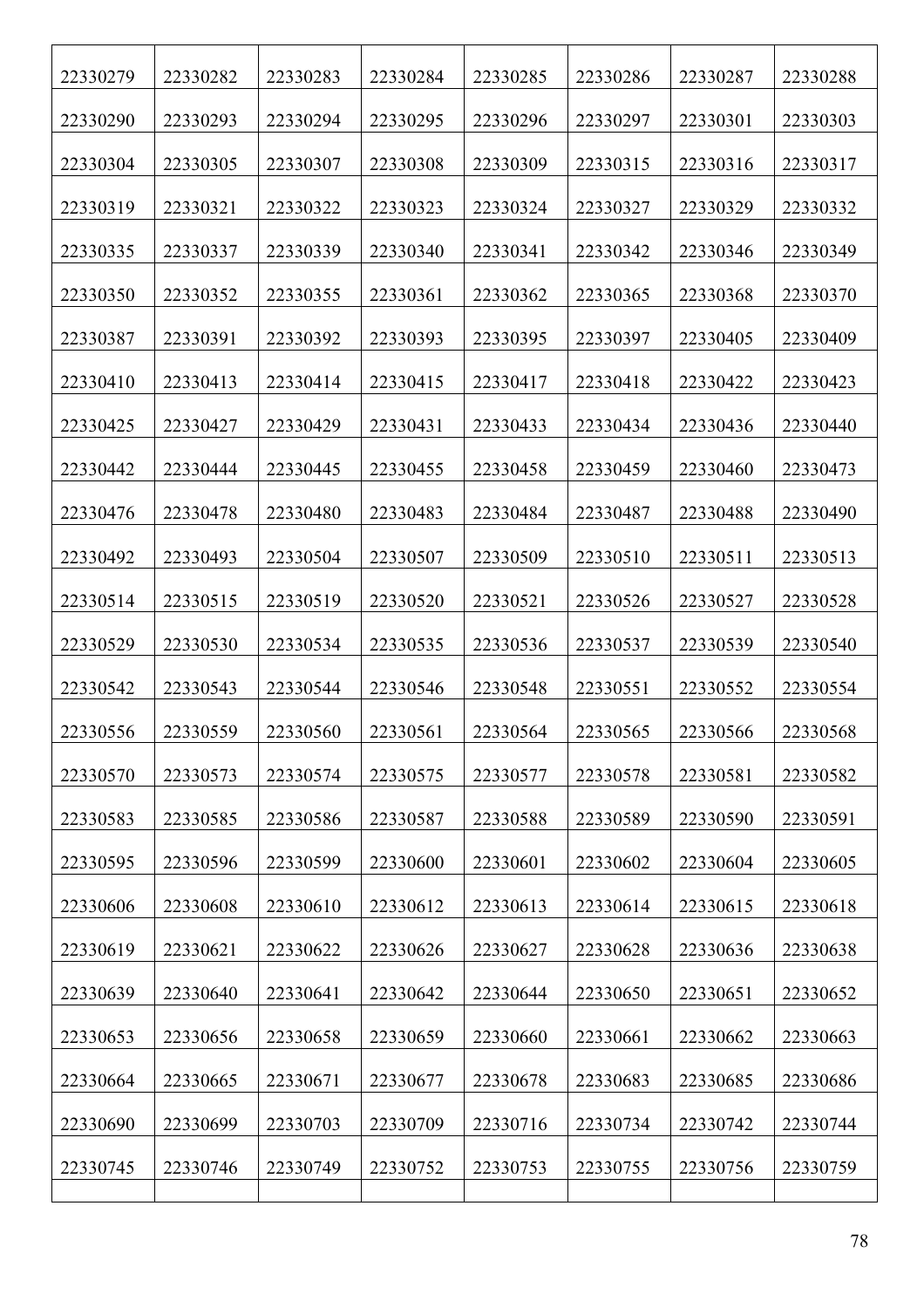| 22330279 | 22330282 | 22330283 | 22330284 | 22330285 | 22330286 | 22330287 | 22330288 |
|---|---|---|---|---|---|---|---|
| 22330290 | 22330293 | 22330294 | 22330295 | 22330296 | 22330297 | 22330301 | 22330303 |
| 22330304 | 22330305 | 22330307 | 22330308 | 22330309 | 22330315 | 22330316 | 22330317 |
| 22330319 | 22330321 | 22330322 | 22330323 | 22330324 | 22330327 | 22330329 | 22330332 |
| 22330335 | 22330337 | 22330339 | 22330340 | 22330341 | 22330342 | 22330346 | 22330349 |
| 22330350 | 22330352 | 22330355 | 22330361 | 22330362 | 22330365 | 22330368 | 22330370 |
| 22330387 | 22330391 | 22330392 | 22330393 | 22330395 | 22330397 | 22330405 | 22330409 |
| 22330410 | 22330413 | 22330414 | 22330415 | 22330417 | 22330418 | 22330422 | 22330423 |
| 22330425 | 22330427 | 22330429 | 22330431 | 22330433 | 22330434 | 22330436 | 22330440 |
| 22330442 | 22330444 | 22330445 | 22330455 | 22330458 | 22330459 | 22330460 | 22330473 |
| 22330476 | 22330478 | 22330480 | 22330483 | 22330484 | 22330487 | 22330488 | 22330490 |
| 22330492 | 22330493 | 22330504 | 22330507 | 22330509 | 22330510 | 22330511 | 22330513 |
| 22330514 | 22330515 | 22330519 | 22330520 | 22330521 | 22330526 | 22330527 | 22330528 |
| 22330529 | 22330530 | 22330534 | 22330535 | 22330536 | 22330537 | 22330539 | 22330540 |
| 22330542 | 22330543 | 22330544 | 22330546 | 22330548 | 22330551 | 22330552 | 22330554 |
| 22330556 | 22330559 | 22330560 | 22330561 | 22330564 | 22330565 | 22330566 | 22330568 |
| 22330570 | 22330573 | 22330574 | 22330575 | 22330577 | 22330578 | 22330581 | 22330582 |
| 22330583 | 22330585 | 22330586 | 22330587 | 22330588 | 22330589 | 22330590 | 22330591 |
| 22330595 | 22330596 | 22330599 | 22330600 | 22330601 | 22330602 | 22330604 | 22330605 |
| 22330606 | 22330608 | 22330610 | 22330612 | 22330613 | 22330614 | 22330615 | 22330618 |
| 22330619 | 22330621 | 22330622 | 22330626 | 22330627 | 22330628 | 22330636 | 22330638 |
| 22330639 | 22330640 | 22330641 | 22330642 | 22330644 | 22330650 | 22330651 | 22330652 |
| 22330653 | 22330656 | 22330658 | 22330659 | 22330660 | 22330661 | 22330662 | 22330663 |
| 22330664 | 22330665 | 22330671 | 22330677 | 22330678 | 22330683 | 22330685 | 22330686 |
| 22330690 | 22330699 | 22330703 | 22330709 | 22330716 | 22330734 | 22330742 | 22330744 |
| 22330745 | 22330746 | 22330749 | 22330752 | 22330753 | 22330755 | 22330756 | 22330759 |
| | | | | | | | |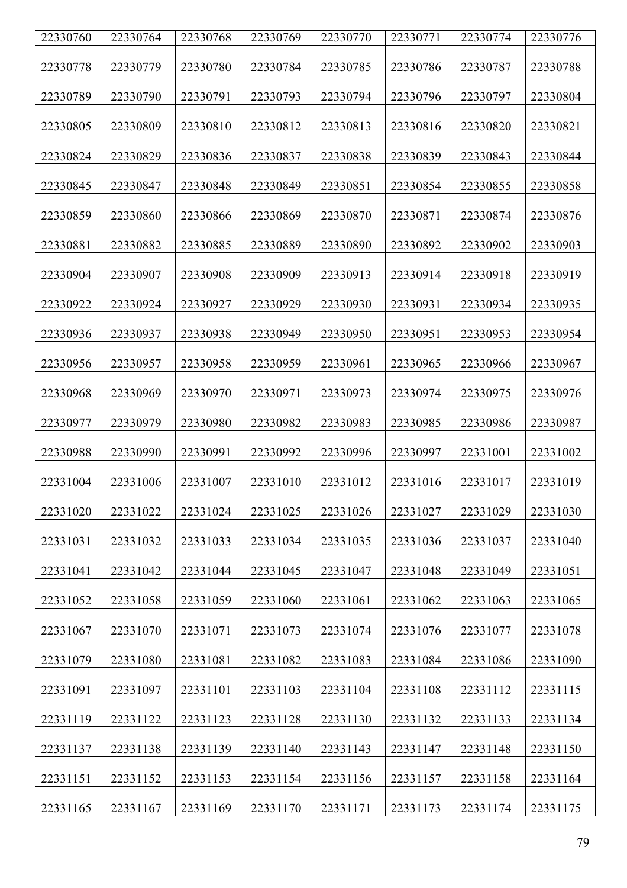| 22330760 | 22330764 | 22330768 | 22330769 | 22330770 | 22330771 | 22330774 | 22330776 |
|---|---|---|---|---|---|---|---|
| 22330778 | 22330779 | 22330780 | 22330784 | 22330785 | 22330786 | 22330787 | 22330788 |
| 22330789 | 22330790 | 22330791 | 22330793 | 22330794 | 22330796 | 22330797 | 22330804 |
| 22330805 | 22330809 | 22330810 | 22330812 | 22330813 | 22330816 | 22330820 | 22330821 |
| 22330824 | 22330829 | 22330836 | 22330837 | 22330838 | 22330839 | 22330843 | 22330844 |
| 22330845 | 22330847 | 22330848 | 22330849 | 22330851 | 22330854 | 22330855 | 22330858 |
| 22330859 | 22330860 | 22330866 | 22330869 | 22330870 | 22330871 | 22330874 | 22330876 |
| 22330881 | 22330882 | 22330885 | 22330889 | 22330890 | 22330892 | 22330902 | 22330903 |
| 22330904 | 22330907 | 22330908 | 22330909 | 22330913 | 22330914 | 22330918 | 22330919 |
| 22330922 | 22330924 | 22330927 | 22330929 | 22330930 | 22330931 | 22330934 | 22330935 |
| 22330936 | 22330937 | 22330938 | 22330949 | 22330950 | 22330951 | 22330953 | 22330954 |
| 22330956 | 22330957 | 22330958 | 22330959 | 22330961 | 22330965 | 22330966 | 22330967 |
| 22330968 | 22330969 | 22330970 | 22330971 | 22330973 | 22330974 | 22330975 | 22330976 |
| 22330977 | 22330979 | 22330980 | 22330982 | 22330983 | 22330985 | 22330986 | 22330987 |
| 22330988 | 22330990 | 22330991 | 22330992 | 22330996 | 22330997 | 22331001 | 22331002 |
| 22331004 | 22331006 | 22331007 | 22331010 | 22331012 | 22331016 | 22331017 | 22331019 |
| 22331020 | 22331022 | 22331024 | 22331025 | 22331026 | 22331027 | 22331029 | 22331030 |
| 22331031 | 22331032 | 22331033 | 22331034 | 22331035 | 22331036 | 22331037 | 22331040 |
| 22331041 | 22331042 | 22331044 | 22331045 | 22331047 | 22331048 | 22331049 | 22331051 |
| 22331052 | 22331058 | 22331059 | 22331060 | 22331061 | 22331062 | 22331063 | 22331065 |
| 22331067 | 22331070 | 22331071 | 22331073 | 22331074 | 22331076 | 22331077 | 22331078 |
| 22331079 | 22331080 | 22331081 | 22331082 | 22331083 | 22331084 | 22331086 | 22331090 |
| 22331091 | 22331097 | 22331101 | 22331103 | 22331104 | 22331108 | 22331112 | 22331115 |
| 22331119 | 22331122 | 22331123 | 22331128 | 22331130 | 22331132 | 22331133 | 22331134 |
| 22331137 | 22331138 | 22331139 | 22331140 | 22331143 | 22331147 | 22331148 | 22331150 |
| 22331151 | 22331152 | 22331153 | 22331154 | 22331156 | 22331157 | 22331158 | 22331164 |
| 22331165 | 22331167 | 22331169 | 22331170 | 22331171 | 22331173 | 22331174 | 22331175 |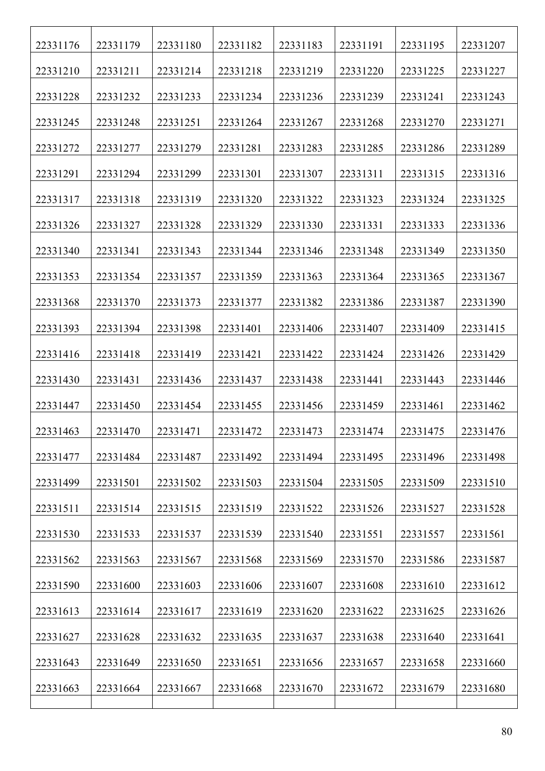| | | | | | | | |
|---|---|---|---|---|---|---|---|
| 22331176 | 22331179 | 22331180 | 22331182 | 22331183 | 22331191 | 22331195 | 22331207 |
| 22331210 | 22331211 | 22331214 | 22331218 | 22331219 | 22331220 | 22331225 | 22331227 |
| 22331228 | 22331232 | 22331233 | 22331234 | 22331236 | 22331239 | 22331241 | 22331243 |
| 22331245 | 22331248 | 22331251 | 22331264 | 22331267 | 22331268 | 22331270 | 22331271 |
| 22331272 | 22331277 | 22331279 | 22331281 | 22331283 | 22331285 | 22331286 | 22331289 |
| 22331291 | 22331294 | 22331299 | 22331301 | 22331307 | 22331311 | 22331315 | 22331316 |
| 22331317 | 22331318 | 22331319 | 22331320 | 22331322 | 22331323 | 22331324 | 22331325 |
| 22331326 | 22331327 | 22331328 | 22331329 | 22331330 | 22331331 | 22331333 | 22331336 |
| 22331340 | 22331341 | 22331343 | 22331344 | 22331346 | 22331348 | 22331349 | 22331350 |
| 22331353 | 22331354 | 22331357 | 22331359 | 22331363 | 22331364 | 22331365 | 22331367 |
| 22331368 | 22331370 | 22331373 | 22331377 | 22331382 | 22331386 | 22331387 | 22331390 |
| 22331393 | 22331394 | 22331398 | 22331401 | 22331406 | 22331407 | 22331409 | 22331415 |
| 22331416 | 22331418 | 22331419 | 22331421 | 22331422 | 22331424 | 22331426 | 22331429 |
| 22331430 | 22331431 | 22331436 | 22331437 | 22331438 | 22331441 | 22331443 | 22331446 |
| 22331447 | 22331450 | 22331454 | 22331455 | 22331456 | 22331459 | 22331461 | 22331462 |
| 22331463 | 22331470 | 22331471 | 22331472 | 22331473 | 22331474 | 22331475 | 22331476 |
| 22331477 | 22331484 | 22331487 | 22331492 | 22331494 | 22331495 | 22331496 | 22331498 |
| 22331499 | 22331501 | 22331502 | 22331503 | 22331504 | 22331505 | 22331509 | 22331510 |
| 22331511 | 22331514 | 22331515 | 22331519 | 22331522 | 22331526 | 22331527 | 22331528 |
| 22331530 | 22331533 | 22331537 | 22331539 | 22331540 | 22331551 | 22331557 | 22331561 |
| 22331562 | 22331563 | 22331567 | 22331568 | 22331569 | 22331570 | 22331586 | 22331587 |
| 22331590 | 22331600 | 22331603 | 22331606 | 22331607 | 22331608 | 22331610 | 22331612 |
| 22331613 | 22331614 | 22331617 | 22331619 | 22331620 | 22331622 | 22331625 | 22331626 |
| 22331627 | 22331628 | 22331632 | 22331635 | 22331637 | 22331638 | 22331640 | 22331641 |
| 22331643 | 22331649 | 22331650 | 22331651 | 22331656 | 22331657 | 22331658 | 22331660 |
| 22331663 | 22331664 | 22331667 | 22331668 | 22331670 | 22331672 | 22331679 | 22331680 |
| | | | | | | | |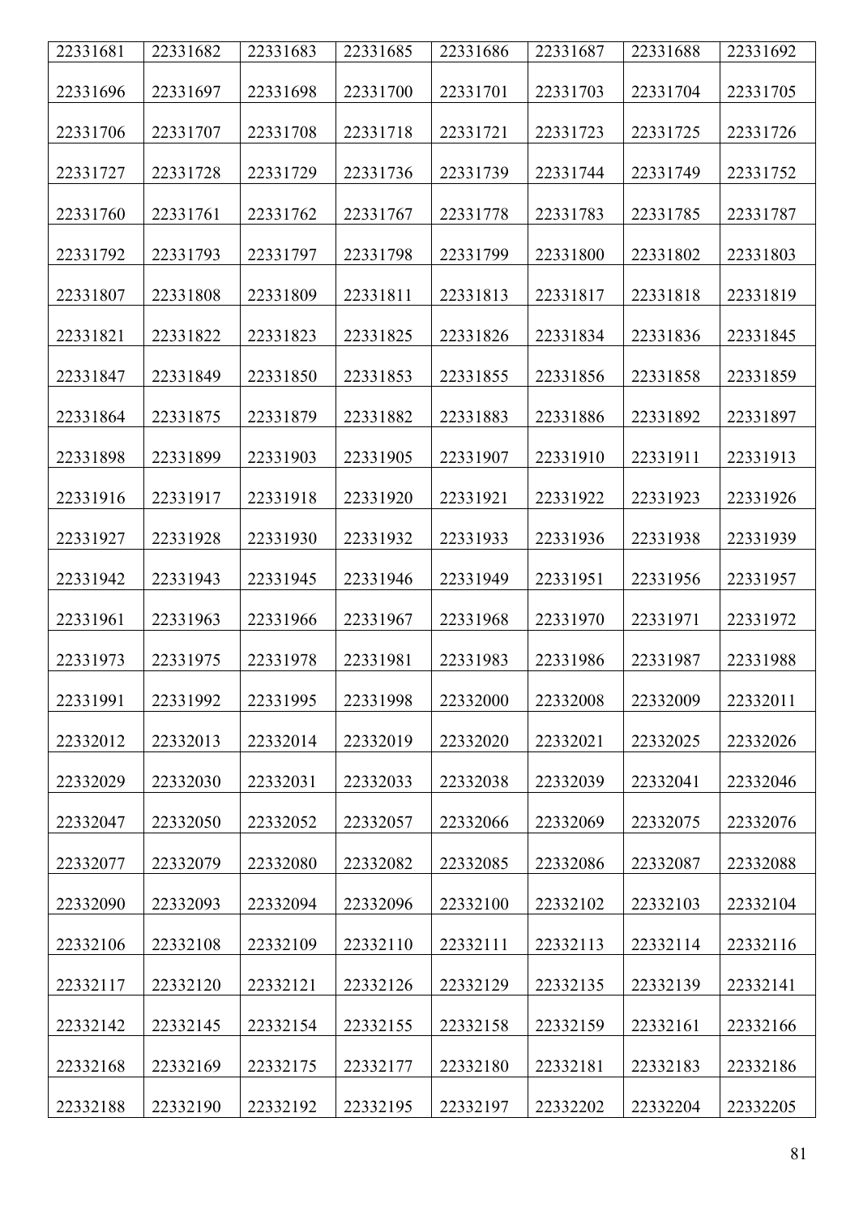| 22331681 | 22331682 | 22331683 | 22331685 | 22331686 | 22331687 | 22331688 | 22331692 |
|---|---|---|---|---|---|---|---|
| 22331696 | 22331697 | 22331698 | 22331700 | 22331701 | 22331703 | 22331704 | 22331705 |
| 22331706 | 22331707 | 22331708 | 22331718 | 22331721 | 22331723 | 22331725 | 22331726 |
| 22331727 | 22331728 | 22331729 | 22331736 | 22331739 | 22331744 | 22331749 | 22331752 |
| 22331760 | 22331761 | 22331762 | 22331767 | 22331778 | 22331783 | 22331785 | 22331787 |
| 22331792 | 22331793 | 22331797 | 22331798 | 22331799 | 22331800 | 22331802 | 22331803 |
| 22331807 | 22331808 | 22331809 | 22331811 | 22331813 | 22331817 | 22331818 | 22331819 |
| 22331821 | 22331822 | 22331823 | 22331825 | 22331826 | 22331834 | 22331836 | 22331845 |
| 22331847 | 22331849 | 22331850 | 22331853 | 22331855 | 22331856 | 22331858 | 22331859 |
| 22331864 | 22331875 | 22331879 | 22331882 | 22331883 | 22331886 | 22331892 | 22331897 |
| 22331898 | 22331899 | 22331903 | 22331905 | 22331907 | 22331910 | 22331911 | 22331913 |
| 22331916 | 22331917 | 22331918 | 22331920 | 22331921 | 22331922 | 22331923 | 22331926 |
| 22331927 | 22331928 | 22331930 | 22331932 | 22331933 | 22331936 | 22331938 | 22331939 |
| 22331942 | 22331943 | 22331945 | 22331946 | 22331949 | 22331951 | 22331956 | 22331957 |
| 22331961 | 22331963 | 22331966 | 22331967 | 22331968 | 22331970 | 22331971 | 22331972 |
| 22331973 | 22331975 | 22331978 | 22331981 | 22331983 | 22331986 | 22331987 | 22331988 |
| 22331991 | 22331992 | 22331995 | 22331998 | 22332000 | 22332008 | 22332009 | 22332011 |
| 22332012 | 22332013 | 22332014 | 22332019 | 22332020 | 22332021 | 22332025 | 22332026 |
| 22332029 | 22332030 | 22332031 | 22332033 | 22332038 | 22332039 | 22332041 | 22332046 |
| 22332047 | 22332050 | 22332052 | 22332057 | 22332066 | 22332069 | 22332075 | 22332076 |
| 22332077 | 22332079 | 22332080 | 22332082 | 22332085 | 22332086 | 22332087 | 22332088 |
| 22332090 | 22332093 | 22332094 | 22332096 | 22332100 | 22332102 | 22332103 | 22332104 |
| 22332106 | 22332108 | 22332109 | 22332110 | 22332111 | 22332113 | 22332114 | 22332116 |
| 22332117 | 22332120 | 22332121 | 22332126 | 22332129 | 22332135 | 22332139 | 22332141 |
| 22332142 | 22332145 | 22332154 | 22332155 | 22332158 | 22332159 | 22332161 | 22332166 |
| 22332168 | 22332169 | 22332175 | 22332177 | 22332180 | 22332181 | 22332183 | 22332186 |
| 22332188 | 22332190 | 22332192 | 22332195 | 22332197 | 22332202 | 22332204 | 22332205 |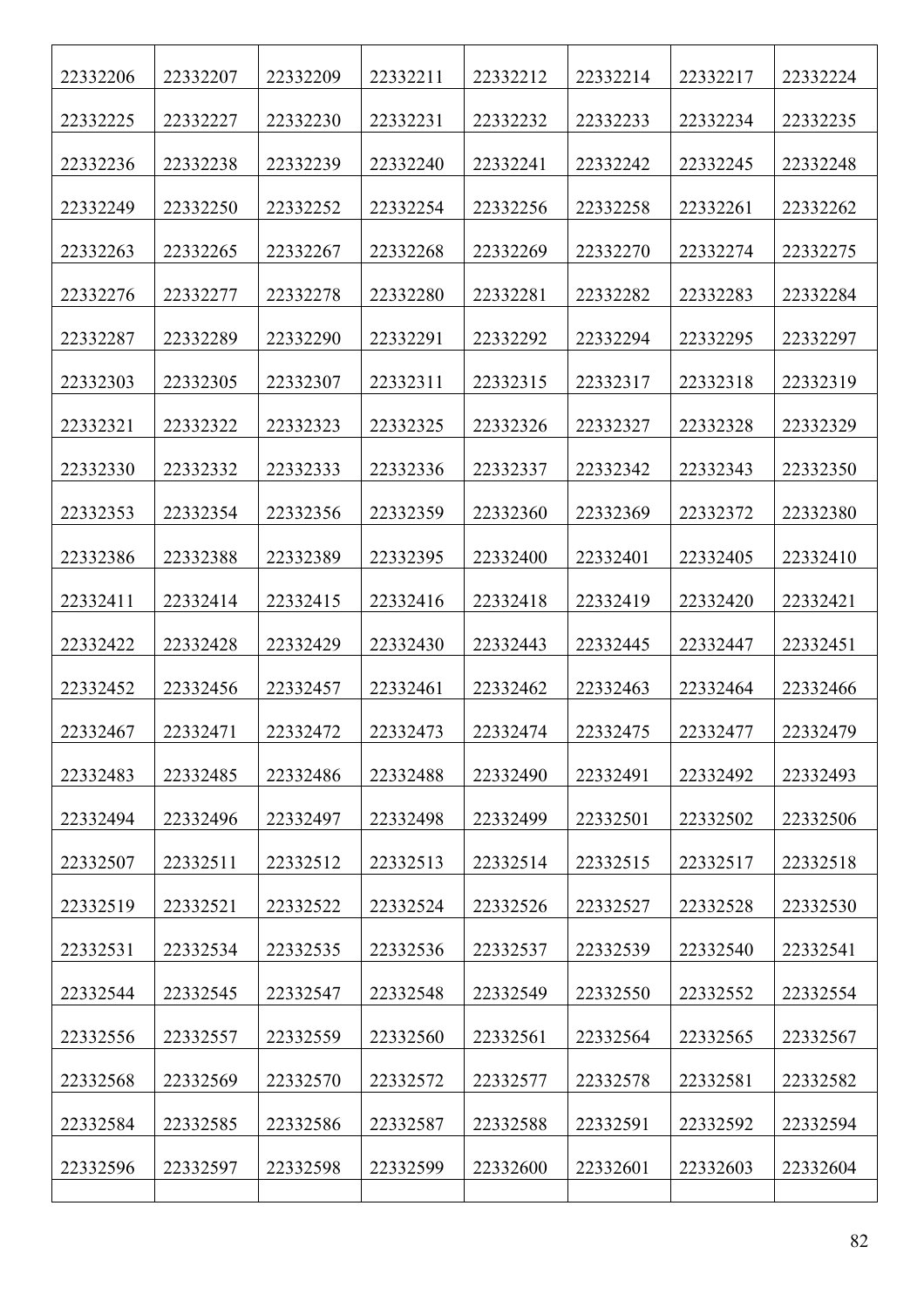| 22332206 | 22332207 | 22332209 | 22332211 | 22332212 | 22332214 | 22332217 | 22332224 |
| --- | --- | --- | --- | --- | --- | --- | --- |
| 22332225 | 22332227 | 22332230 | 22332231 | 22332232 | 22332233 | 22332234 | 22332235 |
| 22332236 | 22332238 | 22332239 | 22332240 | 22332241 | 22332242 | 22332245 | 22332248 |
| 22332249 | 22332250 | 22332252 | 22332254 | 22332256 | 22332258 | 22332261 | 22332262 |
| 22332263 | 22332265 | 22332267 | 22332268 | 22332269 | 22332270 | 22332274 | 22332275 |
| 22332276 | 22332277 | 22332278 | 22332280 | 22332281 | 22332282 | 22332283 | 22332284 |
| 22332287 | 22332289 | 22332290 | 22332291 | 22332292 | 22332294 | 22332295 | 22332297 |
| 22332303 | 22332305 | 22332307 | 22332311 | 22332315 | 22332317 | 22332318 | 22332319 |
| 22332321 | 22332322 | 22332323 | 22332325 | 22332326 | 22332327 | 22332328 | 22332329 |
| 22332330 | 22332332 | 22332333 | 22332336 | 22332337 | 22332342 | 22332343 | 22332350 |
| 22332353 | 22332354 | 22332356 | 22332359 | 22332360 | 22332369 | 22332372 | 22332380 |
| 22332386 | 22332388 | 22332389 | 22332395 | 22332400 | 22332401 | 22332405 | 22332410 |
| 22332411 | 22332414 | 22332415 | 22332416 | 22332418 | 22332419 | 22332420 | 22332421 |
| 22332422 | 22332428 | 22332429 | 22332430 | 22332443 | 22332445 | 22332447 | 22332451 |
| 22332452 | 22332456 | 22332457 | 22332461 | 22332462 | 22332463 | 22332464 | 22332466 |
| 22332467 | 22332471 | 22332472 | 22332473 | 22332474 | 22332475 | 22332477 | 22332479 |
| 22332483 | 22332485 | 22332486 | 22332488 | 22332490 | 22332491 | 22332492 | 22332493 |
| 22332494 | 22332496 | 22332497 | 22332498 | 22332499 | 22332501 | 22332502 | 22332506 |
| 22332507 | 22332511 | 22332512 | 22332513 | 22332514 | 22332515 | 22332517 | 22332518 |
| 22332519 | 22332521 | 22332522 | 22332524 | 22332526 | 22332527 | 22332528 | 22332530 |
| 22332531 | 22332534 | 22332535 | 22332536 | 22332537 | 22332539 | 22332540 | 22332541 |
| 22332544 | 22332545 | 22332547 | 22332548 | 22332549 | 22332550 | 22332552 | 22332554 |
| 22332556 | 22332557 | 22332559 | 22332560 | 22332561 | 22332564 | 22332565 | 22332567 |
| 22332568 | 22332569 | 22332570 | 22332572 | 22332577 | 22332578 | 22332581 | 22332582 |
| 22332584 | 22332585 | 22332586 | 22332587 | 22332588 | 22332591 | 22332592 | 22332594 |
| 22332596 | 22332597 | 22332598 | 22332599 | 22332600 | 22332601 | 22332603 | 22332604 |
| | | | | | | | |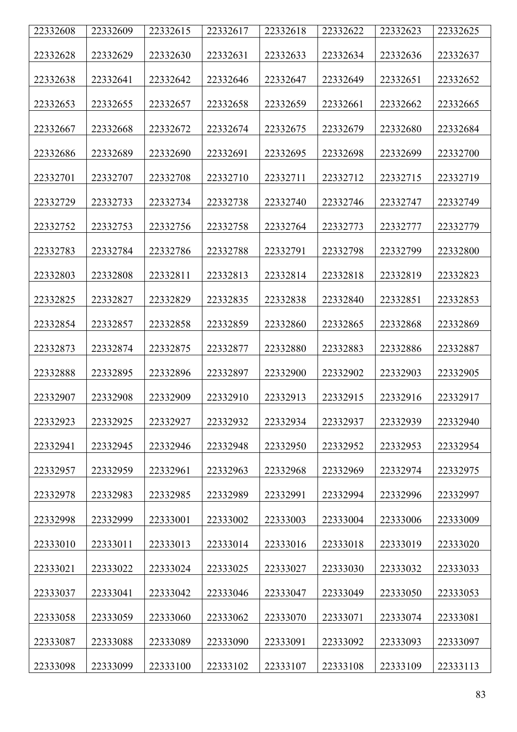| 22332608 | 22332609 | 22332615 | 22332617 | 22332618 | 22332622 | 22332623 | 22332625 |
|---|---|---|---|---|---|---|---|
| 22332628 | 22332629 | 22332630 | 22332631 | 22332633 | 22332634 | 22332636 | 22332637 |
| 22332638 | 22332641 | 22332642 | 22332646 | 22332647 | 22332649 | 22332651 | 22332652 |
| 22332653 | 22332655 | 22332657 | 22332658 | 22332659 | 22332661 | 22332662 | 22332665 |
| 22332667 | 22332668 | 22332672 | 22332674 | 22332675 | 22332679 | 22332680 | 22332684 |
| 22332686 | 22332689 | 22332690 | 22332691 | 22332695 | 22332698 | 22332699 | 22332700 |
| 22332701 | 22332707 | 22332708 | 22332710 | 22332711 | 22332712 | 22332715 | 22332719 |
| 22332729 | 22332733 | 22332734 | 22332738 | 22332740 | 22332746 | 22332747 | 22332749 |
| 22332752 | 22332753 | 22332756 | 22332758 | 22332764 | 22332773 | 22332777 | 22332779 |
| 22332783 | 22332784 | 22332786 | 22332788 | 22332791 | 22332798 | 22332799 | 22332800 |
| 22332803 | 22332808 | 22332811 | 22332813 | 22332814 | 22332818 | 22332819 | 22332823 |
| 22332825 | 22332827 | 22332829 | 22332835 | 22332838 | 22332840 | 22332851 | 22332853 |
| 22332854 | 22332857 | 22332858 | 22332859 | 22332860 | 22332865 | 22332868 | 22332869 |
| 22332873 | 22332874 | 22332875 | 22332877 | 22332880 | 22332883 | 22332886 | 22332887 |
| 22332888 | 22332895 | 22332896 | 22332897 | 22332900 | 22332902 | 22332903 | 22332905 |
| 22332907 | 22332908 | 22332909 | 22332910 | 22332913 | 22332915 | 22332916 | 22332917 |
| 22332923 | 22332925 | 22332927 | 22332932 | 22332934 | 22332937 | 22332939 | 22332940 |
| 22332941 | 22332945 | 22332946 | 22332948 | 22332950 | 22332952 | 22332953 | 22332954 |
| 22332957 | 22332959 | 22332961 | 22332963 | 22332968 | 22332969 | 22332974 | 22332975 |
| 22332978 | 22332983 | 22332985 | 22332989 | 22332991 | 22332994 | 22332996 | 22332997 |
| 22332998 | 22332999 | 22333001 | 22333002 | 22333003 | 22333004 | 22333006 | 22333009 |
| 22333010 | 22333011 | 22333013 | 22333014 | 22333016 | 22333018 | 22333019 | 22333020 |
| 22333021 | 22333022 | 22333024 | 22333025 | 22333027 | 22333030 | 22333032 | 22333033 |
| 22333037 | 22333041 | 22333042 | 22333046 | 22333047 | 22333049 | 22333050 | 22333053 |
| 22333058 | 22333059 | 22333060 | 22333062 | 22333070 | 22333071 | 22333074 | 22333081 |
| 22333087 | 22333088 | 22333089 | 22333090 | 22333091 | 22333092 | 22333093 | 22333097 |
| 22333098 | 22333099 | 22333100 | 22333102 | 22333107 | 22333108 | 22333109 | 22333113 |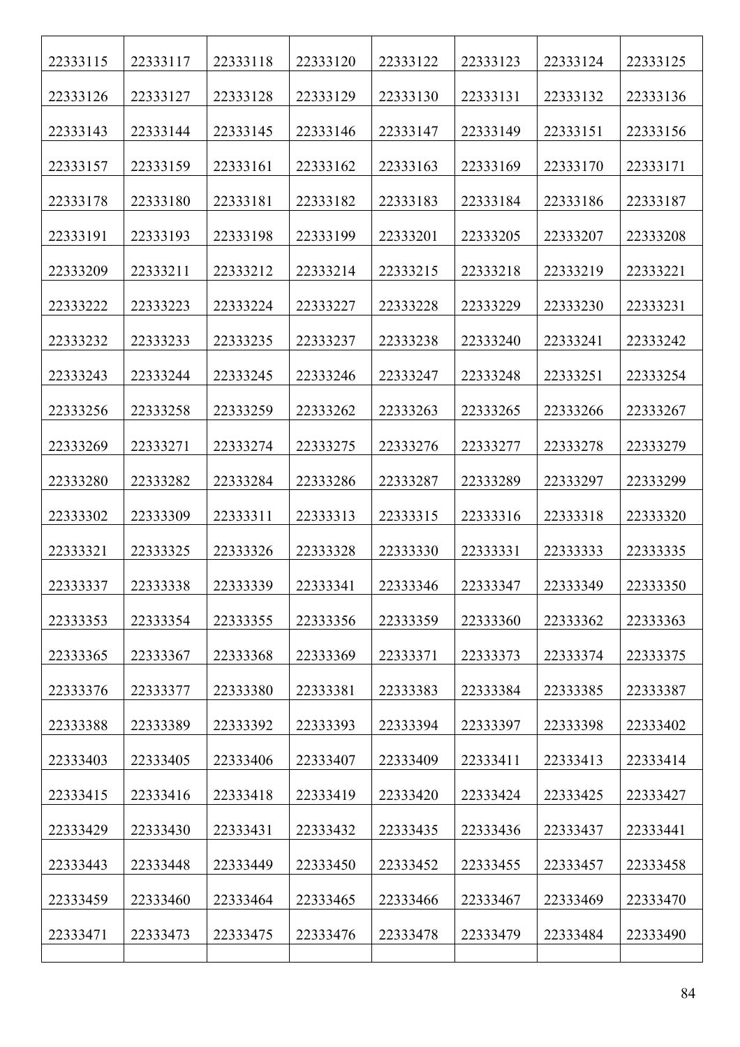| | | | | | | | |
|---|---|---|---|---|---|---|---|
| 22333115 | 22333117 | 22333118 | 22333120 | 22333122 | 22333123 | 22333124 | 22333125 |
| 22333126 | 22333127 | 22333128 | 22333129 | 22333130 | 22333131 | 22333132 | 22333136 |
| 22333143 | 22333144 | 22333145 | 22333146 | 22333147 | 22333149 | 22333151 | 22333156 |
| 22333157 | 22333159 | 22333161 | 22333162 | 22333163 | 22333169 | 22333170 | 22333171 |
| 22333178 | 22333180 | 22333181 | 22333182 | 22333183 | 22333184 | 22333186 | 22333187 |
| 22333191 | 22333193 | 22333198 | 22333199 | 22333201 | 22333205 | 22333207 | 22333208 |
| 22333209 | 22333211 | 22333212 | 22333214 | 22333215 | 22333218 | 22333219 | 22333221 |
| 22333222 | 22333223 | 22333224 | 22333227 | 22333228 | 22333229 | 22333230 | 22333231 |
| 22333232 | 22333233 | 22333235 | 22333237 | 22333238 | 22333240 | 22333241 | 22333242 |
| 22333243 | 22333244 | 22333245 | 22333246 | 22333247 | 22333248 | 22333251 | 22333254 |
| 22333256 | 22333258 | 22333259 | 22333262 | 22333263 | 22333265 | 22333266 | 22333267 |
| 22333269 | 22333271 | 22333274 | 22333275 | 22333276 | 22333277 | 22333278 | 22333279 |
| 22333280 | 22333282 | 22333284 | 22333286 | 22333287 | 22333289 | 22333297 | 22333299 |
| 22333302 | 22333309 | 22333311 | 22333313 | 22333315 | 22333316 | 22333318 | 22333320 |
| 22333321 | 22333325 | 22333326 | 22333328 | 22333330 | 22333331 | 22333333 | 22333335 |
| 22333337 | 22333338 | 22333339 | 22333341 | 22333346 | 22333347 | 22333349 | 22333350 |
| 22333353 | 22333354 | 22333355 | 22333356 | 22333359 | 22333360 | 22333362 | 22333363 |
| 22333365 | 22333367 | 22333368 | 22333369 | 22333371 | 22333373 | 22333374 | 22333375 |
| 22333376 | 22333377 | 22333380 | 22333381 | 22333383 | 22333384 | 22333385 | 22333387 |
| 22333388 | 22333389 | 22333392 | 22333393 | 22333394 | 22333397 | 22333398 | 22333402 |
| 22333403 | 22333405 | 22333406 | 22333407 | 22333409 | 22333411 | 22333413 | 22333414 |
| 22333415 | 22333416 | 22333418 | 22333419 | 22333420 | 22333424 | 22333425 | 22333427 |
| 22333429 | 22333430 | 22333431 | 22333432 | 22333435 | 22333436 | 22333437 | 22333441 |
| 22333443 | 22333448 | 22333449 | 22333450 | 22333452 | 22333455 | 22333457 | 22333458 |
| 22333459 | 22333460 | 22333464 | 22333465 | 22333466 | 22333467 | 22333469 | 22333470 |
| 22333471 | 22333473 | 22333475 | 22333476 | 22333478 | 22333479 | 22333484 | 22333490 |
| | | | | | | | |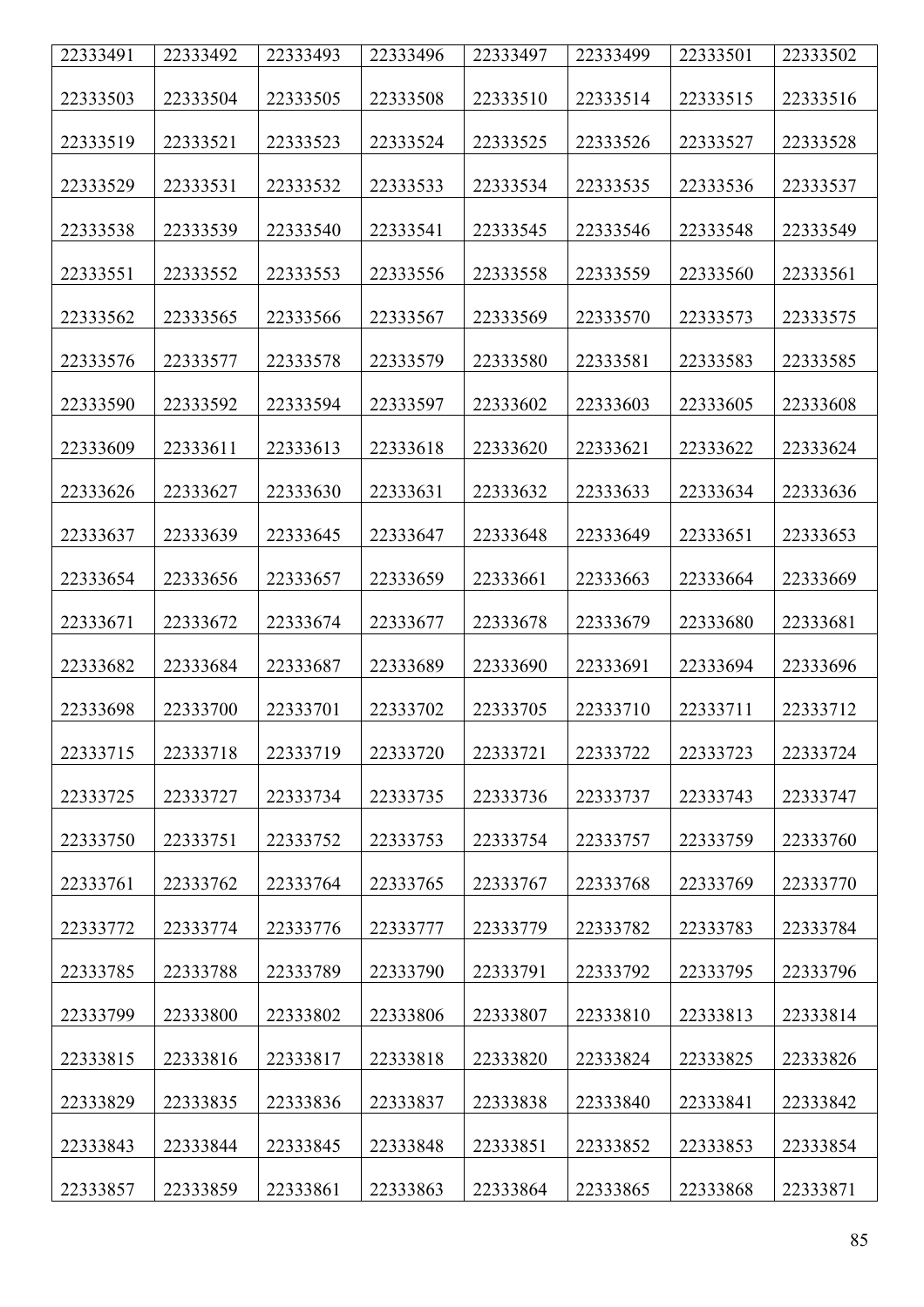| 22333491 | 22333492 | 22333493 | 22333496 | 22333497 | 22333499 | 22333501 | 22333502 |
|---|---|---|---|---|---|---|---|
| 22333503 | 22333504 | 22333505 | 22333508 | 22333510 | 22333514 | 22333515 | 22333516 |
| 22333519 | 22333521 | 22333523 | 22333524 | 22333525 | 22333526 | 22333527 | 22333528 |
| 22333529 | 22333531 | 22333532 | 22333533 | 22333534 | 22333535 | 22333536 | 22333537 |
| 22333538 | 22333539 | 22333540 | 22333541 | 22333545 | 22333546 | 22333548 | 22333549 |
| 22333551 | 22333552 | 22333553 | 22333556 | 22333558 | 22333559 | 22333560 | 22333561 |
| 22333562 | 22333565 | 22333566 | 22333567 | 22333569 | 22333570 | 22333573 | 22333575 |
| 22333576 | 22333577 | 22333578 | 22333579 | 22333580 | 22333581 | 22333583 | 22333585 |
| 22333590 | 22333592 | 22333594 | 22333597 | 22333602 | 22333603 | 22333605 | 22333608 |
| 22333609 | 22333611 | 22333613 | 22333618 | 22333620 | 22333621 | 22333622 | 22333624 |
| 22333626 | 22333627 | 22333630 | 22333631 | 22333632 | 22333633 | 22333634 | 22333636 |
| 22333637 | 22333639 | 22333645 | 22333647 | 22333648 | 22333649 | 22333651 | 22333653 |
| 22333654 | 22333656 | 22333657 | 22333659 | 22333661 | 22333663 | 22333664 | 22333669 |
| 22333671 | 22333672 | 22333674 | 22333677 | 22333678 | 22333679 | 22333680 | 22333681 |
| 22333682 | 22333684 | 22333687 | 22333689 | 22333690 | 22333691 | 22333694 | 22333696 |
| 22333698 | 22333700 | 22333701 | 22333702 | 22333705 | 22333710 | 22333711 | 22333712 |
| 22333715 | 22333718 | 22333719 | 22333720 | 22333721 | 22333722 | 22333723 | 22333724 |
| 22333725 | 22333727 | 22333734 | 22333735 | 22333736 | 22333737 | 22333743 | 22333747 |
| 22333750 | 22333751 | 22333752 | 22333753 | 22333754 | 22333757 | 22333759 | 22333760 |
| 22333761 | 22333762 | 22333764 | 22333765 | 22333767 | 22333768 | 22333769 | 22333770 |
| 22333772 | 22333774 | 22333776 | 22333777 | 22333779 | 22333782 | 22333783 | 22333784 |
| 22333785 | 22333788 | 22333789 | 22333790 | 22333791 | 22333792 | 22333795 | 22333796 |
| 22333799 | 22333800 | 22333802 | 22333806 | 22333807 | 22333810 | 22333813 | 22333814 |
| 22333815 | 22333816 | 22333817 | 22333818 | 22333820 | 22333824 | 22333825 | 22333826 |
| 22333829 | 22333835 | 22333836 | 22333837 | 22333838 | 22333840 | 22333841 | 22333842 |
| 22333843 | 22333844 | 22333845 | 22333848 | 22333851 | 22333852 | 22333853 | 22333854 |
| 22333857 | 22333859 | 22333861 | 22333863 | 22333864 | 22333865 | 22333868 | 22333871 |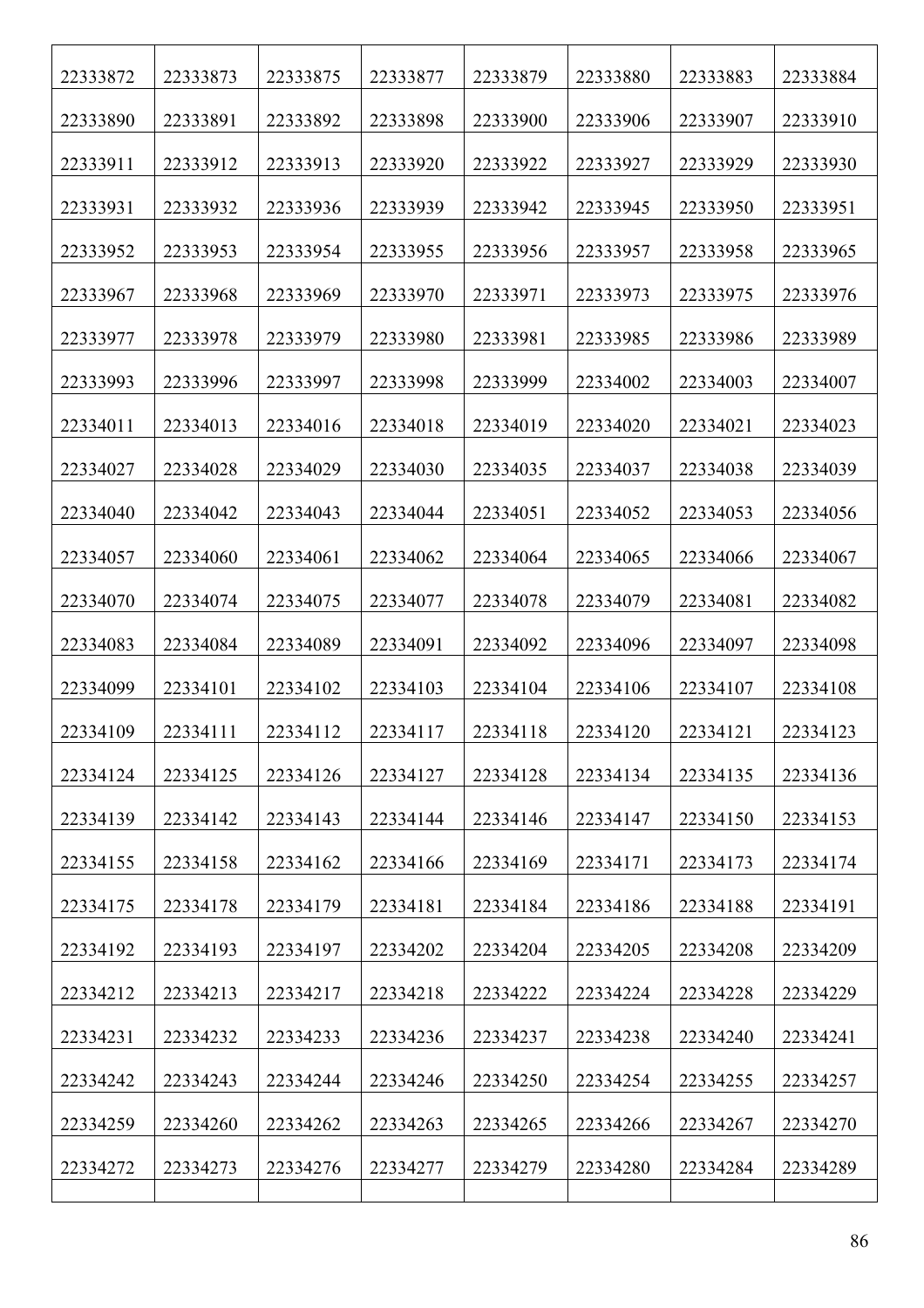| 22333872 | 22333873 | 22333875 | 22333877 | 22333879 | 22333880 | 22333883 | 22333884 |
|---|---|---|---|---|---|---|---|
| 22333890 | 22333891 | 22333892 | 22333898 | 22333900 | 22333906 | 22333907 | 22333910 |
| 22333911 | 22333912 | 22333913 | 22333920 | 22333922 | 22333927 | 22333929 | 22333930 |
| 22333931 | 22333932 | 22333936 | 22333939 | 22333942 | 22333945 | 22333950 | 22333951 |
| 22333952 | 22333953 | 22333954 | 22333955 | 22333956 | 22333957 | 22333958 | 22333965 |
| 22333967 | 22333968 | 22333969 | 22333970 | 22333971 | 22333973 | 22333975 | 22333976 |
| 22333977 | 22333978 | 22333979 | 22333980 | 22333981 | 22333985 | 22333986 | 22333989 |
| 22333993 | 22333996 | 22333997 | 22333998 | 22333999 | 22334002 | 22334003 | 22334007 |
| 22334011 | 22334013 | 22334016 | 22334018 | 22334019 | 22334020 | 22334021 | 22334023 |
| 22334027 | 22334028 | 22334029 | 22334030 | 22334035 | 22334037 | 22334038 | 22334039 |
| 22334040 | 22334042 | 22334043 | 22334044 | 22334051 | 22334052 | 22334053 | 22334056 |
| 22334057 | 22334060 | 22334061 | 22334062 | 22334064 | 22334065 | 22334066 | 22334067 |
| 22334070 | 22334074 | 22334075 | 22334077 | 22334078 | 22334079 | 22334081 | 22334082 |
| 22334083 | 22334084 | 22334089 | 22334091 | 22334092 | 22334096 | 22334097 | 22334098 |
| 22334099 | 22334101 | 22334102 | 22334103 | 22334104 | 22334106 | 22334107 | 22334108 |
| 22334109 | 22334111 | 22334112 | 22334117 | 22334118 | 22334120 | 22334121 | 22334123 |
| 22334124 | 22334125 | 22334126 | 22334127 | 22334128 | 22334134 | 22334135 | 22334136 |
| 22334139 | 22334142 | 22334143 | 22334144 | 22334146 | 22334147 | 22334150 | 22334153 |
| 22334155 | 22334158 | 22334162 | 22334166 | 22334169 | 22334171 | 22334173 | 22334174 |
| 22334175 | 22334178 | 22334179 | 22334181 | 22334184 | 22334186 | 22334188 | 22334191 |
| 22334192 | 22334193 | 22334197 | 22334202 | 22334204 | 22334205 | 22334208 | 22334209 |
| 22334212 | 22334213 | 22334217 | 22334218 | 22334222 | 22334224 | 22334228 | 22334229 |
| 22334231 | 22334232 | 22334233 | 22334236 | 22334237 | 22334238 | 22334240 | 22334241 |
| 22334242 | 22334243 | 22334244 | 22334246 | 22334250 | 22334254 | 22334255 | 22334257 |
| 22334259 | 22334260 | 22334262 | 22334263 | 22334265 | 22334266 | 22334267 | 22334270 |
| 22334272 | 22334273 | 22334276 | 22334277 | 22334279 | 22334280 | 22334284 | 22334289 |
| | | | | | | | |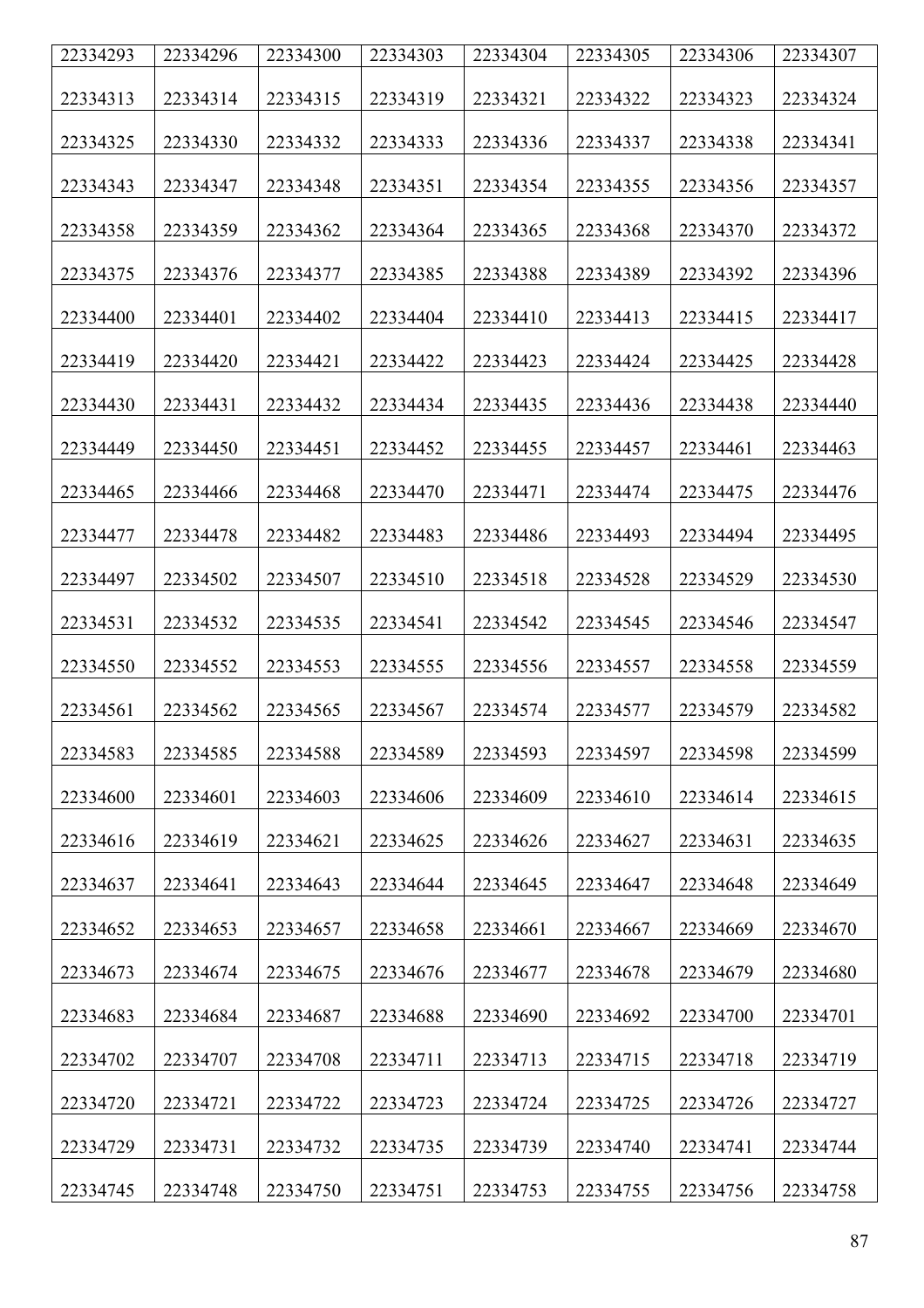| 22334293 | 22334296 | 22334300 | 22334303 | 22334304 | 22334305 | 22334306 | 22334307 |
|---|---|---|---|---|---|---|---|
| 22334313 | 22334314 | 22334315 | 22334319 | 22334321 | 22334322 | 22334323 | 22334324 |
| 22334325 | 22334330 | 22334332 | 22334333 | 22334336 | 22334337 | 22334338 | 22334341 |
| 22334343 | 22334347 | 22334348 | 22334351 | 22334354 | 22334355 | 22334356 | 22334357 |
| 22334358 | 22334359 | 22334362 | 22334364 | 22334365 | 22334368 | 22334370 | 22334372 |
| 22334375 | 22334376 | 22334377 | 22334385 | 22334388 | 22334389 | 22334392 | 22334396 |
| 22334400 | 22334401 | 22334402 | 22334404 | 22334410 | 22334413 | 22334415 | 22334417 |
| 22334419 | 22334420 | 22334421 | 22334422 | 22334423 | 22334424 | 22334425 | 22334428 |
| 22334430 | 22334431 | 22334432 | 22334434 | 22334435 | 22334436 | 22334438 | 22334440 |
| 22334449 | 22334450 | 22334451 | 22334452 | 22334455 | 22334457 | 22334461 | 22334463 |
| 22334465 | 22334466 | 22334468 | 22334470 | 22334471 | 22334474 | 22334475 | 22334476 |
| 22334477 | 22334478 | 22334482 | 22334483 | 22334486 | 22334493 | 22334494 | 22334495 |
| 22334497 | 22334502 | 22334507 | 22334510 | 22334518 | 22334528 | 22334529 | 22334530 |
| 22334531 | 22334532 | 22334535 | 22334541 | 22334542 | 22334545 | 22334546 | 22334547 |
| 22334550 | 22334552 | 22334553 | 22334555 | 22334556 | 22334557 | 22334558 | 22334559 |
| 22334561 | 22334562 | 22334565 | 22334567 | 22334574 | 22334577 | 22334579 | 22334582 |
| 22334583 | 22334585 | 22334588 | 22334589 | 22334593 | 22334597 | 22334598 | 22334599 |
| 22334600 | 22334601 | 22334603 | 22334606 | 22334609 | 22334610 | 22334614 | 22334615 |
| 22334616 | 22334619 | 22334621 | 22334625 | 22334626 | 22334627 | 22334631 | 22334635 |
| 22334637 | 22334641 | 22334643 | 22334644 | 22334645 | 22334647 | 22334648 | 22334649 |
| 22334652 | 22334653 | 22334657 | 22334658 | 22334661 | 22334667 | 22334669 | 22334670 |
| 22334673 | 22334674 | 22334675 | 22334676 | 22334677 | 22334678 | 22334679 | 22334680 |
| 22334683 | 22334684 | 22334687 | 22334688 | 22334690 | 22334692 | 22334700 | 22334701 |
| 22334702 | 22334707 | 22334708 | 22334711 | 22334713 | 22334715 | 22334718 | 22334719 |
| 22334720 | 22334721 | 22334722 | 22334723 | 22334724 | 22334725 | 22334726 | 22334727 |
| 22334729 | 22334731 | 22334732 | 22334735 | 22334739 | 22334740 | 22334741 | 22334744 |
| 22334745 | 22334748 | 22334750 | 22334751 | 22334753 | 22334755 | 22334756 | 22334758 |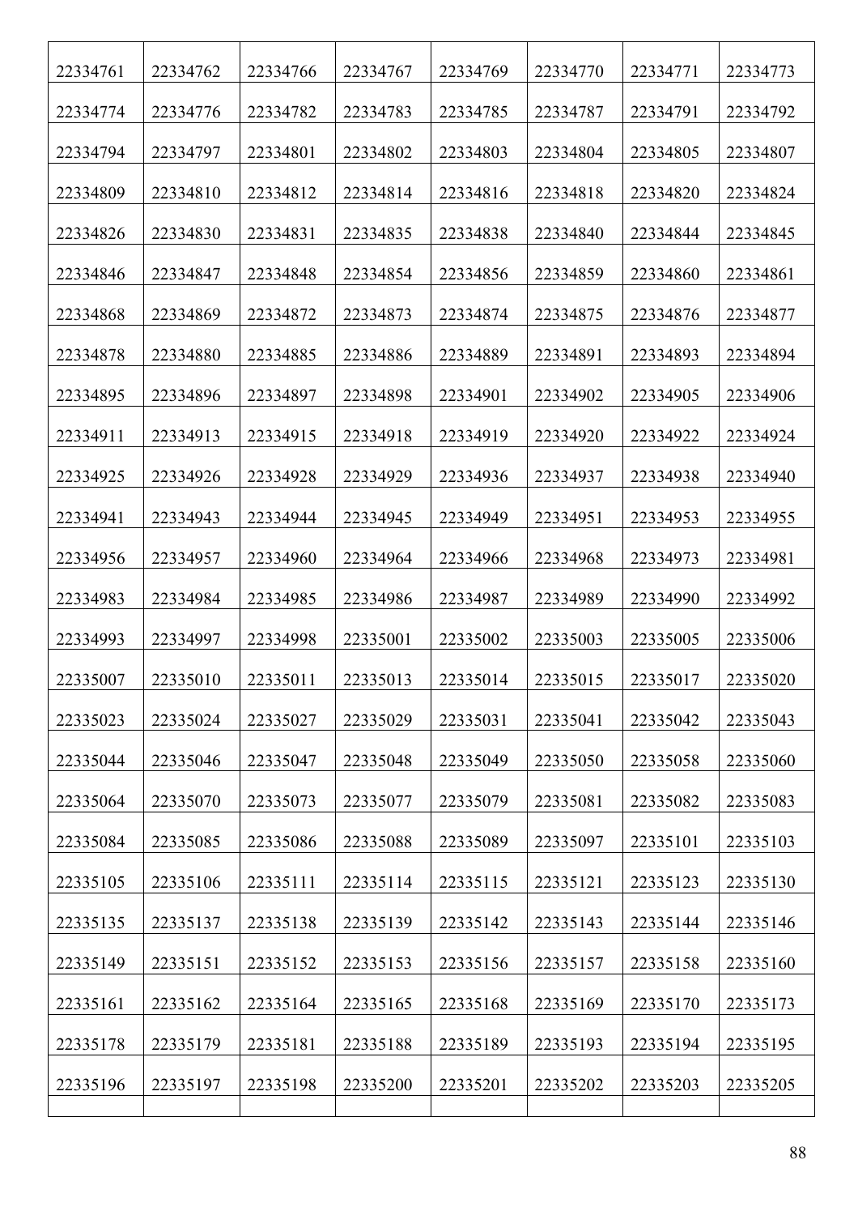| | | | | | | | |
|---|---|---|---|---|---|---|---|
| 22334761 | 22334762 | 22334766 | 22334767 | 22334769 | 22334770 | 22334771 | 22334773 |
| 22334774 | 22334776 | 22334782 | 22334783 | 22334785 | 22334787 | 22334791 | 22334792 |
| 22334794 | 22334797 | 22334801 | 22334802 | 22334803 | 22334804 | 22334805 | 22334807 |
| 22334809 | 22334810 | 22334812 | 22334814 | 22334816 | 22334818 | 22334820 | 22334824 |
| 22334826 | 22334830 | 22334831 | 22334835 | 22334838 | 22334840 | 22334844 | 22334845 |
| 22334846 | 22334847 | 22334848 | 22334854 | 22334856 | 22334859 | 22334860 | 22334861 |
| 22334868 | 22334869 | 22334872 | 22334873 | 22334874 | 22334875 | 22334876 | 22334877 |
| 22334878 | 22334880 | 22334885 | 22334886 | 22334889 | 22334891 | 22334893 | 22334894 |
| 22334895 | 22334896 | 22334897 | 22334898 | 22334901 | 22334902 | 22334905 | 22334906 |
| 22334911 | 22334913 | 22334915 | 22334918 | 22334919 | 22334920 | 22334922 | 22334924 |
| 22334925 | 22334926 | 22334928 | 22334929 | 22334936 | 22334937 | 22334938 | 22334940 |
| 22334941 | 22334943 | 22334944 | 22334945 | 22334949 | 22334951 | 22334953 | 22334955 |
| 22334956 | 22334957 | 22334960 | 22334964 | 22334966 | 22334968 | 22334973 | 22334981 |
| 22334983 | 22334984 | 22334985 | 22334986 | 22334987 | 22334989 | 22334990 | 22334992 |
| 22334993 | 22334997 | 22334998 | 22335001 | 22335002 | 22335003 | 22335005 | 22335006 |
| 22335007 | 22335010 | 22335011 | 22335013 | 22335014 | 22335015 | 22335017 | 22335020 |
| 22335023 | 22335024 | 22335027 | 22335029 | 22335031 | 22335041 | 22335042 | 22335043 |
| 22335044 | 22335046 | 22335047 | 22335048 | 22335049 | 22335050 | 22335058 | 22335060 |
| 22335064 | 22335070 | 22335073 | 22335077 | 22335079 | 22335081 | 22335082 | 22335083 |
| 22335084 | 22335085 | 22335086 | 22335088 | 22335089 | 22335097 | 22335101 | 22335103 |
| 22335105 | 22335106 | 22335111 | 22335114 | 22335115 | 22335121 | 22335123 | 22335130 |
| 22335135 | 22335137 | 22335138 | 22335139 | 22335142 | 22335143 | 22335144 | 22335146 |
| 22335149 | 22335151 | 22335152 | 22335153 | 22335156 | 22335157 | 22335158 | 22335160 |
| 22335161 | 22335162 | 22335164 | 22335165 | 22335168 | 22335169 | 22335170 | 22335173 |
| 22335178 | 22335179 | 22335181 | 22335188 | 22335189 | 22335193 | 22335194 | 22335195 |
| 22335196 | 22335197 | 22335198 | 22335200 | 22335201 | 22335202 | 22335203 | 22335205 |
| | | | | | | | |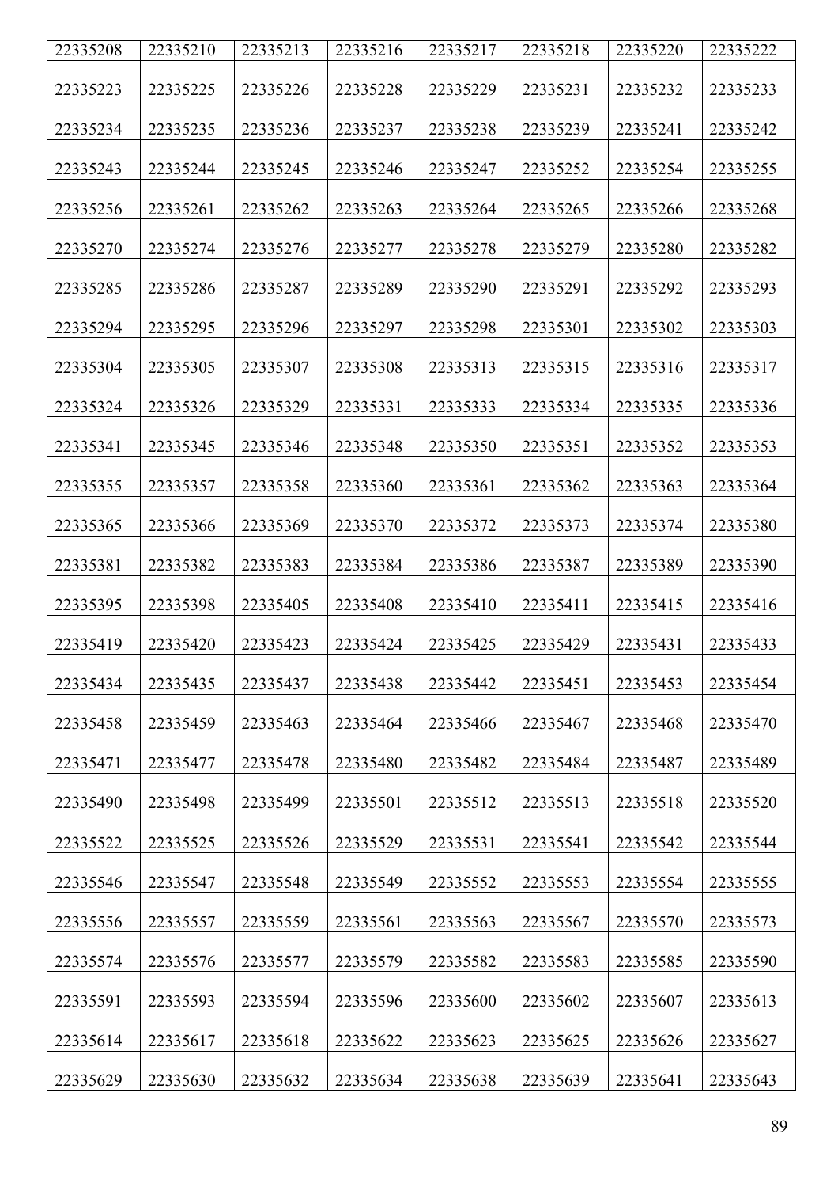| 22335208 | 22335210 | 22335213 | 22335216 | 22335217 | 22335218 | 22335220 | 22335222 |
|---|---|---|---|---|---|---|---|
| 22335223 | 22335225 | 22335226 | 22335228 | 22335229 | 22335231 | 22335232 | 22335233 |
| 22335234 | 22335235 | 22335236 | 22335237 | 22335238 | 22335239 | 22335241 | 22335242 |
| 22335243 | 22335244 | 22335245 | 22335246 | 22335247 | 22335252 | 22335254 | 22335255 |
| 22335256 | 22335261 | 22335262 | 22335263 | 22335264 | 22335265 | 22335266 | 22335268 |
| 22335270 | 22335274 | 22335276 | 22335277 | 22335278 | 22335279 | 22335280 | 22335282 |
| 22335285 | 22335286 | 22335287 | 22335289 | 22335290 | 22335291 | 22335292 | 22335293 |
| 22335294 | 22335295 | 22335296 | 22335297 | 22335298 | 22335301 | 22335302 | 22335303 |
| 22335304 | 22335305 | 22335307 | 22335308 | 22335313 | 22335315 | 22335316 | 22335317 |
| 22335324 | 22335326 | 22335329 | 22335331 | 22335333 | 22335334 | 22335335 | 22335336 |
| 22335341 | 22335345 | 22335346 | 22335348 | 22335350 | 22335351 | 22335352 | 22335353 |
| 22335355 | 22335357 | 22335358 | 22335360 | 22335361 | 22335362 | 22335363 | 22335364 |
| 22335365 | 22335366 | 22335369 | 22335370 | 22335372 | 22335373 | 22335374 | 22335380 |
| 22335381 | 22335382 | 22335383 | 22335384 | 22335386 | 22335387 | 22335389 | 22335390 |
| 22335395 | 22335398 | 22335405 | 22335408 | 22335410 | 22335411 | 22335415 | 22335416 |
| 22335419 | 22335420 | 22335423 | 22335424 | 22335425 | 22335429 | 22335431 | 22335433 |
| 22335434 | 22335435 | 22335437 | 22335438 | 22335442 | 22335451 | 22335453 | 22335454 |
| 22335458 | 22335459 | 22335463 | 22335464 | 22335466 | 22335467 | 22335468 | 22335470 |
| 22335471 | 22335477 | 22335478 | 22335480 | 22335482 | 22335484 | 22335487 | 22335489 |
| 22335490 | 22335498 | 22335499 | 22335501 | 22335512 | 22335513 | 22335518 | 22335520 |
| 22335522 | 22335525 | 22335526 | 22335529 | 22335531 | 22335541 | 22335542 | 22335544 |
| 22335546 | 22335547 | 22335548 | 22335549 | 22335552 | 22335553 | 22335554 | 22335555 |
| 22335556 | 22335557 | 22335559 | 22335561 | 22335563 | 22335567 | 22335570 | 22335573 |
| 22335574 | 22335576 | 22335577 | 22335579 | 22335582 | 22335583 | 22335585 | 22335590 |
| 22335591 | 22335593 | 22335594 | 22335596 | 22335600 | 22335602 | 22335607 | 22335613 |
| 22335614 | 22335617 | 22335618 | 22335622 | 22335623 | 22335625 | 22335626 | 22335627 |
| 22335629 | 22335630 | 22335632 | 22335634 | 22335638 | 22335639 | 22335641 | 22335643 |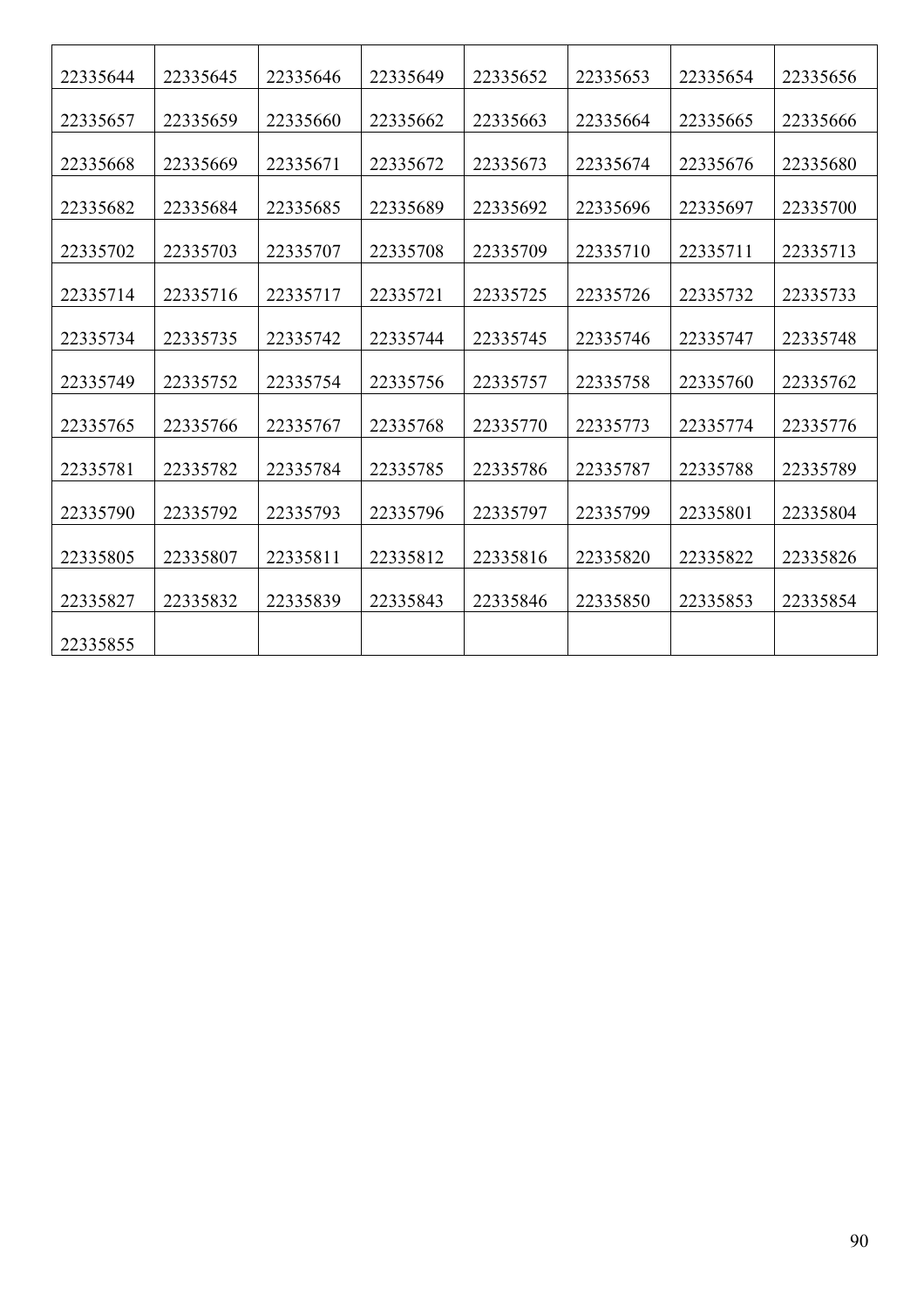| 22335644 | 22335645 | 22335646 | 22335649 | 22335652 | 22335653 | 22335654 | 22335656 |
|---|---|---|---|---|---|---|---|
| 22335657 | 22335659 | 22335660 | 22335662 | 22335663 | 22335664 | 22335665 | 22335666 |
| 22335668 | 22335669 | 22335671 | 22335672 | 22335673 | 22335674 | 22335676 | 22335680 |
| 22335682 | 22335684 | 22335685 | 22335689 | 22335692 | 22335696 | 22335697 | 22335700 |
| 22335702 | 22335703 | 22335707 | 22335708 | 22335709 | 22335710 | 22335711 | 22335713 |
| 22335714 | 22335716 | 22335717 | 22335721 | 22335725 | 22335726 | 22335732 | 22335733 |
| 22335734 | 22335735 | 22335742 | 22335744 | 22335745 | 22335746 | 22335747 | 22335748 |
| 22335749 | 22335752 | 22335754 | 22335756 | 22335757 | 22335758 | 22335760 | 22335762 |
| 22335765 | 22335766 | 22335767 | 22335768 | 22335770 | 22335773 | 22335774 | 22335776 |
| 22335781 | 22335782 | 22335784 | 22335785 | 22335786 | 22335787 | 22335788 | 22335789 |
| 22335790 | 22335792 | 22335793 | 22335796 | 22335797 | 22335799 | 22335801 | 22335804 |
| 22335805 | 22335807 | 22335811 | 22335812 | 22335816 | 22335820 | 22335822 | 22335826 |
| 22335827 | 22335832 | 22335839 | 22335843 | 22335846 | 22335850 | 22335853 | 22335854 |
| 22335855 | | | | | | | |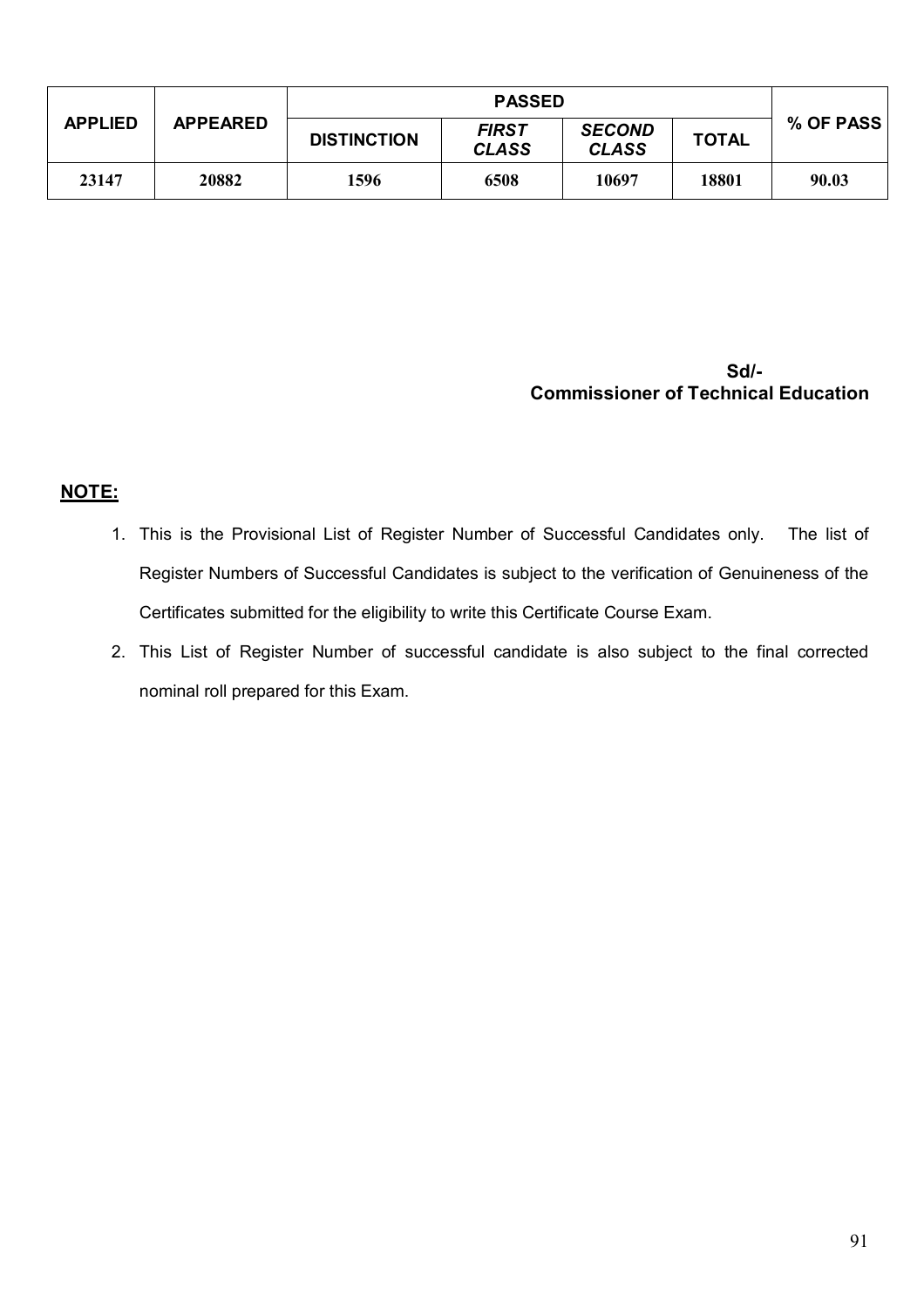| APPLIED | APPEARED | PASSED | | | | % OF PASS |
|---|---|---|---|---|---|---|
| | | DISTINCTION | *FIRST CLASS* | *SECOND CLASS* | TOTAL | |
| 23147 | 20882 | 1596 | 6508 | 10697 | 18801 | 90.03 |

**Sd/-**
**Commissioner of Technical Education**

**NOTE:**

1. This is the Provisional List of Register Number of Successful Candidates only. The list of Register Numbers of Successful Candidates is subject to the verification of Genuineness of the Certificates submitted for the eligibility to write this Certificate Course Exam.
2. This List of Register Number of successful candidate is also subject to the final corrected nominal roll prepared for this Exam.